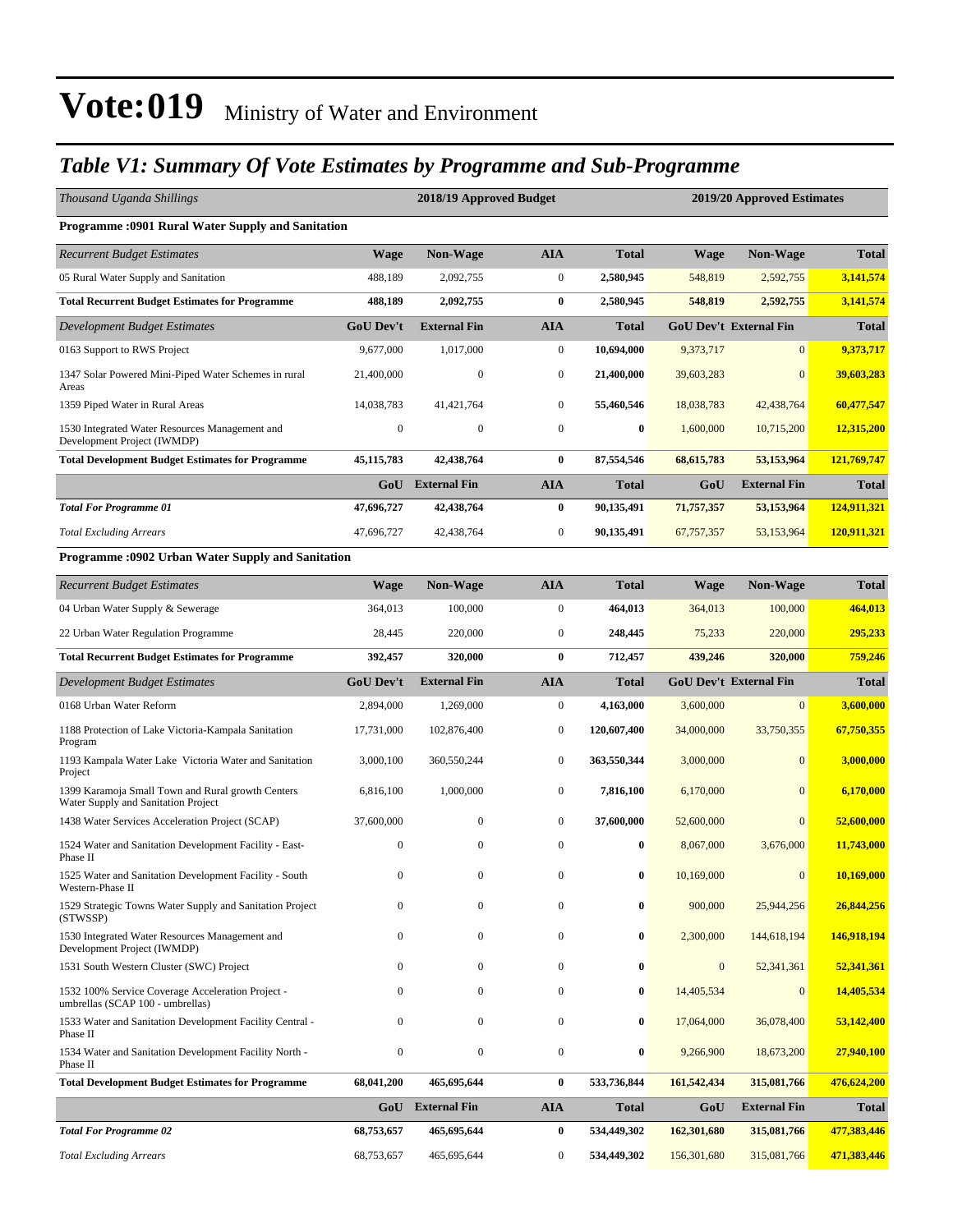# Vote:019 Ministry of Water and Environment

## *Table V1: Summary Of Vote Estimates by Programme and Sub-Programme*

| *Thousand Uganda Shillings* | 2018/19 Approved Budget | | | | 2019/20 Approved Estimates | | |
|---|---|---|---|---|---|---|---|
| **Programme :0901 Rural Water Supply and Sanitation** | | | | | | | |
| *Recurrent Budget Estimates* | **Wage** | **Non-Wage** | **AIA** | **Total** | **Wage** | **Non-Wage** | **Total** |
| 05 Rural Water Supply and Sanitation | 488,189 | 2,092,755 | 0 | **2,580,945** | 548,819 | 2,592,755 | **3,141,574** |
| **Total Recurrent Budget Estimates for Programme** | **488,189** | **2,092,755** | **0** | **2,580,945** | **548,819** | **2,592,755** | **3,141,574** |
| *Development Budget Estimates* | **GoU Dev't** | **External Fin** | **AIA** | **Total** | **GoU Dev't** | **External Fin** | **Total** |
| 0163 Support to RWS Project | 9,677,000 | 1,017,000 | 0 | **10,694,000** | 9,373,717 | 0 | **9,373,717** |
| 1347 Solar Powered Mini-Piped Water Schemes in rural Areas | 21,400,000 | 0 | 0 | **21,400,000** | 39,603,283 | 0 | **39,603,283** |
| 1359 Piped Water in Rural Areas | 14,038,783 | 41,421,764 | 0 | **55,460,546** | 18,038,783 | 42,438,764 | **60,477,547** |
| 1530 Integrated Water Resources Management and Development Project (IWMDP) | 0 | 0 | 0 | **0** | 1,600,000 | 10,715,200 | **12,315,200** |
| **Total Development Budget Estimates for Programme** | **45,115,783** | **42,438,764** | **0** | **87,554,546** | **68,615,783** | **53,153,964** | **121,769,747** |
| | **GoU** | **External Fin** | **AIA** | **Total** | **GoU** | **External Fin** | **Total** |
| ***Total For Programme 01*** | **47,696,727** | **42,438,764** | **0** | **90,135,491** | **71,757,357** | **53,153,964** | **124,911,321** |
| *Total Excluding Arrears* | 47,696,727 | 42,438,764 | 0 | **90,135,491** | 67,757,357 | 53,153,964 | **120,911,321** |
| **Programme :0902 Urban Water Supply and Sanitation** | | | | | | | |
| *Recurrent Budget Estimates* | **Wage** | **Non-Wage** | **AIA** | **Total** | **Wage** | **Non-Wage** | **Total** |
| 04 Urban Water Supply & Sewerage | 364,013 | 100,000 | 0 | **464,013** | 364,013 | 100,000 | **464,013** |
| 22 Urban Water Regulation Programme | 28,445 | 220,000 | 0 | **248,445** | 75,233 | 220,000 | **295,233** |
| **Total Recurrent Budget Estimates for Programme** | **392,457** | **320,000** | **0** | **712,457** | **439,246** | **320,000** | **759,246** |
| *Development Budget Estimates* | **GoU Dev't** | **External Fin** | **AIA** | **Total** | **GoU Dev't** | **External Fin** | **Total** |
| 0168 Urban Water Reform | 2,894,000 | 1,269,000 | 0 | **4,163,000** | 3,600,000 | 0 | **3,600,000** |
| 1188 Protection of Lake Victoria-Kampala Sanitation Program | 17,731,000 | 102,876,400 | 0 | **120,607,400** | 34,000,000 | 33,750,355 | **67,750,355** |
| 1193 Kampala Water Lake Victoria Water and Sanitation Project | 3,000,100 | 360,550,244 | 0 | **363,550,344** | 3,000,000 | 0 | **3,000,000** |
| 1399 Karamoja Small Town and Rural growth Centers Water Supply and Sanitation Project | 6,816,100 | 1,000,000 | 0 | **7,816,100** | 6,170,000 | 0 | **6,170,000** |
| 1438 Water Services Acceleration Project (SCAP) | 37,600,000 | 0 | 0 | **37,600,000** | 52,600,000 | 0 | **52,600,000** |
| 1524 Water and Sanitation Development Facility - East-Phase II | 0 | 0 | 0 | **0** | 8,067,000 | 3,676,000 | **11,743,000** |
| 1525 Water and Sanitation Development Facility - South Western-Phase II | 0 | 0 | 0 | **0** | 10,169,000 | 0 | **10,169,000** |
| 1529 Strategic Towns Water Supply and Sanitation Project (STWSSP) | 0 | 0 | 0 | **0** | 900,000 | 25,944,256 | **26,844,256** |
| 1530 Integrated Water Resources Management and Development Project (IWMDP) | 0 | 0 | 0 | **0** | 2,300,000 | 144,618,194 | **146,918,194** |
| 1531 South Western Cluster (SWC) Project | 0 | 0 | 0 | **0** | 0 | 52,341,361 | **52,341,361** |
| 1532 100% Service Coverage Acceleration Project - umbrellas (SCAP 100 - umbrellas) | 0 | 0 | 0 | **0** | 14,405,534 | 0 | **14,405,534** |
| 1533 Water and Sanitation Development Facility Central - Phase II | 0 | 0 | 0 | **0** | 17,064,000 | 36,078,400 | **53,142,400** |
| 1534 Water and Sanitation Development Facility North - Phase II | 0 | 0 | 0 | **0** | 9,266,900 | 18,673,200 | **27,940,100** |
| **Total Development Budget Estimates for Programme** | **68,041,200** | **465,695,644** | **0** | **533,736,844** | **161,542,434** | **315,081,766** | **476,624,200** |
| | **GoU** | **External Fin** | **AIA** | **Total** | **GoU** | **External Fin** | **Total** |
| ***Total For Programme 02*** | **68,753,657** | **465,695,644** | **0** | **534,449,302** | **162,301,680** | **315,081,766** | **477,383,446** |
| *Total Excluding Arrears* | 68,753,657 | 465,695,644 | 0 | **534,449,302** | 156,301,680 | 315,081,766 | **471,383,446** |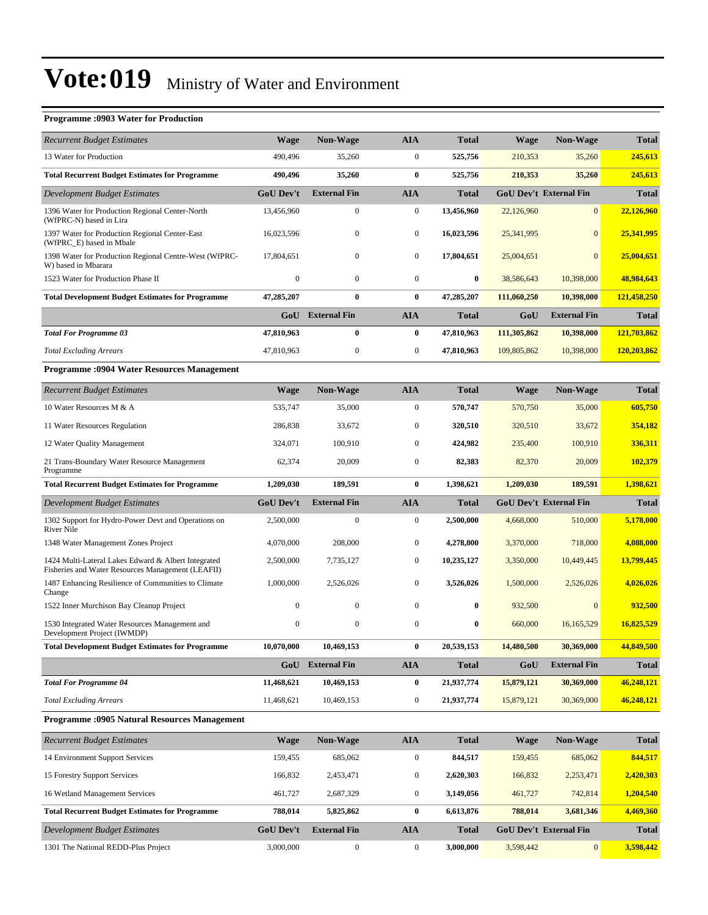# Vote:019 Ministry of Water and Environment

**Programme :0903 Water for Production**

| *Recurrent Budget Estimates* | Wage | Non-Wage | AIA | Total | Wage | Non-Wage | Total |
|---|---|---|---|---|---|---|---|
| 13 Water for Production | 490,496 | 35,260 | 0 | **525,756** | 210,353 | 35,260 | **245,613** |
| **Total Recurrent Budget Estimates for Programme** | **490,496** | **35,260** | **0** | **525,756** | **210,353** | **35,260** | **245,613** |
| *Development Budget Estimates* | **GoU Dev't** | **External Fin** | **AIA** | **Total** | **GoU Dev't** | **External Fin** | **Total** |
| 1396 Water for Production Regional Center-North (WfPRC-N) based in Lira | 13,456,960 | 0 | 0 | **13,456,960** | 22,126,960 | 0 | **22,126,960** |
| 1397 Water for Production Regional Center-East (WfPRC_E) based in Mbale | 16,023,596 | 0 | 0 | **16,023,596** | 25,341,995 | 0 | **25,341,995** |
| 1398 Water for Production Regional Centre-West (WfPRC-W) based in Mbarara | 17,804,651 | 0 | 0 | **17,804,651** | 25,004,651 | 0 | **25,004,651** |
| 1523 Water for Production Phase II | 0 | 0 | 0 | **0** | 38,586,643 | 10,398,000 | **48,984,643** |
| **Total Development Budget Estimates for Programme** | **47,285,207** | **0** | **0** | **47,285,207** | **111,060,250** | **10,398,000** | **121,458,250** |
| | **GoU** | **External Fin** | **AIA** | **Total** | **GoU** | **External Fin** | **Total** |
| ***Total For Programme 03*** | **47,810,963** | **0** | **0** | **47,810,963** | **111,305,862** | **10,398,000** | **121,703,862** |
| *Total Excluding Arrears* | 47,810,963 | 0 | 0 | **47,810,963** | 109,805,862 | 10,398,000 | **120,203,862** |

**Programme :0904 Water Resources Management**

| *Recurrent Budget Estimates* | Wage | Non-Wage | AIA | Total | Wage | Non-Wage | Total |
|---|---|---|---|---|---|---|---|
| 10 Water Resources M & A | 535,747 | 35,000 | 0 | **570,747** | 570,750 | 35,000 | **605,750** |
| 11 Water Resources Regulation | 286,838 | 33,672 | 0 | **320,510** | 320,510 | 33,672 | **354,182** |
| 12 Water Quality Management | 324,071 | 100,910 | 0 | **424,982** | 235,400 | 100,910 | **336,311** |
| 21 Trans-Boundary Water Resource Management Programme | 62,374 | 20,009 | 0 | **82,383** | 82,370 | 20,009 | **102,379** |
| **Total Recurrent Budget Estimates for Programme** | **1,209,030** | **189,591** | **0** | **1,398,621** | **1,209,030** | **189,591** | **1,398,621** |
| *Development Budget Estimates* | **GoU Dev't** | **External Fin** | **AIA** | **Total** | **GoU Dev't** | **External Fin** | **Total** |
| 1302 Support for Hydro-Power Devt and Operations on River Nile | 2,500,000 | 0 | 0 | **2,500,000** | 4,668,000 | 510,000 | **5,178,000** |
| 1348 Water Management Zones Project | 4,070,000 | 208,000 | 0 | **4,278,000** | 3,370,000 | 718,000 | **4,088,000** |
| 1424 Multi-Lateral Lakes Edward & Albert Integrated Fisheries and Water Resources Management (LEAFII) | 2,500,000 | 7,735,127 | 0 | **10,235,127** | 3,350,000 | 10,449,445 | **13,799,445** |
| 1487 Enhancing Resilience of Communities to Climate Change | 1,000,000 | 2,526,026 | 0 | **3,526,026** | 1,500,000 | 2,526,026 | **4,026,026** |
| 1522 Inner Murchison Bay Cleanup Project | 0 | 0 | 0 | **0** | 932,500 | 0 | **932,500** |
| 1530 Integrated Water Resources Management and Development Project (IWMDP) | 0 | 0 | 0 | **0** | 660,000 | 16,165,529 | **16,825,529** |
| **Total Development Budget Estimates for Programme** | **10,070,000** | **10,469,153** | **0** | **20,539,153** | **14,480,500** | **30,369,000** | **44,849,500** |
| | **GoU** | **External Fin** | **AIA** | **Total** | **GoU** | **External Fin** | **Total** |
| ***Total For Programme 04*** | **11,468,621** | **10,469,153** | **0** | **21,937,774** | **15,879,121** | **30,369,000** | **46,248,121** |
| *Total Excluding Arrears* | 11,468,621 | 10,469,153 | 0 | **21,937,774** | 15,879,121 | 30,369,000 | **46,248,121** |

**Programme :0905 Natural Resources Management**

| *Recurrent Budget Estimates* | Wage | Non-Wage | AIA | Total | Wage | Non-Wage | Total |
|---|---|---|---|---|---|---|---|
| 14 Environment Support Services | 159,455 | 685,062 | 0 | **844,517** | 159,455 | 685,062 | **844,517** |
| 15 Forestry Support Services | 166,832 | 2,453,471 | 0 | **2,620,303** | 166,832 | 2,253,471 | **2,420,303** |
| 16 Wetland Management Services | 461,727 | 2,687,329 | 0 | **3,149,056** | 461,727 | 742,814 | **1,204,540** |
| **Total Recurrent Budget Estimates for Programme** | **788,014** | **5,825,862** | **0** | **6,613,876** | **788,014** | **3,681,346** | **4,469,360** |
| *Development Budget Estimates* | **GoU Dev't** | **External Fin** | **AIA** | **Total** | **GoU Dev't** | **External Fin** | **Total** |
| 1301 The National REDD-Plus Project | 3,000,000 | 0 | 0 | **3,000,000** | 3,598,442 | 0 | **3,598,442** |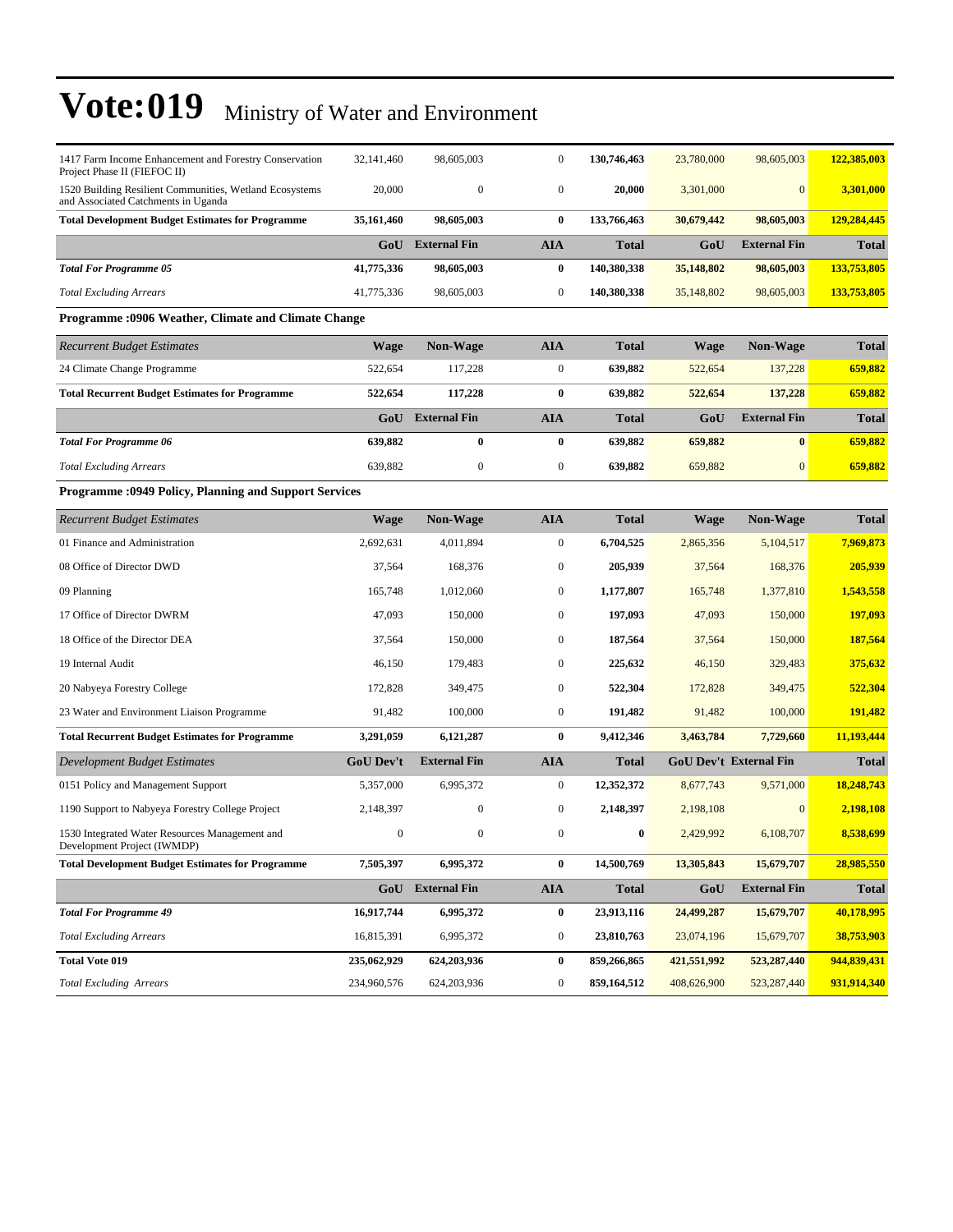# Vote:019 Ministry of Water and Environment

| | | | | | | | |
|---|---|---|---|---|---|---|---|
| 1417 Farm Income Enhancement and Forestry Conservation Project Phase II (FIEFOC II) | 32,141,460 | 98,605,003 | 0 | **130,746,463** | 23,780,000 | 98,605,003 | **122,385,003** |
| 1520 Building Resilient Communities, Wetland Ecosystems and Associated Catchments in Uganda | 20,000 | 0 | 0 | **20,000** | 3,301,000 | 0 | **3,301,000** |
| **Total Development Budget Estimates for Programme** | **35,161,460** | **98,605,003** | **0** | **133,766,463** | **30,679,442** | **98,605,003** | **129,284,445** |
| | **GoU** | **External Fin** | **AIA** | **Total** | **GoU** | **External Fin** | **Total** |
| ***Total For Programme 05*** | **41,775,336** | **98,605,003** | **0** | **140,380,338** | **35,148,802** | **98,605,003** | **133,753,805** |
| *Total Excluding Arrears* | 41,775,336 | 98,605,003 | 0 | **140,380,338** | 35,148,802 | 98,605,003 | **133,753,805** |

**Programme :0906 Weather, Climate and Climate Change**

| *Recurrent Budget Estimates* | **Wage** | **Non-Wage** | **AIA** | **Total** | **Wage** | **Non-Wage** | **Total** |
|---|---|---|---|---|---|---|---|
| 24 Climate Change Programme | 522,654 | 117,228 | 0 | **639,882** | 522,654 | 137,228 | **659,882** |
| **Total Recurrent Budget Estimates for Programme** | **522,654** | **117,228** | **0** | **639,882** | **522,654** | **137,228** | **659,882** |
| | **GoU** | **External Fin** | **AIA** | **Total** | **GoU** | **External Fin** | **Total** |
| ***Total For Programme 06*** | **639,882** | **0** | **0** | **639,882** | **659,882** | **0** | **659,882** |
| *Total Excluding Arrears* | 639,882 | 0 | 0 | **639,882** | 659,882 | 0 | **659,882** |

**Programme :0949 Policy, Planning and Support Services**

| *Recurrent Budget Estimates* | **Wage** | **Non-Wage** | **AIA** | **Total** | **Wage** | **Non-Wage** | **Total** |
|---|---|---|---|---|---|---|---|
| 01 Finance and Administration | 2,692,631 | 4,011,894 | 0 | **6,704,525** | 2,865,356 | 5,104,517 | **7,969,873** |
| 08 Office of Director DWD | 37,564 | 168,376 | 0 | **205,939** | 37,564 | 168,376 | **205,939** |
| 09 Planning | 165,748 | 1,012,060 | 0 | **1,177,807** | 165,748 | 1,377,810 | **1,543,558** |
| 17 Office of Director DWRM | 47,093 | 150,000 | 0 | **197,093** | 47,093 | 150,000 | **197,093** |
| 18 Office of the Director DEA | 37,564 | 150,000 | 0 | **187,564** | 37,564 | 150,000 | **187,564** |
| 19 Internal Audit | 46,150 | 179,483 | 0 | **225,632** | 46,150 | 329,483 | **375,632** |
| 20 Nabyeya Forestry College | 172,828 | 349,475 | 0 | **522,304** | 172,828 | 349,475 | **522,304** |
| 23 Water and Environment Liaison Programme | 91,482 | 100,000 | 0 | **191,482** | 91,482 | 100,000 | **191,482** |
| **Total Recurrent Budget Estimates for Programme** | **3,291,059** | **6,121,287** | **0** | **9,412,346** | **3,463,784** | **7,729,660** | **11,193,444** |
| *Development Budget Estimates* | **GoU Dev't** | **External Fin** | **AIA** | **Total** | **GoU Dev't** | **External Fin** | **Total** |
| 0151 Policy and Management Support | 5,357,000 | 6,995,372 | 0 | **12,352,372** | 8,677,743 | 9,571,000 | **18,248,743** |
| 1190 Support to Nabyeya Forestry College Project | 2,148,397 | 0 | 0 | **2,148,397** | 2,198,108 | 0 | **2,198,108** |
| 1530 Integrated Water Resources Management and Development Project (IWMDP) | 0 | 0 | 0 | **0** | 2,429,992 | 6,108,707 | **8,538,699** |
| **Total Development Budget Estimates for Programme** | **7,505,397** | **6,995,372** | **0** | **14,500,769** | **13,305,843** | **15,679,707** | **28,985,550** |
| | **GoU** | **External Fin** | **AIA** | **Total** | **GoU** | **External Fin** | **Total** |
| ***Total For Programme 49*** | **16,917,744** | **6,995,372** | **0** | **23,913,116** | **24,499,287** | **15,679,707** | **40,178,995** |
| *Total Excluding Arrears* | 16,815,391 | 6,995,372 | 0 | **23,810,763** | 23,074,196 | 15,679,707 | **38,753,903** |
| **Total Vote 019** | **235,062,929** | **624,203,936** | **0** | **859,266,865** | **421,551,992** | **523,287,440** | **944,839,431** |
| *Total Excluding Arrears* | 234,960,576 | 624,203,936 | 0 | **859,164,512** | 408,626,900 | 523,287,440 | **931,914,340** |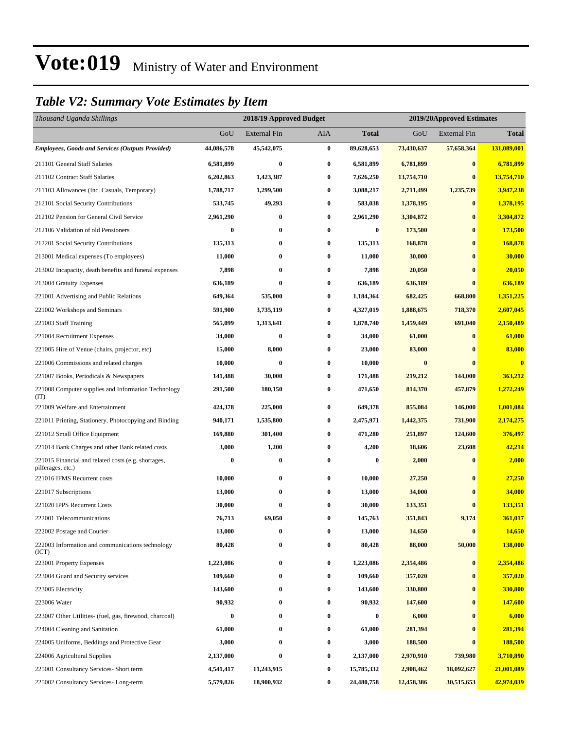# Vote:019 Ministry of Water and Environment

## *Table V2: Summary Vote Estimates by Item*

| *Thousand Uganda Shillings* | 2018/19 Approved Budget | | | | 2019/20Approved Estimates | | |
|---|---|---|---|---|---|---|---|
| | GoU | External Fin | AIA | **Total** | GoU | External Fin | **Total** |
| ***Employees, Goods and Services (Outputs Provided)*** | **44,086,578** | **45,542,075** | **0** | **89,628,653** | **73,430,637** | **57,658,364** | **131,089,001** |
| 211101 General Staff Salaries | **6,581,899** | **0** | **0** | **6,581,899** | **6,781,899** | **0** | **6,781,899** |
| 211102 Contract Staff Salaries | **6,202,863** | **1,423,387** | **0** | **7,626,250** | **13,754,710** | **0** | **13,754,710** |
| 211103 Allowances (Inc. Casuals, Temporary) | **1,788,717** | **1,299,500** | **0** | **3,088,217** | **2,711,499** | **1,235,739** | **3,947,238** |
| 212101 Social Security Contributions | **533,745** | **49,293** | **0** | **583,038** | **1,378,195** | **0** | **1,378,195** |
| 212102 Pension for General Civil Service | **2,961,290** | **0** | **0** | **2,961,290** | **3,304,872** | **0** | **3,304,872** |
| 212106 Validation of old Pensioners | **0** | **0** | **0** | **0** | **173,500** | **0** | **173,500** |
| 212201 Social Security Contributions | **135,313** | **0** | **0** | **135,313** | **168,878** | **0** | **168,878** |
| 213001 Medical expenses (To employees) | **11,000** | **0** | **0** | **11,000** | **30,000** | **0** | **30,000** |
| 213002 Incapacity, death benefits and funeral expenses | **7,898** | **0** | **0** | **7,898** | **20,050** | **0** | **20,050** |
| 213004 Gratuity Expenses | **636,189** | **0** | **0** | **636,189** | **636,189** | **0** | **636,189** |
| 221001 Advertising and Public Relations | **649,364** | **535,000** | **0** | **1,184,364** | **682,425** | **668,800** | **1,351,225** |
| 221002 Workshops and Seminars | **591,900** | **3,735,119** | **0** | **4,327,019** | **1,888,675** | **718,370** | **2,607,045** |
| 221003 Staff Training | **565,099** | **1,313,641** | **0** | **1,878,740** | **1,459,449** | **691,040** | **2,150,489** |
| 221004 Recruitment Expenses | **34,000** | **0** | **0** | **34,000** | **61,000** | **0** | **61,000** |
| 221005 Hire of Venue (chairs, projector, etc) | **15,000** | **8,000** | **0** | **23,000** | **83,000** | **0** | **83,000** |
| 221006 Commissions and related charges | **10,000** | **0** | **0** | **10,000** | **0** | **0** | **0** |
| 221007 Books, Periodicals & Newspapers | **141,488** | **30,000** | **0** | **171,488** | **219,212** | **144,000** | **363,212** |
| 221008 Computer supplies and Information Technology (IT) | **291,500** | **180,150** | **0** | **471,650** | **814,370** | **457,879** | **1,272,249** |
| 221009 Welfare and Entertainment | **424,378** | **225,000** | **0** | **649,378** | **855,084** | **146,000** | **1,001,084** |
| 221011 Printing, Stationery, Photocopying and Binding | **940,171** | **1,535,800** | **0** | **2,475,971** | **1,442,375** | **731,900** | **2,174,275** |
| 221012 Small Office Equipment | **169,880** | **301,400** | **0** | **471,280** | **251,897** | **124,600** | **376,497** |
| 221014 Bank Charges and other Bank related costs | **3,000** | **1,200** | **0** | **4,200** | **18,606** | **23,608** | **42,214** |
| 221015 Financial and related costs (e.g. shortages, pilferages, etc.) | **0** | **0** | **0** | **0** | **2,000** | **0** | **2,000** |
| 221016 IFMS Recurrent costs | **10,000** | **0** | **0** | **10,000** | **27,250** | **0** | **27,250** |
| 221017 Subscriptions | **13,000** | **0** | **0** | **13,000** | **34,000** | **0** | **34,000** |
| 221020 IPPS Recurrent Costs | **30,000** | **0** | **0** | **30,000** | **133,351** | **0** | **133,351** |
| 222001 Telecommunications | **76,713** | **69,050** | **0** | **145,763** | **351,843** | **9,174** | **361,017** |
| 222002 Postage and Courier | **13,000** | **0** | **0** | **13,000** | **14,650** | **0** | **14,650** |
| 222003 Information and communications technology (ICT) | **80,428** | **0** | **0** | **80,428** | **88,000** | **50,000** | **138,000** |
| 223001 Property Expenses | **1,223,086** | **0** | **0** | **1,223,086** | **2,354,486** | **0** | **2,354,486** |
| 223004 Guard and Security services | **109,660** | **0** | **0** | **109,660** | **357,020** | **0** | **357,020** |
| 223005 Electricity | **143,600** | **0** | **0** | **143,600** | **330,800** | **0** | **330,800** |
| 223006 Water | **90,932** | **0** | **0** | **90,932** | **147,600** | **0** | **147,600** |
| 223007 Other Utilities- (fuel, gas, firewood, charcoal) | **0** | **0** | **0** | **0** | **6,000** | **0** | **6,000** |
| 224004 Cleaning and Sanitation | **61,000** | **0** | **0** | **61,000** | **281,394** | **0** | **281,394** |
| 224005 Uniforms, Beddings and Protective Gear | **3,000** | **0** | **0** | **3,000** | **188,500** | **0** | **188,500** |
| 224006 Agricultural Supplies | **2,137,000** | **0** | **0** | **2,137,000** | **2,970,910** | **739,980** | **3,710,890** |
| 225001 Consultancy Services- Short term | **4,541,417** | **11,243,915** | **0** | **15,785,332** | **2,908,462** | **18,092,627** | **21,001,089** |
| 225002 Consultancy Services- Long-term | **5,579,826** | **18,900,932** | **0** | **24,480,758** | **12,458,386** | **30,515,653** | **42,974,039** |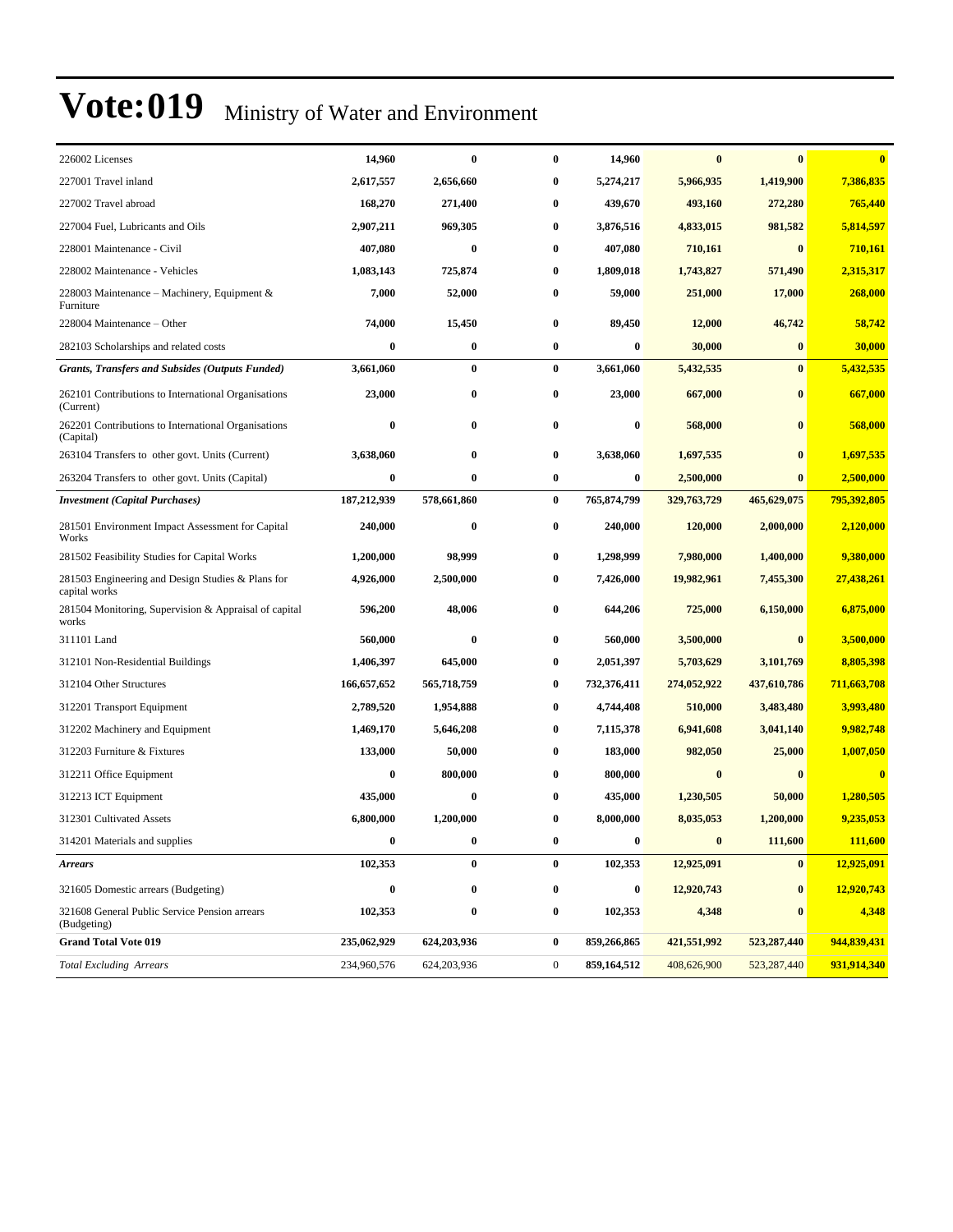# Vote:019 Ministry of Water and Environment

| | | | | | | | |
|---|---|---|---|---|---|---|---|
| 226002 Licenses | **14,960** | **0** | **0** | **14,960** | **0** | **0** | **0** |
| 227001 Travel inland | **2,617,557** | **2,656,660** | **0** | **5,274,217** | **5,966,935** | **1,419,900** | **7,386,835** |
| 227002 Travel abroad | **168,270** | **271,400** | **0** | **439,670** | **493,160** | **272,280** | **765,440** |
| 227004 Fuel, Lubricants and Oils | **2,907,211** | **969,305** | **0** | **3,876,516** | **4,833,015** | **981,582** | **5,814,597** |
| 228001 Maintenance - Civil | **407,080** | **0** | **0** | **407,080** | **710,161** | **0** | **710,161** |
| 228002 Maintenance - Vehicles | **1,083,143** | **725,874** | **0** | **1,809,018** | **1,743,827** | **571,490** | **2,315,317** |
| 228003 Maintenance – Machinery, Equipment & Furniture | **7,000** | **52,000** | **0** | **59,000** | **251,000** | **17,000** | **268,000** |
| 228004 Maintenance – Other | **74,000** | **15,450** | **0** | **89,450** | **12,000** | **46,742** | **58,742** |
| 282103 Scholarships and related costs | **0** | **0** | **0** | **0** | **30,000** | **0** | **30,000** |
| ***Grants, Transfers and Subsides (Outputs Funded)*** | **3,661,060** | **0** | **0** | **3,661,060** | **5,432,535** | **0** | **5,432,535** |
| 262101 Contributions to International Organisations (Current) | **23,000** | **0** | **0** | **23,000** | **667,000** | **0** | **667,000** |
| 262201 Contributions to International Organisations (Capital) | **0** | **0** | **0** | **0** | **568,000** | **0** | **568,000** |
| 263104 Transfers to other govt. Units (Current) | **3,638,060** | **0** | **0** | **3,638,060** | **1,697,535** | **0** | **1,697,535** |
| 263204 Transfers to other govt. Units (Capital) | **0** | **0** | **0** | **0** | **2,500,000** | **0** | **2,500,000** |
| ***Investment (Capital Purchases)*** | **187,212,939** | **578,661,860** | **0** | **765,874,799** | **329,763,729** | **465,629,075** | **795,392,805** |
| 281501 Environment Impact Assessment for Capital Works | **240,000** | **0** | **0** | **240,000** | **120,000** | **2,000,000** | **2,120,000** |
| 281502 Feasibility Studies for Capital Works | **1,200,000** | **98,999** | **0** | **1,298,999** | **7,980,000** | **1,400,000** | **9,380,000** |
| 281503 Engineering and Design Studies & Plans for capital works | **4,926,000** | **2,500,000** | **0** | **7,426,000** | **19,982,961** | **7,455,300** | **27,438,261** |
| 281504 Monitoring, Supervision & Appraisal of capital works | **596,200** | **48,006** | **0** | **644,206** | **725,000** | **6,150,000** | **6,875,000** |
| 311101 Land | **560,000** | **0** | **0** | **560,000** | **3,500,000** | **0** | **3,500,000** |
| 312101 Non-Residential Buildings | **1,406,397** | **645,000** | **0** | **2,051,397** | **5,703,629** | **3,101,769** | **8,805,398** |
| 312104 Other Structures | **166,657,652** | **565,718,759** | **0** | **732,376,411** | **274,052,922** | **437,610,786** | **711,663,708** |
| 312201 Transport Equipment | **2,789,520** | **1,954,888** | **0** | **4,744,408** | **510,000** | **3,483,480** | **3,993,480** |
| 312202 Machinery and Equipment | **1,469,170** | **5,646,208** | **0** | **7,115,378** | **6,941,608** | **3,041,140** | **9,982,748** |
| 312203 Furniture & Fixtures | **133,000** | **50,000** | **0** | **183,000** | **982,050** | **25,000** | **1,007,050** |
| 312211 Office Equipment | **0** | **800,000** | **0** | **800,000** | **0** | **0** | **0** |
| 312213 ICT Equipment | **435,000** | **0** | **0** | **435,000** | **1,230,505** | **50,000** | **1,280,505** |
| 312301 Cultivated Assets | **6,800,000** | **1,200,000** | **0** | **8,000,000** | **8,035,053** | **1,200,000** | **9,235,053** |
| 314201 Materials and supplies | **0** | **0** | **0** | **0** | **0** | **111,600** | **111,600** |
| ***Arrears*** | **102,353** | **0** | **0** | **102,353** | **12,925,091** | **0** | **12,925,091** |
| 321605 Domestic arrears (Budgeting) | **0** | **0** | **0** | **0** | **12,920,743** | **0** | **12,920,743** |
| 321608 General Public Service Pension arrears (Budgeting) | **102,353** | **0** | **0** | **102,353** | **4,348** | **0** | **4,348** |
| **Grand Total Vote 019** | **235,062,929** | **624,203,936** | **0** | **859,266,865** | **421,551,992** | **523,287,440** | **944,839,431** |
| *Total Excluding Arrears* | 234,960,576 | 624,203,936 | 0 | **859,164,512** | 408,626,900 | 523,287,440 | **931,914,340** |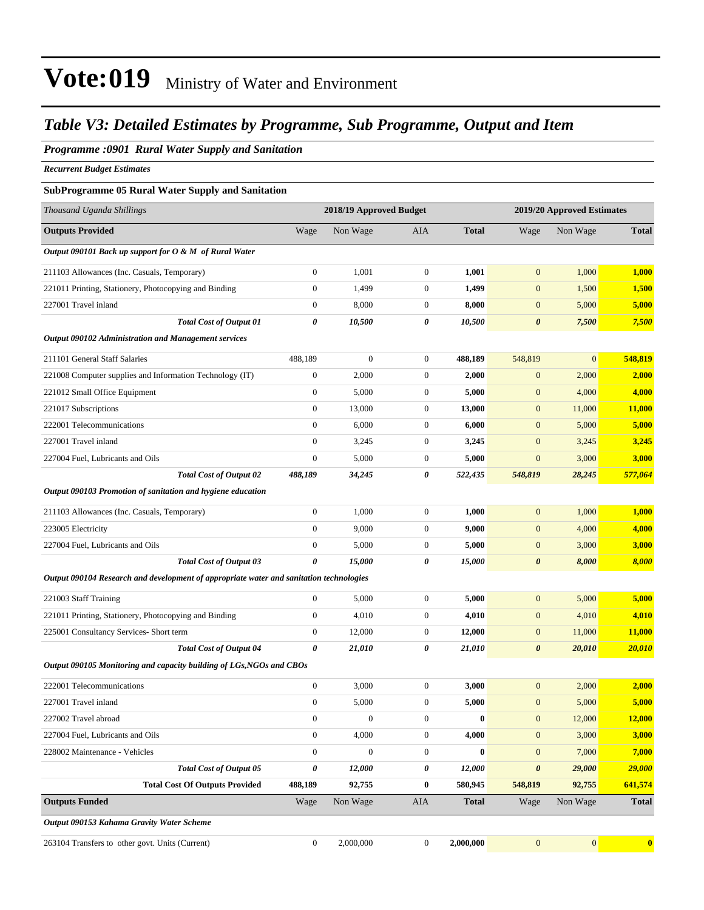# Vote:019 Ministry of Water and Environment

## *Table V3: Detailed Estimates by Programme, Sub Programme, Output and Item*

### *Programme :0901 Rural Water Supply and Sanitation*

***Recurrent Budget Estimates***

**SubProgramme 05 Rural Water Supply and Sanitation**

| *Thousand Uganda Shillings* | 2018/19 Approved Budget | | | | 2019/20 Approved Estimates | | |
|---|---|---|---|---|---|---|---|
| **Outputs Provided** | Wage | Non Wage | AIA | **Total** | Wage | Non Wage | **Total** |
| ***Output 090101 Back up support for O & M of Rural Water*** | | | | | | | |
| 211103 Allowances (Inc. Casuals, Temporary) | 0 | 1,001 | 0 | **1,001** | 0 | 1,000 | **1,000** |
| 221011 Printing, Stationery, Photocopying and Binding | 0 | 1,499 | 0 | **1,499** | 0 | 1,500 | **1,500** |
| 227001 Travel inland | 0 | 8,000 | 0 | **8,000** | 0 | 5,000 | **5,000** |
| ***Total Cost of Output 01*** | ***0*** | ***10,500*** | ***0*** | ***10,500*** | ***0*** | ***7,500*** | ***7,500*** |
| ***Output 090102 Administration and Management services*** | | | | | | | |
| 211101 General Staff Salaries | 488,189 | 0 | 0 | **488,189** | 548,819 | 0 | **548,819** |
| 221008 Computer supplies and Information Technology (IT) | 0 | 2,000 | 0 | **2,000** | 0 | 2,000 | **2,000** |
| 221012 Small Office Equipment | 0 | 5,000 | 0 | **5,000** | 0 | 4,000 | **4,000** |
| 221017 Subscriptions | 0 | 13,000 | 0 | **13,000** | 0 | 11,000 | **11,000** |
| 222001 Telecommunications | 0 | 6,000 | 0 | **6,000** | 0 | 5,000 | **5,000** |
| 227001 Travel inland | 0 | 3,245 | 0 | **3,245** | 0 | 3,245 | **3,245** |
| 227004 Fuel, Lubricants and Oils | 0 | 5,000 | 0 | **5,000** | 0 | 3,000 | **3,000** |
| ***Total Cost of Output 02*** | ***488,189*** | ***34,245*** | ***0*** | ***522,435*** | ***548,819*** | ***28,245*** | ***577,064*** |
| ***Output 090103 Promotion of sanitation and hygiene education*** | | | | | | | |
| 211103 Allowances (Inc. Casuals, Temporary) | 0 | 1,000 | 0 | **1,000** | 0 | 1,000 | **1,000** |
| 223005 Electricity | 0 | 9,000 | 0 | **9,000** | 0 | 4,000 | **4,000** |
| 227004 Fuel, Lubricants and Oils | 0 | 5,000 | 0 | **5,000** | 0 | 3,000 | **3,000** |
| ***Total Cost of Output 03*** | ***0*** | ***15,000*** | ***0*** | ***15,000*** | ***0*** | ***8,000*** | ***8,000*** |
| ***Output 090104 Research and development of appropriate water and sanitation technologies*** | | | | | | | |
| 221003 Staff Training | 0 | 5,000 | 0 | **5,000** | 0 | 5,000 | **5,000** |
| 221011 Printing, Stationery, Photocopying and Binding | 0 | 4,010 | 0 | **4,010** | 0 | 4,010 | **4,010** |
| 225001 Consultancy Services- Short term | 0 | 12,000 | 0 | **12,000** | 0 | 11,000 | **11,000** |
| ***Total Cost of Output 04*** | ***0*** | ***21,010*** | ***0*** | ***21,010*** | ***0*** | ***20,010*** | ***20,010*** |
| ***Output 090105 Monitoring and capacity building of LGs,NGOs and CBOs*** | | | | | | | |
| 222001 Telecommunications | 0 | 3,000 | 0 | **3,000** | 0 | 2,000 | **2,000** |
| 227001 Travel inland | 0 | 5,000 | 0 | **5,000** | 0 | 5,000 | **5,000** |
| 227002 Travel abroad | 0 | 0 | 0 | **0** | 0 | 12,000 | **12,000** |
| 227004 Fuel, Lubricants and Oils | 0 | 4,000 | 0 | **4,000** | 0 | 3,000 | **3,000** |
| 228002 Maintenance - Vehicles | 0 | 0 | 0 | **0** | 0 | 7,000 | **7,000** |
| ***Total Cost of Output 05*** | ***0*** | ***12,000*** | ***0*** | ***12,000*** | ***0*** | ***29,000*** | ***29,000*** |
| **Total Cost Of Outputs Provided** | **488,189** | **92,755** | **0** | **580,945** | **548,819** | **92,755** | **641,574** |
| **Outputs Funded** | Wage | Non Wage | AIA | **Total** | Wage | Non Wage | **Total** |
| ***Output 090153 Kahama Gravity Water Scheme*** | | | | | | | |
| 263104 Transfers to other govt. Units (Current) | 0 | 2,000,000 | 0 | **2,000,000** | 0 | 0 | **0** |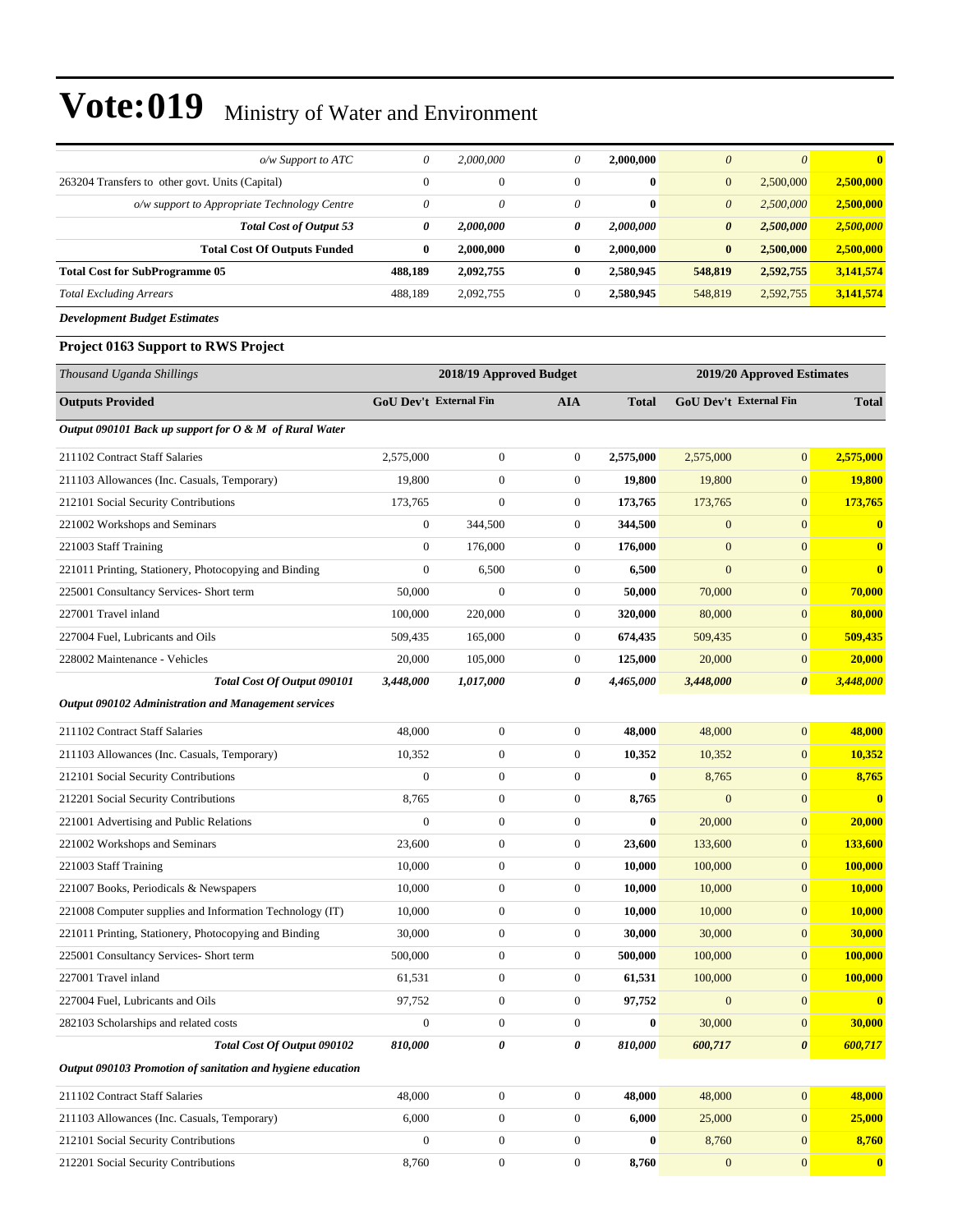# Vote:019 Ministry of Water and Environment

| | | | | | | | |
|---|---|---|---|---|---|---|---|
| *o/w Support to ATC* | *0* | *2,000,000* | *0* | **2,000,000** | *0* | *0* | **0** |
| 263204 Transfers to other govt. Units (Capital) | 0 | 0 | 0 | **0** | 0 | 2,500,000 | **2,500,000** |
| *o/w support to Appropriate Technology Centre* | *0* | *0* | *0* | **0** | *0* | *2,500,000* | **2,500,000** |
| ***Total Cost of Output 53*** | ***0*** | ***2,000,000*** | ***0*** | ***2,000,000*** | ***0*** | ***2,500,000*** | ***2,500,000*** |
| **Total Cost Of Outputs Funded** | **0** | **2,000,000** | **0** | **2,000,000** | **0** | **2,500,000** | **2,500,000** |
| **Total Cost for SubProgramme 05** | **488,189** | **2,092,755** | **0** | **2,580,945** | **548,819** | **2,592,755** | **3,141,574** |
| *Total Excluding Arrears* | 488,189 | 2,092,755 | 0 | **2,580,945** | 548,819 | 2,592,755 | **3,141,574** |

***Development Budget Estimates***

**Project 0163 Support to RWS Project**

| *Thousand Uganda Shillings* | 2018/19 Approved Budget | | | | 2019/20 Approved Estimates | | |
|---|---|---|---|---|---|---|---|
| **Outputs Provided** | **GoU Dev't** | **External Fin** | **AIA** | **Total** | **GoU Dev't** | **External Fin** | **Total** |
| ***Output 090101 Back up support for O & M of Rural Water*** | | | | | | | |
| 211102 Contract Staff Salaries | 2,575,000 | 0 | 0 | **2,575,000** | 2,575,000 | 0 | **2,575,000** |
| 211103 Allowances (Inc. Casuals, Temporary) | 19,800 | 0 | 0 | **19,800** | 19,800 | 0 | **19,800** |
| 212101 Social Security Contributions | 173,765 | 0 | 0 | **173,765** | 173,765 | 0 | **173,765** |
| 221002 Workshops and Seminars | 0 | 344,500 | 0 | **344,500** | 0 | 0 | **0** |
| 221003 Staff Training | 0 | 176,000 | 0 | **176,000** | 0 | 0 | **0** |
| 221011 Printing, Stationery, Photocopying and Binding | 0 | 6,500 | 0 | **6,500** | 0 | 0 | **0** |
| 225001 Consultancy Services- Short term | 50,000 | 0 | 0 | **50,000** | 70,000 | 0 | **70,000** |
| 227001 Travel inland | 100,000 | 220,000 | 0 | **320,000** | 80,000 | 0 | **80,000** |
| 227004 Fuel, Lubricants and Oils | 509,435 | 165,000 | 0 | **674,435** | 509,435 | 0 | **509,435** |
| 228002 Maintenance - Vehicles | 20,000 | 105,000 | 0 | **125,000** | 20,000 | 0 | **20,000** |
| ***Total Cost Of Output 090101*** | ***3,448,000*** | ***1,017,000*** | ***0*** | ***4,465,000*** | ***3,448,000*** | ***0*** | ***3,448,000*** |
| ***Output 090102 Administration and Management services*** | | | | | | | |
| 211102 Contract Staff Salaries | 48,000 | 0 | 0 | **48,000** | 48,000 | 0 | **48,000** |
| 211103 Allowances (Inc. Casuals, Temporary) | 10,352 | 0 | 0 | **10,352** | 10,352 | 0 | **10,352** |
| 212101 Social Security Contributions | 0 | 0 | 0 | **0** | 8,765 | 0 | **8,765** |
| 212201 Social Security Contributions | 8,765 | 0 | 0 | **8,765** | 0 | 0 | **0** |
| 221001 Advertising and Public Relations | 0 | 0 | 0 | **0** | 20,000 | 0 | **20,000** |
| 221002 Workshops and Seminars | 23,600 | 0 | 0 | **23,600** | 133,600 | 0 | **133,600** |
| 221003 Staff Training | 10,000 | 0 | 0 | **10,000** | 100,000 | 0 | **100,000** |
| 221007 Books, Periodicals & Newspapers | 10,000 | 0 | 0 | **10,000** | 10,000 | 0 | **10,000** |
| 221008 Computer supplies and Information Technology (IT) | 10,000 | 0 | 0 | **10,000** | 10,000 | 0 | **10,000** |
| 221011 Printing, Stationery, Photocopying and Binding | 30,000 | 0 | 0 | **30,000** | 30,000 | 0 | **30,000** |
| 225001 Consultancy Services- Short term | 500,000 | 0 | 0 | **500,000** | 100,000 | 0 | **100,000** |
| 227001 Travel inland | 61,531 | 0 | 0 | **61,531** | 100,000 | 0 | **100,000** |
| 227004 Fuel, Lubricants and Oils | 97,752 | 0 | 0 | **97,752** | 0 | 0 | **0** |
| 282103 Scholarships and related costs | 0 | 0 | 0 | **0** | 30,000 | 0 | **30,000** |
| ***Total Cost Of Output 090102*** | ***810,000*** | ***0*** | ***0*** | ***810,000*** | ***600,717*** | ***0*** | ***600,717*** |
| ***Output 090103 Promotion of sanitation and hygiene education*** | | | | | | | |
| 211102 Contract Staff Salaries | 48,000 | 0 | 0 | **48,000** | 48,000 | 0 | **48,000** |
| 211103 Allowances (Inc. Casuals, Temporary) | 6,000 | 0 | 0 | **6,000** | 25,000 | 0 | **25,000** |
| 212101 Social Security Contributions | 0 | 0 | 0 | **0** | 8,760 | 0 | **8,760** |
| 212201 Social Security Contributions | 8,760 | 0 | 0 | **8,760** | 0 | 0 | **0** |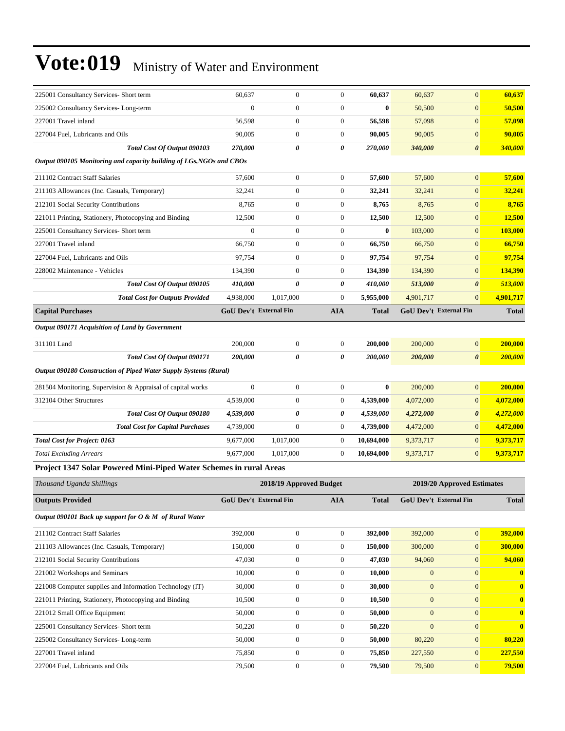| | | | | | | | |
|---|---|---|---|---|---|---|---|
| 225001 Consultancy Services- Short term | 60,637 | 0 | 0 | **60,637** | 60,637 | 0 | **60,637** |
| 225002 Consultancy Services- Long-term | 0 | 0 | 0 | **0** | 50,500 | 0 | **50,500** |
| 227001 Travel inland | 56,598 | 0 | 0 | **56,598** | 57,098 | 0 | **57,098** |
| 227004 Fuel, Lubricants and Oils | 90,005 | 0 | 0 | **90,005** | 90,005 | 0 | **90,005** |
| ***Total Cost Of Output 090103*** | ***270,000*** | ***0*** | ***0*** | ***270,000*** | ***340,000*** | ***0*** | ***340,000*** |
| ***Output 090105 Monitoring and capacity building of LGs,NGOs and CBOs*** | | | | | | | |
| 211102 Contract Staff Salaries | 57,600 | 0 | 0 | **57,600** | 57,600 | 0 | **57,600** |
| 211103 Allowances (Inc. Casuals, Temporary) | 32,241 | 0 | 0 | **32,241** | 32,241 | 0 | **32,241** |
| 212101 Social Security Contributions | 8,765 | 0 | 0 | **8,765** | 8,765 | 0 | **8,765** |
| 221011 Printing, Stationery, Photocopying and Binding | 12,500 | 0 | 0 | **12,500** | 12,500 | 0 | **12,500** |
| 225001 Consultancy Services- Short term | 0 | 0 | 0 | **0** | 103,000 | 0 | **103,000** |
| 227001 Travel inland | 66,750 | 0 | 0 | **66,750** | 66,750 | 0 | **66,750** |
| 227004 Fuel, Lubricants and Oils | 97,754 | 0 | 0 | **97,754** | 97,754 | 0 | **97,754** |
| 228002 Maintenance - Vehicles | 134,390 | 0 | 0 | **134,390** | 134,390 | 0 | **134,390** |
| ***Total Cost Of Output 090105*** | ***410,000*** | ***0*** | ***0*** | ***410,000*** | ***513,000*** | ***0*** | ***513,000*** |
| ***Total Cost for Outputs Provided*** | 4,938,000 | 1,017,000 | 0 | **5,955,000** | 4,901,717 | 0 | **4,901,717** |
| **Capital Purchases** | **GoU Dev't** | **External Fin** | **AIA** | **Total** | **GoU Dev't** | **External Fin** | **Total** |
| ***Output 090171 Acquisition of Land by Government*** | | | | | | | |
| 311101 Land | 200,000 | 0 | 0 | **200,000** | 200,000 | 0 | **200,000** |
| ***Total Cost Of Output 090171*** | ***200,000*** | ***0*** | ***0*** | ***200,000*** | ***200,000*** | ***0*** | ***200,000*** |
| ***Output 090180 Construction of Piped Water Supply Systems (Rural)*** | | | | | | | |
| 281504 Monitoring, Supervision & Appraisal of capital works | 0 | 0 | 0 | **0** | 200,000 | 0 | **200,000** |
| 312104 Other Structures | 4,539,000 | 0 | 0 | **4,539,000** | 4,072,000 | 0 | **4,072,000** |
| ***Total Cost Of Output 090180*** | ***4,539,000*** | ***0*** | ***0*** | ***4,539,000*** | ***4,272,000*** | ***0*** | ***4,272,000*** |
| ***Total Cost for Capital Purchases*** | 4,739,000 | 0 | 0 | **4,739,000** | 4,472,000 | 0 | **4,472,000** |
| ***Total Cost for Project: 0163*** | 9,677,000 | 1,017,000 | 0 | **10,694,000** | 9,373,717 | 0 | **9,373,717** |
| *Total Excluding Arrears* | 9,677,000 | 1,017,000 | 0 | **10,694,000** | 9,373,717 | 0 | **9,373,717** |

**Project 1347 Solar Powered Mini-Piped Water Schemes in rural Areas**

| *Thousand Uganda Shillings* | 2018/19 Approved Budget | | | | 2019/20 Approved Estimates | | |
|---|---|---|---|---|---|---|---|
| **Outputs Provided** | **GoU Dev't** | **External Fin** | **AIA** | **Total** | **GoU Dev't** | **External Fin** | **Total** |
| ***Output 090101 Back up support for O & M of Rural Water*** | | | | | | | |
| 211102 Contract Staff Salaries | 392,000 | 0 | 0 | **392,000** | 392,000 | 0 | **392,000** |
| 211103 Allowances (Inc. Casuals, Temporary) | 150,000 | 0 | 0 | **150,000** | 300,000 | 0 | **300,000** |
| 212101 Social Security Contributions | 47,030 | 0 | 0 | **47,030** | 94,060 | 0 | **94,060** |
| 221002 Workshops and Seminars | 10,000 | 0 | 0 | **10,000** | 0 | 0 | **0** |
| 221008 Computer supplies and Information Technology (IT) | 30,000 | 0 | 0 | **30,000** | 0 | 0 | **0** |
| 221011 Printing, Stationery, Photocopying and Binding | 10,500 | 0 | 0 | **10,500** | 0 | 0 | **0** |
| 221012 Small Office Equipment | 50,000 | 0 | 0 | **50,000** | 0 | 0 | **0** |
| 225001 Consultancy Services- Short term | 50,220 | 0 | 0 | **50,220** | 0 | 0 | **0** |
| 225002 Consultancy Services- Long-term | 50,000 | 0 | 0 | **50,000** | 80,220 | 0 | **80,220** |
| 227001 Travel inland | 75,850 | 0 | 0 | **75,850** | 227,550 | 0 | **227,550** |
| 227004 Fuel, Lubricants and Oils | 79,500 | 0 | 0 | **79,500** | 79,500 | 0 | **79,500** |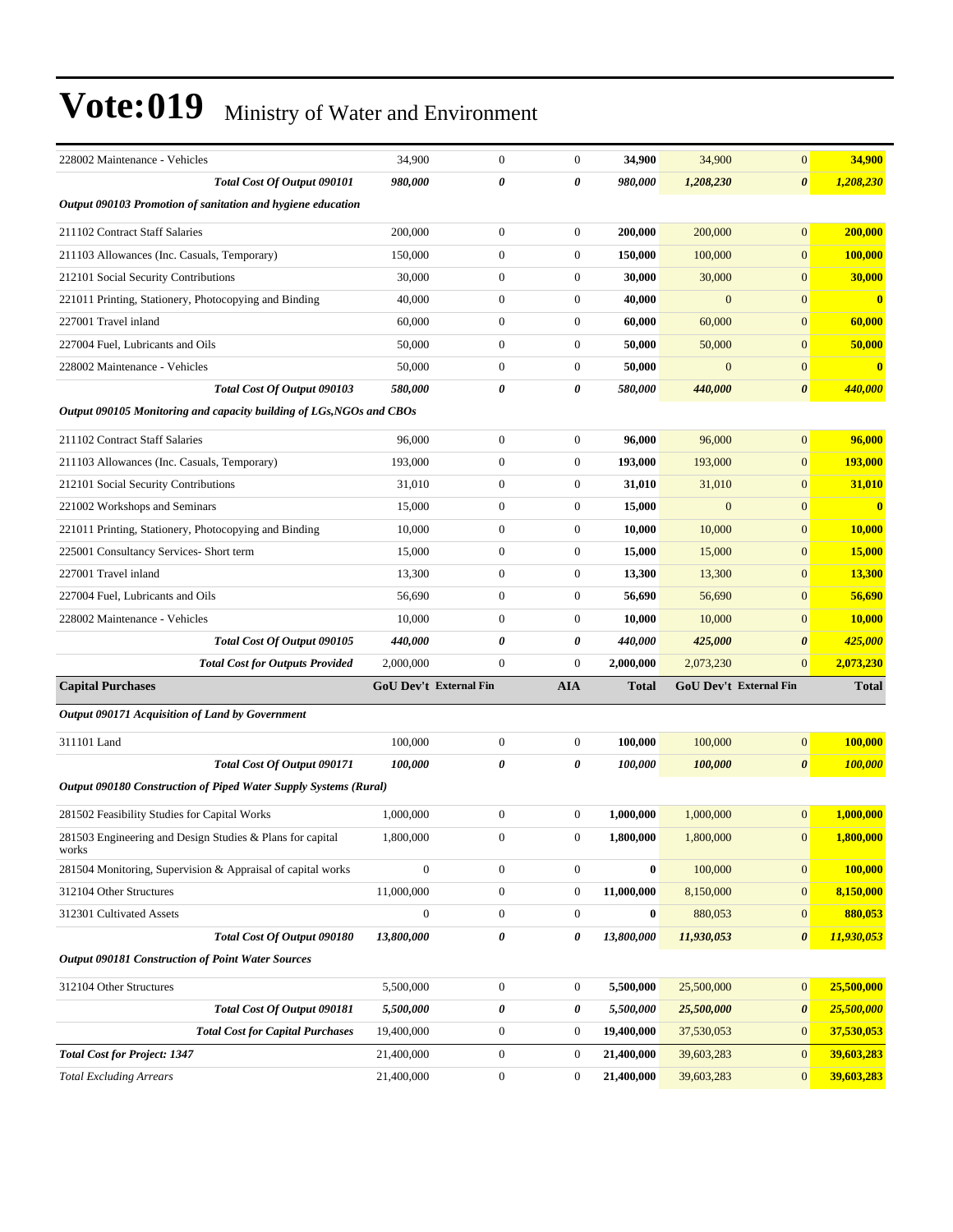# Vote:019 Ministry of Water and Environment

| | | | | | | | |
|---|---|---|---|---|---|---|---|
| 228002 Maintenance - Vehicles | 34,900 | 0 | 0 | **34,900** | 34,900 | 0 | **34,900** |
| ***Total Cost Of Output 090101*** | ***980,000*** | ***0*** | ***0*** | ***980,000*** | ***1,208,230*** | ***0*** | ***1,208,230*** |
| ***Output 090103 Promotion of sanitation and hygiene education*** | | | | | | | |
| 211102 Contract Staff Salaries | 200,000 | 0 | 0 | **200,000** | 200,000 | 0 | **200,000** |
| 211103 Allowances (Inc. Casuals, Temporary) | 150,000 | 0 | 0 | **150,000** | 100,000 | 0 | **100,000** |
| 212101 Social Security Contributions | 30,000 | 0 | 0 | **30,000** | 30,000 | 0 | **30,000** |
| 221011 Printing, Stationery, Photocopying and Binding | 40,000 | 0 | 0 | **40,000** | 0 | 0 | **0** |
| 227001 Travel inland | 60,000 | 0 | 0 | **60,000** | 60,000 | 0 | **60,000** |
| 227004 Fuel, Lubricants and Oils | 50,000 | 0 | 0 | **50,000** | 50,000 | 0 | **50,000** |
| 228002 Maintenance - Vehicles | 50,000 | 0 | 0 | **50,000** | 0 | 0 | **0** |
| ***Total Cost Of Output 090103*** | ***580,000*** | ***0*** | ***0*** | ***580,000*** | ***440,000*** | ***0*** | ***440,000*** |
| ***Output 090105 Monitoring and capacity building of LGs,NGOs and CBOs*** | | | | | | | |
| 211102 Contract Staff Salaries | 96,000 | 0 | 0 | **96,000** | 96,000 | 0 | **96,000** |
| 211103 Allowances (Inc. Casuals, Temporary) | 193,000 | 0 | 0 | **193,000** | 193,000 | 0 | **193,000** |
| 212101 Social Security Contributions | 31,010 | 0 | 0 | **31,010** | 31,010 | 0 | **31,010** |
| 221002 Workshops and Seminars | 15,000 | 0 | 0 | **15,000** | 0 | 0 | **0** |
| 221011 Printing, Stationery, Photocopying and Binding | 10,000 | 0 | 0 | **10,000** | 10,000 | 0 | **10,000** |
| 225001 Consultancy Services- Short term | 15,000 | 0 | 0 | **15,000** | 15,000 | 0 | **15,000** |
| 227001 Travel inland | 13,300 | 0 | 0 | **13,300** | 13,300 | 0 | **13,300** |
| 227004 Fuel, Lubricants and Oils | 56,690 | 0 | 0 | **56,690** | 56,690 | 0 | **56,690** |
| 228002 Maintenance - Vehicles | 10,000 | 0 | 0 | **10,000** | 10,000 | 0 | **10,000** |
| ***Total Cost Of Output 090105*** | ***440,000*** | ***0*** | ***0*** | ***440,000*** | ***425,000*** | ***0*** | ***425,000*** |
| ***Total Cost for Outputs Provided*** | 2,000,000 | 0 | 0 | **2,000,000** | 2,073,230 | 0 | **2,073,230** |
| **Capital Purchases** | **GoU Dev't** | **External Fin** | **AIA** | **Total** | **GoU Dev't** | **External Fin** | **Total** |
| ***Output 090171 Acquisition of Land by Government*** | | | | | | | |
| 311101 Land | 100,000 | 0 | 0 | **100,000** | 100,000 | 0 | **100,000** |
| ***Total Cost Of Output 090171*** | ***100,000*** | ***0*** | ***0*** | ***100,000*** | ***100,000*** | ***0*** | ***100,000*** |
| ***Output 090180 Construction of Piped Water Supply Systems (Rural)*** | | | | | | | |
| 281502 Feasibility Studies for Capital Works | 1,000,000 | 0 | 0 | **1,000,000** | 1,000,000 | 0 | **1,000,000** |
| 281503 Engineering and Design Studies & Plans for capital works | 1,800,000 | 0 | 0 | **1,800,000** | 1,800,000 | 0 | **1,800,000** |
| 281504 Monitoring, Supervision & Appraisal of capital works | 0 | 0 | 0 | **0** | 100,000 | 0 | **100,000** |
| 312104 Other Structures | 11,000,000 | 0 | 0 | **11,000,000** | 8,150,000 | 0 | **8,150,000** |
| 312301 Cultivated Assets | 0 | 0 | 0 | **0** | 880,053 | 0 | **880,053** |
| ***Total Cost Of Output 090180*** | ***13,800,000*** | ***0*** | ***0*** | ***13,800,000*** | ***11,930,053*** | ***0*** | ***11,930,053*** |
| ***Output 090181 Construction of Point Water Sources*** | | | | | | | |
| 312104 Other Structures | 5,500,000 | 0 | 0 | **5,500,000** | 25,500,000 | 0 | **25,500,000** |
| ***Total Cost Of Output 090181*** | ***5,500,000*** | ***0*** | ***0*** | ***5,500,000*** | ***25,500,000*** | ***0*** | ***25,500,000*** |
| ***Total Cost for Capital Purchases*** | 19,400,000 | 0 | 0 | **19,400,000** | 37,530,053 | 0 | **37,530,053** |
| ***Total Cost for Project: 1347*** | 21,400,000 | 0 | 0 | **21,400,000** | 39,603,283 | 0 | **39,603,283** |
| *Total Excluding Arrears* | 21,400,000 | 0 | 0 | **21,400,000** | 39,603,283 | 0 | **39,603,283** |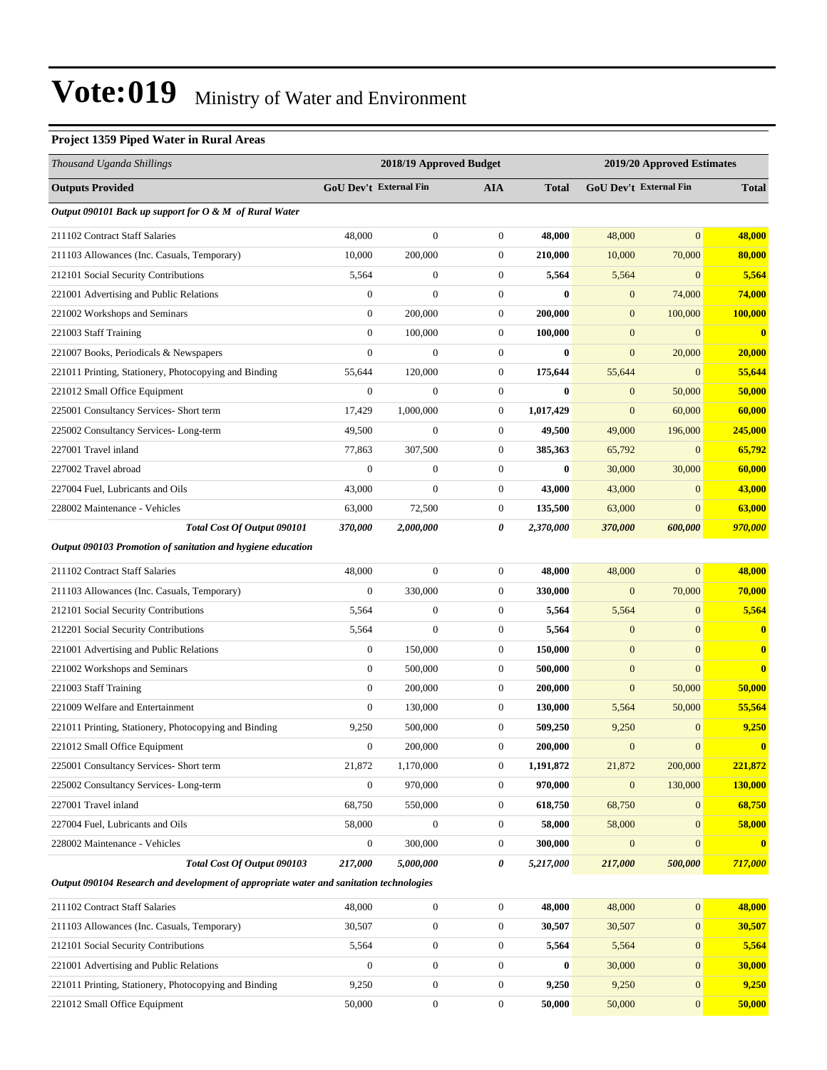# Vote:019 Ministry of Water and Environment

**Project 1359 Piped Water in Rural Areas**

| *Thousand Uganda Shillings* | 2018/19 Approved Budget | | | | 2019/20 Approved Estimates | | |
|---|---|---|---|---|---|---|---|
| **Outputs Provided** | **GoU Dev't** | **External Fin** | **AIA** | **Total** | **GoU Dev't** | **External Fin** | **Total** |
| ***Output 090101 Back up support for O & M of Rural Water*** | | | | | | | |
| 211102 Contract Staff Salaries | 48,000 | 0 | 0 | **48,000** | 48,000 | 0 | **48,000** |
| 211103 Allowances (Inc. Casuals, Temporary) | 10,000 | 200,000 | 0 | **210,000** | 10,000 | 70,000 | **80,000** |
| 212101 Social Security Contributions | 5,564 | 0 | 0 | **5,564** | 5,564 | 0 | **5,564** |
| 221001 Advertising and Public Relations | 0 | 0 | 0 | **0** | 0 | 74,000 | **74,000** |
| 221002 Workshops and Seminars | 0 | 200,000 | 0 | **200,000** | 0 | 100,000 | **100,000** |
| 221003 Staff Training | 0 | 100,000 | 0 | **100,000** | 0 | 0 | **0** |
| 221007 Books, Periodicals & Newspapers | 0 | 0 | 0 | **0** | 0 | 20,000 | **20,000** |
| 221011 Printing, Stationery, Photocopying and Binding | 55,644 | 120,000 | 0 | **175,644** | 55,644 | 0 | **55,644** |
| 221012 Small Office Equipment | 0 | 0 | 0 | **0** | 0 | 50,000 | **50,000** |
| 225001 Consultancy Services- Short term | 17,429 | 1,000,000 | 0 | **1,017,429** | 0 | 60,000 | **60,000** |
| 225002 Consultancy Services- Long-term | 49,500 | 0 | 0 | **49,500** | 49,000 | 196,000 | **245,000** |
| 227001 Travel inland | 77,863 | 307,500 | 0 | **385,363** | 65,792 | 0 | **65,792** |
| 227002 Travel abroad | 0 | 0 | 0 | **0** | 30,000 | 30,000 | **60,000** |
| 227004 Fuel, Lubricants and Oils | 43,000 | 0 | 0 | **43,000** | 43,000 | 0 | **43,000** |
| 228002 Maintenance - Vehicles | 63,000 | 72,500 | 0 | **135,500** | 63,000 | 0 | **63,000** |
| ***Total Cost Of Output 090101*** | ***370,000*** | ***2,000,000*** | ***0*** | ***2,370,000*** | ***370,000*** | ***600,000*** | ***970,000*** |
| ***Output 090103 Promotion of sanitation and hygiene education*** | | | | | | | |
| 211102 Contract Staff Salaries | 48,000 | 0 | 0 | **48,000** | 48,000 | 0 | **48,000** |
| 211103 Allowances (Inc. Casuals, Temporary) | 0 | 330,000 | 0 | **330,000** | 0 | 70,000 | **70,000** |
| 212101 Social Security Contributions | 5,564 | 0 | 0 | **5,564** | 5,564 | 0 | **5,564** |
| 212201 Social Security Contributions | 5,564 | 0 | 0 | **5,564** | 0 | 0 | **0** |
| 221001 Advertising and Public Relations | 0 | 150,000 | 0 | **150,000** | 0 | 0 | **0** |
| 221002 Workshops and Seminars | 0 | 500,000 | 0 | **500,000** | 0 | 0 | **0** |
| 221003 Staff Training | 0 | 200,000 | 0 | **200,000** | 0 | 50,000 | **50,000** |
| 221009 Welfare and Entertainment | 0 | 130,000 | 0 | **130,000** | 5,564 | 50,000 | **55,564** |
| 221011 Printing, Stationery, Photocopying and Binding | 9,250 | 500,000 | 0 | **509,250** | 9,250 | 0 | **9,250** |
| 221012 Small Office Equipment | 0 | 200,000 | 0 | **200,000** | 0 | 0 | **0** |
| 225001 Consultancy Services- Short term | 21,872 | 1,170,000 | 0 | **1,191,872** | 21,872 | 200,000 | **221,872** |
| 225002 Consultancy Services- Long-term | 0 | 970,000 | 0 | **970,000** | 0 | 130,000 | **130,000** |
| 227001 Travel inland | 68,750 | 550,000 | 0 | **618,750** | 68,750 | 0 | **68,750** |
| 227004 Fuel, Lubricants and Oils | 58,000 | 0 | 0 | **58,000** | 58,000 | 0 | **58,000** |
| 228002 Maintenance - Vehicles | 0 | 300,000 | 0 | **300,000** | 0 | 0 | **0** |
| ***Total Cost Of Output 090103*** | ***217,000*** | ***5,000,000*** | ***0*** | ***5,217,000*** | ***217,000*** | ***500,000*** | ***717,000*** |
| ***Output 090104 Research and development of appropriate water and sanitation technologies*** | | | | | | | |
| 211102 Contract Staff Salaries | 48,000 | 0 | 0 | **48,000** | 48,000 | 0 | **48,000** |
| 211103 Allowances (Inc. Casuals, Temporary) | 30,507 | 0 | 0 | **30,507** | 30,507 | 0 | **30,507** |
| 212101 Social Security Contributions | 5,564 | 0 | 0 | **5,564** | 5,564 | 0 | **5,564** |
| 221001 Advertising and Public Relations | 0 | 0 | 0 | **0** | 30,000 | 0 | **30,000** |
| 221011 Printing, Stationery, Photocopying and Binding | 9,250 | 0 | 0 | **9,250** | 9,250 | 0 | **9,250** |
| 221012 Small Office Equipment | 50,000 | 0 | 0 | **50,000** | 50,000 | 0 | **50,000** |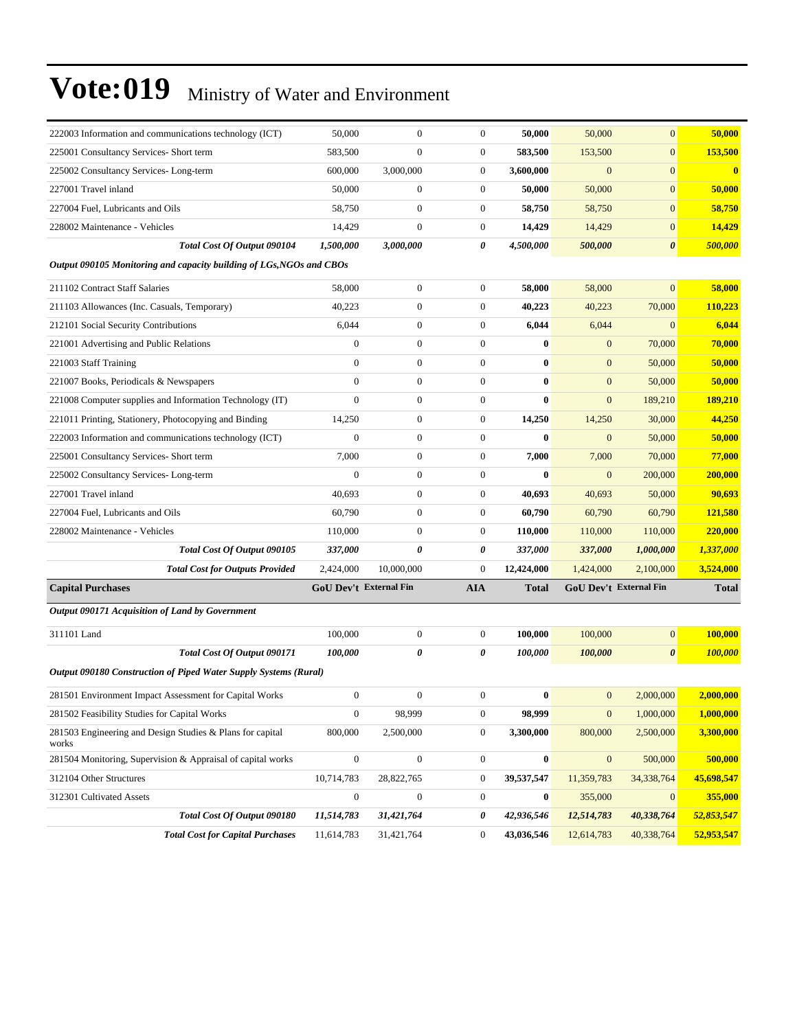# Vote:019 Ministry of Water and Environment

| | | | | | | | |
|---|---|---|---|---|---|---|---|
| 222003 Information and communications technology (ICT) | 50,000 | 0 | 0 | **50,000** | 50,000 | 0 | **50,000** |
| 225001 Consultancy Services- Short term | 583,500 | 0 | 0 | **583,500** | 153,500 | 0 | **153,500** |
| 225002 Consultancy Services- Long-term | 600,000 | 3,000,000 | 0 | **3,600,000** | 0 | 0 | **0** |
| 227001 Travel inland | 50,000 | 0 | 0 | **50,000** | 50,000 | 0 | **50,000** |
| 227004 Fuel, Lubricants and Oils | 58,750 | 0 | 0 | **58,750** | 58,750 | 0 | **58,750** |
| 228002 Maintenance - Vehicles | 14,429 | 0 | 0 | **14,429** | 14,429 | 0 | **14,429** |
| ***Total Cost Of Output 090104*** | ***1,500,000*** | ***3,000,000*** | ***0*** | ***4,500,000*** | ***500,000*** | ***0*** | ***500,000*** |
| ***Output 090105 Monitoring and capacity building of LGs,NGOs and CBOs*** | | | | | | | |
| 211102 Contract Staff Salaries | 58,000 | 0 | 0 | **58,000** | 58,000 | 0 | **58,000** |
| 211103 Allowances (Inc. Casuals, Temporary) | 40,223 | 0 | 0 | **40,223** | 40,223 | 70,000 | **110,223** |
| 212101 Social Security Contributions | 6,044 | 0 | 0 | **6,044** | 6,044 | 0 | **6,044** |
| 221001 Advertising and Public Relations | 0 | 0 | 0 | **0** | 0 | 70,000 | **70,000** |
| 221003 Staff Training | 0 | 0 | 0 | **0** | 0 | 50,000 | **50,000** |
| 221007 Books, Periodicals & Newspapers | 0 | 0 | 0 | **0** | 0 | 50,000 | **50,000** |
| 221008 Computer supplies and Information Technology (IT) | 0 | 0 | 0 | **0** | 0 | 189,210 | **189,210** |
| 221011 Printing, Stationery, Photocopying and Binding | 14,250 | 0 | 0 | **14,250** | 14,250 | 30,000 | **44,250** |
| 222003 Information and communications technology (ICT) | 0 | 0 | 0 | **0** | 0 | 50,000 | **50,000** |
| 225001 Consultancy Services- Short term | 7,000 | 0 | 0 | **7,000** | 7,000 | 70,000 | **77,000** |
| 225002 Consultancy Services- Long-term | 0 | 0 | 0 | **0** | 0 | 200,000 | **200,000** |
| 227001 Travel inland | 40,693 | 0 | 0 | **40,693** | 40,693 | 50,000 | **90,693** |
| 227004 Fuel, Lubricants and Oils | 60,790 | 0 | 0 | **60,790** | 60,790 | 60,790 | **121,580** |
| 228002 Maintenance - Vehicles | 110,000 | 0 | 0 | **110,000** | 110,000 | 110,000 | **220,000** |
| ***Total Cost Of Output 090105*** | ***337,000*** | ***0*** | ***0*** | ***337,000*** | ***337,000*** | ***1,000,000*** | ***1,337,000*** |
| ***Total Cost for Outputs Provided*** | 2,424,000 | 10,000,000 | 0 | **12,424,000** | 1,424,000 | 2,100,000 | **3,524,000** |
| **Capital Purchases** | **GoU Dev't** | **External Fin** | **AIA** | **Total** | **GoU Dev't** | **External Fin** | **Total** |
| ***Output 090171 Acquisition of Land by Government*** | | | | | | | |
| 311101 Land | 100,000 | 0 | 0 | **100,000** | 100,000 | 0 | **100,000** |
| ***Total Cost Of Output 090171*** | ***100,000*** | ***0*** | ***0*** | ***100,000*** | ***100,000*** | ***0*** | ***100,000*** |
| ***Output 090180 Construction of Piped Water Supply Systems (Rural)*** | | | | | | | |
| 281501 Environment Impact Assessment for Capital Works | 0 | 0 | 0 | **0** | 0 | 2,000,000 | **2,000,000** |
| 281502 Feasibility Studies for Capital Works | 0 | 98,999 | 0 | **98,999** | 0 | 1,000,000 | **1,000,000** |
| 281503 Engineering and Design Studies & Plans for capital works | 800,000 | 2,500,000 | 0 | **3,300,000** | 800,000 | 2,500,000 | **3,300,000** |
| 281504 Monitoring, Supervision & Appraisal of capital works | 0 | 0 | 0 | **0** | 0 | 500,000 | **500,000** |
| 312104 Other Structures | 10,714,783 | 28,822,765 | 0 | **39,537,547** | 11,359,783 | 34,338,764 | **45,698,547** |
| 312301 Cultivated Assets | 0 | 0 | 0 | **0** | 355,000 | 0 | **355,000** |
| ***Total Cost Of Output 090180*** | ***11,514,783*** | ***31,421,764*** | ***0*** | ***42,936,546*** | ***12,514,783*** | ***40,338,764*** | ***52,853,547*** |
| ***Total Cost for Capital Purchases*** | 11,614,783 | 31,421,764 | 0 | **43,036,546** | 12,614,783 | 40,338,764 | **52,953,547** |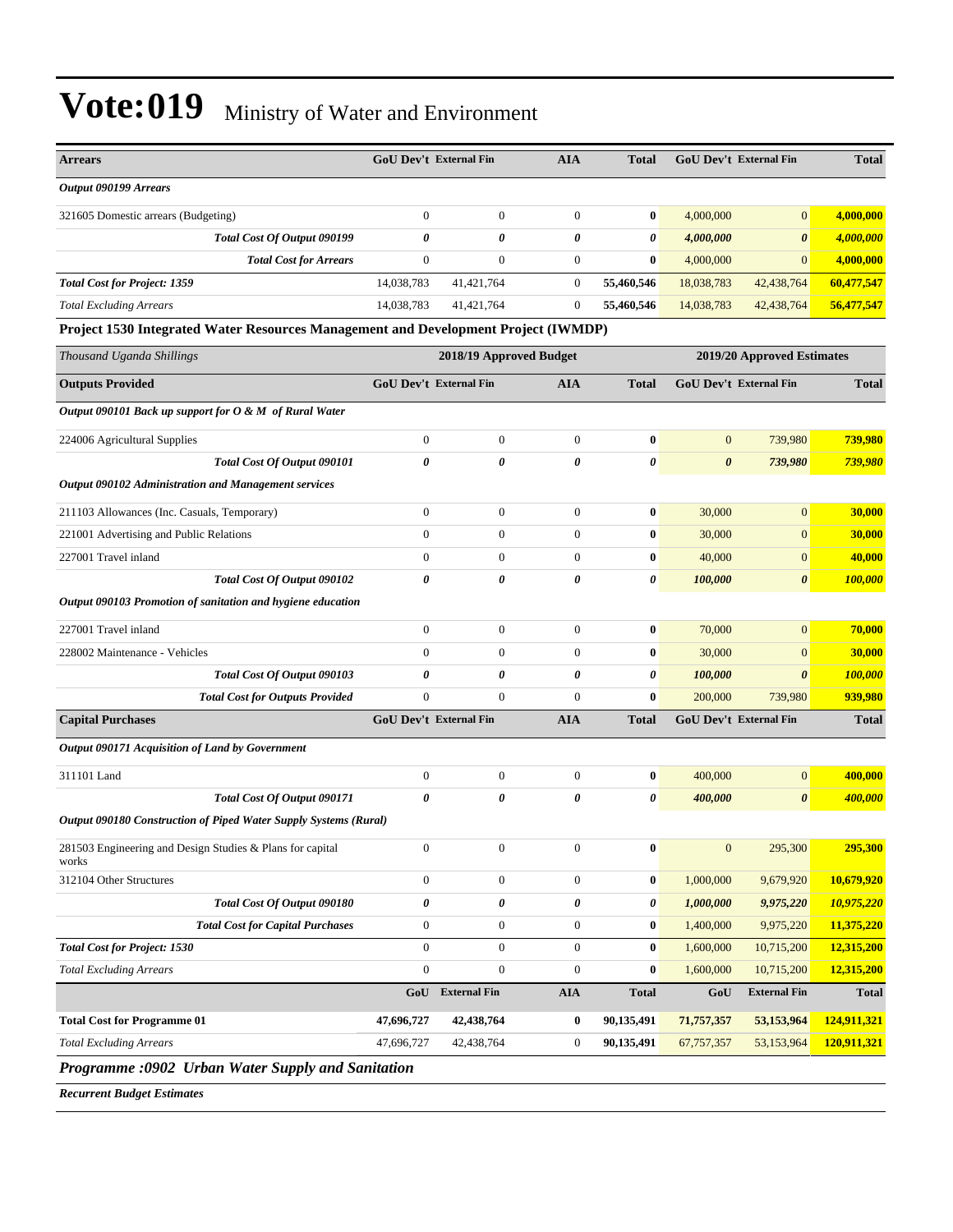# Vote:019 Ministry of Water and Environment

| Arrears | GoU Dev't | External Fin | AIA | Total | GoU Dev't | External Fin | Total |
|---|---|---|---|---|---|---|---|
| *Output 090199 Arrears* | | | | | | | |
| 321605 Domestic arrears (Budgeting) | 0 | 0 | 0 | **0** | 4,000,000 | 0 | **4,000,000** |
| ***Total Cost Of Output 090199*** | ***0*** | ***0*** | ***0*** | ***0*** | ***4,000,000*** | ***0*** | ***4,000,000*** |
| ***Total Cost for Arrears*** | 0 | 0 | 0 | **0** | 4,000,000 | 0 | **4,000,000** |
| ***Total Cost for Project: 1359*** | 14,038,783 | 41,421,764 | 0 | **55,460,546** | 18,038,783 | 42,438,764 | **60,477,547** |
| *Total Excluding Arrears* | 14,038,783 | 41,421,764 | 0 | **55,460,546** | 14,038,783 | 42,438,764 | **56,477,547** |

**Project 1530 Integrated Water Resources Management and Development Project (IWMDP)**

| *Thousand Uganda Shillings* | 2018/19 Approved Budget | | | | 2019/20 Approved Estimates | | |
|---|---|---|---|---|---|---|---|
| **Outputs Provided** | **GoU Dev't** | **External Fin** | **AIA** | **Total** | **GoU Dev't** | **External Fin** | **Total** |
| ***Output 090101 Back up support for O & M of Rural Water*** | | | | | | | |
| 224006 Agricultural Supplies | 0 | 0 | 0 | **0** | 0 | 739,980 | **739,980** |
| ***Total Cost Of Output 090101*** | ***0*** | ***0*** | ***0*** | ***0*** | ***0*** | ***739,980*** | ***739,980*** |
| ***Output 090102 Administration and Management services*** | | | | | | | |
| 211103 Allowances (Inc. Casuals, Temporary) | 0 | 0 | 0 | **0** | 30,000 | 0 | **30,000** |
| 221001 Advertising and Public Relations | 0 | 0 | 0 | **0** | 30,000 | 0 | **30,000** |
| 227001 Travel inland | 0 | 0 | 0 | **0** | 40,000 | 0 | **40,000** |
| ***Total Cost Of Output 090102*** | ***0*** | ***0*** | ***0*** | ***0*** | ***100,000*** | ***0*** | ***100,000*** |
| ***Output 090103 Promotion of sanitation and hygiene education*** | | | | | | | |
| 227001 Travel inland | 0 | 0 | 0 | **0** | 70,000 | 0 | **70,000** |
| 228002 Maintenance - Vehicles | 0 | 0 | 0 | **0** | 30,000 | 0 | **30,000** |
| ***Total Cost Of Output 090103*** | ***0*** | ***0*** | ***0*** | ***0*** | ***100,000*** | ***0*** | ***100,000*** |
| ***Total Cost for Outputs Provided*** | 0 | 0 | 0 | **0** | 200,000 | 739,980 | **939,980** |
| **Capital Purchases** | **GoU Dev't** | **External Fin** | **AIA** | **Total** | **GoU Dev't** | **External Fin** | **Total** |
| ***Output 090171 Acquisition of Land by Government*** | | | | | | | |
| 311101 Land | 0 | 0 | 0 | **0** | 400,000 | 0 | **400,000** |
| ***Total Cost Of Output 090171*** | ***0*** | ***0*** | ***0*** | ***0*** | ***400,000*** | ***0*** | ***400,000*** |
| ***Output 090180 Construction of Piped Water Supply Systems (Rural)*** | | | | | | | |
| 281503 Engineering and Design Studies & Plans for capital works | 0 | 0 | 0 | **0** | 0 | 295,300 | **295,300** |
| 312104 Other Structures | 0 | 0 | 0 | **0** | 1,000,000 | 9,679,920 | **10,679,920** |
| ***Total Cost Of Output 090180*** | ***0*** | ***0*** | ***0*** | ***0*** | ***1,000,000*** | ***9,975,220*** | ***10,975,220*** |
| ***Total Cost for Capital Purchases*** | 0 | 0 | 0 | **0** | 1,400,000 | 9,975,220 | **11,375,220** |
| ***Total Cost for Project: 1530*** | 0 | 0 | 0 | **0** | 1,600,000 | 10,715,200 | **12,315,200** |
| *Total Excluding Arrears* | 0 | 0 | 0 | **0** | 1,600,000 | 10,715,200 | **12,315,200** |
| | **GoU** | **External Fin** | **AIA** | **Total** | **GoU** | **External Fin** | **Total** |
| **Total Cost for Programme 01** | **47,696,727** | **42,438,764** | **0** | **90,135,491** | **71,757,357** | **53,153,964** | **124,911,321** |
| *Total Excluding Arrears* | 47,696,727 | 42,438,764 | 0 | **90,135,491** | 67,757,357 | 53,153,964 | **120,911,321** |

## *Programme :0902 Urban Water Supply and Sanitation*

***Recurrent Budget Estimates***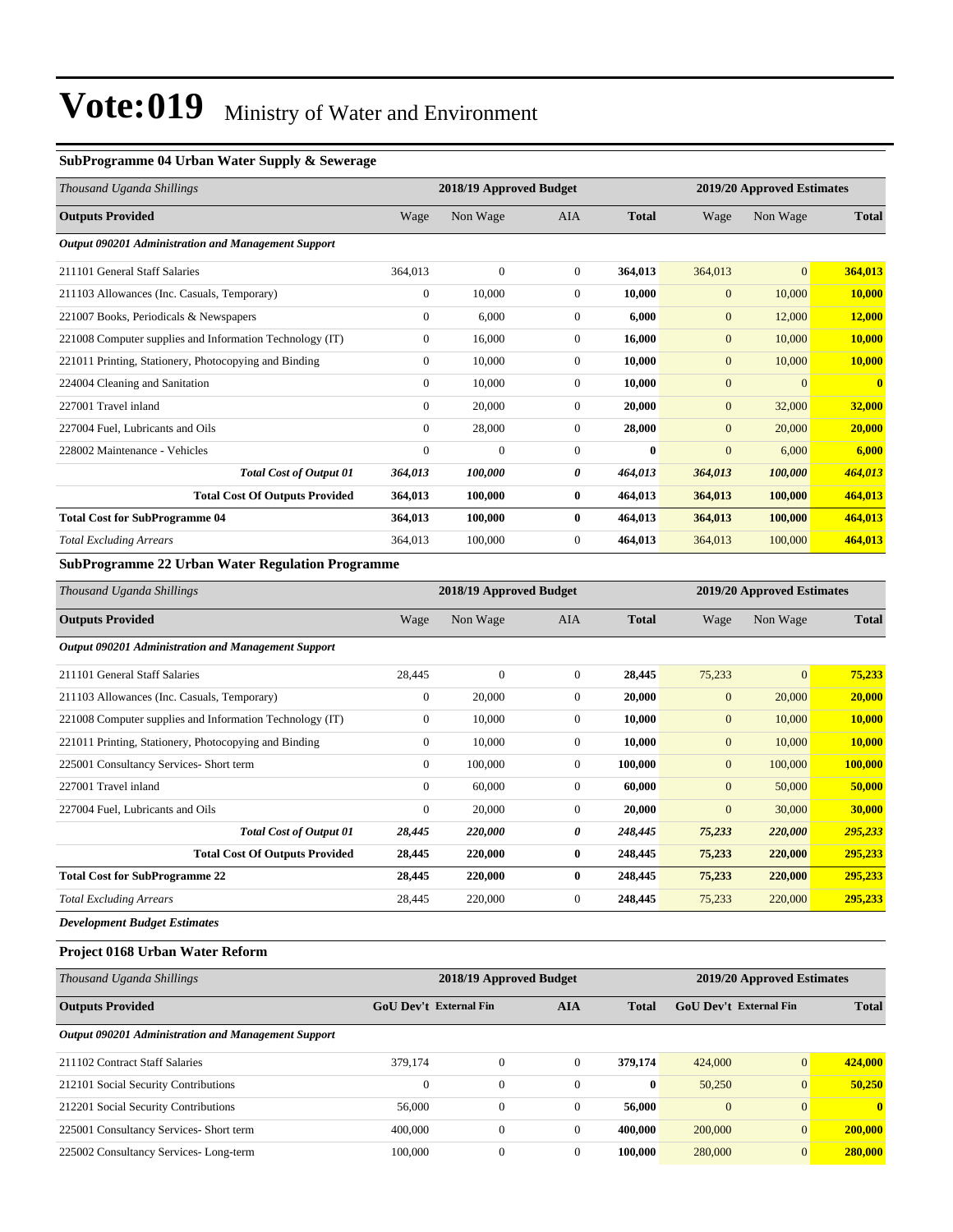# Vote:019 Ministry of Water and Environment

### SubProgramme 04 Urban Water Supply & Sewerage

| *Thousand Uganda Shillings* | 2018/19 Approved Budget | | | | 2019/20 Approved Estimates | | |
|---|---|---|---|---|---|---|---|
| **Outputs Provided** | Wage | Non Wage | AIA | **Total** | Wage | Non Wage | **Total** |
| ***Output 090201 Administration and Management Support*** | | | | | | | |
| 211101 General Staff Salaries | 364,013 | 0 | 0 | **364,013** | 364,013 | 0 | **364,013** |
| 211103 Allowances (Inc. Casuals, Temporary) | 0 | 10,000 | 0 | **10,000** | 0 | 10,000 | **10,000** |
| 221007 Books, Periodicals & Newspapers | 0 | 6,000 | 0 | **6,000** | 0 | 12,000 | **12,000** |
| 221008 Computer supplies and Information Technology (IT) | 0 | 16,000 | 0 | **16,000** | 0 | 10,000 | **10,000** |
| 221011 Printing, Stationery, Photocopying and Binding | 0 | 10,000 | 0 | **10,000** | 0 | 10,000 | **10,000** |
| 224004 Cleaning and Sanitation | 0 | 10,000 | 0 | **10,000** | 0 | 0 | **0** |
| 227001 Travel inland | 0 | 20,000 | 0 | **20,000** | 0 | 32,000 | **32,000** |
| 227004 Fuel, Lubricants and Oils | 0 | 28,000 | 0 | **28,000** | 0 | 20,000 | **20,000** |
| 228002 Maintenance - Vehicles | 0 | 0 | 0 | **0** | 0 | 6,000 | **6,000** |
| ***Total Cost of Output 01*** | ***364,013*** | ***100,000*** | ***0*** | ***464,013*** | ***364,013*** | ***100,000*** | ***464,013*** |
| **Total Cost Of Outputs Provided** | **364,013** | **100,000** | **0** | **464,013** | **364,013** | **100,000** | **464,013** |
| **Total Cost for SubProgramme 04** | **364,013** | **100,000** | **0** | **464,013** | **364,013** | **100,000** | **464,013** |
| *Total Excluding Arrears* | 364,013 | 100,000 | 0 | **464,013** | 364,013 | 100,000 | **464,013** |

### SubProgramme 22 Urban Water Regulation Programme

| *Thousand Uganda Shillings* | 2018/19 Approved Budget | | | | 2019/20 Approved Estimates | | |
|---|---|---|---|---|---|---|---|
| **Outputs Provided** | Wage | Non Wage | AIA | **Total** | Wage | Non Wage | **Total** |
| ***Output 090201 Administration and Management Support*** | | | | | | | |
| 211101 General Staff Salaries | 28,445 | 0 | 0 | **28,445** | 75,233 | 0 | **75,233** |
| 211103 Allowances (Inc. Casuals, Temporary) | 0 | 20,000 | 0 | **20,000** | 0 | 20,000 | **20,000** |
| 221008 Computer supplies and Information Technology (IT) | 0 | 10,000 | 0 | **10,000** | 0 | 10,000 | **10,000** |
| 221011 Printing, Stationery, Photocopying and Binding | 0 | 10,000 | 0 | **10,000** | 0 | 10,000 | **10,000** |
| 225001 Consultancy Services- Short term | 0 | 100,000 | 0 | **100,000** | 0 | 100,000 | **100,000** |
| 227001 Travel inland | 0 | 60,000 | 0 | **60,000** | 0 | 50,000 | **50,000** |
| 227004 Fuel, Lubricants and Oils | 0 | 20,000 | 0 | **20,000** | 0 | 30,000 | **30,000** |
| ***Total Cost of Output 01*** | ***28,445*** | ***220,000*** | ***0*** | ***248,445*** | ***75,233*** | ***220,000*** | ***295,233*** |
| **Total Cost Of Outputs Provided** | **28,445** | **220,000** | **0** | **248,445** | **75,233** | **220,000** | **295,233** |
| **Total Cost for SubProgramme 22** | **28,445** | **220,000** | **0** | **248,445** | **75,233** | **220,000** | **295,233** |
| *Total Excluding Arrears* | 28,445 | 220,000 | 0 | **248,445** | 75,233 | 220,000 | **295,233** |

***Development Budget Estimates***

### Project 0168 Urban Water Reform

| *Thousand Uganda Shillings* | 2018/19 Approved Budget | | | | 2019/20 Approved Estimates | | |
|---|---|---|---|---|---|---|---|
| **Outputs Provided** | **GoU Dev't** | **External Fin** | **AIA** | **Total** | **GoU Dev't** | **External Fin** | **Total** |
| ***Output 090201 Administration and Management Support*** | | | | | | | |
| 211102 Contract Staff Salaries | 379,174 | 0 | 0 | **379,174** | 424,000 | 0 | **424,000** |
| 212101 Social Security Contributions | 0 | 0 | 0 | **0** | 50,250 | 0 | **50,250** |
| 212201 Social Security Contributions | 56,000 | 0 | 0 | **56,000** | 0 | 0 | **0** |
| 225001 Consultancy Services- Short term | 400,000 | 0 | 0 | **400,000** | 200,000 | 0 | **200,000** |
| 225002 Consultancy Services- Long-term | 100,000 | 0 | 0 | **100,000** | 280,000 | 0 | **280,000** |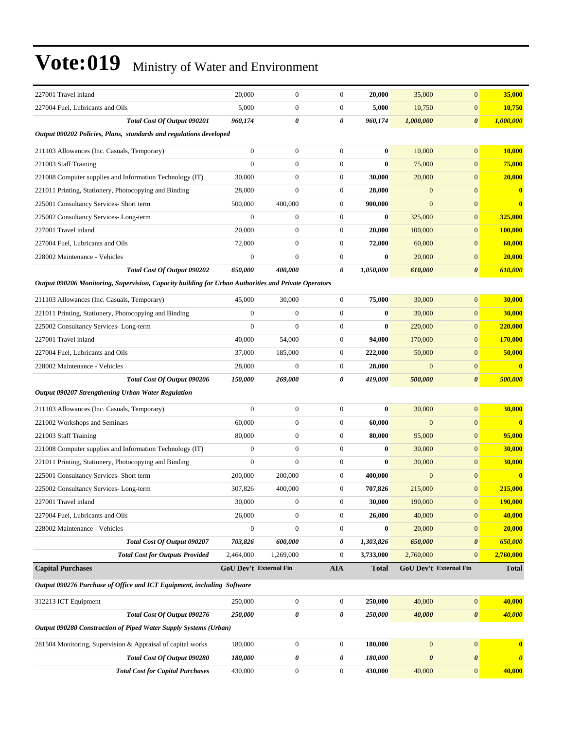# Vote:019 Ministry of Water and Environment

| | | | | | | | |
|---|---|---|---|---|---|---|---|
| 227001 Travel inland | 20,000 | 0 | 0 | **20,000** | 35,000 | 0 | **35,000** |
| 227004 Fuel, Lubricants and Oils | 5,000 | 0 | 0 | **5,000** | 10,750 | 0 | **10,750** |
| ***Total Cost Of Output 090201*** | ***960,174*** | ***0*** | ***0*** | ***960,174*** | ***1,000,000*** | ***0*** | ***1,000,000*** |
| ***Output 090202 Policies, Plans, standards and regulations developed*** | | | | | | | |
| 211103 Allowances (Inc. Casuals, Temporary) | 0 | 0 | 0 | **0** | 10,000 | 0 | **10,000** |
| 221003 Staff Training | 0 | 0 | 0 | **0** | 75,000 | 0 | **75,000** |
| 221008 Computer supplies and Information Technology (IT) | 30,000 | 0 | 0 | **30,000** | 20,000 | 0 | **20,000** |
| 221011 Printing, Stationery, Photocopying and Binding | 28,000 | 0 | 0 | **28,000** | 0 | 0 | **0** |
| 225001 Consultancy Services- Short term | 500,000 | 400,000 | 0 | **900,000** | 0 | 0 | **0** |
| 225002 Consultancy Services- Long-term | 0 | 0 | 0 | **0** | 325,000 | 0 | **325,000** |
| 227001 Travel inland | 20,000 | 0 | 0 | **20,000** | 100,000 | 0 | **100,000** |
| 227004 Fuel, Lubricants and Oils | 72,000 | 0 | 0 | **72,000** | 60,000 | 0 | **60,000** |
| 228002 Maintenance - Vehicles | 0 | 0 | 0 | **0** | 20,000 | 0 | **20,000** |
| ***Total Cost Of Output 090202*** | ***650,000*** | ***400,000*** | ***0*** | ***1,050,000*** | ***610,000*** | ***0*** | ***610,000*** |
| ***Output 090206 Monitoring, Supervision, Capacity building for Urban Authorities and Private Operators*** | | | | | | | |
| 211103 Allowances (Inc. Casuals, Temporary) | 45,000 | 30,000 | 0 | **75,000** | 30,000 | 0 | **30,000** |
| 221011 Printing, Stationery, Photocopying and Binding | 0 | 0 | 0 | **0** | 30,000 | 0 | **30,000** |
| 225002 Consultancy Services- Long-term | 0 | 0 | 0 | **0** | 220,000 | 0 | **220,000** |
| 227001 Travel inland | 40,000 | 54,000 | 0 | **94,000** | 170,000 | 0 | **170,000** |
| 227004 Fuel, Lubricants and Oils | 37,000 | 185,000 | 0 | **222,000** | 50,000 | 0 | **50,000** |
| 228002 Maintenance - Vehicles | 28,000 | 0 | 0 | **28,000** | 0 | 0 | **0** |
| ***Total Cost Of Output 090206*** | ***150,000*** | ***269,000*** | ***0*** | ***419,000*** | ***500,000*** | ***0*** | ***500,000*** |
| ***Output 090207 Strengthening Urban Water Regulation*** | | | | | | | |
| 211103 Allowances (Inc. Casuals, Temporary) | 0 | 0 | 0 | **0** | 30,000 | 0 | **30,000** |
| 221002 Workshops and Seminars | 60,000 | 0 | 0 | **60,000** | 0 | 0 | **0** |
| 221003 Staff Training | 80,000 | 0 | 0 | **80,000** | 95,000 | 0 | **95,000** |
| 221008 Computer supplies and Information Technology (IT) | 0 | 0 | 0 | **0** | 30,000 | 0 | **30,000** |
| 221011 Printing, Stationery, Photocopying and Binding | 0 | 0 | 0 | **0** | 30,000 | 0 | **30,000** |
| 225001 Consultancy Services- Short term | 200,000 | 200,000 | 0 | **400,000** | 0 | 0 | **0** |
| 225002 Consultancy Services- Long-term | 307,826 | 400,000 | 0 | **707,826** | 215,000 | 0 | **215,000** |
| 227001 Travel inland | 30,000 | 0 | 0 | **30,000** | 190,000 | 0 | **190,000** |
| 227004 Fuel, Lubricants and Oils | 26,000 | 0 | 0 | **26,000** | 40,000 | 0 | **40,000** |
| 228002 Maintenance - Vehicles | 0 | 0 | 0 | **0** | 20,000 | 0 | **20,000** |
| ***Total Cost Of Output 090207*** | ***703,826*** | ***600,000*** | ***0*** | ***1,303,826*** | ***650,000*** | ***0*** | ***650,000*** |
| ***Total Cost for Outputs Provided*** | 2,464,000 | 1,269,000 | 0 | **3,733,000** | 2,760,000 | 0 | **2,760,000** |
| **Capital Purchases** | **GoU Dev't** | **External Fin** | **AIA** | **Total** | **GoU Dev't** | **External Fin** | **Total** |
| ***Output 090276 Purchase of Office and ICT Equipment, including Software*** | | | | | | | |
| 312213 ICT Equipment | 250,000 | 0 | 0 | **250,000** | 40,000 | 0 | **40,000** |
| ***Total Cost Of Output 090276*** | ***250,000*** | ***0*** | ***0*** | ***250,000*** | ***40,000*** | ***0*** | ***40,000*** |
| ***Output 090280 Construction of Piped Water Supply Systems (Urban)*** | | | | | | | |
| 281504 Monitoring, Supervision & Appraisal of capital works | 180,000 | 0 | 0 | **180,000** | 0 | 0 | **0** |
| ***Total Cost Of Output 090280*** | ***180,000*** | ***0*** | ***0*** | ***180,000*** | ***0*** | ***0*** | ***0*** |
| ***Total Cost for Capital Purchases*** | 430,000 | 0 | 0 | **430,000** | 40,000 | 0 | **40,000** |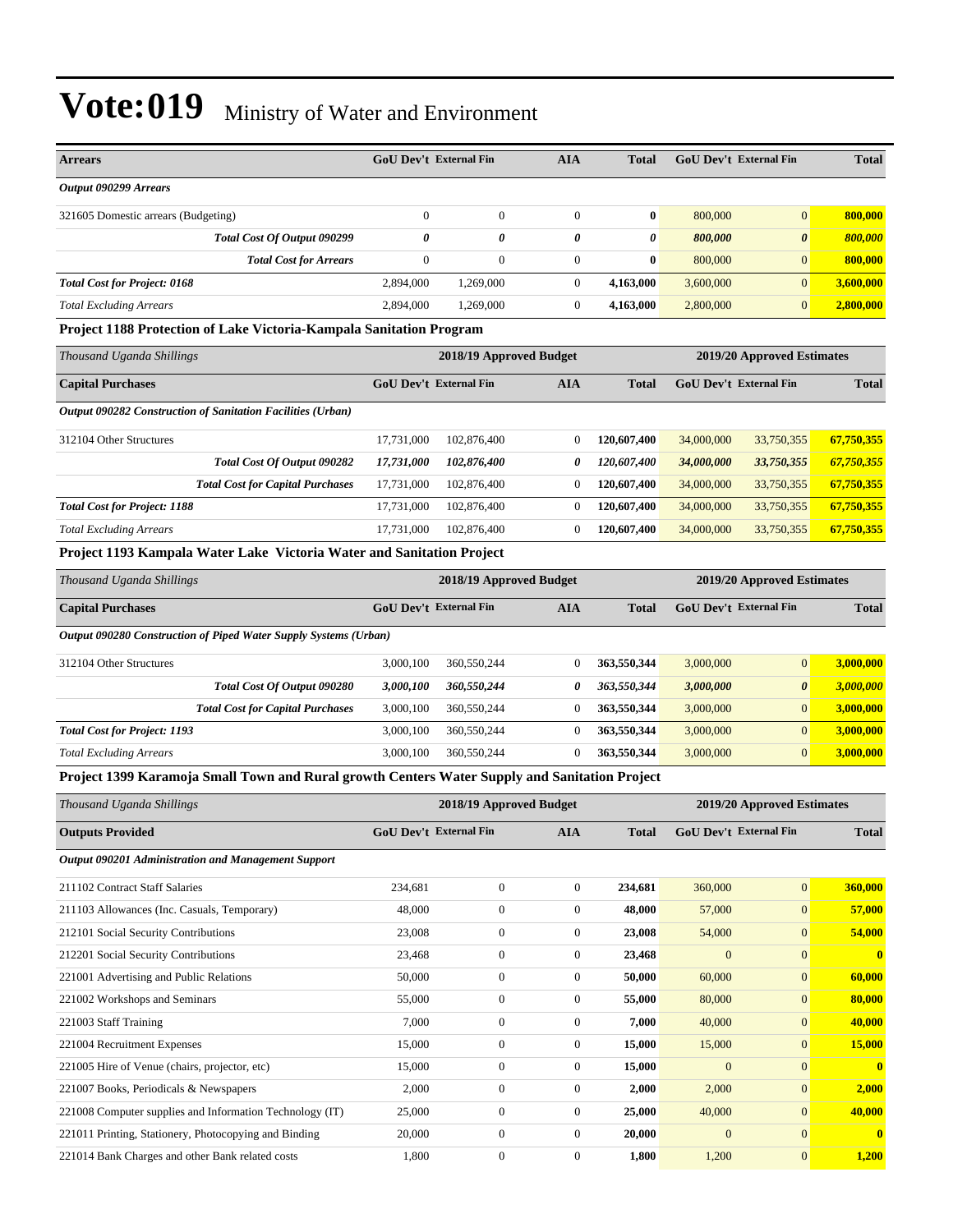# Vote:019 Ministry of Water and Environment

| Arrears | GoU Dev't | External Fin | AIA | Total | GoU Dev't | External Fin | Total |
|---|---|---|---|---|---|---|---|
| *Output 090299 Arrears* | | | | | | | |
| 321605 Domestic arrears (Budgeting) | 0 | 0 | 0 | **0** | 800,000 | 0 | **800,000** |
| *Total Cost Of Output 090299* | *0* | *0* | *0* | *0* | *800,000* | *0* | *800,000* |
| *Total Cost for Arrears* | 0 | 0 | 0 | **0** | 800,000 | 0 | **800,000** |
| *Total Cost for Project: 0168* | 2,894,000 | 1,269,000 | 0 | **4,163,000** | 3,600,000 | 0 | **3,600,000** |
| *Total Excluding Arrears* | 2,894,000 | 1,269,000 | 0 | **4,163,000** | 2,800,000 | 0 | **2,800,000** |

**Project 1188 Protection of Lake Victoria-Kampala Sanitation Program**

| *Thousand Uganda Shillings* | 2018/19 Approved Budget | | | | 2019/20 Approved Estimates | | |
|---|---|---|---|---|---|---|---|
| **Capital Purchases** | GoU Dev't | External Fin | AIA | Total | GoU Dev't | External Fin | Total |
| *Output 090282 Construction of Sanitation Facilities (Urban)* | | | | | | | |
| 312104 Other Structures | 17,731,000 | 102,876,400 | 0 | **120,607,400** | 34,000,000 | 33,750,355 | **67,750,355** |
| *Total Cost Of Output 090282* | *17,731,000* | *102,876,400* | *0* | *120,607,400* | *34,000,000* | *33,750,355* | *67,750,355* |
| *Total Cost for Capital Purchases* | 17,731,000 | 102,876,400 | 0 | **120,607,400** | 34,000,000 | 33,750,355 | **67,750,355** |
| *Total Cost for Project: 1188* | 17,731,000 | 102,876,400 | 0 | **120,607,400** | 34,000,000 | 33,750,355 | **67,750,355** |
| *Total Excluding Arrears* | 17,731,000 | 102,876,400 | 0 | **120,607,400** | 34,000,000 | 33,750,355 | **67,750,355** |

**Project 1193 Kampala Water Lake Victoria Water and Sanitation Project**

| *Thousand Uganda Shillings* | 2018/19 Approved Budget | | | | 2019/20 Approved Estimates | | |
|---|---|---|---|---|---|---|---|
| **Capital Purchases** | GoU Dev't | External Fin | AIA | Total | GoU Dev't | External Fin | Total |
| *Output 090280 Construction of Piped Water Supply Systems (Urban)* | | | | | | | |
| 312104 Other Structures | 3,000,100 | 360,550,244 | 0 | **363,550,344** | 3,000,000 | 0 | **3,000,000** |
| *Total Cost Of Output 090280* | *3,000,100* | *360,550,244* | *0* | *363,550,344* | *3,000,000* | *0* | *3,000,000* |
| *Total Cost for Capital Purchases* | 3,000,100 | 360,550,244 | 0 | **363,550,344** | 3,000,000 | 0 | **3,000,000** |
| *Total Cost for Project: 1193* | 3,000,100 | 360,550,244 | 0 | **363,550,344** | 3,000,000 | 0 | **3,000,000** |
| *Total Excluding Arrears* | 3,000,100 | 360,550,244 | 0 | **363,550,344** | 3,000,000 | 0 | **3,000,000** |

**Project 1399 Karamoja Small Town and Rural growth Centers Water Supply and Sanitation Project**

| *Thousand Uganda Shillings* | 2018/19 Approved Budget | | | | 2019/20 Approved Estimates | | |
|---|---|---|---|---|---|---|---|
| **Outputs Provided** | GoU Dev't | External Fin | AIA | Total | GoU Dev't | External Fin | Total |
| *Output 090201 Administration and Management Support* | | | | | | | |
| 211102 Contract Staff Salaries | 234,681 | 0 | 0 | **234,681** | 360,000 | 0 | **360,000** |
| 211103 Allowances (Inc. Casuals, Temporary) | 48,000 | 0 | 0 | **48,000** | 57,000 | 0 | **57,000** |
| 212101 Social Security Contributions | 23,008 | 0 | 0 | **23,008** | 54,000 | 0 | **54,000** |
| 212201 Social Security Contributions | 23,468 | 0 | 0 | **23,468** | 0 | 0 | **0** |
| 221001 Advertising and Public Relations | 50,000 | 0 | 0 | **50,000** | 60,000 | 0 | **60,000** |
| 221002 Workshops and Seminars | 55,000 | 0 | 0 | **55,000** | 80,000 | 0 | **80,000** |
| 221003 Staff Training | 7,000 | 0 | 0 | **7,000** | 40,000 | 0 | **40,000** |
| 221004 Recruitment Expenses | 15,000 | 0 | 0 | **15,000** | 15,000 | 0 | **15,000** |
| 221005 Hire of Venue (chairs, projector, etc) | 15,000 | 0 | 0 | **15,000** | 0 | 0 | **0** |
| 221007 Books, Periodicals & Newspapers | 2,000 | 0 | 0 | **2,000** | 2,000 | 0 | **2,000** |
| 221008 Computer supplies and Information Technology (IT) | 25,000 | 0 | 0 | **25,000** | 40,000 | 0 | **40,000** |
| 221011 Printing, Stationery, Photocopying and Binding | 20,000 | 0 | 0 | **20,000** | 0 | 0 | **0** |
| 221014 Bank Charges and other Bank related costs | 1,800 | 0 | 0 | **1,800** | 1,200 | 0 | **1,200** |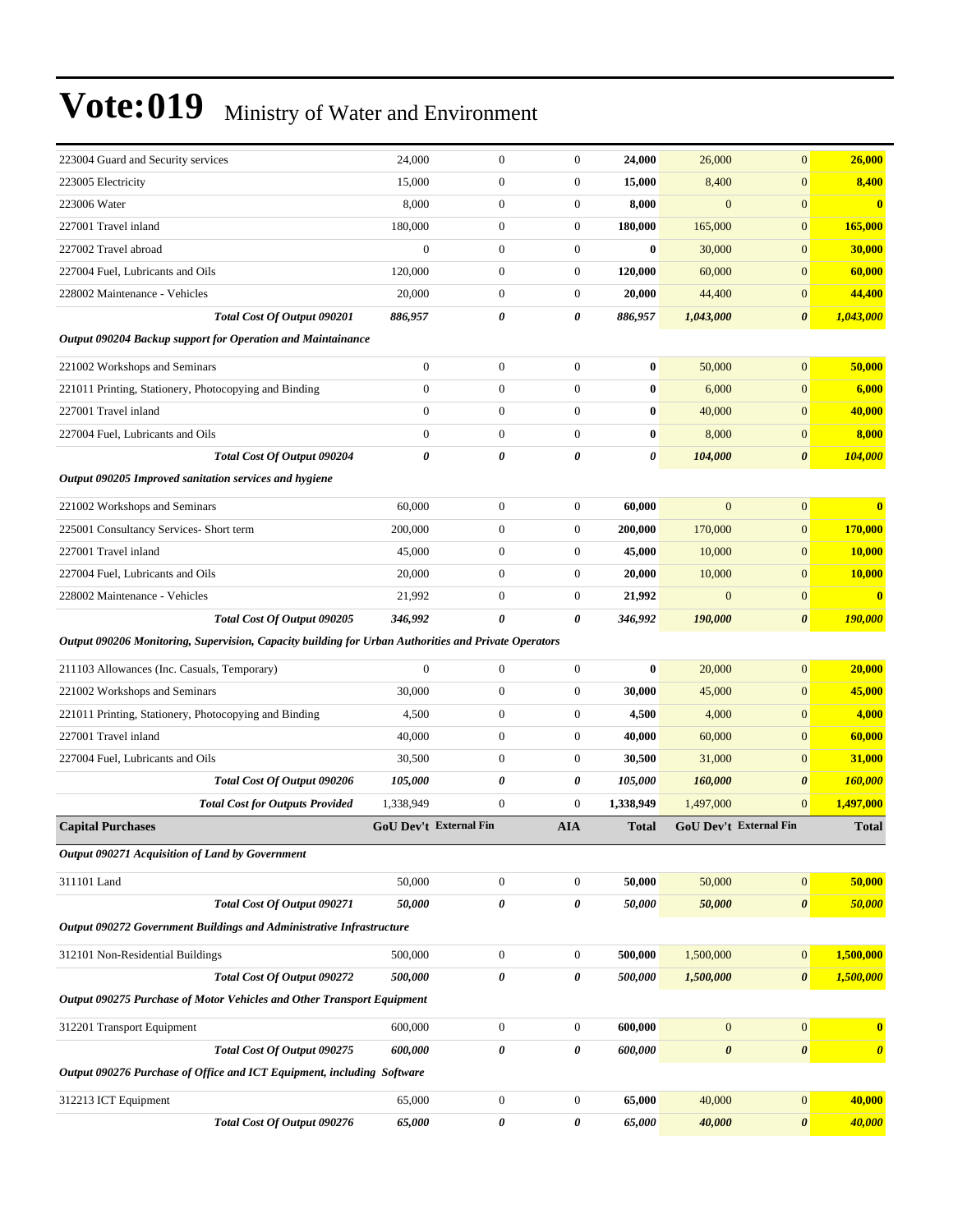# Vote:019 Ministry of Water and Environment

| | | | | | | | |
|---|---|---|---|---|---|---|---|
| 223004 Guard and Security services | 24,000 | 0 | 0 | **24,000** | 26,000 | 0 | **26,000** |
| 223005 Electricity | 15,000 | 0 | 0 | **15,000** | 8,400 | 0 | **8,400** |
| 223006 Water | 8,000 | 0 | 0 | **8,000** | 0 | 0 | **0** |
| 227001 Travel inland | 180,000 | 0 | 0 | **180,000** | 165,000 | 0 | **165,000** |
| 227002 Travel abroad | 0 | 0 | 0 | **0** | 30,000 | 0 | **30,000** |
| 227004 Fuel, Lubricants and Oils | 120,000 | 0 | 0 | **120,000** | 60,000 | 0 | **60,000** |
| 228002 Maintenance - Vehicles | 20,000 | 0 | 0 | **20,000** | 44,400 | 0 | **44,400** |
| ***Total Cost Of Output 090201*** | ***886,957*** | ***0*** | ***0*** | ***886,957*** | ***1,043,000*** | ***0*** | ***1,043,000*** |
| ***Output 090204 Backup support for Operation and Maintainance*** | | | | | | | |
| 221002 Workshops and Seminars | 0 | 0 | 0 | **0** | 50,000 | 0 | **50,000** |
| 221011 Printing, Stationery, Photocopying and Binding | 0 | 0 | 0 | **0** | 6,000 | 0 | **6,000** |
| 227001 Travel inland | 0 | 0 | 0 | **0** | 40,000 | 0 | **40,000** |
| 227004 Fuel, Lubricants and Oils | 0 | 0 | 0 | **0** | 8,000 | 0 | **8,000** |
| ***Total Cost Of Output 090204*** | ***0*** | ***0*** | ***0*** | ***0*** | ***104,000*** | ***0*** | ***104,000*** |
| ***Output 090205 Improved sanitation services and hygiene*** | | | | | | | |
| 221002 Workshops and Seminars | 60,000 | 0 | 0 | **60,000** | 0 | 0 | **0** |
| 225001 Consultancy Services- Short term | 200,000 | 0 | 0 | **200,000** | 170,000 | 0 | **170,000** |
| 227001 Travel inland | 45,000 | 0 | 0 | **45,000** | 10,000 | 0 | **10,000** |
| 227004 Fuel, Lubricants and Oils | 20,000 | 0 | 0 | **20,000** | 10,000 | 0 | **10,000** |
| 228002 Maintenance - Vehicles | 21,992 | 0 | 0 | **21,992** | 0 | 0 | **0** |
| ***Total Cost Of Output 090205*** | ***346,992*** | ***0*** | ***0*** | ***346,992*** | ***190,000*** | ***0*** | ***190,000*** |
| ***Output 090206 Monitoring, Supervision, Capacity building for Urban Authorities and Private Operators*** | | | | | | | |
| 211103 Allowances (Inc. Casuals, Temporary) | 0 | 0 | 0 | **0** | 20,000 | 0 | **20,000** |
| 221002 Workshops and Seminars | 30,000 | 0 | 0 | **30,000** | 45,000 | 0 | **45,000** |
| 221011 Printing, Stationery, Photocopying and Binding | 4,500 | 0 | 0 | **4,500** | 4,000 | 0 | **4,000** |
| 227001 Travel inland | 40,000 | 0 | 0 | **40,000** | 60,000 | 0 | **60,000** |
| 227004 Fuel, Lubricants and Oils | 30,500 | 0 | 0 | **30,500** | 31,000 | 0 | **31,000** |
| ***Total Cost Of Output 090206*** | ***105,000*** | ***0*** | ***0*** | ***105,000*** | ***160,000*** | ***0*** | ***160,000*** |
| ***Total Cost for Outputs Provided*** | 1,338,949 | 0 | 0 | **1,338,949** | 1,497,000 | 0 | **1,497,000** |
| **Capital Purchases** | **GoU Dev't** | **External Fin** | **AIA** | **Total** | **GoU Dev't** | **External Fin** | **Total** |
| ***Output 090271 Acquisition of Land by Government*** | | | | | | | |
| 311101 Land | 50,000 | 0 | 0 | **50,000** | 50,000 | 0 | **50,000** |
| ***Total Cost Of Output 090271*** | ***50,000*** | ***0*** | ***0*** | ***50,000*** | ***50,000*** | ***0*** | ***50,000*** |
| ***Output 090272 Government Buildings and Administrative Infrastructure*** | | | | | | | |
| 312101 Non-Residential Buildings | 500,000 | 0 | 0 | **500,000** | 1,500,000 | 0 | **1,500,000** |
| ***Total Cost Of Output 090272*** | ***500,000*** | ***0*** | ***0*** | ***500,000*** | ***1,500,000*** | ***0*** | ***1,500,000*** |
| ***Output 090275 Purchase of Motor Vehicles and Other Transport Equipment*** | | | | | | | |
| 312201 Transport Equipment | 600,000 | 0 | 0 | **600,000** | 0 | 0 | **0** |
| ***Total Cost Of Output 090275*** | ***600,000*** | ***0*** | ***0*** | ***600,000*** | ***0*** | ***0*** | ***0*** |
| ***Output 090276 Purchase of Office and ICT Equipment, including Software*** | | | | | | | |
| 312213 ICT Equipment | 65,000 | 0 | 0 | **65,000** | 40,000 | 0 | **40,000** |
| ***Total Cost Of Output 090276*** | ***65,000*** | ***0*** | ***0*** | ***65,000*** | ***40,000*** | ***0*** | ***40,000*** |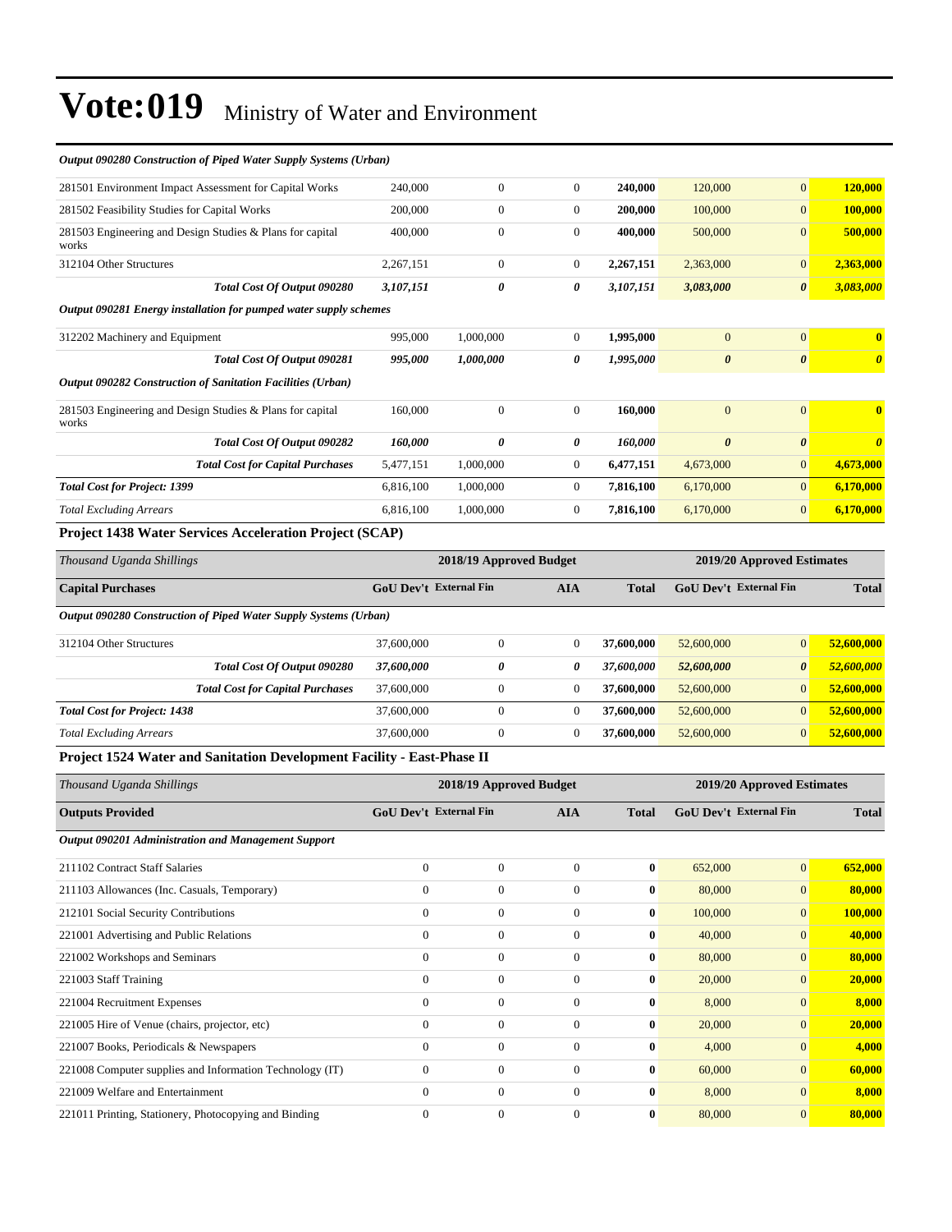# Vote:019 Ministry of Water and Environment

| | | | | | | | |
|---|---|---|---|---|---|---|---|
| ***Output 090280 Construction of Piped Water Supply Systems (Urban)*** | | | | | | | |
| 281501 Environment Impact Assessment for Capital Works | 240,000 | 0 | 0 | **240,000** | 120,000 | 0 | **120,000** |
| 281502 Feasibility Studies for Capital Works | 200,000 | 0 | 0 | **200,000** | 100,000 | 0 | **100,000** |
| 281503 Engineering and Design Studies & Plans for capital works | 400,000 | 0 | 0 | **400,000** | 500,000 | 0 | **500,000** |
| 312104 Other Structures | 2,267,151 | 0 | 0 | **2,267,151** | 2,363,000 | 0 | **2,363,000** |
| ***Total Cost Of Output 090280*** | ***3,107,151*** | ***0*** | ***0*** | ***3,107,151*** | ***3,083,000*** | ***0*** | ***3,083,000*** |
| ***Output 090281 Energy installation for pumped water supply schemes*** | | | | | | | |
| 312202 Machinery and Equipment | 995,000 | 1,000,000 | 0 | **1,995,000** | 0 | 0 | **0** |
| ***Total Cost Of Output 090281*** | ***995,000*** | ***1,000,000*** | ***0*** | ***1,995,000*** | ***0*** | ***0*** | ***0*** |
| ***Output 090282 Construction of Sanitation Facilities (Urban)*** | | | | | | | |
| 281503 Engineering and Design Studies & Plans for capital works | 160,000 | 0 | 0 | **160,000** | 0 | 0 | **0** |
| ***Total Cost Of Output 090282*** | ***160,000*** | ***0*** | ***0*** | ***160,000*** | ***0*** | ***0*** | ***0*** |
| ***Total Cost for Capital Purchases*** | 5,477,151 | 1,000,000 | 0 | **6,477,151** | 4,673,000 | 0 | **4,673,000** |
| ***Total Cost for Project: 1399*** | 6,816,100 | 1,000,000 | 0 | **7,816,100** | 6,170,000 | 0 | **6,170,000** |
| *Total Excluding Arrears* | 6,816,100 | 1,000,000 | 0 | **7,816,100** | 6,170,000 | 0 | **6,170,000** |

**Project 1438 Water Services Acceleration Project (SCAP)**

| *Thousand Uganda Shillings* | 2018/19 Approved Budget | | | | 2019/20 Approved Estimates | | |
|---|---|---|---|---|---|---|---|
| **Capital Purchases** | **GoU Dev't** | **External Fin** | **AIA** | **Total** | **GoU Dev't** | **External Fin** | **Total** |
| ***Output 090280 Construction of Piped Water Supply Systems (Urban)*** | | | | | | | |
| 312104 Other Structures | 37,600,000 | 0 | 0 | **37,600,000** | 52,600,000 | 0 | **52,600,000** |
| ***Total Cost Of Output 090280*** | ***37,600,000*** | ***0*** | ***0*** | ***37,600,000*** | ***52,600,000*** | ***0*** | ***52,600,000*** |
| ***Total Cost for Capital Purchases*** | 37,600,000 | 0 | 0 | **37,600,000** | 52,600,000 | 0 | **52,600,000** |
| ***Total Cost for Project: 1438*** | 37,600,000 | 0 | 0 | **37,600,000** | 52,600,000 | 0 | **52,600,000** |
| *Total Excluding Arrears* | 37,600,000 | 0 | 0 | **37,600,000** | 52,600,000 | 0 | **52,600,000** |

**Project 1524 Water and Sanitation Development Facility - East-Phase II**

| *Thousand Uganda Shillings* | 2018/19 Approved Budget | | | | 2019/20 Approved Estimates | | |
|---|---|---|---|---|---|---|---|
| **Outputs Provided** | **GoU Dev't** | **External Fin** | **AIA** | **Total** | **GoU Dev't** | **External Fin** | **Total** |
| ***Output 090201 Administration and Management Support*** | | | | | | | |
| 211102 Contract Staff Salaries | 0 | 0 | 0 | **0** | 652,000 | 0 | **652,000** |
| 211103 Allowances (Inc. Casuals, Temporary) | 0 | 0 | 0 | **0** | 80,000 | 0 | **80,000** |
| 212101 Social Security Contributions | 0 | 0 | 0 | **0** | 100,000 | 0 | **100,000** |
| 221001 Advertising and Public Relations | 0 | 0 | 0 | **0** | 40,000 | 0 | **40,000** |
| 221002 Workshops and Seminars | 0 | 0 | 0 | **0** | 80,000 | 0 | **80,000** |
| 221003 Staff Training | 0 | 0 | 0 | **0** | 20,000 | 0 | **20,000** |
| 221004 Recruitment Expenses | 0 | 0 | 0 | **0** | 8,000 | 0 | **8,000** |
| 221005 Hire of Venue (chairs, projector, etc) | 0 | 0 | 0 | **0** | 20,000 | 0 | **20,000** |
| 221007 Books, Periodicals & Newspapers | 0 | 0 | 0 | **0** | 4,000 | 0 | **4,000** |
| 221008 Computer supplies and Information Technology (IT) | 0 | 0 | 0 | **0** | 60,000 | 0 | **60,000** |
| 221009 Welfare and Entertainment | 0 | 0 | 0 | **0** | 8,000 | 0 | **8,000** |
| 221011 Printing, Stationery, Photocopying and Binding | 0 | 0 | 0 | **0** | 80,000 | 0 | **80,000** |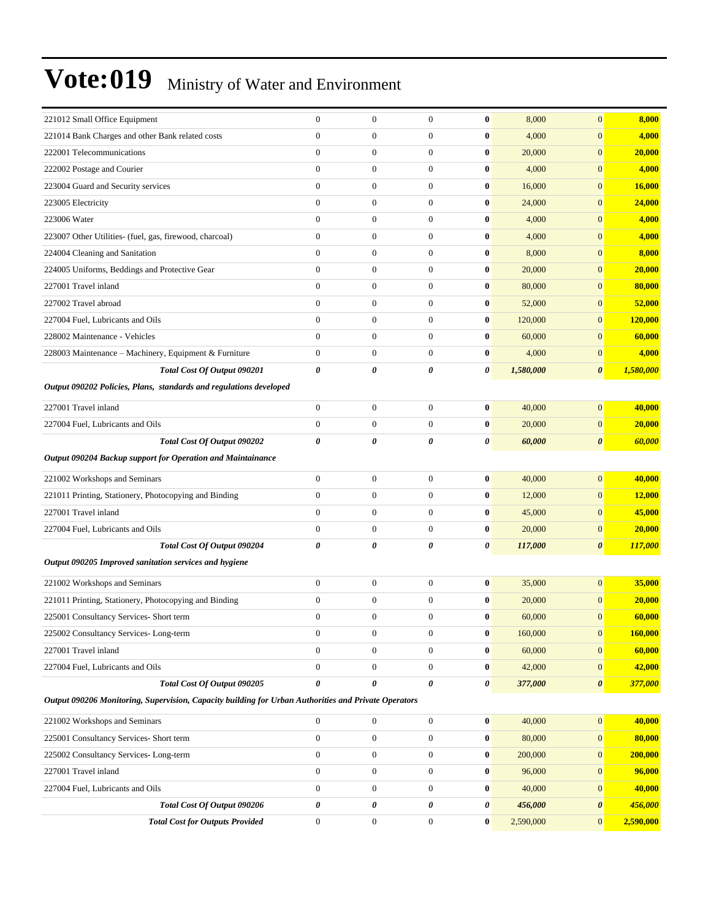# Vote:019 Ministry of Water and Environment

| | | | | | | | |
|---|---|---|---|---|---|---|---|
| 221012 Small Office Equipment | 0 | 0 | 0 | **0** | 8,000 | 0 | **8,000** |
| 221014 Bank Charges and other Bank related costs | 0 | 0 | 0 | **0** | 4,000 | 0 | **4,000** |
| 222001 Telecommunications | 0 | 0 | 0 | **0** | 20,000 | 0 | **20,000** |
| 222002 Postage and Courier | 0 | 0 | 0 | **0** | 4,000 | 0 | **4,000** |
| 223004 Guard and Security services | 0 | 0 | 0 | **0** | 16,000 | 0 | **16,000** |
| 223005 Electricity | 0 | 0 | 0 | **0** | 24,000 | 0 | **24,000** |
| 223006 Water | 0 | 0 | 0 | **0** | 4,000 | 0 | **4,000** |
| 223007 Other Utilities- (fuel, gas, firewood, charcoal) | 0 | 0 | 0 | **0** | 4,000 | 0 | **4,000** |
| 224004 Cleaning and Sanitation | 0 | 0 | 0 | **0** | 8,000 | 0 | **8,000** |
| 224005 Uniforms, Beddings and Protective Gear | 0 | 0 | 0 | **0** | 20,000 | 0 | **20,000** |
| 227001 Travel inland | 0 | 0 | 0 | **0** | 80,000 | 0 | **80,000** |
| 227002 Travel abroad | 0 | 0 | 0 | **0** | 52,000 | 0 | **52,000** |
| 227004 Fuel, Lubricants and Oils | 0 | 0 | 0 | **0** | 120,000 | 0 | **120,000** |
| 228002 Maintenance - Vehicles | 0 | 0 | 0 | **0** | 60,000 | 0 | **60,000** |
| 228003 Maintenance – Machinery, Equipment & Furniture | 0 | 0 | 0 | **0** | 4,000 | 0 | **4,000** |
| ***Total Cost Of Output 090201*** | ***0*** | ***0*** | ***0*** | ***0*** | ***1,580,000*** | ***0*** | ***1,580,000*** |
| ***Output 090202 Policies, Plans, standards and regulations developed*** | | | | | | | |
| 227001 Travel inland | 0 | 0 | 0 | **0** | 40,000 | 0 | **40,000** |
| 227004 Fuel, Lubricants and Oils | 0 | 0 | 0 | **0** | 20,000 | 0 | **20,000** |
| ***Total Cost Of Output 090202*** | ***0*** | ***0*** | ***0*** | ***0*** | ***60,000*** | ***0*** | ***60,000*** |
| ***Output 090204 Backup support for Operation and Maintainance*** | | | | | | | |
| 221002 Workshops and Seminars | 0 | 0 | 0 | **0** | 40,000 | 0 | **40,000** |
| 221011 Printing, Stationery, Photocopying and Binding | 0 | 0 | 0 | **0** | 12,000 | 0 | **12,000** |
| 227001 Travel inland | 0 | 0 | 0 | **0** | 45,000 | 0 | **45,000** |
| 227004 Fuel, Lubricants and Oils | 0 | 0 | 0 | **0** | 20,000 | 0 | **20,000** |
| ***Total Cost Of Output 090204*** | ***0*** | ***0*** | ***0*** | ***0*** | ***117,000*** | ***0*** | ***117,000*** |
| ***Output 090205 Improved sanitation services and hygiene*** | | | | | | | |
| 221002 Workshops and Seminars | 0 | 0 | 0 | **0** | 35,000 | 0 | **35,000** |
| 221011 Printing, Stationery, Photocopying and Binding | 0 | 0 | 0 | **0** | 20,000 | 0 | **20,000** |
| 225001 Consultancy Services- Short term | 0 | 0 | 0 | **0** | 60,000 | 0 | **60,000** |
| 225002 Consultancy Services- Long-term | 0 | 0 | 0 | **0** | 160,000 | 0 | **160,000** |
| 227001 Travel inland | 0 | 0 | 0 | **0** | 60,000 | 0 | **60,000** |
| 227004 Fuel, Lubricants and Oils | 0 | 0 | 0 | **0** | 42,000 | 0 | **42,000** |
| ***Total Cost Of Output 090205*** | ***0*** | ***0*** | ***0*** | ***0*** | ***377,000*** | ***0*** | ***377,000*** |
| ***Output 090206 Monitoring, Supervision, Capacity building for Urban Authorities and Private Operators*** | | | | | | | |
| 221002 Workshops and Seminars | 0 | 0 | 0 | **0** | 40,000 | 0 | **40,000** |
| 225001 Consultancy Services- Short term | 0 | 0 | 0 | **0** | 80,000 | 0 | **80,000** |
| 225002 Consultancy Services- Long-term | 0 | 0 | 0 | **0** | 200,000 | 0 | **200,000** |
| 227001 Travel inland | 0 | 0 | 0 | **0** | 96,000 | 0 | **96,000** |
| 227004 Fuel, Lubricants and Oils | 0 | 0 | 0 | **0** | 40,000 | 0 | **40,000** |
| ***Total Cost Of Output 090206*** | ***0*** | ***0*** | ***0*** | ***0*** | ***456,000*** | ***0*** | ***456,000*** |
| ***Total Cost for Outputs Provided*** | 0 | 0 | 0 | **0** | 2,590,000 | 0 | **2,590,000** |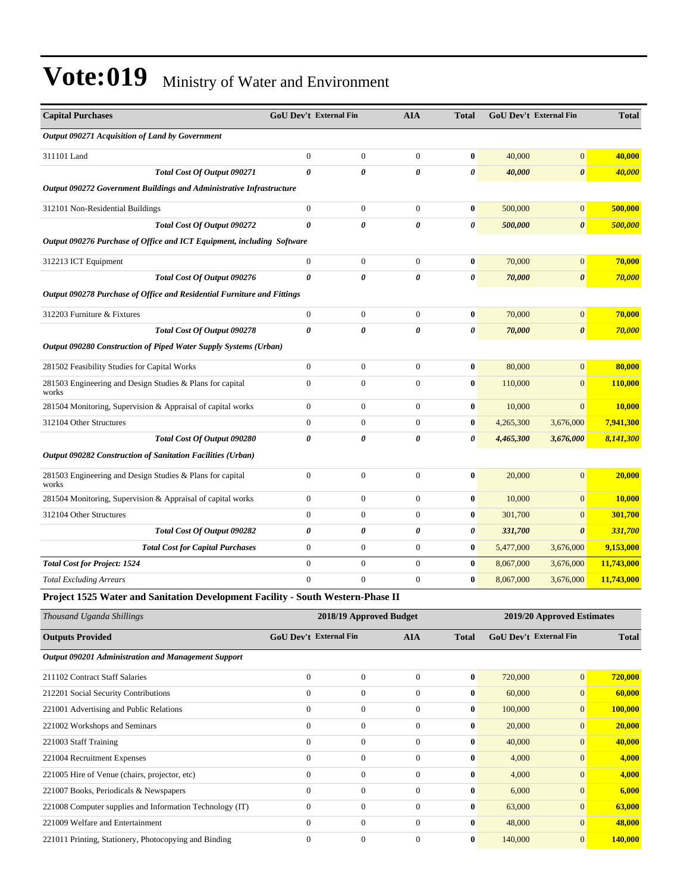# Vote:019 Ministry of Water and Environment

| Capital Purchases | GoU Dev't | External Fin | AIA | Total | GoU Dev't | External Fin | Total |
|---|---|---|---|---|---|---|---|
| ***Output 090271 Acquisition of Land by Government*** | | | | | | | |
| 311101 Land | 0 | 0 | 0 | **0** | 40,000 | 0 | **40,000** |
| ***Total Cost Of Output 090271*** | ***0*** | ***0*** | ***0*** | ***0*** | ***40,000*** | ***0*** | ***40,000*** |
| ***Output 090272 Government Buildings and Administrative Infrastructure*** | | | | | | | |
| 312101 Non-Residential Buildings | 0 | 0 | 0 | **0** | 500,000 | 0 | **500,000** |
| ***Total Cost Of Output 090272*** | ***0*** | ***0*** | ***0*** | ***0*** | ***500,000*** | ***0*** | ***500,000*** |
| ***Output 090276 Purchase of Office and ICT Equipment, including Software*** | | | | | | | |
| 312213 ICT Equipment | 0 | 0 | 0 | **0** | 70,000 | 0 | **70,000** |
| ***Total Cost Of Output 090276*** | ***0*** | ***0*** | ***0*** | ***0*** | ***70,000*** | ***0*** | ***70,000*** |
| ***Output 090278 Purchase of Office and Residential Furniture and Fittings*** | | | | | | | |
| 312203 Furniture & Fixtures | 0 | 0 | 0 | **0** | 70,000 | 0 | **70,000** |
| ***Total Cost Of Output 090278*** | ***0*** | ***0*** | ***0*** | ***0*** | ***70,000*** | ***0*** | ***70,000*** |
| ***Output 090280 Construction of Piped Water Supply Systems (Urban)*** | | | | | | | |
| 281502 Feasibility Studies for Capital Works | 0 | 0 | 0 | **0** | 80,000 | 0 | **80,000** |
| 281503 Engineering and Design Studies & Plans for capital works | 0 | 0 | 0 | **0** | 110,000 | 0 | **110,000** |
| 281504 Monitoring, Supervision & Appraisal of capital works | 0 | 0 | 0 | **0** | 10,000 | 0 | **10,000** |
| 312104 Other Structures | 0 | 0 | 0 | **0** | 4,265,300 | 3,676,000 | **7,941,300** |
| ***Total Cost Of Output 090280*** | ***0*** | ***0*** | ***0*** | ***0*** | ***4,465,300*** | ***3,676,000*** | ***8,141,300*** |
| ***Output 090282 Construction of Sanitation Facilities (Urban)*** | | | | | | | |
| 281503 Engineering and Design Studies & Plans for capital works | 0 | 0 | 0 | **0** | 20,000 | 0 | **20,000** |
| 281504 Monitoring, Supervision & Appraisal of capital works | 0 | 0 | 0 | **0** | 10,000 | 0 | **10,000** |
| 312104 Other Structures | 0 | 0 | 0 | **0** | 301,700 | 0 | **301,700** |
| ***Total Cost Of Output 090282*** | ***0*** | ***0*** | ***0*** | ***0*** | ***331,700*** | ***0*** | ***331,700*** |
| ***Total Cost for Capital Purchases*** | 0 | 0 | 0 | **0** | 5,477,000 | 3,676,000 | **9,153,000** |
| ***Total Cost for Project: 1524*** | 0 | 0 | 0 | **0** | 8,067,000 | 3,676,000 | **11,743,000** |
| *Total Excluding Arrears* | 0 | 0 | 0 | **0** | 8,067,000 | 3,676,000 | **11,743,000** |

**Project 1525 Water and Sanitation Development Facility - South Western-Phase II**

| *Thousand Uganda Shillings* | 2018/19 Approved Budget | | | | 2019/20 Approved Estimates | | |
|---|---|---|---|---|---|---|---|
| **Outputs Provided** | **GoU Dev't** | **External Fin** | **AIA** | **Total** | **GoU Dev't** | **External Fin** | **Total** |
| ***Output 090201 Administration and Management Support*** | | | | | | | |
| 211102 Contract Staff Salaries | 0 | 0 | 0 | **0** | 720,000 | 0 | **720,000** |
| 212201 Social Security Contributions | 0 | 0 | 0 | **0** | 60,000 | 0 | **60,000** |
| 221001 Advertising and Public Relations | 0 | 0 | 0 | **0** | 100,000 | 0 | **100,000** |
| 221002 Workshops and Seminars | 0 | 0 | 0 | **0** | 20,000 | 0 | **20,000** |
| 221003 Staff Training | 0 | 0 | 0 | **0** | 40,000 | 0 | **40,000** |
| 221004 Recruitment Expenses | 0 | 0 | 0 | **0** | 4,000 | 0 | **4,000** |
| 221005 Hire of Venue (chairs, projector, etc) | 0 | 0 | 0 | **0** | 4,000 | 0 | **4,000** |
| 221007 Books, Periodicals & Newspapers | 0 | 0 | 0 | **0** | 6,000 | 0 | **6,000** |
| 221008 Computer supplies and Information Technology (IT) | 0 | 0 | 0 | **0** | 63,000 | 0 | **63,000** |
| 221009 Welfare and Entertainment | 0 | 0 | 0 | **0** | 48,000 | 0 | **48,000** |
| 221011 Printing, Stationery, Photocopying and Binding | 0 | 0 | 0 | **0** | 140,000 | 0 | **140,000** |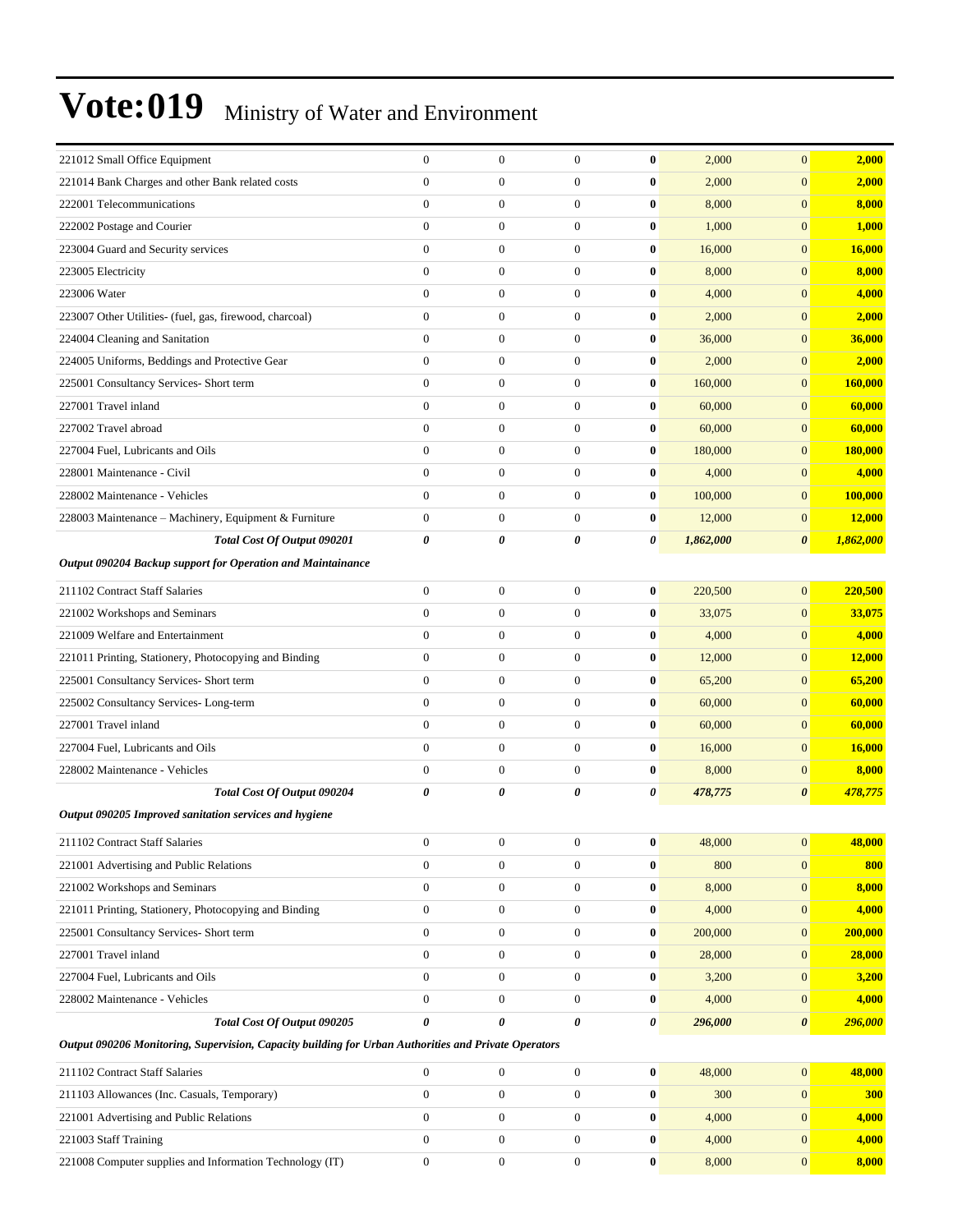| | | | | | | | |
|---|---|---|---|---|---|---|---|
| 221012 Small Office Equipment | 0 | 0 | 0 | **0** | 2,000 | 0 | **2,000** |
| 221014 Bank Charges and other Bank related costs | 0 | 0 | 0 | **0** | 2,000 | 0 | **2,000** |
| 222001 Telecommunications | 0 | 0 | 0 | **0** | 8,000 | 0 | **8,000** |
| 222002 Postage and Courier | 0 | 0 | 0 | **0** | 1,000 | 0 | **1,000** |
| 223004 Guard and Security services | 0 | 0 | 0 | **0** | 16,000 | 0 | **16,000** |
| 223005 Electricity | 0 | 0 | 0 | **0** | 8,000 | 0 | **8,000** |
| 223006 Water | 0 | 0 | 0 | **0** | 4,000 | 0 | **4,000** |
| 223007 Other Utilities- (fuel, gas, firewood, charcoal) | 0 | 0 | 0 | **0** | 2,000 | 0 | **2,000** |
| 224004 Cleaning and Sanitation | 0 | 0 | 0 | **0** | 36,000 | 0 | **36,000** |
| 224005 Uniforms, Beddings and Protective Gear | 0 | 0 | 0 | **0** | 2,000 | 0 | **2,000** |
| 225001 Consultancy Services- Short term | 0 | 0 | 0 | **0** | 160,000 | 0 | **160,000** |
| 227001 Travel inland | 0 | 0 | 0 | **0** | 60,000 | 0 | **60,000** |
| 227002 Travel abroad | 0 | 0 | 0 | **0** | 60,000 | 0 | **60,000** |
| 227004 Fuel, Lubricants and Oils | 0 | 0 | 0 | **0** | 180,000 | 0 | **180,000** |
| 228001 Maintenance - Civil | 0 | 0 | 0 | **0** | 4,000 | 0 | **4,000** |
| 228002 Maintenance - Vehicles | 0 | 0 | 0 | **0** | 100,000 | 0 | **100,000** |
| 228003 Maintenance – Machinery, Equipment & Furniture | 0 | 0 | 0 | **0** | 12,000 | 0 | **12,000** |
| ***Total Cost Of Output 090201*** | ***0*** | ***0*** | ***0*** | ***0*** | ***1,862,000*** | ***0*** | ***1,862,000*** |
| ***Output 090204 Backup support for Operation and Maintainance*** | | | | | | | |
| 211102 Contract Staff Salaries | 0 | 0 | 0 | **0** | 220,500 | 0 | **220,500** |
| 221002 Workshops and Seminars | 0 | 0 | 0 | **0** | 33,075 | 0 | **33,075** |
| 221009 Welfare and Entertainment | 0 | 0 | 0 | **0** | 4,000 | 0 | **4,000** |
| 221011 Printing, Stationery, Photocopying and Binding | 0 | 0 | 0 | **0** | 12,000 | 0 | **12,000** |
| 225001 Consultancy Services- Short term | 0 | 0 | 0 | **0** | 65,200 | 0 | **65,200** |
| 225002 Consultancy Services- Long-term | 0 | 0 | 0 | **0** | 60,000 | 0 | **60,000** |
| 227001 Travel inland | 0 | 0 | 0 | **0** | 60,000 | 0 | **60,000** |
| 227004 Fuel, Lubricants and Oils | 0 | 0 | 0 | **0** | 16,000 | 0 | **16,000** |
| 228002 Maintenance - Vehicles | 0 | 0 | 0 | **0** | 8,000 | 0 | **8,000** |
| ***Total Cost Of Output 090204*** | ***0*** | ***0*** | ***0*** | ***0*** | ***478,775*** | ***0*** | ***478,775*** |
| ***Output 090205 Improved sanitation services and hygiene*** | | | | | | | |
| 211102 Contract Staff Salaries | 0 | 0 | 0 | **0** | 48,000 | 0 | **48,000** |
| 221001 Advertising and Public Relations | 0 | 0 | 0 | **0** | 800 | 0 | **800** |
| 221002 Workshops and Seminars | 0 | 0 | 0 | **0** | 8,000 | 0 | **8,000** |
| 221011 Printing, Stationery, Photocopying and Binding | 0 | 0 | 0 | **0** | 4,000 | 0 | **4,000** |
| 225001 Consultancy Services- Short term | 0 | 0 | 0 | **0** | 200,000 | 0 | **200,000** |
| 227001 Travel inland | 0 | 0 | 0 | **0** | 28,000 | 0 | **28,000** |
| 227004 Fuel, Lubricants and Oils | 0 | 0 | 0 | **0** | 3,200 | 0 | **3,200** |
| 228002 Maintenance - Vehicles | 0 | 0 | 0 | **0** | 4,000 | 0 | **4,000** |
| ***Total Cost Of Output 090205*** | ***0*** | ***0*** | ***0*** | ***0*** | ***296,000*** | ***0*** | ***296,000*** |
| ***Output 090206 Monitoring, Supervision, Capacity building for Urban Authorities and Private Operators*** | | | | | | | |
| 211102 Contract Staff Salaries | 0 | 0 | 0 | **0** | 48,000 | 0 | **48,000** |
| 211103 Allowances (Inc. Casuals, Temporary) | 0 | 0 | 0 | **0** | 300 | 0 | **300** |
| 221001 Advertising and Public Relations | 0 | 0 | 0 | **0** | 4,000 | 0 | **4,000** |
| 221003 Staff Training | 0 | 0 | 0 | **0** | 4,000 | 0 | **4,000** |
| 221008 Computer supplies and Information Technology (IT) | 0 | 0 | 0 | **0** | 8,000 | 0 | **8,000** |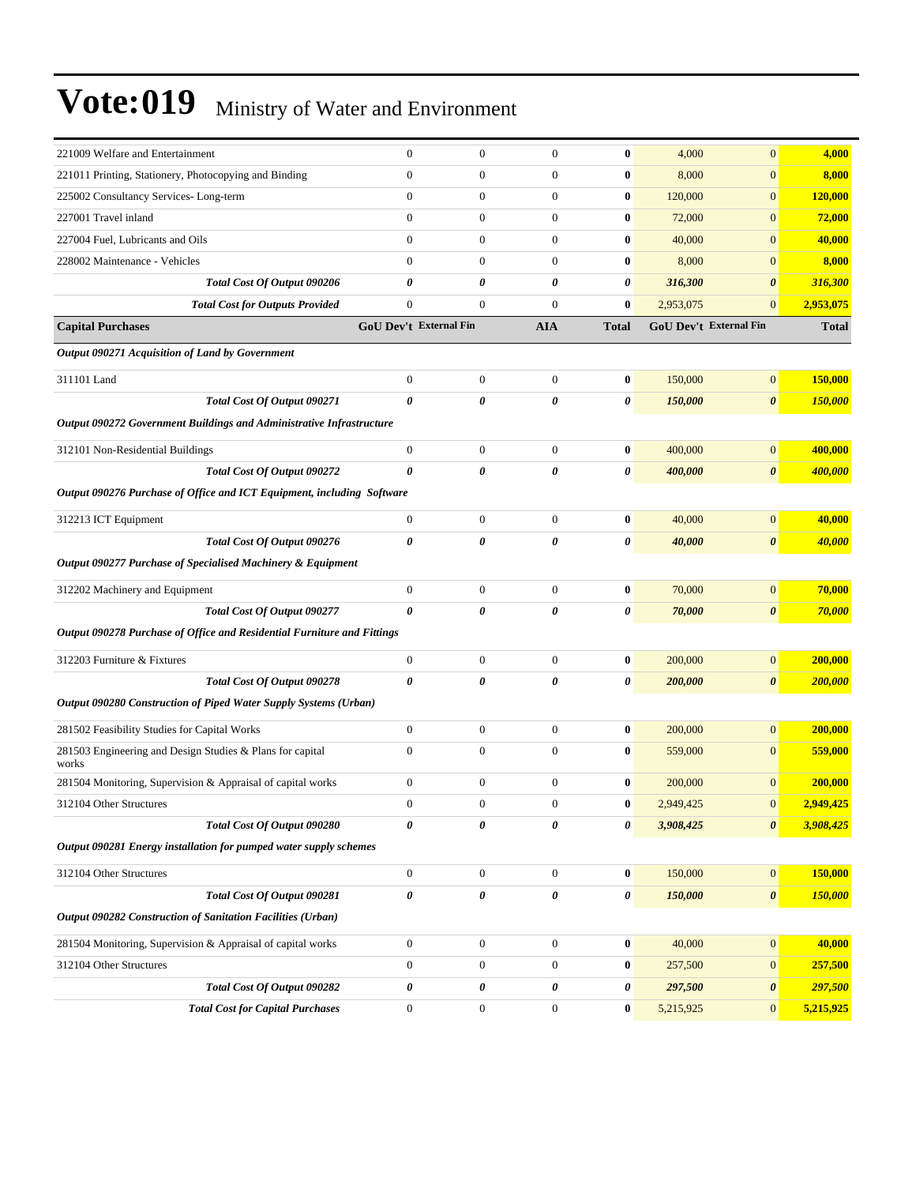| | GoU Dev't | External Fin | AIA | Total | GoU Dev't | External Fin | Total |
|---|---|---|---|---|---|---|---|
| 221009 Welfare and Entertainment | 0 | 0 | 0 | **0** | 4,000 | 0 | **4,000** |
| 221011 Printing, Stationery, Photocopying and Binding | 0 | 0 | 0 | **0** | 8,000 | 0 | **8,000** |
| 225002 Consultancy Services- Long-term | 0 | 0 | 0 | **0** | 120,000 | 0 | **120,000** |
| 227001 Travel inland | 0 | 0 | 0 | **0** | 72,000 | 0 | **72,000** |
| 227004 Fuel, Lubricants and Oils | 0 | 0 | 0 | **0** | 40,000 | 0 | **40,000** |
| 228002 Maintenance - Vehicles | 0 | 0 | 0 | **0** | 8,000 | 0 | **8,000** |
| ***Total Cost Of Output 090206*** | ***0*** | ***0*** | ***0*** | ***0*** | ***316,300*** | ***0*** | ***316,300*** |
| ***Total Cost for Outputs Provided*** | 0 | 0 | 0 | **0** | 2,953,075 | 0 | **2,953,075** |
| **Capital Purchases** | **GoU Dev't** | **External Fin** | **AIA** | **Total** | **GoU Dev't** | **External Fin** | **Total** |
| ***Output 090271 Acquisition of Land by Government*** | | | | | | | |
| 311101 Land | 0 | 0 | 0 | **0** | 150,000 | 0 | **150,000** |
| ***Total Cost Of Output 090271*** | ***0*** | ***0*** | ***0*** | ***0*** | ***150,000*** | ***0*** | ***150,000*** |
| ***Output 090272 Government Buildings and Administrative Infrastructure*** | | | | | | | |
| 312101 Non-Residential Buildings | 0 | 0 | 0 | **0** | 400,000 | 0 | **400,000** |
| ***Total Cost Of Output 090272*** | ***0*** | ***0*** | ***0*** | ***0*** | ***400,000*** | ***0*** | ***400,000*** |
| ***Output 090276 Purchase of Office and ICT Equipment, including Software*** | | | | | | | |
| 312213 ICT Equipment | 0 | 0 | 0 | **0** | 40,000 | 0 | **40,000** |
| ***Total Cost Of Output 090276*** | ***0*** | ***0*** | ***0*** | ***0*** | ***40,000*** | ***0*** | ***40,000*** |
| ***Output 090277 Purchase of Specialised Machinery & Equipment*** | | | | | | | |
| 312202 Machinery and Equipment | 0 | 0 | 0 | **0** | 70,000 | 0 | **70,000** |
| ***Total Cost Of Output 090277*** | ***0*** | ***0*** | ***0*** | ***0*** | ***70,000*** | ***0*** | ***70,000*** |
| ***Output 090278 Purchase of Office and Residential Furniture and Fittings*** | | | | | | | |
| 312203 Furniture & Fixtures | 0 | 0 | 0 | **0** | 200,000 | 0 | **200,000** |
| ***Total Cost Of Output 090278*** | ***0*** | ***0*** | ***0*** | ***0*** | ***200,000*** | ***0*** | ***200,000*** |
| ***Output 090280 Construction of Piped Water Supply Systems (Urban)*** | | | | | | | |
| 281502 Feasibility Studies for Capital Works | 0 | 0 | 0 | **0** | 200,000 | 0 | **200,000** |
| 281503 Engineering and Design Studies & Plans for capital works | 0 | 0 | 0 | **0** | 559,000 | 0 | **559,000** |
| 281504 Monitoring, Supervision & Appraisal of capital works | 0 | 0 | 0 | **0** | 200,000 | 0 | **200,000** |
| 312104 Other Structures | 0 | 0 | 0 | **0** | 2,949,425 | 0 | **2,949,425** |
| ***Total Cost Of Output 090280*** | ***0*** | ***0*** | ***0*** | ***0*** | ***3,908,425*** | ***0*** | ***3,908,425*** |
| ***Output 090281 Energy installation for pumped water supply schemes*** | | | | | | | |
| 312104 Other Structures | 0 | 0 | 0 | **0** | 150,000 | 0 | **150,000** |
| ***Total Cost Of Output 090281*** | ***0*** | ***0*** | ***0*** | ***0*** | ***150,000*** | ***0*** | ***150,000*** |
| ***Output 090282 Construction of Sanitation Facilities (Urban)*** | | | | | | | |
| 281504 Monitoring, Supervision & Appraisal of capital works | 0 | 0 | 0 | **0** | 40,000 | 0 | **40,000** |
| 312104 Other Structures | 0 | 0 | 0 | **0** | 257,500 | 0 | **257,500** |
| ***Total Cost Of Output 090282*** | ***0*** | ***0*** | ***0*** | ***0*** | ***297,500*** | ***0*** | ***297,500*** |
| ***Total Cost for Capital Purchases*** | 0 | 0 | 0 | **0** | 5,215,925 | 0 | **5,215,925** |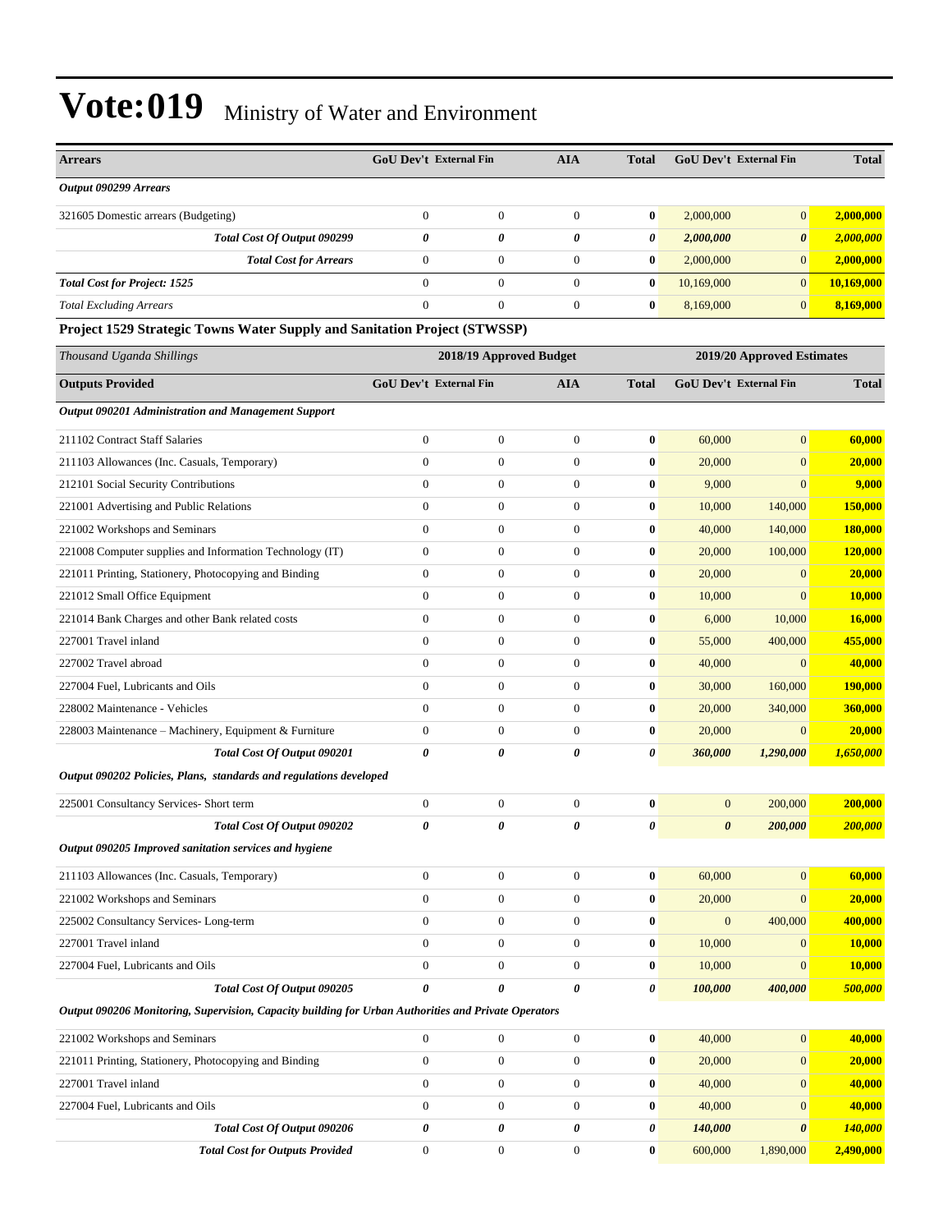# Vote:019 Ministry of Water and Environment

| Arrears | GoU Dev't | External Fin | AIA | Total | GoU Dev't | External Fin | Total |
|---|---|---|---|---|---|---|---|
| *Output 090299 Arrears* | | | | | | | |
| 321605 Domestic arrears (Budgeting) | 0 | 0 | 0 | **0** | 2,000,000 | 0 | **2,000,000** |
| ***Total Cost Of Output 090299*** | ***0*** | ***0*** | ***0*** | ***0*** | ***2,000,000*** | ***0*** | ***2,000,000*** |
| ***Total Cost for Arrears*** | 0 | 0 | 0 | **0** | 2,000,000 | 0 | **2,000,000** |
| ***Total Cost for Project: 1525*** | 0 | 0 | 0 | **0** | 10,169,000 | 0 | **10,169,000** |
| *Total Excluding Arrears* | 0 | 0 | 0 | **0** | 8,169,000 | 0 | **8,169,000** |

### Project 1529 Strategic Towns Water Supply and Sanitation Project (STWSSP)

| *Thousand Uganda Shillings* | 2018/19 Approved Budget | | | | 2019/20 Approved Estimates | | |
|---|---|---|---|---|---|---|---|
| **Outputs Provided** | **GoU Dev't** | **External Fin** | **AIA** | **Total** | **GoU Dev't** | **External Fin** | **Total** |
| ***Output 090201 Administration and Management Support*** | | | | | | | |
| 211102 Contract Staff Salaries | 0 | 0 | 0 | **0** | 60,000 | 0 | **60,000** |
| 211103 Allowances (Inc. Casuals, Temporary) | 0 | 0 | 0 | **0** | 20,000 | 0 | **20,000** |
| 212101 Social Security Contributions | 0 | 0 | 0 | **0** | 9,000 | 0 | **9,000** |
| 221001 Advertising and Public Relations | 0 | 0 | 0 | **0** | 10,000 | 140,000 | **150,000** |
| 221002 Workshops and Seminars | 0 | 0 | 0 | **0** | 40,000 | 140,000 | **180,000** |
| 221008 Computer supplies and Information Technology (IT) | 0 | 0 | 0 | **0** | 20,000 | 100,000 | **120,000** |
| 221011 Printing, Stationery, Photocopying and Binding | 0 | 0 | 0 | **0** | 20,000 | 0 | **20,000** |
| 221012 Small Office Equipment | 0 | 0 | 0 | **0** | 10,000 | 0 | **10,000** |
| 221014 Bank Charges and other Bank related costs | 0 | 0 | 0 | **0** | 6,000 | 10,000 | **16,000** |
| 227001 Travel inland | 0 | 0 | 0 | **0** | 55,000 | 400,000 | **455,000** |
| 227002 Travel abroad | 0 | 0 | 0 | **0** | 40,000 | 0 | **40,000** |
| 227004 Fuel, Lubricants and Oils | 0 | 0 | 0 | **0** | 30,000 | 160,000 | **190,000** |
| 228002 Maintenance - Vehicles | 0 | 0 | 0 | **0** | 20,000 | 340,000 | **360,000** |
| 228003 Maintenance – Machinery, Equipment & Furniture | 0 | 0 | 0 | **0** | 20,000 | 0 | **20,000** |
| ***Total Cost Of Output 090201*** | ***0*** | ***0*** | ***0*** | ***0*** | ***360,000*** | ***1,290,000*** | ***1,650,000*** |
| ***Output 090202 Policies, Plans, standards and regulations developed*** | | | | | | | |
| 225001 Consultancy Services- Short term | 0 | 0 | 0 | **0** | 0 | 200,000 | **200,000** |
| ***Total Cost Of Output 090202*** | ***0*** | ***0*** | ***0*** | ***0*** | ***0*** | ***200,000*** | ***200,000*** |
| ***Output 090205 Improved sanitation services and hygiene*** | | | | | | | |
| 211103 Allowances (Inc. Casuals, Temporary) | 0 | 0 | 0 | **0** | 60,000 | 0 | **60,000** |
| 221002 Workshops and Seminars | 0 | 0 | 0 | **0** | 20,000 | 0 | **20,000** |
| 225002 Consultancy Services- Long-term | 0 | 0 | 0 | **0** | 0 | 400,000 | **400,000** |
| 227001 Travel inland | 0 | 0 | 0 | **0** | 10,000 | 0 | **10,000** |
| 227004 Fuel, Lubricants and Oils | 0 | 0 | 0 | **0** | 10,000 | 0 | **10,000** |
| ***Total Cost Of Output 090205*** | ***0*** | ***0*** | ***0*** | ***0*** | ***100,000*** | ***400,000*** | ***500,000*** |
| ***Output 090206 Monitoring, Supervision, Capacity building for Urban Authorities and Private Operators*** | | | | | | | |
| 221002 Workshops and Seminars | 0 | 0 | 0 | **0** | 40,000 | 0 | **40,000** |
| 221011 Printing, Stationery, Photocopying and Binding | 0 | 0 | 0 | **0** | 20,000 | 0 | **20,000** |
| 227001 Travel inland | 0 | 0 | 0 | **0** | 40,000 | 0 | **40,000** |
| 227004 Fuel, Lubricants and Oils | 0 | 0 | 0 | **0** | 40,000 | 0 | **40,000** |
| ***Total Cost Of Output 090206*** | ***0*** | ***0*** | ***0*** | ***0*** | ***140,000*** | ***0*** | ***140,000*** |
| ***Total Cost for Outputs Provided*** | 0 | 0 | 0 | **0** | 600,000 | 1,890,000 | **2,490,000** |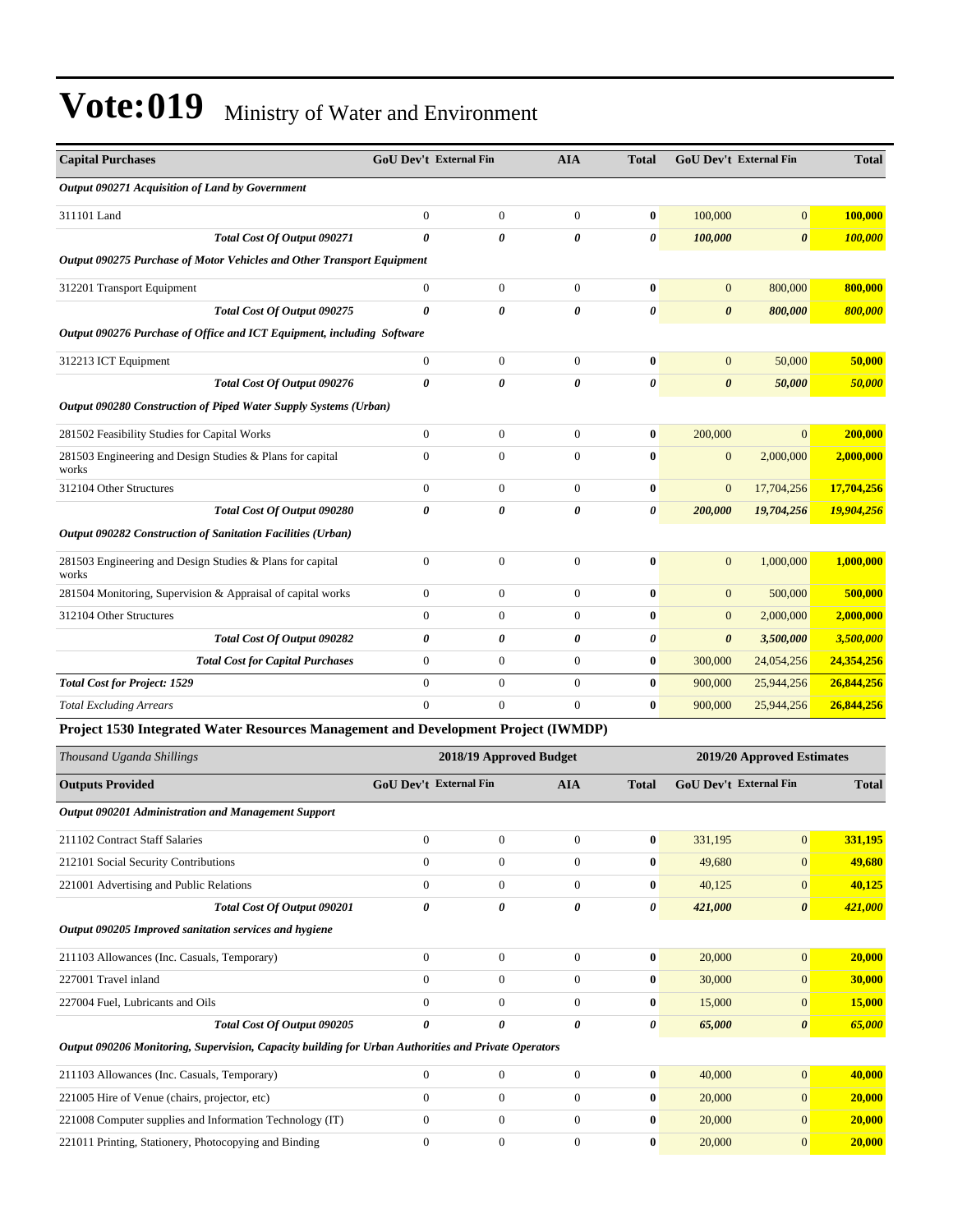# Vote:019 Ministry of Water and Environment

| Capital Purchases | GoU Dev't | External Fin | AIA | Total | GoU Dev't | External Fin | Total |
|---|---|---|---|---|---|---|---|
| *Output 090271 Acquisition of Land by Government* | | | | | | | |
| 311101 Land | 0 | 0 | 0 | **0** | 100,000 | 0 | **100,000** |
| ***Total Cost Of Output 090271*** | ***0*** | ***0*** | ***0*** | ***0*** | ***100,000*** | ***0*** | ***100,000*** |
| *Output 090275 Purchase of Motor Vehicles and Other Transport Equipment* | | | | | | | |
| 312201 Transport Equipment | 0 | 0 | 0 | **0** | 0 | 800,000 | **800,000** |
| ***Total Cost Of Output 090275*** | ***0*** | ***0*** | ***0*** | ***0*** | ***0*** | ***800,000*** | ***800,000*** |
| *Output 090276 Purchase of Office and ICT Equipment, including Software* | | | | | | | |
| 312213 ICT Equipment | 0 | 0 | 0 | **0** | 0 | 50,000 | **50,000** |
| ***Total Cost Of Output 090276*** | ***0*** | ***0*** | ***0*** | ***0*** | ***0*** | ***50,000*** | ***50,000*** |
| *Output 090280 Construction of Piped Water Supply Systems (Urban)* | | | | | | | |
| 281502 Feasibility Studies for Capital Works | 0 | 0 | 0 | **0** | 200,000 | 0 | **200,000** |
| 281503 Engineering and Design Studies & Plans for capital works | 0 | 0 | 0 | **0** | 0 | 2,000,000 | **2,000,000** |
| 312104 Other Structures | 0 | 0 | 0 | **0** | 0 | 17,704,256 | **17,704,256** |
| ***Total Cost Of Output 090280*** | ***0*** | ***0*** | ***0*** | ***0*** | ***200,000*** | ***19,704,256*** | ***19,904,256*** |
| *Output 090282 Construction of Sanitation Facilities (Urban)* | | | | | | | |
| 281503 Engineering and Design Studies & Plans for capital works | 0 | 0 | 0 | **0** | 0 | 1,000,000 | **1,000,000** |
| 281504 Monitoring, Supervision & Appraisal of capital works | 0 | 0 | 0 | **0** | 0 | 500,000 | **500,000** |
| 312104 Other Structures | 0 | 0 | 0 | **0** | 0 | 2,000,000 | **2,000,000** |
| ***Total Cost Of Output 090282*** | ***0*** | ***0*** | ***0*** | ***0*** | ***0*** | ***3,500,000*** | ***3,500,000*** |
| ***Total Cost for Capital Purchases*** | 0 | 0 | 0 | **0** | 300,000 | 24,054,256 | **24,354,256** |
| ***Total Cost for Project: 1529*** | 0 | 0 | 0 | **0** | 900,000 | 25,944,256 | **26,844,256** |
| *Total Excluding Arrears* | 0 | 0 | 0 | **0** | 900,000 | 25,944,256 | **26,844,256** |

**Project 1530 Integrated Water Resources Management and Development Project (IWMDP)**

| *Thousand Uganda Shillings* | 2018/19 Approved Budget | | | | 2019/20 Approved Estimates | | |
|---|---|---|---|---|---|---|---|
| **Outputs Provided** | **GoU Dev't** | **External Fin** | **AIA** | **Total** | **GoU Dev't** | **External Fin** | **Total** |
| *Output 090201 Administration and Management Support* | | | | | | | |
| 211102 Contract Staff Salaries | 0 | 0 | 0 | **0** | 331,195 | 0 | **331,195** |
| 212101 Social Security Contributions | 0 | 0 | 0 | **0** | 49,680 | 0 | **49,680** |
| 221001 Advertising and Public Relations | 0 | 0 | 0 | **0** | 40,125 | 0 | **40,125** |
| ***Total Cost Of Output 090201*** | ***0*** | ***0*** | ***0*** | ***0*** | ***421,000*** | ***0*** | ***421,000*** |
| *Output 090205 Improved sanitation services and hygiene* | | | | | | | |
| 211103 Allowances (Inc. Casuals, Temporary) | 0 | 0 | 0 | **0** | 20,000 | 0 | **20,000** |
| 227001 Travel inland | 0 | 0 | 0 | **0** | 30,000 | 0 | **30,000** |
| 227004 Fuel, Lubricants and Oils | 0 | 0 | 0 | **0** | 15,000 | 0 | **15,000** |
| ***Total Cost Of Output 090205*** | ***0*** | ***0*** | ***0*** | ***0*** | ***65,000*** | ***0*** | ***65,000*** |
| *Output 090206 Monitoring, Supervision, Capacity building for Urban Authorities and Private Operators* | | | | | | | |
| 211103 Allowances (Inc. Casuals, Temporary) | 0 | 0 | 0 | **0** | 40,000 | 0 | **40,000** |
| 221005 Hire of Venue (chairs, projector, etc) | 0 | 0 | 0 | **0** | 20,000 | 0 | **20,000** |
| 221008 Computer supplies and Information Technology (IT) | 0 | 0 | 0 | **0** | 20,000 | 0 | **20,000** |
| 221011 Printing, Stationery, Photocopying and Binding | 0 | 0 | 0 | **0** | 20,000 | 0 | **20,000** |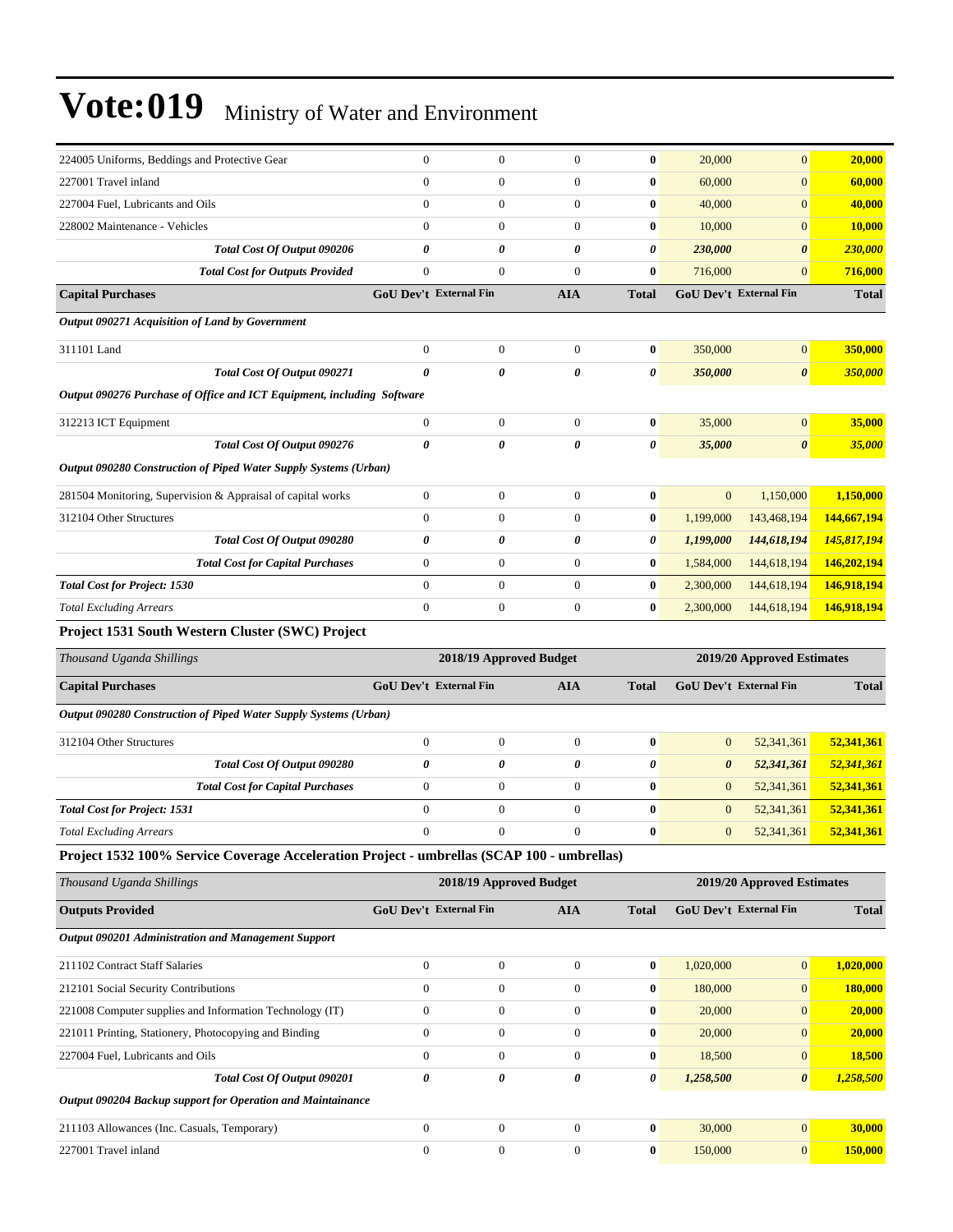# Vote:019 Ministry of Water and Environment

| | | | | | | | |
|---|---|---|---|---|---|---|---|
| 224005 Uniforms, Beddings and Protective Gear | 0 | 0 | 0 | **0** | 20,000 | 0 | **20,000** |
| 227001 Travel inland | 0 | 0 | 0 | **0** | 60,000 | 0 | **60,000** |
| 227004 Fuel, Lubricants and Oils | 0 | 0 | 0 | **0** | 40,000 | 0 | **40,000** |
| 228002 Maintenance - Vehicles | 0 | 0 | 0 | **0** | 10,000 | 0 | **10,000** |
| ***Total Cost Of Output 090206*** | ***0*** | ***0*** | ***0*** | ***0*** | ***230,000*** | ***0*** | ***230,000*** |
| ***Total Cost for Outputs Provided*** | 0 | 0 | 0 | **0** | 716,000 | 0 | **716,000** |
| **Capital Purchases** | **GoU Dev't** | **External Fin** | **AIA** | **Total** | **GoU Dev't** | **External Fin** | **Total** |
| ***Output 090271 Acquisition of Land by Government*** | | | | | | | |
| 311101 Land | 0 | 0 | 0 | **0** | 350,000 | 0 | **350,000** |
| ***Total Cost Of Output 090271*** | ***0*** | ***0*** | ***0*** | ***0*** | ***350,000*** | ***0*** | ***350,000*** |
| ***Output 090276 Purchase of Office and ICT Equipment, including Software*** | | | | | | | |
| 312213 ICT Equipment | 0 | 0 | 0 | **0** | 35,000 | 0 | **35,000** |
| ***Total Cost Of Output 090276*** | ***0*** | ***0*** | ***0*** | ***0*** | ***35,000*** | ***0*** | ***35,000*** |
| ***Output 090280 Construction of Piped Water Supply Systems (Urban)*** | | | | | | | |
| 281504 Monitoring, Supervision & Appraisal of capital works | 0 | 0 | 0 | **0** | 0 | 1,150,000 | **1,150,000** |
| 312104 Other Structures | 0 | 0 | 0 | **0** | 1,199,000 | 143,468,194 | **144,667,194** |
| ***Total Cost Of Output 090280*** | ***0*** | ***0*** | ***0*** | ***0*** | ***1,199,000*** | ***144,618,194*** | ***145,817,194*** |
| ***Total Cost for Capital Purchases*** | 0 | 0 | 0 | **0** | 1,584,000 | 144,618,194 | **146,202,194** |
| ***Total Cost for Project: 1530*** | 0 | 0 | 0 | **0** | 2,300,000 | 144,618,194 | **146,918,194** |
| *Total Excluding Arrears* | 0 | 0 | 0 | **0** | 2,300,000 | 144,618,194 | **146,918,194** |

### Project 1531 South Western Cluster (SWC) Project

| *Thousand Uganda Shillings* | 2018/19 Approved Budget | | | | 2019/20 Approved Estimates | | |
|---|---|---|---|---|---|---|---|
| **Capital Purchases** | **GoU Dev't** | **External Fin** | **AIA** | **Total** | **GoU Dev't** | **External Fin** | **Total** |
| ***Output 090280 Construction of Piped Water Supply Systems (Urban)*** | | | | | | | |
| 312104 Other Structures | 0 | 0 | 0 | **0** | 0 | 52,341,361 | **52,341,361** |
| ***Total Cost Of Output 090280*** | ***0*** | ***0*** | ***0*** | ***0*** | ***0*** | ***52,341,361*** | ***52,341,361*** |
| ***Total Cost for Capital Purchases*** | 0 | 0 | 0 | **0** | 0 | 52,341,361 | **52,341,361** |
| ***Total Cost for Project: 1531*** | 0 | 0 | 0 | **0** | 0 | 52,341,361 | **52,341,361** |
| *Total Excluding Arrears* | 0 | 0 | 0 | **0** | 0 | 52,341,361 | **52,341,361** |

### Project 1532 100% Service Coverage Acceleration Project - umbrellas (SCAP 100 - umbrellas)

| *Thousand Uganda Shillings* | 2018/19 Approved Budget | | | | 2019/20 Approved Estimates | | |
|---|---|---|---|---|---|---|---|
| **Outputs Provided** | **GoU Dev't** | **External Fin** | **AIA** | **Total** | **GoU Dev't** | **External Fin** | **Total** |
| ***Output 090201 Administration and Management Support*** | | | | | | | |
| 211102 Contract Staff Salaries | 0 | 0 | 0 | **0** | 1,020,000 | 0 | **1,020,000** |
| 212101 Social Security Contributions | 0 | 0 | 0 | **0** | 180,000 | 0 | **180,000** |
| 221008 Computer supplies and Information Technology (IT) | 0 | 0 | 0 | **0** | 20,000 | 0 | **20,000** |
| 221011 Printing, Stationery, Photocopying and Binding | 0 | 0 | 0 | **0** | 20,000 | 0 | **20,000** |
| 227004 Fuel, Lubricants and Oils | 0 | 0 | 0 | **0** | 18,500 | 0 | **18,500** |
| ***Total Cost Of Output 090201*** | ***0*** | ***0*** | ***0*** | ***0*** | ***1,258,500*** | ***0*** | ***1,258,500*** |
| ***Output 090204 Backup support for Operation and Maintainance*** | | | | | | | |
| 211103 Allowances (Inc. Casuals, Temporary) | 0 | 0 | 0 | **0** | 30,000 | 0 | **30,000** |
| 227001 Travel inland | 0 | 0 | 0 | **0** | 150,000 | 0 | **150,000** |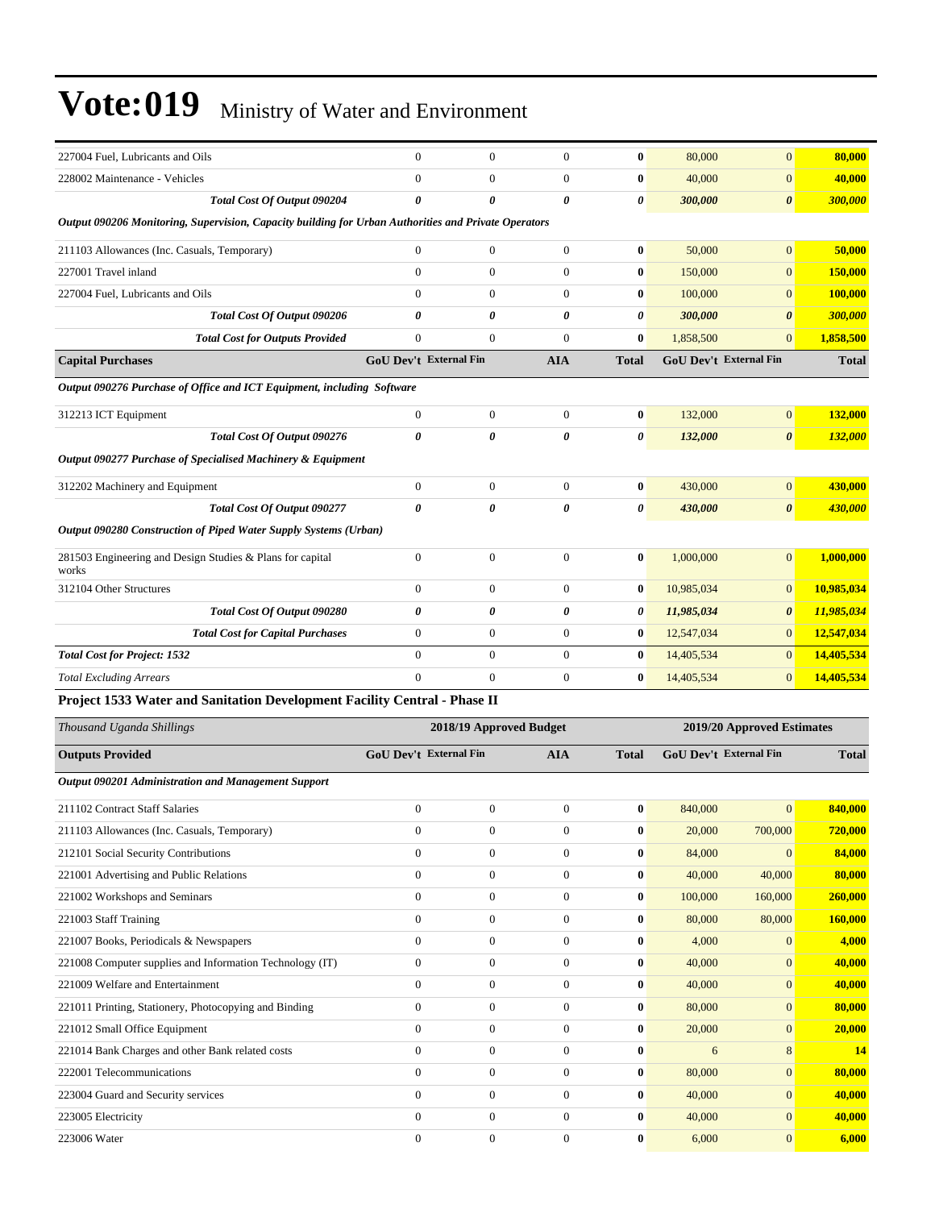# Vote:019 Ministry of Water and Environment

| | | | | | | | |
|---|---|---|---|---|---|---|---|
| 227004 Fuel, Lubricants and Oils | 0 | 0 | 0 | **0** | 80,000 | 0 | **80,000** |
| 228002 Maintenance - Vehicles | 0 | 0 | 0 | **0** | 40,000 | 0 | **40,000** |
| ***Total Cost Of Output 090204*** | ***0*** | ***0*** | ***0*** | ***0*** | ***300,000*** | ***0*** | ***300,000*** |
| ***Output 090206 Monitoring, Supervision, Capacity building for Urban Authorities and Private Operators*** | | | | | | | |
| 211103 Allowances (Inc. Casuals, Temporary) | 0 | 0 | 0 | **0** | 50,000 | 0 | **50,000** |
| 227001 Travel inland | 0 | 0 | 0 | **0** | 150,000 | 0 | **150,000** |
| 227004 Fuel, Lubricants and Oils | 0 | 0 | 0 | **0** | 100,000 | 0 | **100,000** |
| ***Total Cost Of Output 090206*** | ***0*** | ***0*** | ***0*** | ***0*** | ***300,000*** | ***0*** | ***300,000*** |
| ***Total Cost for Outputs Provided*** | 0 | 0 | 0 | **0** | 1,858,500 | 0 | **1,858,500** |
| **Capital Purchases** | **GoU Dev't** | **External Fin** | **AIA** | **Total** | **GoU Dev't** | **External Fin** | **Total** |
| ***Output 090276 Purchase of Office and ICT Equipment, including Software*** | | | | | | | |
| 312213 ICT Equipment | 0 | 0 | 0 | **0** | 132,000 | 0 | **132,000** |
| ***Total Cost Of Output 090276*** | ***0*** | ***0*** | ***0*** | ***0*** | ***132,000*** | ***0*** | ***132,000*** |
| ***Output 090277 Purchase of Specialised Machinery & Equipment*** | | | | | | | |
| 312202 Machinery and Equipment | 0 | 0 | 0 | **0** | 430,000 | 0 | **430,000** |
| ***Total Cost Of Output 090277*** | ***0*** | ***0*** | ***0*** | ***0*** | ***430,000*** | ***0*** | ***430,000*** |
| ***Output 090280 Construction of Piped Water Supply Systems (Urban)*** | | | | | | | |
| 281503 Engineering and Design Studies & Plans for capital works | 0 | 0 | 0 | **0** | 1,000,000 | 0 | **1,000,000** |
| 312104 Other Structures | 0 | 0 | 0 | **0** | 10,985,034 | 0 | **10,985,034** |
| ***Total Cost Of Output 090280*** | ***0*** | ***0*** | ***0*** | ***0*** | ***11,985,034*** | ***0*** | ***11,985,034*** |
| ***Total Cost for Capital Purchases*** | 0 | 0 | 0 | **0** | 12,547,034 | 0 | **12,547,034** |
| ***Total Cost for Project: 1532*** | 0 | 0 | 0 | **0** | 14,405,534 | 0 | **14,405,534** |
| *Total Excluding Arrears* | 0 | 0 | 0 | **0** | 14,405,534 | 0 | **14,405,534** |

### Project 1533 Water and Sanitation Development Facility Central - Phase II

| *Thousand Uganda Shillings* | 2018/19 Approved Budget | | | | 2019/20 Approved Estimates | | |
|---|---|---|---|---|---|---|---|
| **Outputs Provided** | **GoU Dev't** | **External Fin** | **AIA** | **Total** | **GoU Dev't** | **External Fin** | **Total** |
| ***Output 090201 Administration and Management Support*** | | | | | | | |
| 211102 Contract Staff Salaries | 0 | 0 | 0 | **0** | 840,000 | 0 | **840,000** |
| 211103 Allowances (Inc. Casuals, Temporary) | 0 | 0 | 0 | **0** | 20,000 | 700,000 | **720,000** |
| 212101 Social Security Contributions | 0 | 0 | 0 | **0** | 84,000 | 0 | **84,000** |
| 221001 Advertising and Public Relations | 0 | 0 | 0 | **0** | 40,000 | 40,000 | **80,000** |
| 221002 Workshops and Seminars | 0 | 0 | 0 | **0** | 100,000 | 160,000 | **260,000** |
| 221003 Staff Training | 0 | 0 | 0 | **0** | 80,000 | 80,000 | **160,000** |
| 221007 Books, Periodicals & Newspapers | 0 | 0 | 0 | **0** | 4,000 | 0 | **4,000** |
| 221008 Computer supplies and Information Technology (IT) | 0 | 0 | 0 | **0** | 40,000 | 0 | **40,000** |
| 221009 Welfare and Entertainment | 0 | 0 | 0 | **0** | 40,000 | 0 | **40,000** |
| 221011 Printing, Stationery, Photocopying and Binding | 0 | 0 | 0 | **0** | 80,000 | 0 | **80,000** |
| 221012 Small Office Equipment | 0 | 0 | 0 | **0** | 20,000 | 0 | **20,000** |
| 221014 Bank Charges and other Bank related costs | 0 | 0 | 0 | **0** | 6 | 8 | **14** |
| 222001 Telecommunications | 0 | 0 | 0 | **0** | 80,000 | 0 | **80,000** |
| 223004 Guard and Security services | 0 | 0 | 0 | **0** | 40,000 | 0 | **40,000** |
| 223005 Electricity | 0 | 0 | 0 | **0** | 40,000 | 0 | **40,000** |
| 223006 Water | 0 | 0 | 0 | **0** | 6,000 | 0 | **6,000** |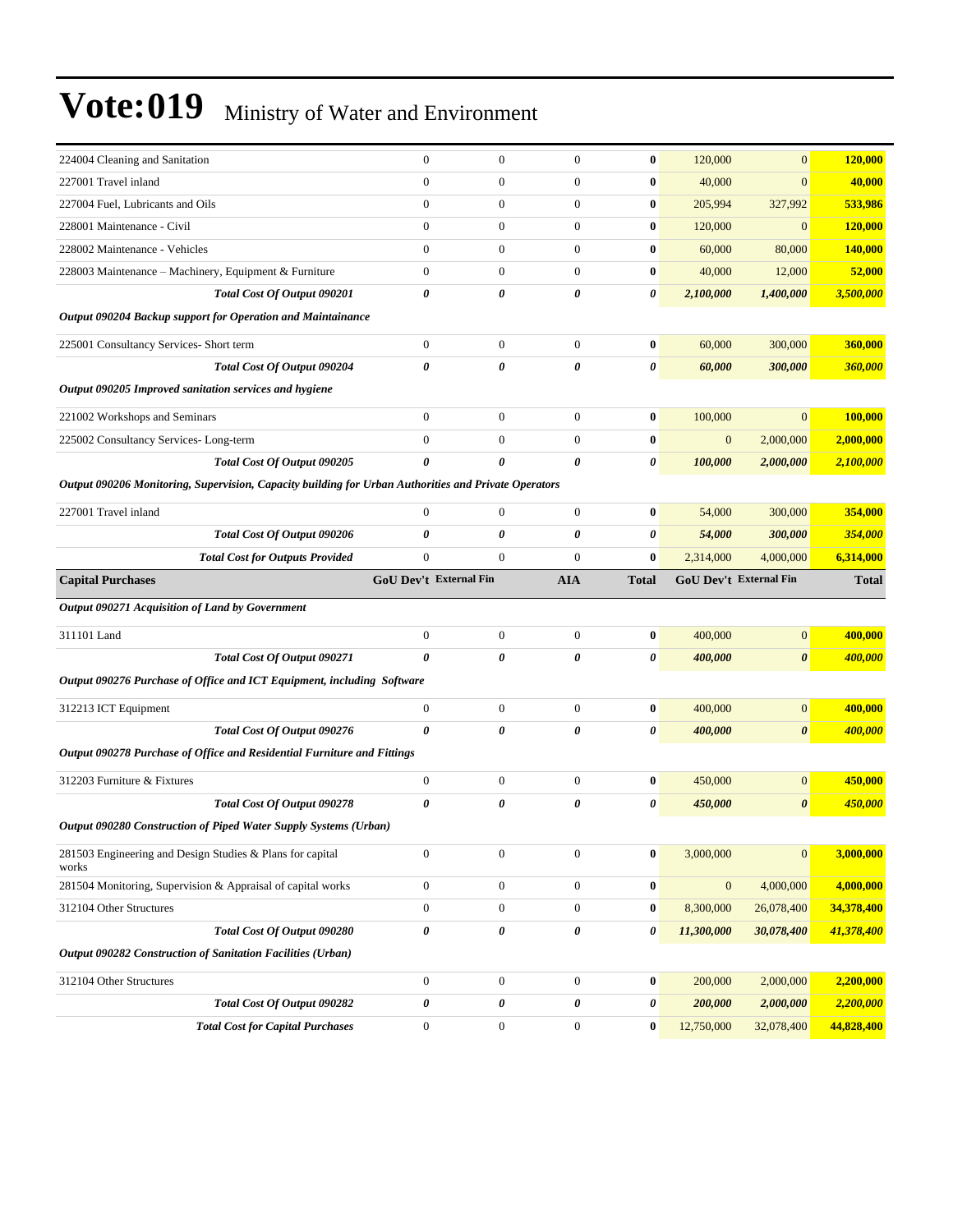# Vote:019 Ministry of Water and Environment

| | | | | | | | |
|---|---|---|---|---|---|---|---|
| 224004 Cleaning and Sanitation | 0 | 0 | 0 | **0** | 120,000 | 0 | **120,000** |
| 227001 Travel inland | 0 | 0 | 0 | **0** | 40,000 | 0 | **40,000** |
| 227004 Fuel, Lubricants and Oils | 0 | 0 | 0 | **0** | 205,994 | 327,992 | **533,986** |
| 228001 Maintenance - Civil | 0 | 0 | 0 | **0** | 120,000 | 0 | **120,000** |
| 228002 Maintenance - Vehicles | 0 | 0 | 0 | **0** | 60,000 | 80,000 | **140,000** |
| 228003 Maintenance – Machinery, Equipment & Furniture | 0 | 0 | 0 | **0** | 40,000 | 12,000 | **52,000** |
| ***Total Cost Of Output 090201*** | ***0*** | ***0*** | ***0*** | ***0*** | ***2,100,000*** | ***1,400,000*** | ***3,500,000*** |
| ***Output 090204 Backup support for Operation and Maintainance*** | | | | | | | |
| 225001 Consultancy Services- Short term | 0 | 0 | 0 | **0** | 60,000 | 300,000 | **360,000** |
| ***Total Cost Of Output 090204*** | ***0*** | ***0*** | ***0*** | ***0*** | ***60,000*** | ***300,000*** | ***360,000*** |
| ***Output 090205 Improved sanitation services and hygiene*** | | | | | | | |
| 221002 Workshops and Seminars | 0 | 0 | 0 | **0** | 100,000 | 0 | **100,000** |
| 225002 Consultancy Services- Long-term | 0 | 0 | 0 | **0** | 0 | 2,000,000 | **2,000,000** |
| ***Total Cost Of Output 090205*** | ***0*** | ***0*** | ***0*** | ***0*** | ***100,000*** | ***2,000,000*** | ***2,100,000*** |
| ***Output 090206 Monitoring, Supervision, Capacity building for Urban Authorities and Private Operators*** | | | | | | | |
| 227001 Travel inland | 0 | 0 | 0 | **0** | 54,000 | 300,000 | **354,000** |
| ***Total Cost Of Output 090206*** | ***0*** | ***0*** | ***0*** | ***0*** | ***54,000*** | ***300,000*** | ***354,000*** |
| ***Total Cost for Outputs Provided*** | 0 | 0 | 0 | **0** | 2,314,000 | 4,000,000 | **6,314,000** |
| **Capital Purchases** | **GoU Dev't** | **External Fin** | **AIA** | **Total** | **GoU Dev't** | **External Fin** | **Total** |
| ***Output 090271 Acquisition of Land by Government*** | | | | | | | |
| 311101 Land | 0 | 0 | 0 | **0** | 400,000 | 0 | **400,000** |
| ***Total Cost Of Output 090271*** | ***0*** | ***0*** | ***0*** | ***0*** | ***400,000*** | ***0*** | ***400,000*** |
| ***Output 090276 Purchase of Office and ICT Equipment, including Software*** | | | | | | | |
| 312213 ICT Equipment | 0 | 0 | 0 | **0** | 400,000 | 0 | **400,000** |
| ***Total Cost Of Output 090276*** | ***0*** | ***0*** | ***0*** | ***0*** | ***400,000*** | ***0*** | ***400,000*** |
| ***Output 090278 Purchase of Office and Residential Furniture and Fittings*** | | | | | | | |
| 312203 Furniture & Fixtures | 0 | 0 | 0 | **0** | 450,000 | 0 | **450,000** |
| ***Total Cost Of Output 090278*** | ***0*** | ***0*** | ***0*** | ***0*** | ***450,000*** | ***0*** | ***450,000*** |
| ***Output 090280 Construction of Piped Water Supply Systems (Urban)*** | | | | | | | |
| 281503 Engineering and Design Studies & Plans for capital works | 0 | 0 | 0 | **0** | 3,000,000 | 0 | **3,000,000** |
| 281504 Monitoring, Supervision & Appraisal of capital works | 0 | 0 | 0 | **0** | 0 | 4,000,000 | **4,000,000** |
| 312104 Other Structures | 0 | 0 | 0 | **0** | 8,300,000 | 26,078,400 | **34,378,400** |
| ***Total Cost Of Output 090280*** | ***0*** | ***0*** | ***0*** | ***0*** | ***11,300,000*** | ***30,078,400*** | ***41,378,400*** |
| ***Output 090282 Construction of Sanitation Facilities (Urban)*** | | | | | | | |
| 312104 Other Structures | 0 | 0 | 0 | **0** | 200,000 | 2,000,000 | **2,200,000** |
| ***Total Cost Of Output 090282*** | ***0*** | ***0*** | ***0*** | ***0*** | ***200,000*** | ***2,000,000*** | ***2,200,000*** |
| ***Total Cost for Capital Purchases*** | 0 | 0 | 0 | **0** | 12,750,000 | 32,078,400 | **44,828,400** |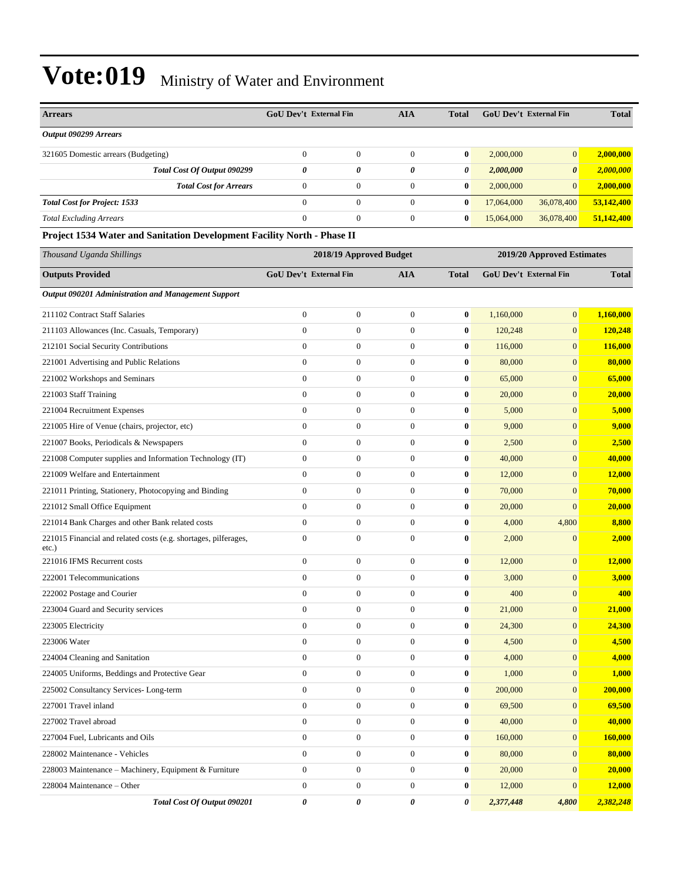# Vote:019 Ministry of Water and Environment

| Arrears | GoU Dev't | External Fin | AIA | Total | GoU Dev't | External Fin | Total |
|---|---|---|---|---|---|---|---|
| ***Output 090299 Arrears*** | | | | | | | |
| 321605 Domestic arrears (Budgeting) | 0 | 0 | 0 | **0** | 2,000,000 | 0 | **2,000,000** |
| ***Total Cost Of Output 090299*** | ***0*** | ***0*** | ***0*** | ***0*** | ***2,000,000*** | ***0*** | ***2,000,000*** |
| ***Total Cost for Arrears*** | 0 | 0 | 0 | **0** | 2,000,000 | 0 | **2,000,000** |
| ***Total Cost for Project: 1533*** | 0 | 0 | 0 | **0** | 17,064,000 | 36,078,400 | **53,142,400** |
| *Total Excluding Arrears* | 0 | 0 | 0 | **0** | 15,064,000 | 36,078,400 | **51,142,400** |

### Project 1534 Water and Sanitation Development Facility North - Phase II

| *Thousand Uganda Shillings* | 2018/19 Approved Budget | | | | 2019/20 Approved Estimates | | |
|---|---|---|---|---|---|---|---|
| **Outputs Provided** | **GoU Dev't** | **External Fin** | **AIA** | **Total** | **GoU Dev't** | **External Fin** | **Total** |
| ***Output 090201 Administration and Management Support*** | | | | | | | |
| 211102 Contract Staff Salaries | 0 | 0 | 0 | **0** | 1,160,000 | 0 | **1,160,000** |
| 211103 Allowances (Inc. Casuals, Temporary) | 0 | 0 | 0 | **0** | 120,248 | 0 | **120,248** |
| 212101 Social Security Contributions | 0 | 0 | 0 | **0** | 116,000 | 0 | **116,000** |
| 221001 Advertising and Public Relations | 0 | 0 | 0 | **0** | 80,000 | 0 | **80,000** |
| 221002 Workshops and Seminars | 0 | 0 | 0 | **0** | 65,000 | 0 | **65,000** |
| 221003 Staff Training | 0 | 0 | 0 | **0** | 20,000 | 0 | **20,000** |
| 221004 Recruitment Expenses | 0 | 0 | 0 | **0** | 5,000 | 0 | **5,000** |
| 221005 Hire of Venue (chairs, projector, etc) | 0 | 0 | 0 | **0** | 9,000 | 0 | **9,000** |
| 221007 Books, Periodicals & Newspapers | 0 | 0 | 0 | **0** | 2,500 | 0 | **2,500** |
| 221008 Computer supplies and Information Technology (IT) | 0 | 0 | 0 | **0** | 40,000 | 0 | **40,000** |
| 221009 Welfare and Entertainment | 0 | 0 | 0 | **0** | 12,000 | 0 | **12,000** |
| 221011 Printing, Stationery, Photocopying and Binding | 0 | 0 | 0 | **0** | 70,000 | 0 | **70,000** |
| 221012 Small Office Equipment | 0 | 0 | 0 | **0** | 20,000 | 0 | **20,000** |
| 221014 Bank Charges and other Bank related costs | 0 | 0 | 0 | **0** | 4,000 | 4,800 | **8,800** |
| 221015 Financial and related costs (e.g. shortages, pilferages, etc.) | 0 | 0 | 0 | **0** | 2,000 | 0 | **2,000** |
| 221016 IFMS Recurrent costs | 0 | 0 | 0 | **0** | 12,000 | 0 | **12,000** |
| 222001 Telecommunications | 0 | 0 | 0 | **0** | 3,000 | 0 | **3,000** |
| 222002 Postage and Courier | 0 | 0 | 0 | **0** | 400 | 0 | **400** |
| 223004 Guard and Security services | 0 | 0 | 0 | **0** | 21,000 | 0 | **21,000** |
| 223005 Electricity | 0 | 0 | 0 | **0** | 24,300 | 0 | **24,300** |
| 223006 Water | 0 | 0 | 0 | **0** | 4,500 | 0 | **4,500** |
| 224004 Cleaning and Sanitation | 0 | 0 | 0 | **0** | 4,000 | 0 | **4,000** |
| 224005 Uniforms, Beddings and Protective Gear | 0 | 0 | 0 | **0** | 1,000 | 0 | **1,000** |
| 225002 Consultancy Services- Long-term | 0 | 0 | 0 | **0** | 200,000 | 0 | **200,000** |
| 227001 Travel inland | 0 | 0 | 0 | **0** | 69,500 | 0 | **69,500** |
| 227002 Travel abroad | 0 | 0 | 0 | **0** | 40,000 | 0 | **40,000** |
| 227004 Fuel, Lubricants and Oils | 0 | 0 | 0 | **0** | 160,000 | 0 | **160,000** |
| 228002 Maintenance - Vehicles | 0 | 0 | 0 | **0** | 80,000 | 0 | **80,000** |
| 228003 Maintenance – Machinery, Equipment & Furniture | 0 | 0 | 0 | **0** | 20,000 | 0 | **20,000** |
| 228004 Maintenance – Other | 0 | 0 | 0 | **0** | 12,000 | 0 | **12,000** |
| ***Total Cost Of Output 090201*** | ***0*** | ***0*** | ***0*** | ***0*** | ***2,377,448*** | ***4,800*** | ***2,382,248*** |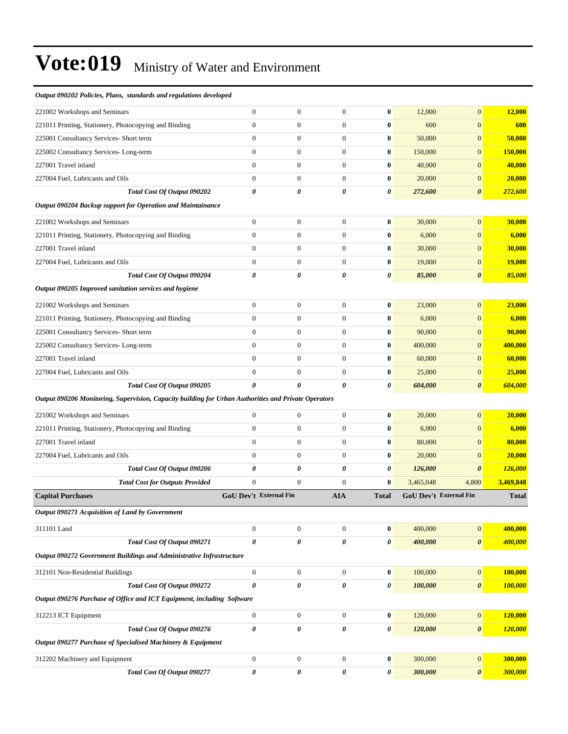# Vote:019 Ministry of Water and Environment

| | | | | | | | |
|---|---|---|---|---|---|---|---|
| ***Output 090202 Policies, Plans, standards and regulations developed*** | | | | | | | |
| 221002 Workshops and Seminars | 0 | 0 | 0 | **0** | 12,000 | 0 | **12,000** |
| 221011 Printing, Stationery, Photocopying and Binding | 0 | 0 | 0 | **0** | 600 | 0 | **600** |
| 225001 Consultancy Services- Short term | 0 | 0 | 0 | **0** | 50,000 | 0 | **50,000** |
| 225002 Consultancy Services- Long-term | 0 | 0 | 0 | **0** | 150,000 | 0 | **150,000** |
| 227001 Travel inland | 0 | 0 | 0 | **0** | 40,000 | 0 | **40,000** |
| 227004 Fuel, Lubricants and Oils | 0 | 0 | 0 | **0** | 20,000 | 0 | **20,000** |
| ***Total Cost Of Output 090202*** | ***0*** | ***0*** | ***0*** | ***0*** | ***272,600*** | ***0*** | ***272,600*** |
| ***Output 090204 Backup support for Operation and Maintainance*** | | | | | | | |
| 221002 Workshops and Seminars | 0 | 0 | 0 | **0** | 30,000 | 0 | **30,000** |
| 221011 Printing, Stationery, Photocopying and Binding | 0 | 0 | 0 | **0** | 6,000 | 0 | **6,000** |
| 227001 Travel inland | 0 | 0 | 0 | **0** | 30,000 | 0 | **30,000** |
| 227004 Fuel, Lubricants and Oils | 0 | 0 | 0 | **0** | 19,000 | 0 | **19,000** |
| ***Total Cost Of Output 090204*** | ***0*** | ***0*** | ***0*** | ***0*** | ***85,000*** | ***0*** | ***85,000*** |
| ***Output 090205 Improved sanitation services and hygiene*** | | | | | | | |
| 221002 Workshops and Seminars | 0 | 0 | 0 | **0** | 23,000 | 0 | **23,000** |
| 221011 Printing, Stationery, Photocopying and Binding | 0 | 0 | 0 | **0** | 6,000 | 0 | **6,000** |
| 225001 Consultancy Services- Short term | 0 | 0 | 0 | **0** | 90,000 | 0 | **90,000** |
| 225002 Consultancy Services- Long-term | 0 | 0 | 0 | **0** | 400,000 | 0 | **400,000** |
| 227001 Travel inland | 0 | 0 | 0 | **0** | 60,000 | 0 | **60,000** |
| 227004 Fuel, Lubricants and Oils | 0 | 0 | 0 | **0** | 25,000 | 0 | **25,000** |
| ***Total Cost Of Output 090205*** | ***0*** | ***0*** | ***0*** | ***0*** | ***604,000*** | ***0*** | ***604,000*** |
| ***Output 090206 Monitoring, Supervision, Capacity building for Urban Authorities and Private Operators*** | | | | | | | |
| 221002 Workshops and Seminars | 0 | 0 | 0 | **0** | 20,000 | 0 | **20,000** |
| 221011 Printing, Stationery, Photocopying and Binding | 0 | 0 | 0 | **0** | 6,000 | 0 | **6,000** |
| 227001 Travel inland | 0 | 0 | 0 | **0** | 80,000 | 0 | **80,000** |
| 227004 Fuel, Lubricants and Oils | 0 | 0 | 0 | **0** | 20,000 | 0 | **20,000** |
| ***Total Cost Of Output 090206*** | ***0*** | ***0*** | ***0*** | ***0*** | ***126,000*** | ***0*** | ***126,000*** |
| ***Total Cost for Outputs Provided*** | 0 | 0 | 0 | **0** | 3,465,048 | 4,800 | **3,469,848** |
| **Capital Purchases** | **GoU Dev't** | **External Fin** | **AIA** | **Total** | **GoU Dev't** | **External Fin** | **Total** |
| ***Output 090271 Acquisition of Land by Government*** | | | | | | | |
| 311101 Land | 0 | 0 | 0 | **0** | 400,000 | 0 | **400,000** |
| ***Total Cost Of Output 090271*** | ***0*** | ***0*** | ***0*** | ***0*** | ***400,000*** | ***0*** | ***400,000*** |
| ***Output 090272 Government Buildings and Administrative Infrastructure*** | | | | | | | |
| 312101 Non-Residential Buildings | 0 | 0 | 0 | **0** | 100,000 | 0 | **100,000** |
| ***Total Cost Of Output 090272*** | ***0*** | ***0*** | ***0*** | ***0*** | ***100,000*** | ***0*** | ***100,000*** |
| ***Output 090276 Purchase of Office and ICT Equipment, including Software*** | | | | | | | |
| 312213 ICT Equipment | 0 | 0 | 0 | **0** | 120,000 | 0 | **120,000** |
| ***Total Cost Of Output 090276*** | ***0*** | ***0*** | ***0*** | ***0*** | ***120,000*** | ***0*** | ***120,000*** |
| ***Output 090277 Purchase of Specialised Machinery & Equipment*** | | | | | | | |
| 312202 Machinery and Equipment | 0 | 0 | 0 | **0** | 300,000 | 0 | **300,000** |
| ***Total Cost Of Output 090277*** | ***0*** | ***0*** | ***0*** | ***0*** | ***300,000*** | ***0*** | ***300,000*** |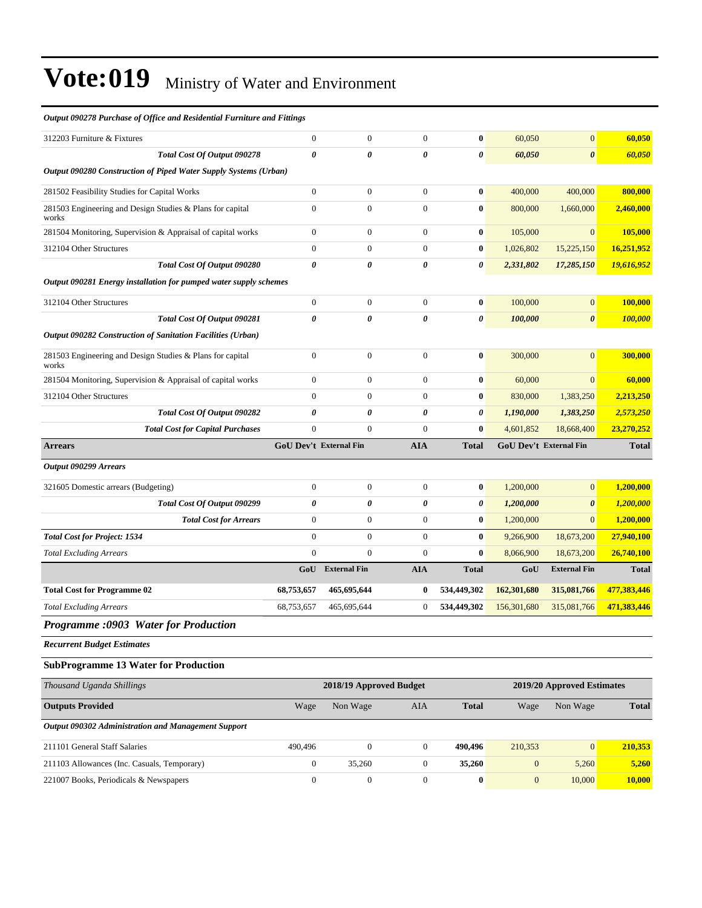# Vote:019 Ministry of Water and Environment

| | | | | | | | |
|---|---|---|---|---|---|---|---|
| ***Output 090278 Purchase of Office and Residential Furniture and Fittings*** | | | | | | | |
| 312203 Furniture & Fixtures | 0 | 0 | 0 | **0** | 60,050 | 0 | **60,050** |
| ***Total Cost Of Output 090278*** | ***0*** | ***0*** | ***0*** | ***0*** | ***60,050*** | ***0*** | ***60,050*** |
| ***Output 090280 Construction of Piped Water Supply Systems (Urban)*** | | | | | | | |
| 281502 Feasibility Studies for Capital Works | 0 | 0 | 0 | **0** | 400,000 | 400,000 | **800,000** |
| 281503 Engineering and Design Studies & Plans for capital works | 0 | 0 | 0 | **0** | 800,000 | 1,660,000 | **2,460,000** |
| 281504 Monitoring, Supervision & Appraisal of capital works | 0 | 0 | 0 | **0** | 105,000 | 0 | **105,000** |
| 312104 Other Structures | 0 | 0 | 0 | **0** | 1,026,802 | 15,225,150 | **16,251,952** |
| ***Total Cost Of Output 090280*** | ***0*** | ***0*** | ***0*** | ***0*** | ***2,331,802*** | ***17,285,150*** | ***19,616,952*** |
| ***Output 090281 Energy installation for pumped water supply schemes*** | | | | | | | |
| 312104 Other Structures | 0 | 0 | 0 | **0** | 100,000 | 0 | **100,000** |
| ***Total Cost Of Output 090281*** | ***0*** | ***0*** | ***0*** | ***0*** | ***100,000*** | ***0*** | ***100,000*** |
| ***Output 090282 Construction of Sanitation Facilities (Urban)*** | | | | | | | |
| 281503 Engineering and Design Studies & Plans for capital works | 0 | 0 | 0 | **0** | 300,000 | 0 | **300,000** |
| 281504 Monitoring, Supervision & Appraisal of capital works | 0 | 0 | 0 | **0** | 60,000 | 0 | **60,000** |
| 312104 Other Structures | 0 | 0 | 0 | **0** | 830,000 | 1,383,250 | **2,213,250** |
| ***Total Cost Of Output 090282*** | ***0*** | ***0*** | ***0*** | ***0*** | ***1,190,000*** | ***1,383,250*** | ***2,573,250*** |
| ***Total Cost for Capital Purchases*** | 0 | 0 | 0 | **0** | 4,601,852 | 18,668,400 | **23,270,252** |
| **Arrears** | **GoU Dev't** | **External Fin** | **AIA** | **Total** | **GoU Dev't** | **External Fin** | **Total** |
| ***Output 090299 Arrears*** | | | | | | | |
| 321605 Domestic arrears (Budgeting) | 0 | 0 | 0 | **0** | 1,200,000 | 0 | **1,200,000** |
| ***Total Cost Of Output 090299*** | ***0*** | ***0*** | ***0*** | ***0*** | ***1,200,000*** | ***0*** | ***1,200,000*** |
| ***Total Cost for Arrears*** | 0 | 0 | 0 | **0** | 1,200,000 | 0 | **1,200,000** |
| ***Total Cost for Project: 1534*** | 0 | 0 | 0 | **0** | 9,266,900 | 18,673,200 | **27,940,100** |
| *Total Excluding Arrears* | 0 | 0 | 0 | **0** | 8,066,900 | 18,673,200 | **26,740,100** |
| | **GoU** | **External Fin** | **AIA** | **Total** | **GoU** | **External Fin** | **Total** |
| **Total Cost for Programme 02** | **68,753,657** | **465,695,644** | **0** | **534,449,302** | **162,301,680** | **315,081,766** | **477,383,446** |
| *Total Excluding Arrears* | 68,753,657 | 465,695,644 | 0 | **534,449,302** | 156,301,680 | 315,081,766 | **471,383,446** |

## *Programme :0903 Water for Production*

***Recurrent Budget Estimates***

### SubProgramme 13 Water for Production

| *Thousand Uganda Shillings* | 2018/19 Approved Budget | | | | 2019/20 Approved Estimates | | |
|---|---|---|---|---|---|---|---|
| **Outputs Provided** | Wage | Non Wage | AIA | **Total** | Wage | Non Wage | **Total** |
| ***Output 090302 Administration and Management Support*** | | | | | | | |
| 211101 General Staff Salaries | 490,496 | 0 | 0 | **490,496** | 210,353 | 0 | **210,353** |
| 211103 Allowances (Inc. Casuals, Temporary) | 0 | 35,260 | 0 | **35,260** | 0 | 5,260 | **5,260** |
| 221007 Books, Periodicals & Newspapers | 0 | 0 | 0 | **0** | 0 | 10,000 | **10,000** |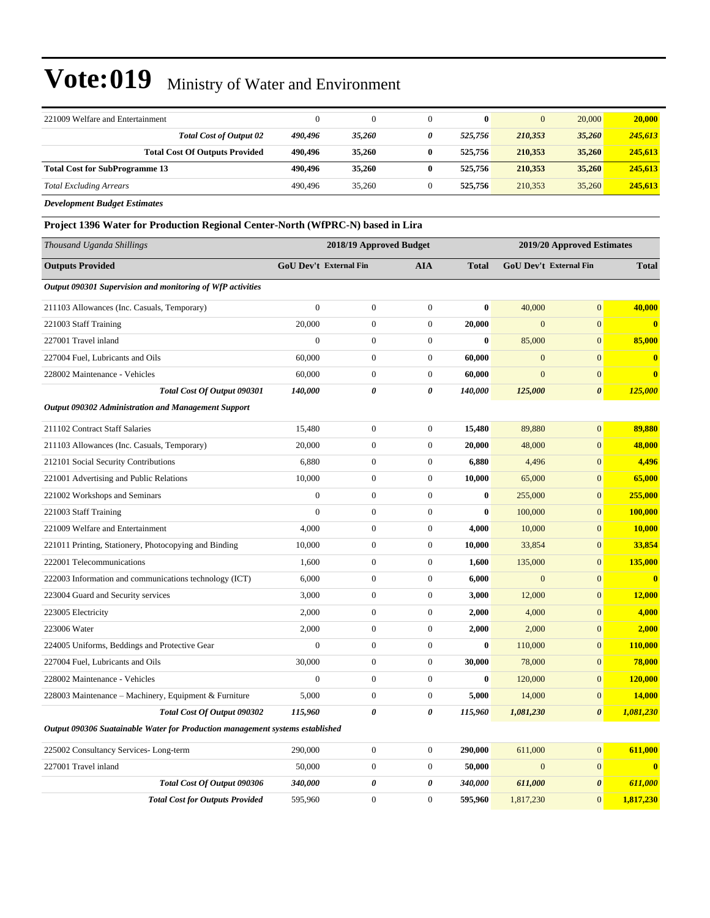# Vote:019 Ministry of Water and Environment

| | | | | | | | |
|---|---|---|---|---|---|---|---|
| 221009 Welfare and Entertainment | 0 | 0 | 0 | **0** | 0 | 20,000 | **20,000** |
| ***Total Cost of Output 02*** | ***490,496*** | ***35,260*** | ***0*** | ***525,756*** | ***210,353*** | ***35,260*** | ***245,613*** |
| **Total Cost Of Outputs Provided** | **490,496** | **35,260** | **0** | **525,756** | **210,353** | **35,260** | **245,613** |
| **Total Cost for SubProgramme 13** | **490,496** | **35,260** | **0** | **525,756** | **210,353** | **35,260** | **245,613** |
| *Total Excluding Arrears* | 490,496 | 35,260 | 0 | **525,756** | 210,353 | 35,260 | **245,613** |

***Development Budget Estimates***

### Project 1396 Water for Production Regional Center-North (WfPRC-N) based in Lira

| *Thousand Uganda Shillings* | 2018/19 Approved Budget | | | | 2019/20 Approved Estimates | | |
|---|---|---|---|---|---|---|---|
| **Outputs Provided** | **GoU Dev't** | **External Fin** | **AIA** | **Total** | **GoU Dev't** | **External Fin** | **Total** |
| ***Output 090301 Supervision and monitoring of WfP activities*** | | | | | | | |
| 211103 Allowances (Inc. Casuals, Temporary) | 0 | 0 | 0 | **0** | 40,000 | 0 | **40,000** |
| 221003 Staff Training | 20,000 | 0 | 0 | **20,000** | 0 | 0 | **0** |
| 227001 Travel inland | 0 | 0 | 0 | **0** | 85,000 | 0 | **85,000** |
| 227004 Fuel, Lubricants and Oils | 60,000 | 0 | 0 | **60,000** | 0 | 0 | **0** |
| 228002 Maintenance - Vehicles | 60,000 | 0 | 0 | **60,000** | 0 | 0 | **0** |
| ***Total Cost Of Output 090301*** | ***140,000*** | ***0*** | ***0*** | ***140,000*** | ***125,000*** | ***0*** | ***125,000*** |
| ***Output 090302 Administration and Management Support*** | | | | | | | |
| 211102 Contract Staff Salaries | 15,480 | 0 | 0 | **15,480** | 89,880 | 0 | **89,880** |
| 211103 Allowances (Inc. Casuals, Temporary) | 20,000 | 0 | 0 | **20,000** | 48,000 | 0 | **48,000** |
| 212101 Social Security Contributions | 6,880 | 0 | 0 | **6,880** | 4,496 | 0 | **4,496** |
| 221001 Advertising and Public Relations | 10,000 | 0 | 0 | **10,000** | 65,000 | 0 | **65,000** |
| 221002 Workshops and Seminars | 0 | 0 | 0 | **0** | 255,000 | 0 | **255,000** |
| 221003 Staff Training | 0 | 0 | 0 | **0** | 100,000 | 0 | **100,000** |
| 221009 Welfare and Entertainment | 4,000 | 0 | 0 | **4,000** | 10,000 | 0 | **10,000** |
| 221011 Printing, Stationery, Photocopying and Binding | 10,000 | 0 | 0 | **10,000** | 33,854 | 0 | **33,854** |
| 222001 Telecommunications | 1,600 | 0 | 0 | **1,600** | 135,000 | 0 | **135,000** |
| 222003 Information and communications technology (ICT) | 6,000 | 0 | 0 | **6,000** | 0 | 0 | **0** |
| 223004 Guard and Security services | 3,000 | 0 | 0 | **3,000** | 12,000 | 0 | **12,000** |
| 223005 Electricity | 2,000 | 0 | 0 | **2,000** | 4,000 | 0 | **4,000** |
| 223006 Water | 2,000 | 0 | 0 | **2,000** | 2,000 | 0 | **2,000** |
| 224005 Uniforms, Beddings and Protective Gear | 0 | 0 | 0 | **0** | 110,000 | 0 | **110,000** |
| 227004 Fuel, Lubricants and Oils | 30,000 | 0 | 0 | **30,000** | 78,000 | 0 | **78,000** |
| 228002 Maintenance - Vehicles | 0 | 0 | 0 | **0** | 120,000 | 0 | **120,000** |
| 228003 Maintenance – Machinery, Equipment & Furniture | 5,000 | 0 | 0 | **5,000** | 14,000 | 0 | **14,000** |
| ***Total Cost Of Output 090302*** | ***115,960*** | ***0*** | ***0*** | ***115,960*** | ***1,081,230*** | ***0*** | ***1,081,230*** |
| ***Output 090306 Suatainable Water for Production management systems established*** | | | | | | | |
| 225002 Consultancy Services- Long-term | 290,000 | 0 | 0 | **290,000** | 611,000 | 0 | **611,000** |
| 227001 Travel inland | 50,000 | 0 | 0 | **50,000** | 0 | 0 | **0** |
| ***Total Cost Of Output 090306*** | ***340,000*** | ***0*** | ***0*** | ***340,000*** | ***611,000*** | ***0*** | ***611,000*** |
| ***Total Cost for Outputs Provided*** | 595,960 | 0 | 0 | **595,960** | 1,817,230 | 0 | **1,817,230** |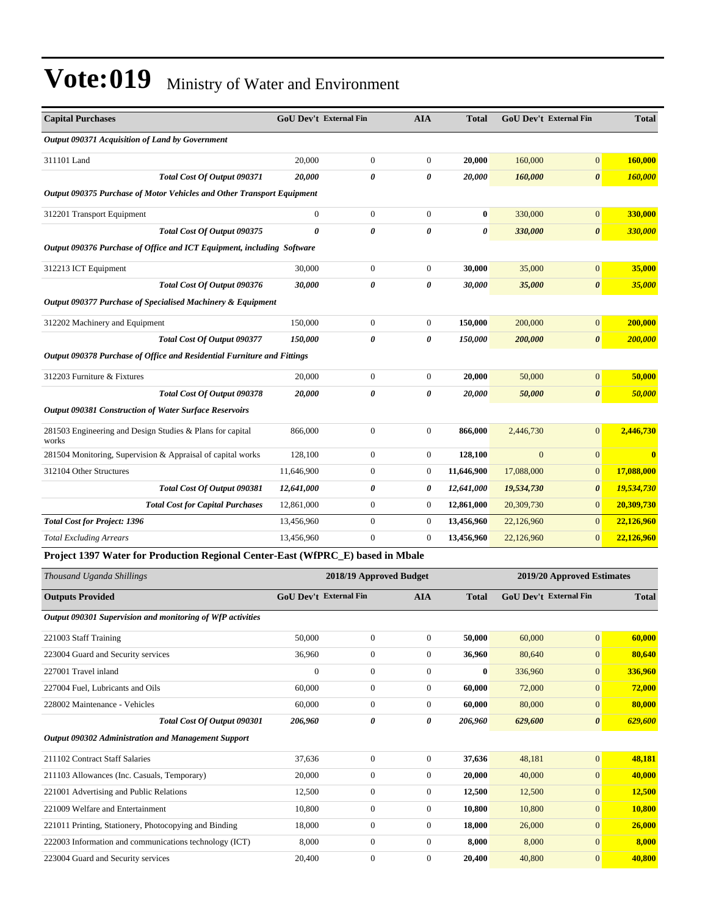# Vote:019 Ministry of Water and Environment

| Capital Purchases | GoU Dev't | External Fin | AIA | Total | GoU Dev't | External Fin | Total |
|---|---|---|---|---|---|---|---|
| ***Output 090371 Acquisition of Land by Government*** | | | | | | | |
| 311101 Land | 20,000 | 0 | 0 | **20,000** | 160,000 | 0 | **160,000** |
| ***Total Cost Of Output 090371*** | ***20,000*** | ***0*** | ***0*** | ***20,000*** | ***160,000*** | ***0*** | ***160,000*** |
| ***Output 090375 Purchase of Motor Vehicles and Other Transport Equipment*** | | | | | | | |
| 312201 Transport Equipment | 0 | 0 | 0 | **0** | 330,000 | 0 | **330,000** |
| ***Total Cost Of Output 090375*** | ***0*** | ***0*** | ***0*** | ***0*** | ***330,000*** | ***0*** | ***330,000*** |
| ***Output 090376 Purchase of Office and ICT Equipment, including Software*** | | | | | | | |
| 312213 ICT Equipment | 30,000 | 0 | 0 | **30,000** | 35,000 | 0 | **35,000** |
| ***Total Cost Of Output 090376*** | ***30,000*** | ***0*** | ***0*** | ***30,000*** | ***35,000*** | ***0*** | ***35,000*** |
| ***Output 090377 Purchase of Specialised Machinery & Equipment*** | | | | | | | |
| 312202 Machinery and Equipment | 150,000 | 0 | 0 | **150,000** | 200,000 | 0 | **200,000** |
| ***Total Cost Of Output 090377*** | ***150,000*** | ***0*** | ***0*** | ***150,000*** | ***200,000*** | ***0*** | ***200,000*** |
| ***Output 090378 Purchase of Office and Residential Furniture and Fittings*** | | | | | | | |
| 312203 Furniture & Fixtures | 20,000 | 0 | 0 | **20,000** | 50,000 | 0 | **50,000** |
| ***Total Cost Of Output 090378*** | ***20,000*** | ***0*** | ***0*** | ***20,000*** | ***50,000*** | ***0*** | ***50,000*** |
| ***Output 090381 Construction of Water Surface Reservoirs*** | | | | | | | |
| 281503 Engineering and Design Studies & Plans for capital works | 866,000 | 0 | 0 | **866,000** | 2,446,730 | 0 | **2,446,730** |
| 281504 Monitoring, Supervision & Appraisal of capital works | 128,100 | 0 | 0 | **128,100** | 0 | 0 | **0** |
| 312104 Other Structures | 11,646,900 | 0 | 0 | **11,646,900** | 17,088,000 | 0 | **17,088,000** |
| ***Total Cost Of Output 090381*** | ***12,641,000*** | ***0*** | ***0*** | ***12,641,000*** | ***19,534,730*** | ***0*** | ***19,534,730*** |
| ***Total Cost for Capital Purchases*** | 12,861,000 | 0 | 0 | **12,861,000** | 20,309,730 | 0 | **20,309,730** |
| ***Total Cost for Project: 1396*** | 13,456,960 | 0 | 0 | **13,456,960** | 22,126,960 | 0 | **22,126,960** |
| *Total Excluding Arrears* | 13,456,960 | 0 | 0 | **13,456,960** | 22,126,960 | 0 | **22,126,960** |

**Project 1397 Water for Production Regional Center-East (WfPRC_E) based in Mbale**

| *Thousand Uganda Shillings* | 2018/19 Approved Budget | | | | 2019/20 Approved Estimates | | |
|---|---|---|---|---|---|---|---|
| **Outputs Provided** | **GoU Dev't** | **External Fin** | **AIA** | **Total** | **GoU Dev't** | **External Fin** | **Total** |
| ***Output 090301 Supervision and monitoring of WfP activities*** | | | | | | | |
| 221003 Staff Training | 50,000 | 0 | 0 | **50,000** | 60,000 | 0 | **60,000** |
| 223004 Guard and Security services | 36,960 | 0 | 0 | **36,960** | 80,640 | 0 | **80,640** |
| 227001 Travel inland | 0 | 0 | 0 | **0** | 336,960 | 0 | **336,960** |
| 227004 Fuel, Lubricants and Oils | 60,000 | 0 | 0 | **60,000** | 72,000 | 0 | **72,000** |
| 228002 Maintenance - Vehicles | 60,000 | 0 | 0 | **60,000** | 80,000 | 0 | **80,000** |
| ***Total Cost Of Output 090301*** | ***206,960*** | ***0*** | ***0*** | ***206,960*** | ***629,600*** | ***0*** | ***629,600*** |
| ***Output 090302 Administration and Management Support*** | | | | | | | |
| 211102 Contract Staff Salaries | 37,636 | 0 | 0 | **37,636** | 48,181 | 0 | **48,181** |
| 211103 Allowances (Inc. Casuals, Temporary) | 20,000 | 0 | 0 | **20,000** | 40,000 | 0 | **40,000** |
| 221001 Advertising and Public Relations | 12,500 | 0 | 0 | **12,500** | 12,500 | 0 | **12,500** |
| 221009 Welfare and Entertainment | 10,800 | 0 | 0 | **10,800** | 10,800 | 0 | **10,800** |
| 221011 Printing, Stationery, Photocopying and Binding | 18,000 | 0 | 0 | **18,000** | 26,000 | 0 | **26,000** |
| 222003 Information and communications technology (ICT) | 8,000 | 0 | 0 | **8,000** | 8,000 | 0 | **8,000** |
| 223004 Guard and Security services | 20,400 | 0 | 0 | **20,400** | 40,800 | 0 | **40,800** |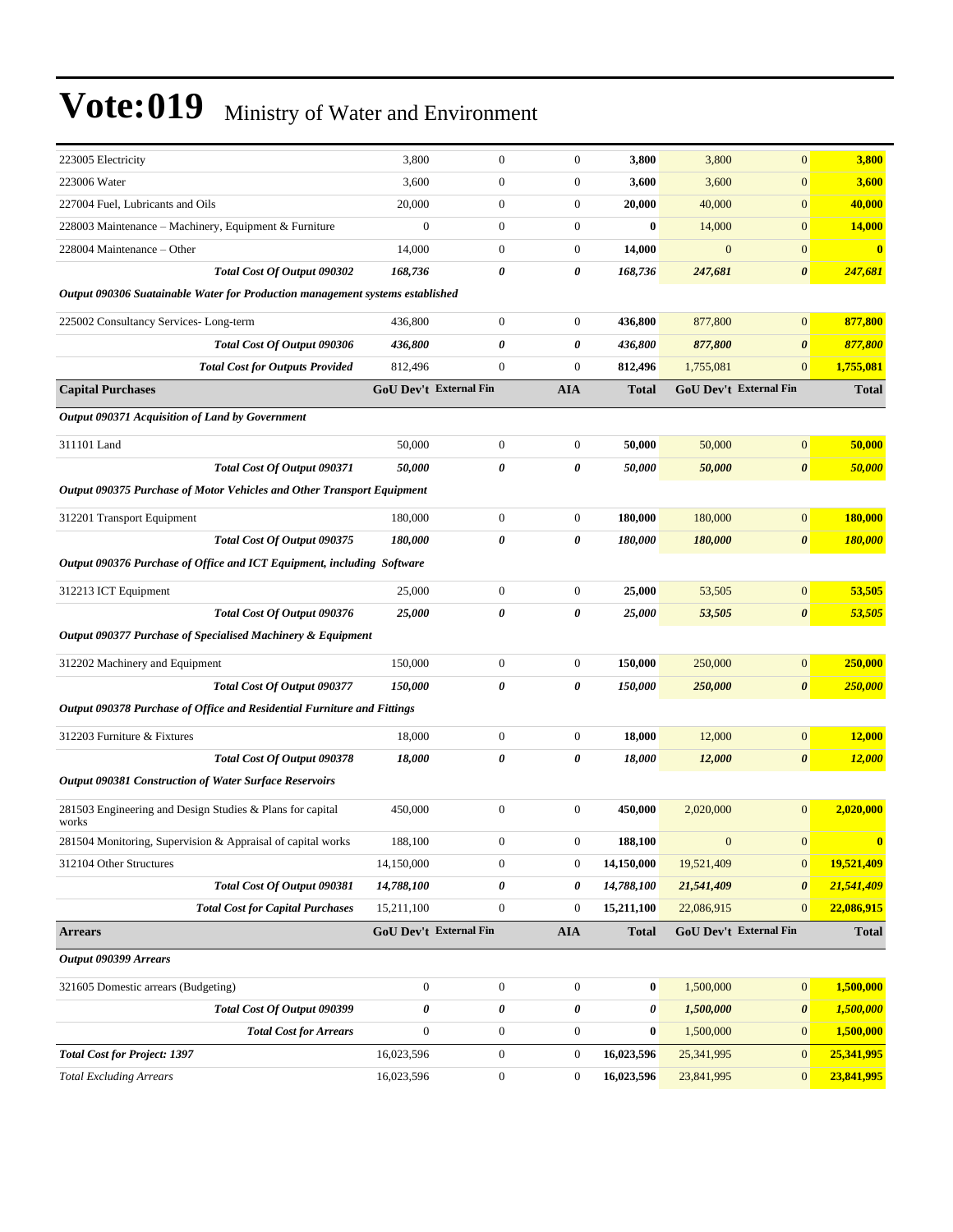# Vote:019 Ministry of Water and Environment

| | | | | | | | |
|---|---|---|---|---|---|---|---|
| 223005 Electricity | 3,800 | 0 | 0 | **3,800** | 3,800 | 0 | **3,800** |
| 223006 Water | 3,600 | 0 | 0 | **3,600** | 3,600 | 0 | **3,600** |
| 227004 Fuel, Lubricants and Oils | 20,000 | 0 | 0 | **20,000** | 40,000 | 0 | **40,000** |
| 228003 Maintenance – Machinery, Equipment & Furniture | 0 | 0 | 0 | **0** | 14,000 | 0 | **14,000** |
| 228004 Maintenance – Other | 14,000 | 0 | 0 | **14,000** | 0 | 0 | **0** |
| ***Total Cost Of Output 090302*** | ***168,736*** | ***0*** | ***0*** | ***168,736*** | ***247,681*** | ***0*** | ***247,681*** |
| ***Output 090306 Suatainable Water for Production management systems established*** | | | | | | | |
| 225002 Consultancy Services- Long-term | 436,800 | 0 | 0 | **436,800** | 877,800 | 0 | **877,800** |
| ***Total Cost Of Output 090306*** | ***436,800*** | ***0*** | ***0*** | ***436,800*** | ***877,800*** | ***0*** | ***877,800*** |
| ***Total Cost for Outputs Provided*** | 812,496 | 0 | 0 | **812,496** | 1,755,081 | 0 | **1,755,081** |
| **Capital Purchases** | **GoU Dev't** | **External Fin** | **AIA** | **Total** | **GoU Dev't** | **External Fin** | **Total** |
| ***Output 090371 Acquisition of Land by Government*** | | | | | | | |
| 311101 Land | 50,000 | 0 | 0 | **50,000** | 50,000 | 0 | **50,000** |
| ***Total Cost Of Output 090371*** | ***50,000*** | ***0*** | ***0*** | ***50,000*** | ***50,000*** | ***0*** | ***50,000*** |
| ***Output 090375 Purchase of Motor Vehicles and Other Transport Equipment*** | | | | | | | |
| 312201 Transport Equipment | 180,000 | 0 | 0 | **180,000** | 180,000 | 0 | **180,000** |
| ***Total Cost Of Output 090375*** | ***180,000*** | ***0*** | ***0*** | ***180,000*** | ***180,000*** | ***0*** | ***180,000*** |
| ***Output 090376 Purchase of Office and ICT Equipment, including Software*** | | | | | | | |
| 312213 ICT Equipment | 25,000 | 0 | 0 | **25,000** | 53,505 | 0 | **53,505** |
| ***Total Cost Of Output 090376*** | ***25,000*** | ***0*** | ***0*** | ***25,000*** | ***53,505*** | ***0*** | ***53,505*** |
| ***Output 090377 Purchase of Specialised Machinery & Equipment*** | | | | | | | |
| 312202 Machinery and Equipment | 150,000 | 0 | 0 | **150,000** | 250,000 | 0 | **250,000** |
| ***Total Cost Of Output 090377*** | ***150,000*** | ***0*** | ***0*** | ***150,000*** | ***250,000*** | ***0*** | ***250,000*** |
| ***Output 090378 Purchase of Office and Residential Furniture and Fittings*** | | | | | | | |
| 312203 Furniture & Fixtures | 18,000 | 0 | 0 | **18,000** | 12,000 | 0 | **12,000** |
| ***Total Cost Of Output 090378*** | ***18,000*** | ***0*** | ***0*** | ***18,000*** | ***12,000*** | ***0*** | ***12,000*** |
| ***Output 090381 Construction of Water Surface Reservoirs*** | | | | | | | |
| 281503 Engineering and Design Studies & Plans for capital works | 450,000 | 0 | 0 | **450,000** | 2,020,000 | 0 | **2,020,000** |
| 281504 Monitoring, Supervision & Appraisal of capital works | 188,100 | 0 | 0 | **188,100** | 0 | 0 | **0** |
| 312104 Other Structures | 14,150,000 | 0 | 0 | **14,150,000** | 19,521,409 | 0 | **19,521,409** |
| ***Total Cost Of Output 090381*** | ***14,788,100*** | ***0*** | ***0*** | ***14,788,100*** | ***21,541,409*** | ***0*** | ***21,541,409*** |
| ***Total Cost for Capital Purchases*** | 15,211,100 | 0 | 0 | **15,211,100** | 22,086,915 | 0 | **22,086,915** |
| **Arrears** | **GoU Dev't** | **External Fin** | **AIA** | **Total** | **GoU Dev't** | **External Fin** | **Total** |
| ***Output 090399 Arrears*** | | | | | | | |
| 321605 Domestic arrears (Budgeting) | 0 | 0 | 0 | **0** | 1,500,000 | 0 | **1,500,000** |
| ***Total Cost Of Output 090399*** | ***0*** | ***0*** | ***0*** | ***0*** | ***1,500,000*** | ***0*** | ***1,500,000*** |
| ***Total Cost for Arrears*** | 0 | 0 | 0 | **0** | 1,500,000 | 0 | **1,500,000** |
| ***Total Cost for Project: 1397*** | 16,023,596 | 0 | 0 | **16,023,596** | 25,341,995 | 0 | **25,341,995** |
| *Total Excluding Arrears* | 16,023,596 | 0 | 0 | **16,023,596** | 23,841,995 | 0 | **23,841,995** |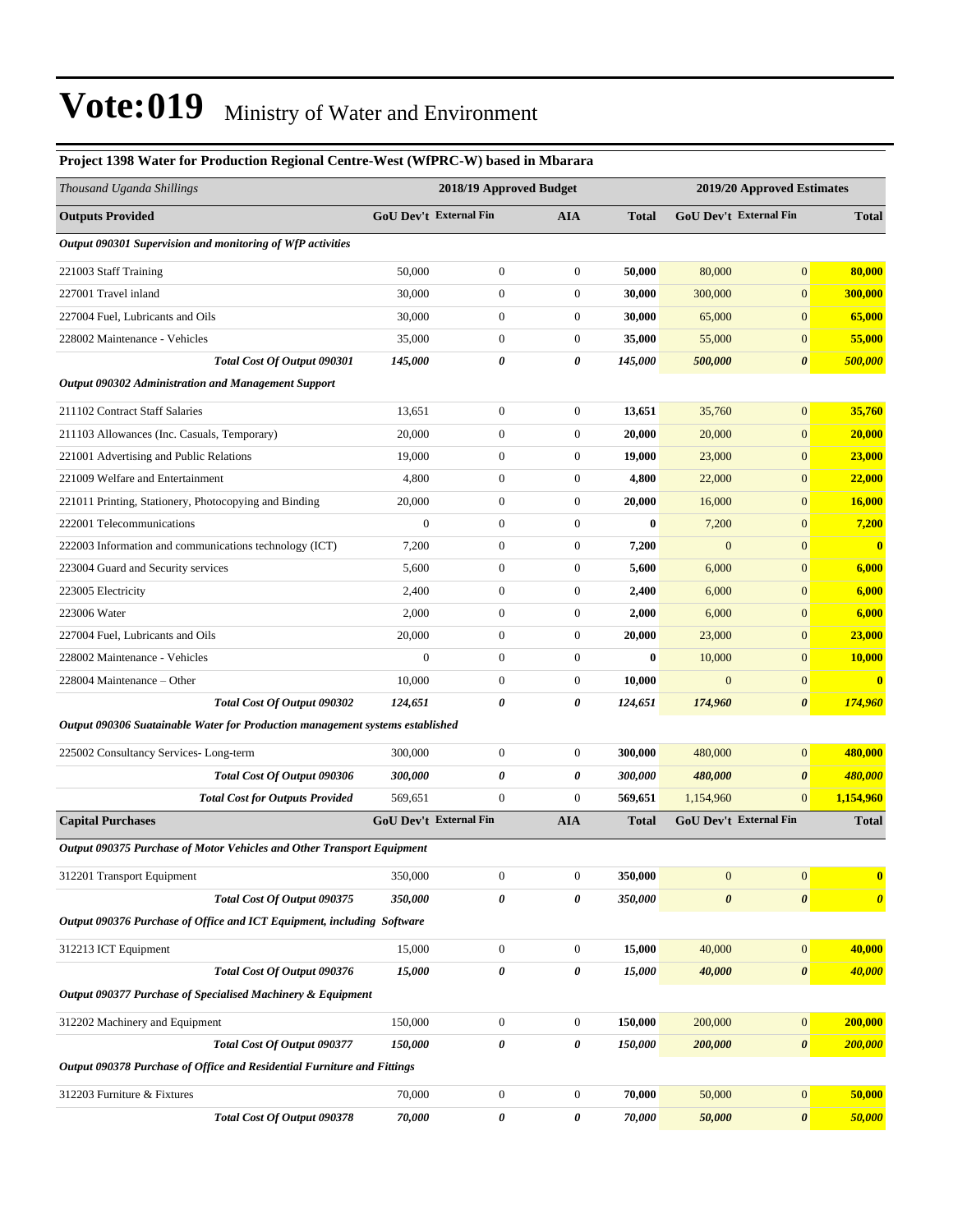# Vote:019 Ministry of Water and Environment

**Project 1398 Water for Production Regional Centre-West (WfPRC-W) based in Mbarara**

| *Thousand Uganda Shillings* | 2018/19 Approved Budget | | | | 2019/20 Approved Estimates | | |
|---|---|---|---|---|---|---|---|
| **Outputs Provided** | **GoU Dev't** | **External Fin** | **AIA** | **Total** | **GoU Dev't** | **External Fin** | **Total** |
| ***Output 090301 Supervision and monitoring of WfP activities*** | | | | | | | |
| 221003 Staff Training | 50,000 | 0 | 0 | **50,000** | 80,000 | 0 | **80,000** |
| 227001 Travel inland | 30,000 | 0 | 0 | **30,000** | 300,000 | 0 | **300,000** |
| 227004 Fuel, Lubricants and Oils | 30,000 | 0 | 0 | **30,000** | 65,000 | 0 | **65,000** |
| 228002 Maintenance - Vehicles | 35,000 | 0 | 0 | **35,000** | 55,000 | 0 | **55,000** |
| ***Total Cost Of Output 090301*** | ***145,000*** | ***0*** | ***0*** | ***145,000*** | ***500,000*** | ***0*** | ***500,000*** |
| ***Output 090302 Administration and Management Support*** | | | | | | | |
| 211102 Contract Staff Salaries | 13,651 | 0 | 0 | **13,651** | 35,760 | 0 | **35,760** |
| 211103 Allowances (Inc. Casuals, Temporary) | 20,000 | 0 | 0 | **20,000** | 20,000 | 0 | **20,000** |
| 221001 Advertising and Public Relations | 19,000 | 0 | 0 | **19,000** | 23,000 | 0 | **23,000** |
| 221009 Welfare and Entertainment | 4,800 | 0 | 0 | **4,800** | 22,000 | 0 | **22,000** |
| 221011 Printing, Stationery, Photocopying and Binding | 20,000 | 0 | 0 | **20,000** | 16,000 | 0 | **16,000** |
| 222001 Telecommunications | 0 | 0 | 0 | **0** | 7,200 | 0 | **7,200** |
| 222003 Information and communications technology (ICT) | 7,200 | 0 | 0 | **7,200** | 0 | 0 | **0** |
| 223004 Guard and Security services | 5,600 | 0 | 0 | **5,600** | 6,000 | 0 | **6,000** |
| 223005 Electricity | 2,400 | 0 | 0 | **2,400** | 6,000 | 0 | **6,000** |
| 223006 Water | 2,000 | 0 | 0 | **2,000** | 6,000 | 0 | **6,000** |
| 227004 Fuel, Lubricants and Oils | 20,000 | 0 | 0 | **20,000** | 23,000 | 0 | **23,000** |
| 228002 Maintenance - Vehicles | 0 | 0 | 0 | **0** | 10,000 | 0 | **10,000** |
| 228004 Maintenance – Other | 10,000 | 0 | 0 | **10,000** | 0 | 0 | **0** |
| ***Total Cost Of Output 090302*** | ***124,651*** | ***0*** | ***0*** | ***124,651*** | ***174,960*** | ***0*** | ***174,960*** |
| ***Output 090306 Suatainable Water for Production management systems established*** | | | | | | | |
| 225002 Consultancy Services- Long-term | 300,000 | 0 | 0 | **300,000** | 480,000 | 0 | **480,000** |
| ***Total Cost Of Output 090306*** | ***300,000*** | ***0*** | ***0*** | ***300,000*** | ***480,000*** | ***0*** | ***480,000*** |
| ***Total Cost for Outputs Provided*** | 569,651 | 0 | 0 | **569,651** | 1,154,960 | 0 | **1,154,960** |
| **Capital Purchases** | **GoU Dev't** | **External Fin** | **AIA** | **Total** | **GoU Dev't** | **External Fin** | **Total** |
| ***Output 090375 Purchase of Motor Vehicles and Other Transport Equipment*** | | | | | | | |
| 312201 Transport Equipment | 350,000 | 0 | 0 | **350,000** | 0 | 0 | **0** |
| ***Total Cost Of Output 090375*** | ***350,000*** | ***0*** | ***0*** | ***350,000*** | ***0*** | ***0*** | ***0*** |
| ***Output 090376 Purchase of Office and ICT Equipment, including Software*** | | | | | | | |
| 312213 ICT Equipment | 15,000 | 0 | 0 | **15,000** | 40,000 | 0 | **40,000** |
| ***Total Cost Of Output 090376*** | ***15,000*** | ***0*** | ***0*** | ***15,000*** | ***40,000*** | ***0*** | ***40,000*** |
| ***Output 090377 Purchase of Specialised Machinery & Equipment*** | | | | | | | |
| 312202 Machinery and Equipment | 150,000 | 0 | 0 | **150,000** | 200,000 | 0 | **200,000** |
| ***Total Cost Of Output 090377*** | ***150,000*** | ***0*** | ***0*** | ***150,000*** | ***200,000*** | ***0*** | ***200,000*** |
| ***Output 090378 Purchase of Office and Residential Furniture and Fittings*** | | | | | | | |
| 312203 Furniture & Fixtures | 70,000 | 0 | 0 | **70,000** | 50,000 | 0 | **50,000** |
| ***Total Cost Of Output 090378*** | ***70,000*** | ***0*** | ***0*** | ***70,000*** | ***50,000*** | ***0*** | ***50,000*** |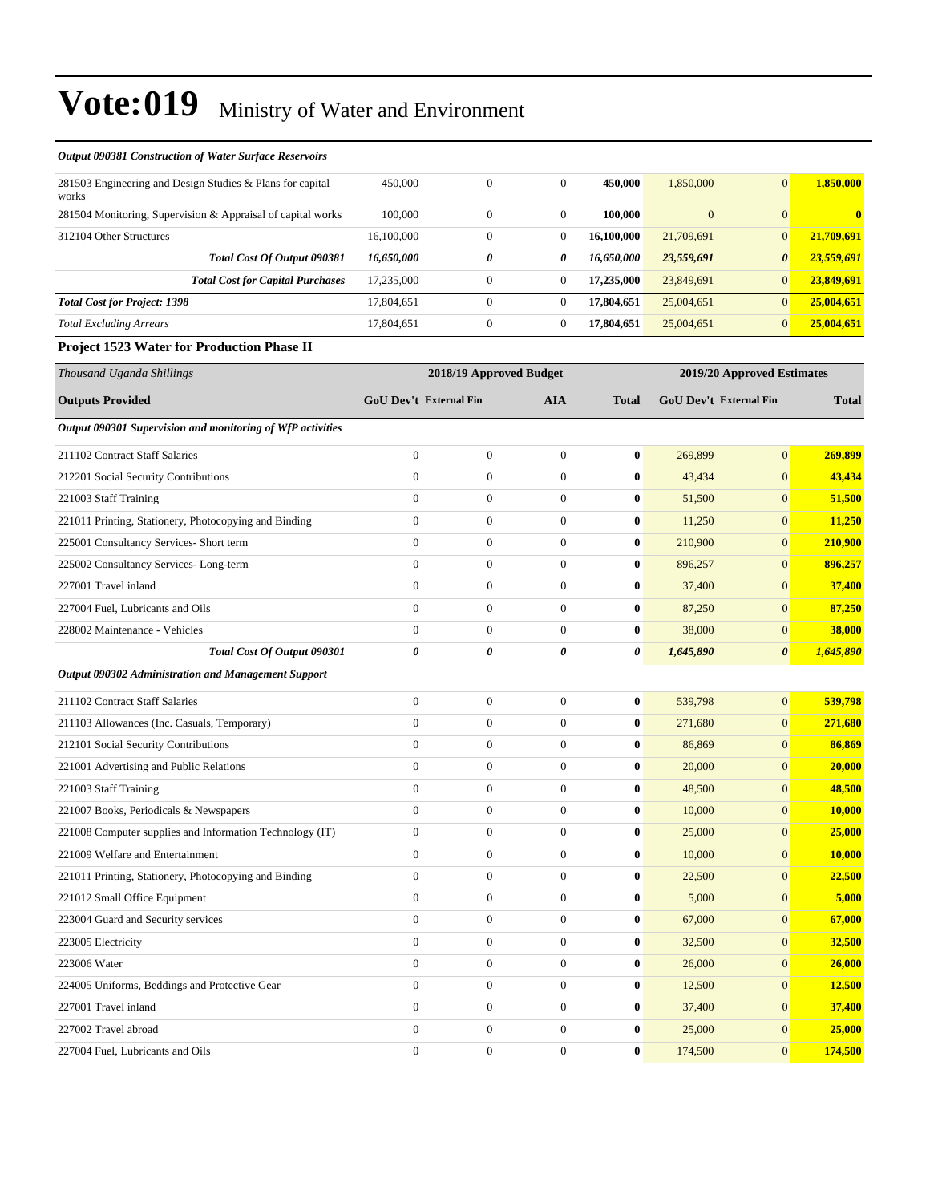# Vote:019 Ministry of Water and Environment

*Output 090381 Construction of Water Surface Reservoirs*

| | | | | | | | |
|---|---|---|---|---|---|---|---|
| 281503 Engineering and Design Studies & Plans for capital works | 450,000 | 0 | 0 | **450,000** | 1,850,000 | 0 | **1,850,000** |
| 281504 Monitoring, Supervision & Appraisal of capital works | 100,000 | 0 | 0 | **100,000** | 0 | 0 | **0** |
| 312104 Other Structures | 16,100,000 | 0 | 0 | **16,100,000** | 21,709,691 | 0 | **21,709,691** |
| ***Total Cost Of Output 090381*** | ***16,650,000*** | ***0*** | ***0*** | ***16,650,000*** | ***23,559,691*** | ***0*** | ***23,559,691*** |
| ***Total Cost for Capital Purchases*** | 17,235,000 | 0 | 0 | **17,235,000** | 23,849,691 | 0 | **23,849,691** |
| ***Total Cost for Project: 1398*** | 17,804,651 | 0 | 0 | **17,804,651** | 25,004,651 | 0 | **25,004,651** |
| *Total Excluding Arrears* | 17,804,651 | 0 | 0 | **17,804,651** | 25,004,651 | 0 | **25,004,651** |

**Project 1523 Water for Production Phase II**

| *Thousand Uganda Shillings* | 2018/19 Approved Budget | | | | 2019/20 Approved Estimates | | |
|---|---|---|---|---|---|---|---|
| **Outputs Provided** | **GoU Dev't** | **External Fin** | **AIA** | **Total** | **GoU Dev't** | **External Fin** | **Total** |
| ***Output 090301 Supervision and monitoring of WfP activities*** | | | | | | | |
| 211102 Contract Staff Salaries | 0 | 0 | 0 | **0** | 269,899 | 0 | **269,899** |
| 212201 Social Security Contributions | 0 | 0 | 0 | **0** | 43,434 | 0 | **43,434** |
| 221003 Staff Training | 0 | 0 | 0 | **0** | 51,500 | 0 | **51,500** |
| 221011 Printing, Stationery, Photocopying and Binding | 0 | 0 | 0 | **0** | 11,250 | 0 | **11,250** |
| 225001 Consultancy Services- Short term | 0 | 0 | 0 | **0** | 210,900 | 0 | **210,900** |
| 225002 Consultancy Services- Long-term | 0 | 0 | 0 | **0** | 896,257 | 0 | **896,257** |
| 227001 Travel inland | 0 | 0 | 0 | **0** | 37,400 | 0 | **37,400** |
| 227004 Fuel, Lubricants and Oils | 0 | 0 | 0 | **0** | 87,250 | 0 | **87,250** |
| 228002 Maintenance - Vehicles | 0 | 0 | 0 | **0** | 38,000 | 0 | **38,000** |
| ***Total Cost Of Output 090301*** | ***0*** | ***0*** | ***0*** | ***0*** | ***1,645,890*** | ***0*** | ***1,645,890*** |
| ***Output 090302 Administration and Management Support*** | | | | | | | |
| 211102 Contract Staff Salaries | 0 | 0 | 0 | **0** | 539,798 | 0 | **539,798** |
| 211103 Allowances (Inc. Casuals, Temporary) | 0 | 0 | 0 | **0** | 271,680 | 0 | **271,680** |
| 212101 Social Security Contributions | 0 | 0 | 0 | **0** | 86,869 | 0 | **86,869** |
| 221001 Advertising and Public Relations | 0 | 0 | 0 | **0** | 20,000 | 0 | **20,000** |
| 221003 Staff Training | 0 | 0 | 0 | **0** | 48,500 | 0 | **48,500** |
| 221007 Books, Periodicals & Newspapers | 0 | 0 | 0 | **0** | 10,000 | 0 | **10,000** |
| 221008 Computer supplies and Information Technology (IT) | 0 | 0 | 0 | **0** | 25,000 | 0 | **25,000** |
| 221009 Welfare and Entertainment | 0 | 0 | 0 | **0** | 10,000 | 0 | **10,000** |
| 221011 Printing, Stationery, Photocopying and Binding | 0 | 0 | 0 | **0** | 22,500 | 0 | **22,500** |
| 221012 Small Office Equipment | 0 | 0 | 0 | **0** | 5,000 | 0 | **5,000** |
| 223004 Guard and Security services | 0 | 0 | 0 | **0** | 67,000 | 0 | **67,000** |
| 223005 Electricity | 0 | 0 | 0 | **0** | 32,500 | 0 | **32,500** |
| 223006 Water | 0 | 0 | 0 | **0** | 26,000 | 0 | **26,000** |
| 224005 Uniforms, Beddings and Protective Gear | 0 | 0 | 0 | **0** | 12,500 | 0 | **12,500** |
| 227001 Travel inland | 0 | 0 | 0 | **0** | 37,400 | 0 | **37,400** |
| 227002 Travel abroad | 0 | 0 | 0 | **0** | 25,000 | 0 | **25,000** |
| 227004 Fuel, Lubricants and Oils | 0 | 0 | 0 | **0** | 174,500 | 0 | **174,500** |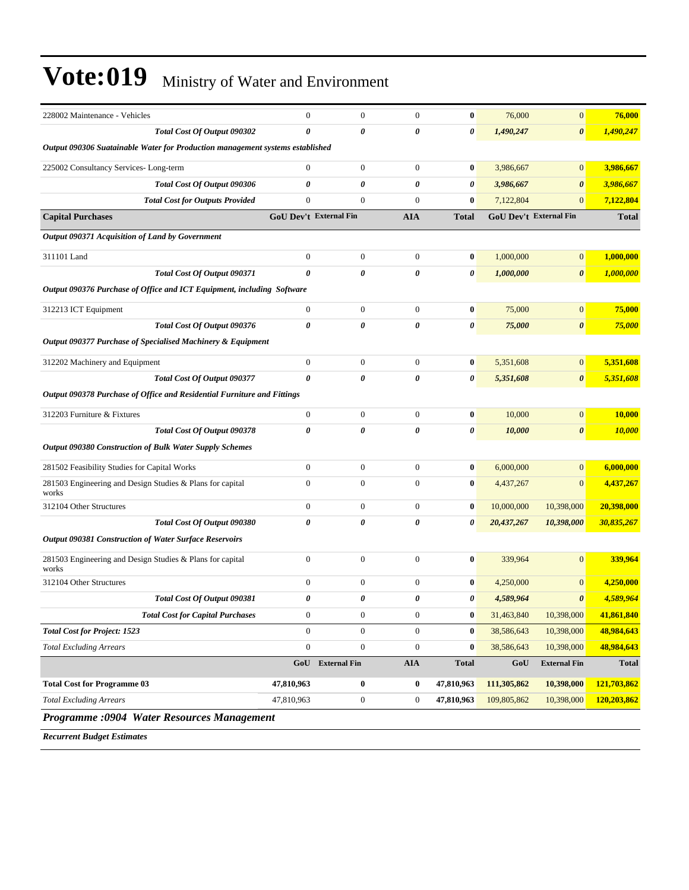# Vote:019 Ministry of Water and Environment

| | | | | | | | |
|---|---|---|---|---|---|---|---|
| 228002 Maintenance - Vehicles | 0 | 0 | 0 | **0** | 76,000 | 0 | **76,000** |
| ***Total Cost Of Output 090302*** | ***0*** | ***0*** | ***0*** | ***0*** | ***1,490,247*** | ***0*** | ***1,490,247*** |
| ***Output 090306 Suatainable Water for Production management systems established*** | | | | | | | |
| 225002 Consultancy Services- Long-term | 0 | 0 | 0 | **0** | 3,986,667 | 0 | **3,986,667** |
| ***Total Cost Of Output 090306*** | ***0*** | ***0*** | ***0*** | ***0*** | ***3,986,667*** | ***0*** | ***3,986,667*** |
| ***Total Cost for Outputs Provided*** | 0 | 0 | 0 | **0** | 7,122,804 | 0 | **7,122,804** |
| **Capital Purchases** | **GoU Dev't** | **External Fin** | **AIA** | **Total** | **GoU Dev't** | **External Fin** | **Total** |
| ***Output 090371 Acquisition of Land by Government*** | | | | | | | |
| 311101 Land | 0 | 0 | 0 | **0** | 1,000,000 | 0 | **1,000,000** |
| ***Total Cost Of Output 090371*** | ***0*** | ***0*** | ***0*** | ***0*** | ***1,000,000*** | ***0*** | ***1,000,000*** |
| ***Output 090376 Purchase of Office and ICT Equipment, including Software*** | | | | | | | |
| 312213 ICT Equipment | 0 | 0 | 0 | **0** | 75,000 | 0 | **75,000** |
| ***Total Cost Of Output 090376*** | ***0*** | ***0*** | ***0*** | ***0*** | ***75,000*** | ***0*** | ***75,000*** |
| ***Output 090377 Purchase of Specialised Machinery & Equipment*** | | | | | | | |
| 312202 Machinery and Equipment | 0 | 0 | 0 | **0** | 5,351,608 | 0 | **5,351,608** |
| ***Total Cost Of Output 090377*** | ***0*** | ***0*** | ***0*** | ***0*** | ***5,351,608*** | ***0*** | ***5,351,608*** |
| ***Output 090378 Purchase of Office and Residential Furniture and Fittings*** | | | | | | | |
| 312203 Furniture & Fixtures | 0 | 0 | 0 | **0** | 10,000 | 0 | **10,000** |
| ***Total Cost Of Output 090378*** | ***0*** | ***0*** | ***0*** | ***0*** | ***10,000*** | ***0*** | ***10,000*** |
| ***Output 090380 Construction of Bulk Water Supply Schemes*** | | | | | | | |
| 281502 Feasibility Studies for Capital Works | 0 | 0 | 0 | **0** | 6,000,000 | 0 | **6,000,000** |
| 281503 Engineering and Design Studies & Plans for capital works | 0 | 0 | 0 | **0** | 4,437,267 | 0 | **4,437,267** |
| 312104 Other Structures | 0 | 0 | 0 | **0** | 10,000,000 | 10,398,000 | **20,398,000** |
| ***Total Cost Of Output 090380*** | ***0*** | ***0*** | ***0*** | ***0*** | ***20,437,267*** | ***10,398,000*** | ***30,835,267*** |
| ***Output 090381 Construction of Water Surface Reservoirs*** | | | | | | | |
| 281503 Engineering and Design Studies & Plans for capital works | 0 | 0 | 0 | **0** | 339,964 | 0 | **339,964** |
| 312104 Other Structures | 0 | 0 | 0 | **0** | 4,250,000 | 0 | **4,250,000** |
| ***Total Cost Of Output 090381*** | ***0*** | ***0*** | ***0*** | ***0*** | ***4,589,964*** | ***0*** | ***4,589,964*** |
| ***Total Cost for Capital Purchases*** | 0 | 0 | 0 | **0** | 31,463,840 | 10,398,000 | **41,861,840** |
| ***Total Cost for Project: 1523*** | 0 | 0 | 0 | **0** | 38,586,643 | 10,398,000 | **48,984,643** |
| *Total Excluding Arrears* | 0 | 0 | 0 | **0** | 38,586,643 | 10,398,000 | **48,984,643** |
| | **GoU** | **External Fin** | **AIA** | **Total** | **GoU** | **External Fin** | **Total** |
| **Total Cost for Programme 03** | **47,810,963** | **0** | **0** | **47,810,963** | **111,305,862** | **10,398,000** | **121,703,862** |
| *Total Excluding Arrears* | 47,810,963 | 0 | 0 | **47,810,963** | 109,805,862 | 10,398,000 | **120,203,862** |

***Programme :0904 Water Resources Management***

***Recurrent Budget Estimates***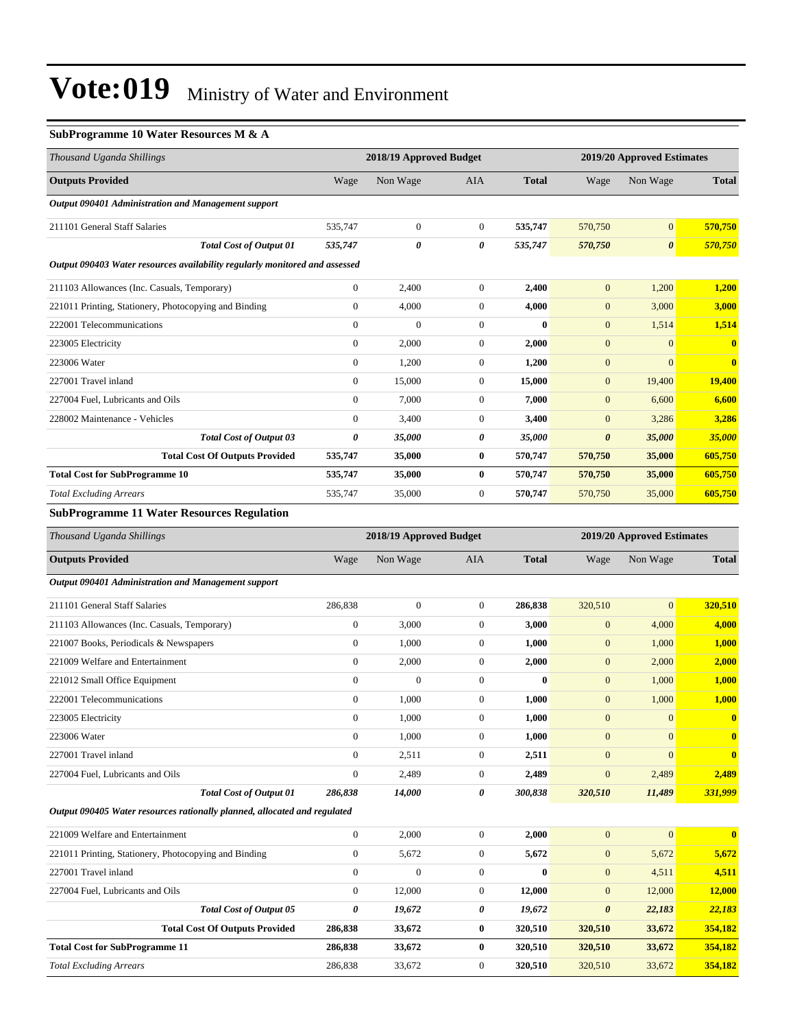# Vote:019 Ministry of Water and Environment

### SubProgramme 10 Water Resources M & A

| *Thousand Uganda Shillings* | 2018/19 Approved Budget | | | | 2019/20 Approved Estimates | | |
|---|---|---|---|---|---|---|---|
| **Outputs Provided** | Wage | Non Wage | AIA | **Total** | Wage | Non Wage | **Total** |
| ***Output 090401 Administration and Management support*** | | | | | | | |
| 211101 General Staff Salaries | 535,747 | 0 | 0 | **535,747** | 570,750 | 0 | **570,750** |
| ***Total Cost of Output 01*** | ***535,747*** | ***0*** | ***0*** | ***535,747*** | ***570,750*** | ***0*** | ***570,750*** |
| ***Output 090403 Water resources availability regularly monitored and assessed*** | | | | | | | |
| 211103 Allowances (Inc. Casuals, Temporary) | 0 | 2,400 | 0 | **2,400** | 0 | 1,200 | **1,200** |
| 221011 Printing, Stationery, Photocopying and Binding | 0 | 4,000 | 0 | **4,000** | 0 | 3,000 | **3,000** |
| 222001 Telecommunications | 0 | 0 | 0 | **0** | 0 | 1,514 | **1,514** |
| 223005 Electricity | 0 | 2,000 | 0 | **2,000** | 0 | 0 | **0** |
| 223006 Water | 0 | 1,200 | 0 | **1,200** | 0 | 0 | **0** |
| 227001 Travel inland | 0 | 15,000 | 0 | **15,000** | 0 | 19,400 | **19,400** |
| 227004 Fuel, Lubricants and Oils | 0 | 7,000 | 0 | **7,000** | 0 | 6,600 | **6,600** |
| 228002 Maintenance - Vehicles | 0 | 3,400 | 0 | **3,400** | 0 | 3,286 | **3,286** |
| ***Total Cost of Output 03*** | ***0*** | ***35,000*** | ***0*** | ***35,000*** | ***0*** | ***35,000*** | ***35,000*** |
| **Total Cost Of Outputs Provided** | **535,747** | **35,000** | **0** | **570,747** | **570,750** | **35,000** | **605,750** |
| **Total Cost for SubProgramme 10** | **535,747** | **35,000** | **0** | **570,747** | **570,750** | **35,000** | **605,750** |
| *Total Excluding Arrears* | 535,747 | 35,000 | 0 | **570,747** | 570,750 | 35,000 | **605,750** |

### SubProgramme 11 Water Resources Regulation

| *Thousand Uganda Shillings* | 2018/19 Approved Budget | | | | 2019/20 Approved Estimates | | |
|---|---|---|---|---|---|---|---|
| **Outputs Provided** | Wage | Non Wage | AIA | **Total** | Wage | Non Wage | **Total** |
| ***Output 090401 Administration and Management support*** | | | | | | | |
| 211101 General Staff Salaries | 286,838 | 0 | 0 | **286,838** | 320,510 | 0 | **320,510** |
| 211103 Allowances (Inc. Casuals, Temporary) | 0 | 3,000 | 0 | **3,000** | 0 | 4,000 | **4,000** |
| 221007 Books, Periodicals & Newspapers | 0 | 1,000 | 0 | **1,000** | 0 | 1,000 | **1,000** |
| 221009 Welfare and Entertainment | 0 | 2,000 | 0 | **2,000** | 0 | 2,000 | **2,000** |
| 221012 Small Office Equipment | 0 | 0 | 0 | **0** | 0 | 1,000 | **1,000** |
| 222001 Telecommunications | 0 | 1,000 | 0 | **1,000** | 0 | 1,000 | **1,000** |
| 223005 Electricity | 0 | 1,000 | 0 | **1,000** | 0 | 0 | **0** |
| 223006 Water | 0 | 1,000 | 0 | **1,000** | 0 | 0 | **0** |
| 227001 Travel inland | 0 | 2,511 | 0 | **2,511** | 0 | 0 | **0** |
| 227004 Fuel, Lubricants and Oils | 0 | 2,489 | 0 | **2,489** | 0 | 2,489 | **2,489** |
| ***Total Cost of Output 01*** | ***286,838*** | ***14,000*** | ***0*** | ***300,838*** | ***320,510*** | ***11,489*** | ***331,999*** |
| ***Output 090405 Water resources rationally planned, allocated and regulated*** | | | | | | | |
| 221009 Welfare and Entertainment | 0 | 2,000 | 0 | **2,000** | 0 | 0 | **0** |
| 221011 Printing, Stationery, Photocopying and Binding | 0 | 5,672 | 0 | **5,672** | 0 | 5,672 | **5,672** |
| 227001 Travel inland | 0 | 0 | 0 | **0** | 0 | 4,511 | **4,511** |
| 227004 Fuel, Lubricants and Oils | 0 | 12,000 | 0 | **12,000** | 0 | 12,000 | **12,000** |
| ***Total Cost of Output 05*** | ***0*** | ***19,672*** | ***0*** | ***19,672*** | ***0*** | ***22,183*** | ***22,183*** |
| **Total Cost Of Outputs Provided** | **286,838** | **33,672** | **0** | **320,510** | **320,510** | **33,672** | **354,182** |
| **Total Cost for SubProgramme 11** | **286,838** | **33,672** | **0** | **320,510** | **320,510** | **33,672** | **354,182** |
| *Total Excluding Arrears* | 286,838 | 33,672 | 0 | **320,510** | 320,510 | 33,672 | **354,182** |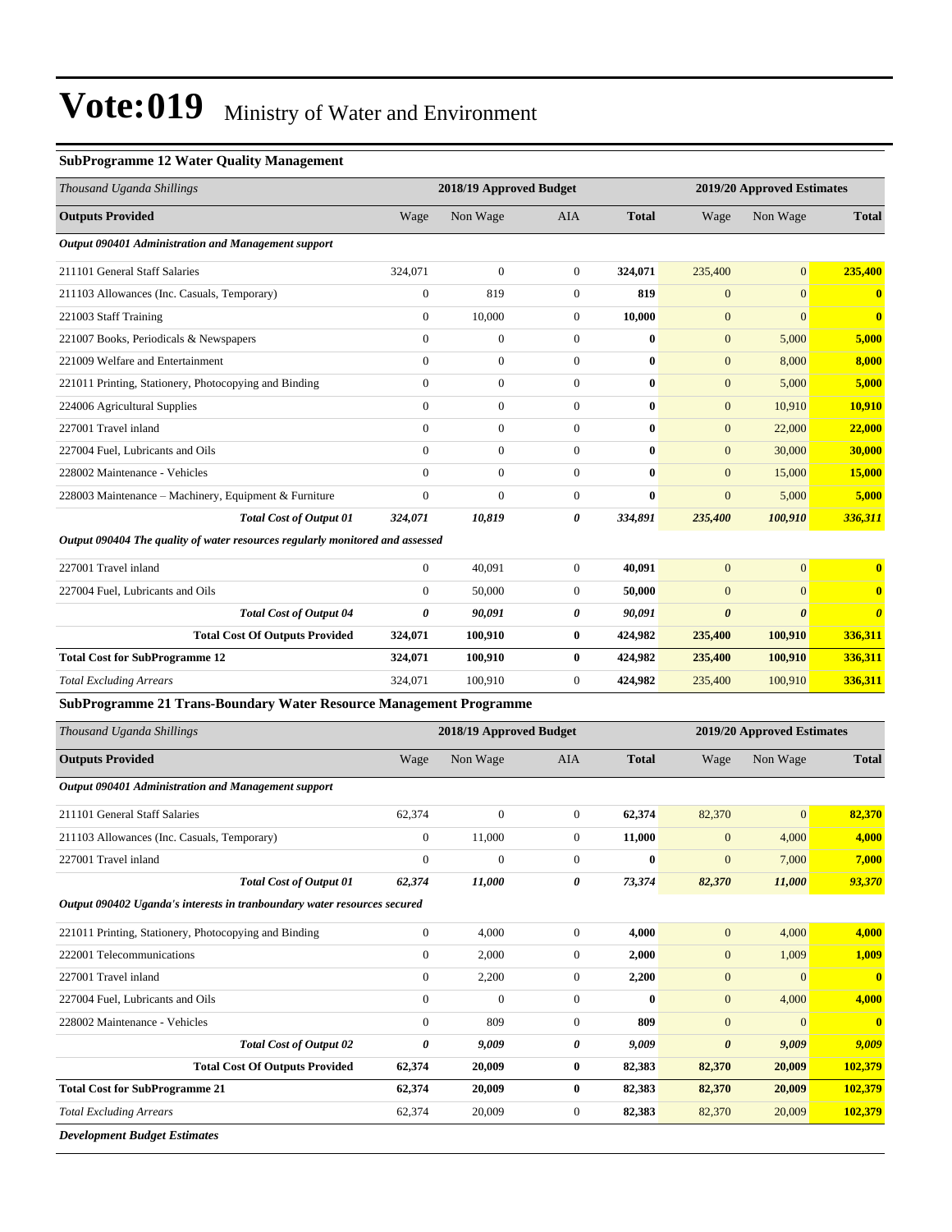# Vote:019 Ministry of Water and Environment

### SubProgramme 12 Water Quality Management

| *Thousand Uganda Shillings* | 2018/19 Approved Budget | | | | 2019/20 Approved Estimates | | |
|---|---|---|---|---|---|---|---|
| **Outputs Provided** | Wage | Non Wage | AIA | **Total** | Wage | Non Wage | **Total** |
| ***Output 090401 Administration and Management support*** | | | | | | | |
| 211101 General Staff Salaries | 324,071 | 0 | 0 | **324,071** | 235,400 | 0 | **235,400** |
| 211103 Allowances (Inc. Casuals, Temporary) | 0 | 819 | 0 | **819** | 0 | 0 | **0** |
| 221003 Staff Training | 0 | 10,000 | 0 | **10,000** | 0 | 0 | **0** |
| 221007 Books, Periodicals & Newspapers | 0 | 0 | 0 | **0** | 0 | 5,000 | **5,000** |
| 221009 Welfare and Entertainment | 0 | 0 | 0 | **0** | 0 | 8,000 | **8,000** |
| 221011 Printing, Stationery, Photocopying and Binding | 0 | 0 | 0 | **0** | 0 | 5,000 | **5,000** |
| 224006 Agricultural Supplies | 0 | 0 | 0 | **0** | 0 | 10,910 | **10,910** |
| 227001 Travel inland | 0 | 0 | 0 | **0** | 0 | 22,000 | **22,000** |
| 227004 Fuel, Lubricants and Oils | 0 | 0 | 0 | **0** | 0 | 30,000 | **30,000** |
| 228002 Maintenance - Vehicles | 0 | 0 | 0 | **0** | 0 | 15,000 | **15,000** |
| 228003 Maintenance – Machinery, Equipment & Furniture | 0 | 0 | 0 | **0** | 0 | 5,000 | **5,000** |
| ***Total Cost of Output 01*** | ***324,071*** | ***10,819*** | ***0*** | ***334,891*** | ***235,400*** | ***100,910*** | ***336,311*** |
| ***Output 090404 The quality of water resources regularly monitored and assessed*** | | | | | | | |
| 227001 Travel inland | 0 | 40,091 | 0 | **40,091** | 0 | 0 | **0** |
| 227004 Fuel, Lubricants and Oils | 0 | 50,000 | 0 | **50,000** | 0 | 0 | **0** |
| ***Total Cost of Output 04*** | ***0*** | ***90,091*** | ***0*** | ***90,091*** | ***0*** | ***0*** | ***0*** |
| **Total Cost Of Outputs Provided** | **324,071** | **100,910** | **0** | **424,982** | **235,400** | **100,910** | **336,311** |
| **Total Cost for SubProgramme 12** | **324,071** | **100,910** | **0** | **424,982** | **235,400** | **100,910** | **336,311** |
| *Total Excluding Arrears* | 324,071 | 100,910 | 0 | **424,982** | 235,400 | 100,910 | **336,311** |

### SubProgramme 21 Trans-Boundary Water Resource Management Programme

| *Thousand Uganda Shillings* | 2018/19 Approved Budget | | | | 2019/20 Approved Estimates | | |
|---|---|---|---|---|---|---|---|
| **Outputs Provided** | Wage | Non Wage | AIA | **Total** | Wage | Non Wage | **Total** |
| ***Output 090401 Administration and Management support*** | | | | | | | |
| 211101 General Staff Salaries | 62,374 | 0 | 0 | **62,374** | 82,370 | 0 | **82,370** |
| 211103 Allowances (Inc. Casuals, Temporary) | 0 | 11,000 | 0 | **11,000** | 0 | 4,000 | **4,000** |
| 227001 Travel inland | 0 | 0 | 0 | **0** | 0 | 7,000 | **7,000** |
| ***Total Cost of Output 01*** | ***62,374*** | ***11,000*** | ***0*** | ***73,374*** | ***82,370*** | ***11,000*** | ***93,370*** |
| ***Output 090402 Uganda's interests in tranboundary water resources secured*** | | | | | | | |
| 221011 Printing, Stationery, Photocopying and Binding | 0 | 4,000 | 0 | **4,000** | 0 | 4,000 | **4,000** |
| 222001 Telecommunications | 0 | 2,000 | 0 | **2,000** | 0 | 1,009 | **1,009** |
| 227001 Travel inland | 0 | 2,200 | 0 | **2,200** | 0 | 0 | **0** |
| 227004 Fuel, Lubricants and Oils | 0 | 0 | 0 | **0** | 0 | 4,000 | **4,000** |
| 228002 Maintenance - Vehicles | 0 | 809 | 0 | **809** | 0 | 0 | **0** |
| ***Total Cost of Output 02*** | ***0*** | ***9,009*** | ***0*** | ***9,009*** | ***0*** | ***9,009*** | ***9,009*** |
| **Total Cost Of Outputs Provided** | **62,374** | **20,009** | **0** | **82,383** | **82,370** | **20,009** | **102,379** |
| **Total Cost for SubProgramme 21** | **62,374** | **20,009** | **0** | **82,383** | **82,370** | **20,009** | **102,379** |
| *Total Excluding Arrears* | 62,374 | 20,009 | 0 | **82,383** | 82,370 | 20,009 | **102,379** |

***Development Budget Estimates***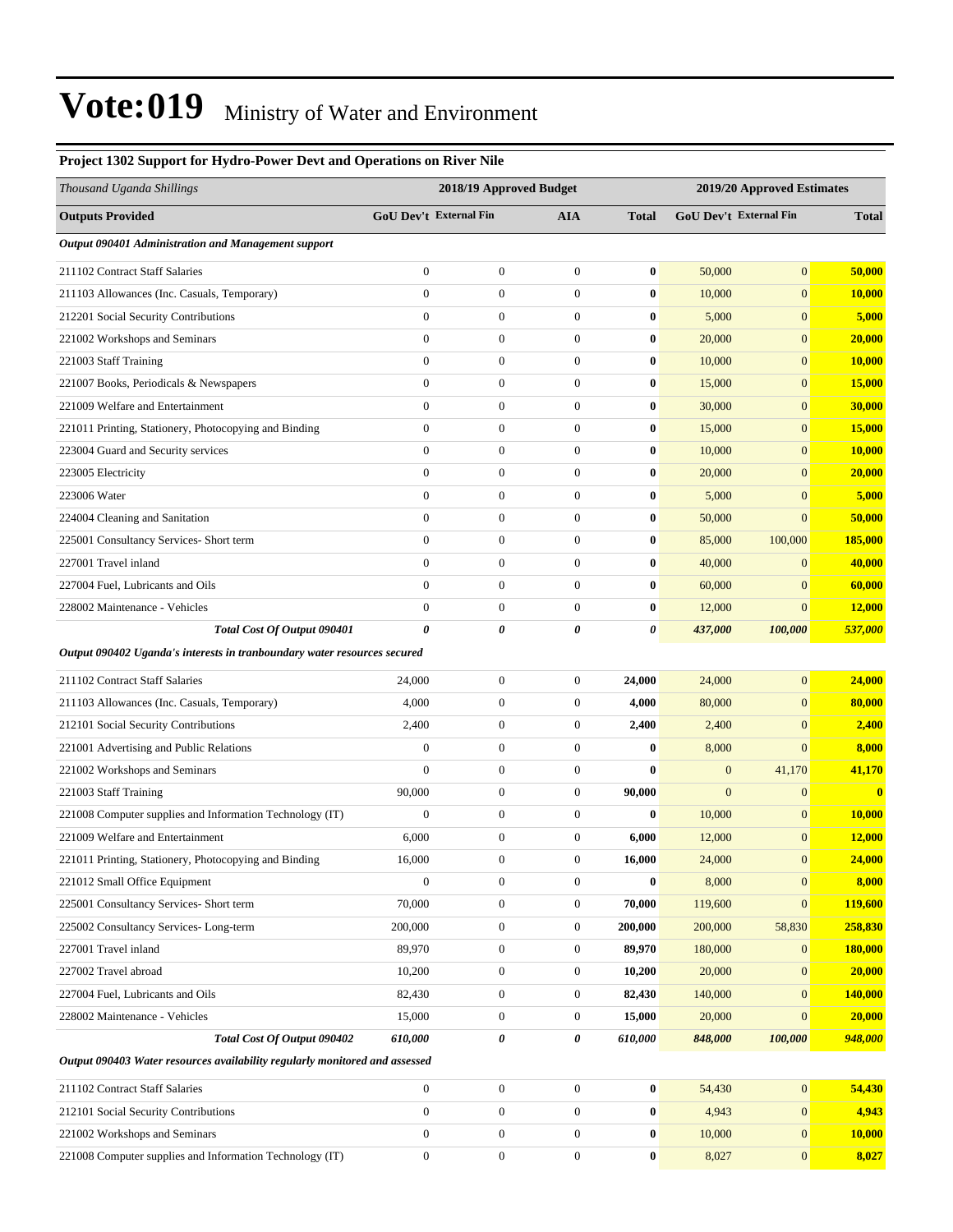# Vote:019 Ministry of Water and Environment

### Project 1302 Support for Hydro-Power Devt and Operations on River Nile

| *Thousand Uganda Shillings* | 2018/19 Approved Budget | | | | 2019/20 Approved Estimates | | |
|---|---|---|---|---|---|---|---|
| **Outputs Provided** | **GoU Dev't** | **External Fin** | **AIA** | **Total** | **GoU Dev't** | **External Fin** | **Total** |
| ***Output 090401 Administration and Management support*** | | | | | | | |
| 211102 Contract Staff Salaries | 0 | 0 | 0 | **0** | 50,000 | 0 | **50,000** |
| 211103 Allowances (Inc. Casuals, Temporary) | 0 | 0 | 0 | **0** | 10,000 | 0 | **10,000** |
| 212201 Social Security Contributions | 0 | 0 | 0 | **0** | 5,000 | 0 | **5,000** |
| 221002 Workshops and Seminars | 0 | 0 | 0 | **0** | 20,000 | 0 | **20,000** |
| 221003 Staff Training | 0 | 0 | 0 | **0** | 10,000 | 0 | **10,000** |
| 221007 Books, Periodicals & Newspapers | 0 | 0 | 0 | **0** | 15,000 | 0 | **15,000** |
| 221009 Welfare and Entertainment | 0 | 0 | 0 | **0** | 30,000 | 0 | **30,000** |
| 221011 Printing, Stationery, Photocopying and Binding | 0 | 0 | 0 | **0** | 15,000 | 0 | **15,000** |
| 223004 Guard and Security services | 0 | 0 | 0 | **0** | 10,000 | 0 | **10,000** |
| 223005 Electricity | 0 | 0 | 0 | **0** | 20,000 | 0 | **20,000** |
| 223006 Water | 0 | 0 | 0 | **0** | 5,000 | 0 | **5,000** |
| 224004 Cleaning and Sanitation | 0 | 0 | 0 | **0** | 50,000 | 0 | **50,000** |
| 225001 Consultancy Services- Short term | 0 | 0 | 0 | **0** | 85,000 | 100,000 | **185,000** |
| 227001 Travel inland | 0 | 0 | 0 | **0** | 40,000 | 0 | **40,000** |
| 227004 Fuel, Lubricants and Oils | 0 | 0 | 0 | **0** | 60,000 | 0 | **60,000** |
| 228002 Maintenance - Vehicles | 0 | 0 | 0 | **0** | 12,000 | 0 | **12,000** |
| ***Total Cost Of Output 090401*** | ***0*** | ***0*** | ***0*** | ***0*** | ***437,000*** | ***100,000*** | ***537,000*** |
| ***Output 090402 Uganda's interests in tranboundary water resources secured*** | | | | | | | |
| 211102 Contract Staff Salaries | 24,000 | 0 | 0 | **24,000** | 24,000 | 0 | **24,000** |
| 211103 Allowances (Inc. Casuals, Temporary) | 4,000 | 0 | 0 | **4,000** | 80,000 | 0 | **80,000** |
| 212101 Social Security Contributions | 2,400 | 0 | 0 | **2,400** | 2,400 | 0 | **2,400** |
| 221001 Advertising and Public Relations | 0 | 0 | 0 | **0** | 8,000 | 0 | **8,000** |
| 221002 Workshops and Seminars | 0 | 0 | 0 | **0** | 0 | 41,170 | **41,170** |
| 221003 Staff Training | 90,000 | 0 | 0 | **90,000** | 0 | 0 | **0** |
| 221008 Computer supplies and Information Technology (IT) | 0 | 0 | 0 | **0** | 10,000 | 0 | **10,000** |
| 221009 Welfare and Entertainment | 6,000 | 0 | 0 | **6,000** | 12,000 | 0 | **12,000** |
| 221011 Printing, Stationery, Photocopying and Binding | 16,000 | 0 | 0 | **16,000** | 24,000 | 0 | **24,000** |
| 221012 Small Office Equipment | 0 | 0 | 0 | **0** | 8,000 | 0 | **8,000** |
| 225001 Consultancy Services- Short term | 70,000 | 0 | 0 | **70,000** | 119,600 | 0 | **119,600** |
| 225002 Consultancy Services- Long-term | 200,000 | 0 | 0 | **200,000** | 200,000 | 58,830 | **258,830** |
| 227001 Travel inland | 89,970 | 0 | 0 | **89,970** | 180,000 | 0 | **180,000** |
| 227002 Travel abroad | 10,200 | 0 | 0 | **10,200** | 20,000 | 0 | **20,000** |
| 227004 Fuel, Lubricants and Oils | 82,430 | 0 | 0 | **82,430** | 140,000 | 0 | **140,000** |
| 228002 Maintenance - Vehicles | 15,000 | 0 | 0 | **15,000** | 20,000 | 0 | **20,000** |
| ***Total Cost Of Output 090402*** | ***610,000*** | ***0*** | ***0*** | ***610,000*** | ***848,000*** | ***100,000*** | ***948,000*** |
| ***Output 090403 Water resources availability regularly monitored and assessed*** | | | | | | | |
| 211102 Contract Staff Salaries | 0 | 0 | 0 | **0** | 54,430 | 0 | **54,430** |
| 212101 Social Security Contributions | 0 | 0 | 0 | **0** | 4,943 | 0 | **4,943** |
| 221002 Workshops and Seminars | 0 | 0 | 0 | **0** | 10,000 | 0 | **10,000** |
| 221008 Computer supplies and Information Technology (IT) | 0 | 0 | 0 | **0** | 8,027 | 0 | **8,027** |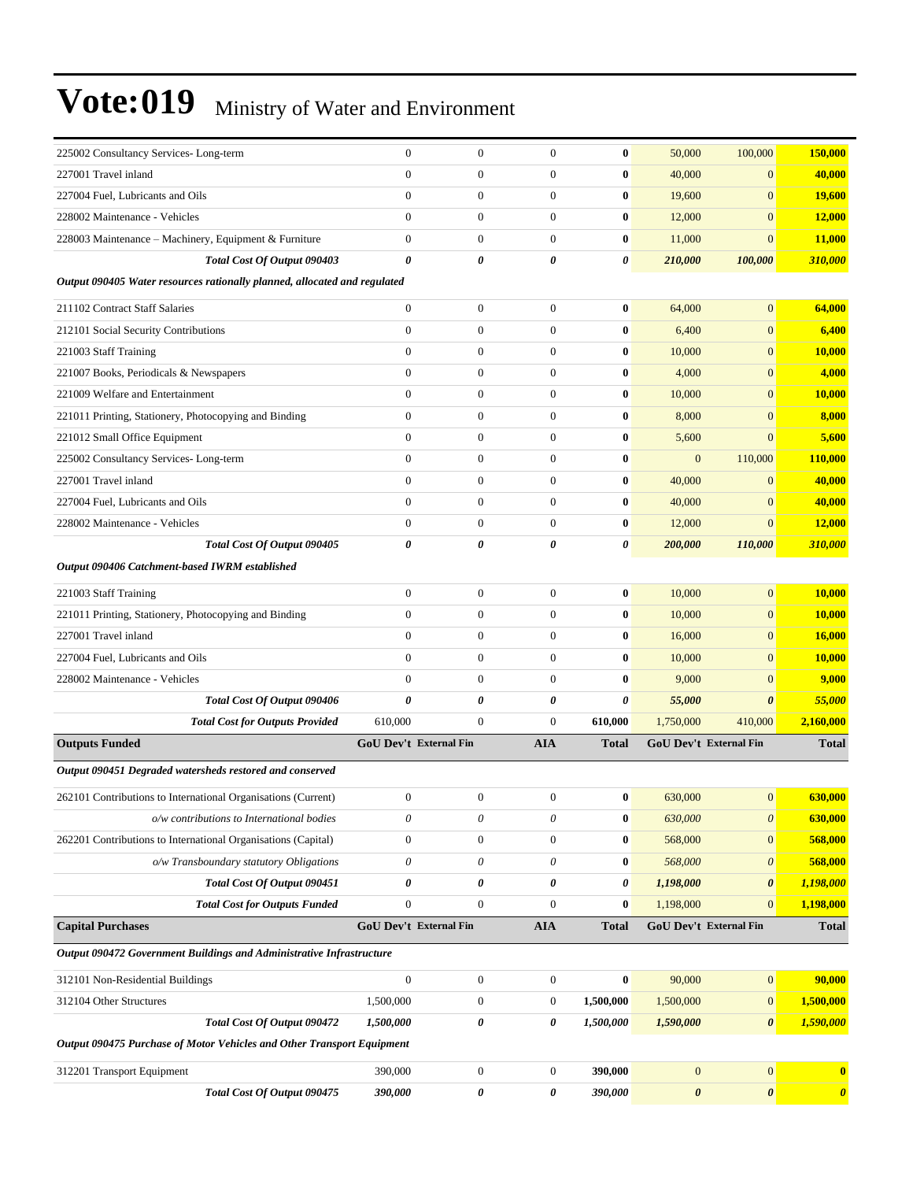# Vote:019 Ministry of Water and Environment

| | | | | | | | |
|---|---|---|---|---|---|---|---|
| 225002 Consultancy Services- Long-term | 0 | 0 | 0 | **0** | 50,000 | 100,000 | **150,000** |
| 227001 Travel inland | 0 | 0 | 0 | **0** | 40,000 | 0 | **40,000** |
| 227004 Fuel, Lubricants and Oils | 0 | 0 | 0 | **0** | 19,600 | 0 | **19,600** |
| 228002 Maintenance - Vehicles | 0 | 0 | 0 | **0** | 12,000 | 0 | **12,000** |
| 228003 Maintenance – Machinery, Equipment & Furniture | 0 | 0 | 0 | **0** | 11,000 | 0 | **11,000** |
| ***Total Cost Of Output 090403*** | ***0*** | ***0*** | ***0*** | ***0*** | ***210,000*** | ***100,000*** | ***310,000*** |
| ***Output 090405 Water resources rationally planned, allocated and regulated*** | | | | | | | |
| 211102 Contract Staff Salaries | 0 | 0 | 0 | **0** | 64,000 | 0 | **64,000** |
| 212101 Social Security Contributions | 0 | 0 | 0 | **0** | 6,400 | 0 | **6,400** |
| 221003 Staff Training | 0 | 0 | 0 | **0** | 10,000 | 0 | **10,000** |
| 221007 Books, Periodicals & Newspapers | 0 | 0 | 0 | **0** | 4,000 | 0 | **4,000** |
| 221009 Welfare and Entertainment | 0 | 0 | 0 | **0** | 10,000 | 0 | **10,000** |
| 221011 Printing, Stationery, Photocopying and Binding | 0 | 0 | 0 | **0** | 8,000 | 0 | **8,000** |
| 221012 Small Office Equipment | 0 | 0 | 0 | **0** | 5,600 | 0 | **5,600** |
| 225002 Consultancy Services- Long-term | 0 | 0 | 0 | **0** | 0 | 110,000 | **110,000** |
| 227001 Travel inland | 0 | 0 | 0 | **0** | 40,000 | 0 | **40,000** |
| 227004 Fuel, Lubricants and Oils | 0 | 0 | 0 | **0** | 40,000 | 0 | **40,000** |
| 228002 Maintenance - Vehicles | 0 | 0 | 0 | **0** | 12,000 | 0 | **12,000** |
| ***Total Cost Of Output 090405*** | ***0*** | ***0*** | ***0*** | ***0*** | ***200,000*** | ***110,000*** | ***310,000*** |
| ***Output 090406 Catchment-based IWRM established*** | | | | | | | |
| 221003 Staff Training | 0 | 0 | 0 | **0** | 10,000 | 0 | **10,000** |
| 221011 Printing, Stationery, Photocopying and Binding | 0 | 0 | 0 | **0** | 10,000 | 0 | **10,000** |
| 227001 Travel inland | 0 | 0 | 0 | **0** | 16,000 | 0 | **16,000** |
| 227004 Fuel, Lubricants and Oils | 0 | 0 | 0 | **0** | 10,000 | 0 | **10,000** |
| 228002 Maintenance - Vehicles | 0 | 0 | 0 | **0** | 9,000 | 0 | **9,000** |
| ***Total Cost Of Output 090406*** | ***0*** | ***0*** | ***0*** | ***0*** | ***55,000*** | ***0*** | ***55,000*** |
| ***Total Cost for Outputs Provided*** | 610,000 | 0 | 0 | **610,000** | 1,750,000 | 410,000 | **2,160,000** |
| **Outputs Funded** | **GoU Dev't** | **External Fin** | **AIA** | **Total** | **GoU Dev't** | **External Fin** | **Total** |
| ***Output 090451 Degraded watersheds restored and conserved*** | | | | | | | |
| 262101 Contributions to International Organisations (Current) | 0 | 0 | 0 | **0** | 630,000 | 0 | **630,000** |
| *o/w contributions to International bodies* | *0* | *0* | *0* | **0** | *630,000* | *0* | **630,000** |
| 262201 Contributions to International Organisations (Capital) | 0 | 0 | 0 | **0** | 568,000 | 0 | **568,000** |
| *o/w Transboundary statutory Obligations* | *0* | *0* | *0* | **0** | *568,000* | *0* | **568,000** |
| ***Total Cost Of Output 090451*** | ***0*** | ***0*** | ***0*** | ***0*** | ***1,198,000*** | ***0*** | ***1,198,000*** |
| ***Total Cost for Outputs Funded*** | 0 | 0 | 0 | **0** | 1,198,000 | 0 | **1,198,000** |
| **Capital Purchases** | **GoU Dev't** | **External Fin** | **AIA** | **Total** | **GoU Dev't** | **External Fin** | **Total** |
| ***Output 090472 Government Buildings and Administrative Infrastructure*** | | | | | | | |
| 312101 Non-Residential Buildings | 0 | 0 | 0 | **0** | 90,000 | 0 | **90,000** |
| 312104 Other Structures | 1,500,000 | 0 | 0 | **1,500,000** | 1,500,000 | 0 | **1,500,000** |
| ***Total Cost Of Output 090472*** | ***1,500,000*** | ***0*** | ***0*** | ***1,500,000*** | ***1,590,000*** | ***0*** | ***1,590,000*** |
| ***Output 090475 Purchase of Motor Vehicles and Other Transport Equipment*** | | | | | | | |
| 312201 Transport Equipment | 390,000 | 0 | 0 | **390,000** | 0 | 0 | **0** |
| ***Total Cost Of Output 090475*** | ***390,000*** | ***0*** | ***0*** | ***390,000*** | ***0*** | ***0*** | ***0*** |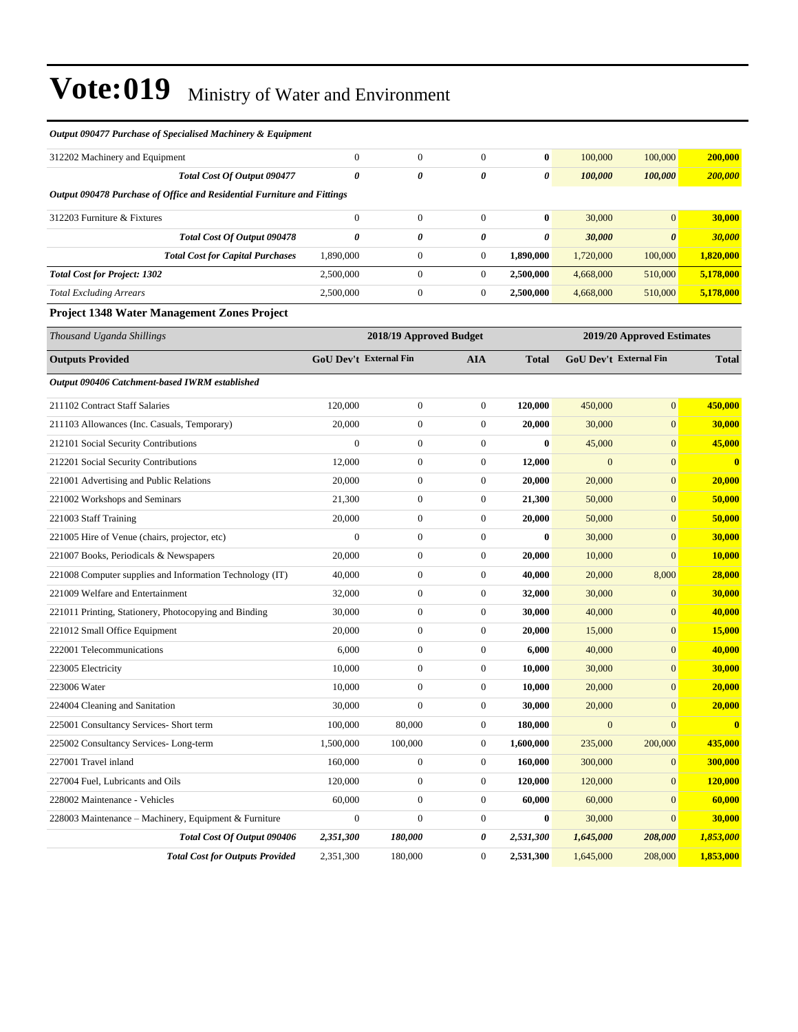# Vote:019 Ministry of Water and Environment

| *Output 090477 Purchase of Specialised Machinery & Equipment* | | | | | | | |
|---|---|---|---|---|---|---|---|
| 312202 Machinery and Equipment | 0 | 0 | 0 | **0** | 100,000 | 100,000 | **200,000** |
| ***Total Cost Of Output 090477*** | ***0*** | ***0*** | ***0*** | ***0*** | ***100,000*** | ***100,000*** | ***200,000*** |
| *Output 090478 Purchase of Office and Residential Furniture and Fittings* | | | | | | | |
| 312203 Furniture & Fixtures | 0 | 0 | 0 | **0** | 30,000 | 0 | **30,000** |
| ***Total Cost Of Output 090478*** | ***0*** | ***0*** | ***0*** | ***0*** | ***30,000*** | ***0*** | ***30,000*** |
| ***Total Cost for Capital Purchases*** | 1,890,000 | 0 | 0 | **1,890,000** | 1,720,000 | 100,000 | **1,820,000** |
| ***Total Cost for Project: 1302*** | 2,500,000 | 0 | 0 | **2,500,000** | 4,668,000 | 510,000 | **5,178,000** |
| *Total Excluding Arrears* | 2,500,000 | 0 | 0 | **2,500,000** | 4,668,000 | 510,000 | **5,178,000** |

### Project 1348 Water Management Zones Project

| *Thousand Uganda Shillings* | 2018/19 Approved Budget | | | | 2019/20 Approved Estimates | | |
|---|---|---|---|---|---|---|---|
| **Outputs Provided** | **GoU Dev't** | **External Fin** | **AIA** | **Total** | **GoU Dev't** | **External Fin** | **Total** |
| *Output 090406 Catchment-based IWRM established* | | | | | | | |
| 211102 Contract Staff Salaries | 120,000 | 0 | 0 | **120,000** | 450,000 | 0 | **450,000** |
| 211103 Allowances (Inc. Casuals, Temporary) | 20,000 | 0 | 0 | **20,000** | 30,000 | 0 | **30,000** |
| 212101 Social Security Contributions | 0 | 0 | 0 | **0** | 45,000 | 0 | **45,000** |
| 212201 Social Security Contributions | 12,000 | 0 | 0 | **12,000** | 0 | 0 | **0** |
| 221001 Advertising and Public Relations | 20,000 | 0 | 0 | **20,000** | 20,000 | 0 | **20,000** |
| 221002 Workshops and Seminars | 21,300 | 0 | 0 | **21,300** | 50,000 | 0 | **50,000** |
| 221003 Staff Training | 20,000 | 0 | 0 | **20,000** | 50,000 | 0 | **50,000** |
| 221005 Hire of Venue (chairs, projector, etc) | 0 | 0 | 0 | **0** | 30,000 | 0 | **30,000** |
| 221007 Books, Periodicals & Newspapers | 20,000 | 0 | 0 | **20,000** | 10,000 | 0 | **10,000** |
| 221008 Computer supplies and Information Technology (IT) | 40,000 | 0 | 0 | **40,000** | 20,000 | 8,000 | **28,000** |
| 221009 Welfare and Entertainment | 32,000 | 0 | 0 | **32,000** | 30,000 | 0 | **30,000** |
| 221011 Printing, Stationery, Photocopying and Binding | 30,000 | 0 | 0 | **30,000** | 40,000 | 0 | **40,000** |
| 221012 Small Office Equipment | 20,000 | 0 | 0 | **20,000** | 15,000 | 0 | **15,000** |
| 222001 Telecommunications | 6,000 | 0 | 0 | **6,000** | 40,000 | 0 | **40,000** |
| 223005 Electricity | 10,000 | 0 | 0 | **10,000** | 30,000 | 0 | **30,000** |
| 223006 Water | 10,000 | 0 | 0 | **10,000** | 20,000 | 0 | **20,000** |
| 224004 Cleaning and Sanitation | 30,000 | 0 | 0 | **30,000** | 20,000 | 0 | **20,000** |
| 225001 Consultancy Services- Short term | 100,000 | 80,000 | 0 | **180,000** | 0 | 0 | **0** |
| 225002 Consultancy Services- Long-term | 1,500,000 | 100,000 | 0 | **1,600,000** | 235,000 | 200,000 | **435,000** |
| 227001 Travel inland | 160,000 | 0 | 0 | **160,000** | 300,000 | 0 | **300,000** |
| 227004 Fuel, Lubricants and Oils | 120,000 | 0 | 0 | **120,000** | 120,000 | 0 | **120,000** |
| 228002 Maintenance - Vehicles | 60,000 | 0 | 0 | **60,000** | 60,000 | 0 | **60,000** |
| 228003 Maintenance – Machinery, Equipment & Furniture | 0 | 0 | 0 | **0** | 30,000 | 0 | **30,000** |
| ***Total Cost Of Output 090406*** | ***2,351,300*** | ***180,000*** | ***0*** | ***2,531,300*** | ***1,645,000*** | ***208,000*** | ***1,853,000*** |
| ***Total Cost for Outputs Provided*** | 2,351,300 | 180,000 | 0 | **2,531,300** | 1,645,000 | 208,000 | **1,853,000** |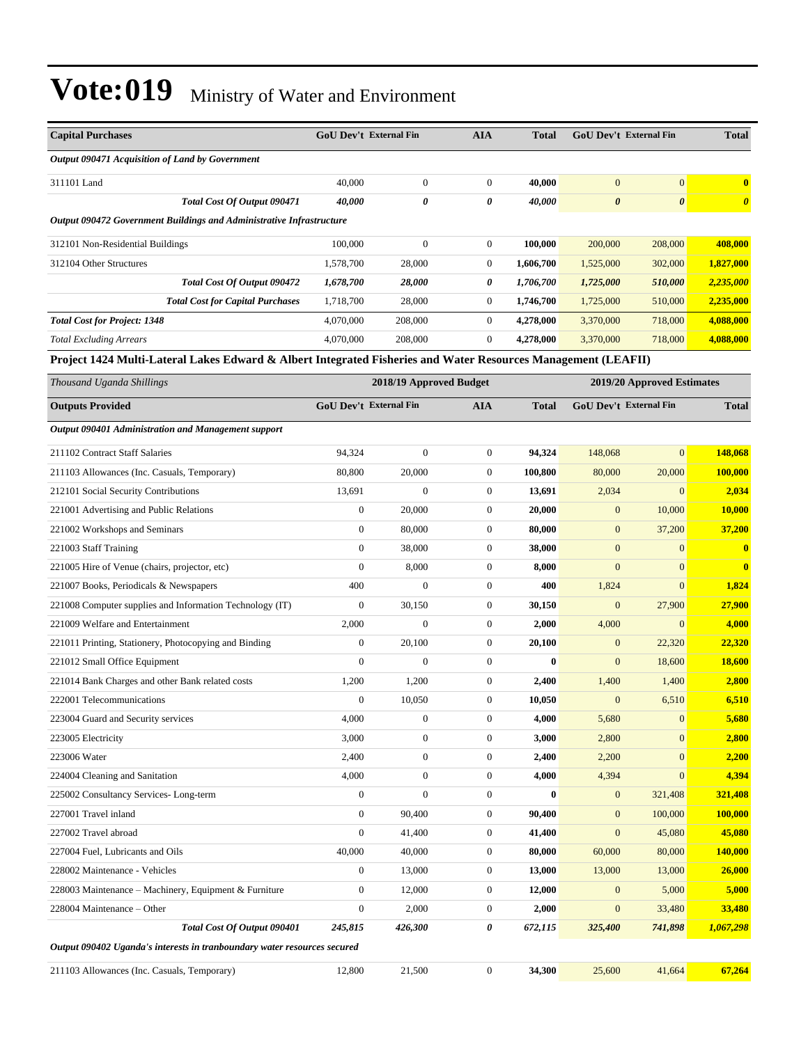# Vote:019 Ministry of Water and Environment

| Capital Purchases | GoU Dev't | External Fin | AIA | Total | GoU Dev't | External Fin | Total |
|---|---|---|---|---|---|---|---|
| ***Output 090471 Acquisition of Land by Government*** | | | | | | | |
| 311101 Land | 40,000 | 0 | 0 | **40,000** | 0 | 0 | **0** |
| ***Total Cost Of Output 090471*** | ***40,000*** | ***0*** | ***0*** | ***40,000*** | ***0*** | ***0*** | ***0*** |
| ***Output 090472 Government Buildings and Administrative Infrastructure*** | | | | | | | |
| 312101 Non-Residential Buildings | 100,000 | 0 | 0 | **100,000** | 200,000 | 208,000 | **408,000** |
| 312104 Other Structures | 1,578,700 | 28,000 | 0 | **1,606,700** | 1,525,000 | 302,000 | **1,827,000** |
| ***Total Cost Of Output 090472*** | ***1,678,700*** | ***28,000*** | ***0*** | ***1,706,700*** | ***1,725,000*** | ***510,000*** | ***2,235,000*** |
| ***Total Cost for Capital Purchases*** | 1,718,700 | 28,000 | 0 | 1,746,700 | 1,725,000 | 510,000 | 2,235,000 |
| ***Total Cost for Project: 1348*** | 4,070,000 | 208,000 | 0 | **4,278,000** | 3,370,000 | 718,000 | **4,088,000** |
| *Total Excluding Arrears* | 4,070,000 | 208,000 | 0 | **4,278,000** | 3,370,000 | 718,000 | **4,088,000** |

**Project 1424 Multi-Lateral Lakes Edward & Albert Integrated Fisheries and Water Resources Management (LEAFII)**

| *Thousand Uganda Shillings* | 2018/19 Approved Budget | | | | 2019/20 Approved Estimates | | |
|---|---|---|---|---|---|---|---|
| **Outputs Provided** | **GoU Dev't** | **External Fin** | **AIA** | **Total** | **GoU Dev't** | **External Fin** | **Total** |
| ***Output 090401 Administration and Management support*** | | | | | | | |
| 211102 Contract Staff Salaries | 94,324 | 0 | 0 | **94,324** | 148,068 | 0 | **148,068** |
| 211103 Allowances (Inc. Casuals, Temporary) | 80,800 | 20,000 | 0 | **100,800** | 80,000 | 20,000 | **100,000** |
| 212101 Social Security Contributions | 13,691 | 0 | 0 | **13,691** | 2,034 | 0 | **2,034** |
| 221001 Advertising and Public Relations | 0 | 20,000 | 0 | **20,000** | 0 | 10,000 | **10,000** |
| 221002 Workshops and Seminars | 0 | 80,000 | 0 | **80,000** | 0 | 37,200 | **37,200** |
| 221003 Staff Training | 0 | 38,000 | 0 | **38,000** | 0 | 0 | **0** |
| 221005 Hire of Venue (chairs, projector, etc) | 0 | 8,000 | 0 | **8,000** | 0 | 0 | **0** |
| 221007 Books, Periodicals & Newspapers | 400 | 0 | 0 | **400** | 1,824 | 0 | **1,824** |
| 221008 Computer supplies and Information Technology (IT) | 0 | 30,150 | 0 | **30,150** | 0 | 27,900 | **27,900** |
| 221009 Welfare and Entertainment | 2,000 | 0 | 0 | **2,000** | 4,000 | 0 | **4,000** |
| 221011 Printing, Stationery, Photocopying and Binding | 0 | 20,100 | 0 | **20,100** | 0 | 22,320 | **22,320** |
| 221012 Small Office Equipment | 0 | 0 | 0 | **0** | 0 | 18,600 | **18,600** |
| 221014 Bank Charges and other Bank related costs | 1,200 | 1,200 | 0 | **2,400** | 1,400 | 1,400 | **2,800** |
| 222001 Telecommunications | 0 | 10,050 | 0 | **10,050** | 0 | 6,510 | **6,510** |
| 223004 Guard and Security services | 4,000 | 0 | 0 | **4,000** | 5,680 | 0 | **5,680** |
| 223005 Electricity | 3,000 | 0 | 0 | **3,000** | 2,800 | 0 | **2,800** |
| 223006 Water | 2,400 | 0 | 0 | **2,400** | 2,200 | 0 | **2,200** |
| 224004 Cleaning and Sanitation | 4,000 | 0 | 0 | **4,000** | 4,394 | 0 | **4,394** |
| 225002 Consultancy Services- Long-term | 0 | 0 | 0 | **0** | 0 | 321,408 | **321,408** |
| 227001 Travel inland | 0 | 90,400 | 0 | **90,400** | 0 | 100,000 | **100,000** |
| 227002 Travel abroad | 0 | 41,400 | 0 | **41,400** | 0 | 45,080 | **45,080** |
| 227004 Fuel, Lubricants and Oils | 40,000 | 40,000 | 0 | **80,000** | 60,000 | 80,000 | **140,000** |
| 228002 Maintenance - Vehicles | 0 | 13,000 | 0 | **13,000** | 13,000 | 13,000 | **26,000** |
| 228003 Maintenance – Machinery, Equipment & Furniture | 0 | 12,000 | 0 | **12,000** | 0 | 5,000 | **5,000** |
| 228004 Maintenance – Other | 0 | 2,000 | 0 | **2,000** | 0 | 33,480 | **33,480** |
| ***Total Cost Of Output 090401*** | ***245,815*** | ***426,300*** | ***0*** | ***672,115*** | ***325,400*** | ***741,898*** | ***1,067,298*** |
| ***Output 090402 Uganda's interests in tranboundary water resources secured*** | | | | | | | |
| 211103 Allowances (Inc. Casuals, Temporary) | 12,800 | 21,500 | 0 | **34,300** | 25,600 | 41,664 | **67,264** |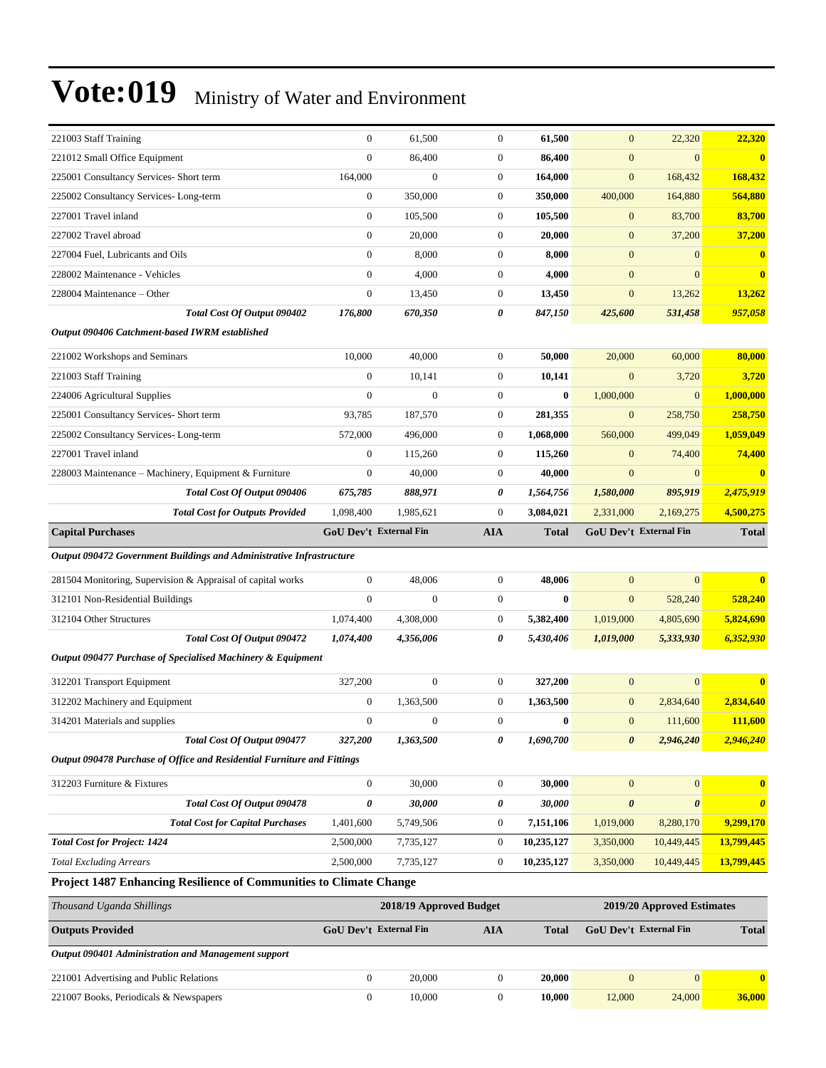# Vote:019 Ministry of Water and Environment

| | | | | | | | |
|---|---|---|---|---|---|---|---|
| 221003 Staff Training | 0 | 61,500 | 0 | **61,500** | 0 | 22,320 | **22,320** |
| 221012 Small Office Equipment | 0 | 86,400 | 0 | **86,400** | 0 | 0 | **0** |
| 225001 Consultancy Services- Short term | 164,000 | 0 | 0 | **164,000** | 0 | 168,432 | **168,432** |
| 225002 Consultancy Services- Long-term | 0 | 350,000 | 0 | **350,000** | 400,000 | 164,880 | **564,880** |
| 227001 Travel inland | 0 | 105,500 | 0 | **105,500** | 0 | 83,700 | **83,700** |
| 227002 Travel abroad | 0 | 20,000 | 0 | **20,000** | 0 | 37,200 | **37,200** |
| 227004 Fuel, Lubricants and Oils | 0 | 8,000 | 0 | **8,000** | 0 | 0 | **0** |
| 228002 Maintenance - Vehicles | 0 | 4,000 | 0 | **4,000** | 0 | 0 | **0** |
| 228004 Maintenance – Other | 0 | 13,450 | 0 | **13,450** | 0 | 13,262 | **13,262** |
| ***Total Cost Of Output 090402*** | ***176,800*** | ***670,350*** | ***0*** | ***847,150*** | ***425,600*** | ***531,458*** | ***957,058*** |
| ***Output 090406 Catchment-based IWRM established*** | | | | | | | |
| 221002 Workshops and Seminars | 10,000 | 40,000 | 0 | **50,000** | 20,000 | 60,000 | **80,000** |
| 221003 Staff Training | 0 | 10,141 | 0 | **10,141** | 0 | 3,720 | **3,720** |
| 224006 Agricultural Supplies | 0 | 0 | 0 | **0** | 1,000,000 | 0 | **1,000,000** |
| 225001 Consultancy Services- Short term | 93,785 | 187,570 | 0 | **281,355** | 0 | 258,750 | **258,750** |
| 225002 Consultancy Services- Long-term | 572,000 | 496,000 | 0 | **1,068,000** | 560,000 | 499,049 | **1,059,049** |
| 227001 Travel inland | 0 | 115,260 | 0 | **115,260** | 0 | 74,400 | **74,400** |
| 228003 Maintenance – Machinery, Equipment & Furniture | 0 | 40,000 | 0 | **40,000** | 0 | 0 | **0** |
| ***Total Cost Of Output 090406*** | ***675,785*** | ***888,971*** | ***0*** | ***1,564,756*** | ***1,580,000*** | ***895,919*** | ***2,475,919*** |
| ***Total Cost for Outputs Provided*** | 1,098,400 | 1,985,621 | 0 | 3,084,021 | 2,331,000 | 2,169,275 | 4,500,275 |
| **Capital Purchases** | **GoU Dev't** | **External Fin** | **AIA** | **Total** | **GoU Dev't** | **External Fin** | **Total** |
| ***Output 090472 Government Buildings and Administrative Infrastructure*** | | | | | | | |
| 281504 Monitoring, Supervision & Appraisal of capital works | 0 | 48,006 | 0 | **48,006** | 0 | 0 | **0** |
| 312101 Non-Residential Buildings | 0 | 0 | 0 | **0** | 0 | 528,240 | **528,240** |
| 312104 Other Structures | 1,074,400 | 4,308,000 | 0 | **5,382,400** | 1,019,000 | 4,805,690 | **5,824,690** |
| ***Total Cost Of Output 090472*** | ***1,074,400*** | ***4,356,006*** | ***0*** | ***5,430,406*** | ***1,019,000*** | ***5,333,930*** | ***6,352,930*** |
| ***Output 090477 Purchase of Specialised Machinery & Equipment*** | | | | | | | |
| 312201 Transport Equipment | 327,200 | 0 | 0 | **327,200** | 0 | 0 | **0** |
| 312202 Machinery and Equipment | 0 | 1,363,500 | 0 | **1,363,500** | 0 | 2,834,640 | **2,834,640** |
| 314201 Materials and supplies | 0 | 0 | 0 | **0** | 0 | 111,600 | **111,600** |
| ***Total Cost Of Output 090477*** | ***327,200*** | ***1,363,500*** | ***0*** | ***1,690,700*** | ***0*** | ***2,946,240*** | ***2,946,240*** |
| ***Output 090478 Purchase of Office and Residential Furniture and Fittings*** | | | | | | | |
| 312203 Furniture & Fixtures | 0 | 30,000 | 0 | **30,000** | 0 | 0 | **0** |
| ***Total Cost Of Output 090478*** | ***0*** | ***30,000*** | ***0*** | ***30,000*** | ***0*** | ***0*** | ***0*** |
| ***Total Cost for Capital Purchases*** | 1,401,600 | 5,749,506 | 0 | 7,151,106 | 1,019,000 | 8,280,170 | 9,299,170 |
| ***Total Cost for Project: 1424*** | 2,500,000 | 7,735,127 | 0 | 10,235,127 | 3,350,000 | 10,449,445 | 13,799,445 |
| *Total Excluding Arrears* | 2,500,000 | 7,735,127 | 0 | 10,235,127 | 3,350,000 | 10,449,445 | 13,799,445 |

**Project 1487 Enhancing Resilience of Communities to Climate Change**

| *Thousand Uganda Shillings* | 2018/19 Approved Budget | | | | 2019/20 Approved Estimates | | |
|---|---|---|---|---|---|---|---|
| **Outputs Provided** | **GoU Dev't** | **External Fin** | **AIA** | **Total** | **GoU Dev't** | **External Fin** | **Total** |
| ***Output 090401 Administration and Management support*** | | | | | | | |
| 221001 Advertising and Public Relations | 0 | 20,000 | 0 | **20,000** | 0 | 0 | **0** |
| 221007 Books, Periodicals & Newspapers | 0 | 10,000 | 0 | **10,000** | 12,000 | 24,000 | **36,000** |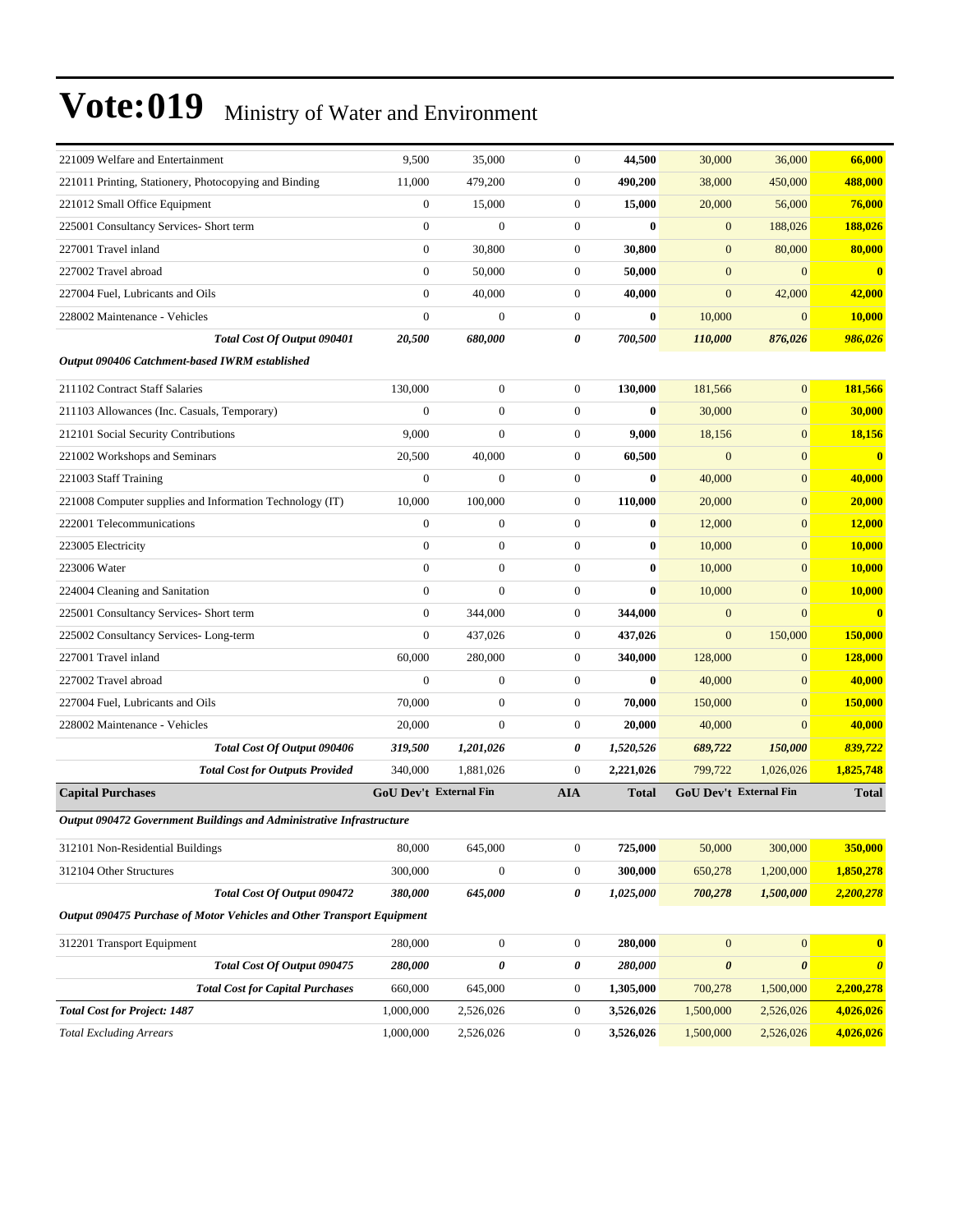# Vote:019 Ministry of Water and Environment

| | GoU Dev't | External Fin | AIA | Total | GoU Dev't | External Fin | Total |
|---|---|---|---|---|---|---|---|
| 221009 Welfare and Entertainment | 9,500 | 35,000 | 0 | **44,500** | 30,000 | 36,000 | **66,000** |
| 221011 Printing, Stationery, Photocopying and Binding | 11,000 | 479,200 | 0 | **490,200** | 38,000 | 450,000 | **488,000** |
| 221012 Small Office Equipment | 0 | 15,000 | 0 | **15,000** | 20,000 | 56,000 | **76,000** |
| 225001 Consultancy Services- Short term | 0 | 0 | 0 | **0** | 0 | 188,026 | **188,026** |
| 227001 Travel inland | 0 | 30,800 | 0 | **30,800** | 0 | 80,000 | **80,000** |
| 227002 Travel abroad | 0 | 50,000 | 0 | **50,000** | 0 | 0 | **0** |
| 227004 Fuel, Lubricants and Oils | 0 | 40,000 | 0 | **40,000** | 0 | 42,000 | **42,000** |
| 228002 Maintenance - Vehicles | 0 | 0 | 0 | **0** | 10,000 | 0 | **10,000** |
| ***Total Cost Of Output 090401*** | ***20,500*** | ***680,000*** | ***0*** | ***700,500*** | ***110,000*** | ***876,026*** | ***986,026*** |
| ***Output 090406 Catchment-based IWRM established*** | | | | | | | |
| 211102 Contract Staff Salaries | 130,000 | 0 | 0 | **130,000** | 181,566 | 0 | **181,566** |
| 211103 Allowances (Inc. Casuals, Temporary) | 0 | 0 | 0 | **0** | 30,000 | 0 | **30,000** |
| 212101 Social Security Contributions | 9,000 | 0 | 0 | **9,000** | 18,156 | 0 | **18,156** |
| 221002 Workshops and Seminars | 20,500 | 40,000 | 0 | **60,500** | 0 | 0 | **0** |
| 221003 Staff Training | 0 | 0 | 0 | **0** | 40,000 | 0 | **40,000** |
| 221008 Computer supplies and Information Technology (IT) | 10,000 | 100,000 | 0 | **110,000** | 20,000 | 0 | **20,000** |
| 222001 Telecommunications | 0 | 0 | 0 | **0** | 12,000 | 0 | **12,000** |
| 223005 Electricity | 0 | 0 | 0 | **0** | 10,000 | 0 | **10,000** |
| 223006 Water | 0 | 0 | 0 | **0** | 10,000 | 0 | **10,000** |
| 224004 Cleaning and Sanitation | 0 | 0 | 0 | **0** | 10,000 | 0 | **10,000** |
| 225001 Consultancy Services- Short term | 0 | 344,000 | 0 | **344,000** | 0 | 0 | **0** |
| 225002 Consultancy Services- Long-term | 0 | 437,026 | 0 | **437,026** | 0 | 150,000 | **150,000** |
| 227001 Travel inland | 60,000 | 280,000 | 0 | **340,000** | 128,000 | 0 | **128,000** |
| 227002 Travel abroad | 0 | 0 | 0 | **0** | 40,000 | 0 | **40,000** |
| 227004 Fuel, Lubricants and Oils | 70,000 | 0 | 0 | **70,000** | 150,000 | 0 | **150,000** |
| 228002 Maintenance - Vehicles | 20,000 | 0 | 0 | **20,000** | 40,000 | 0 | **40,000** |
| ***Total Cost Of Output 090406*** | ***319,500*** | ***1,201,026*** | ***0*** | ***1,520,526*** | ***689,722*** | ***150,000*** | ***839,722*** |
| ***Total Cost for Outputs Provided*** | 340,000 | 1,881,026 | 0 | **2,221,026** | 799,722 | 1,026,026 | **1,825,748** |
| **Capital Purchases** | **GoU Dev't** | **External Fin** | **AIA** | **Total** | **GoU Dev't** | **External Fin** | **Total** |
| ***Output 090472 Government Buildings and Administrative Infrastructure*** | | | | | | | |
| 312101 Non-Residential Buildings | 80,000 | 645,000 | 0 | **725,000** | 50,000 | 300,000 | **350,000** |
| 312104 Other Structures | 300,000 | 0 | 0 | **300,000** | 650,278 | 1,200,000 | **1,850,278** |
| ***Total Cost Of Output 090472*** | ***380,000*** | ***645,000*** | ***0*** | ***1,025,000*** | ***700,278*** | ***1,500,000*** | ***2,200,278*** |
| ***Output 090475 Purchase of Motor Vehicles and Other Transport Equipment*** | | | | | | | |
| 312201 Transport Equipment | 280,000 | 0 | 0 | **280,000** | 0 | 0 | **0** |
| ***Total Cost Of Output 090475*** | ***280,000*** | ***0*** | ***0*** | ***280,000*** | ***0*** | ***0*** | ***0*** |
| ***Total Cost for Capital Purchases*** | 660,000 | 645,000 | 0 | **1,305,000** | 700,278 | 1,500,000 | **2,200,278** |
| ***Total Cost for Project: 1487*** | 1,000,000 | 2,526,026 | 0 | **3,526,026** | 1,500,000 | 2,526,026 | **4,026,026** |
| *Total Excluding Arrears* | 1,000,000 | 2,526,026 | 0 | **3,526,026** | 1,500,000 | 2,526,026 | **4,026,026** |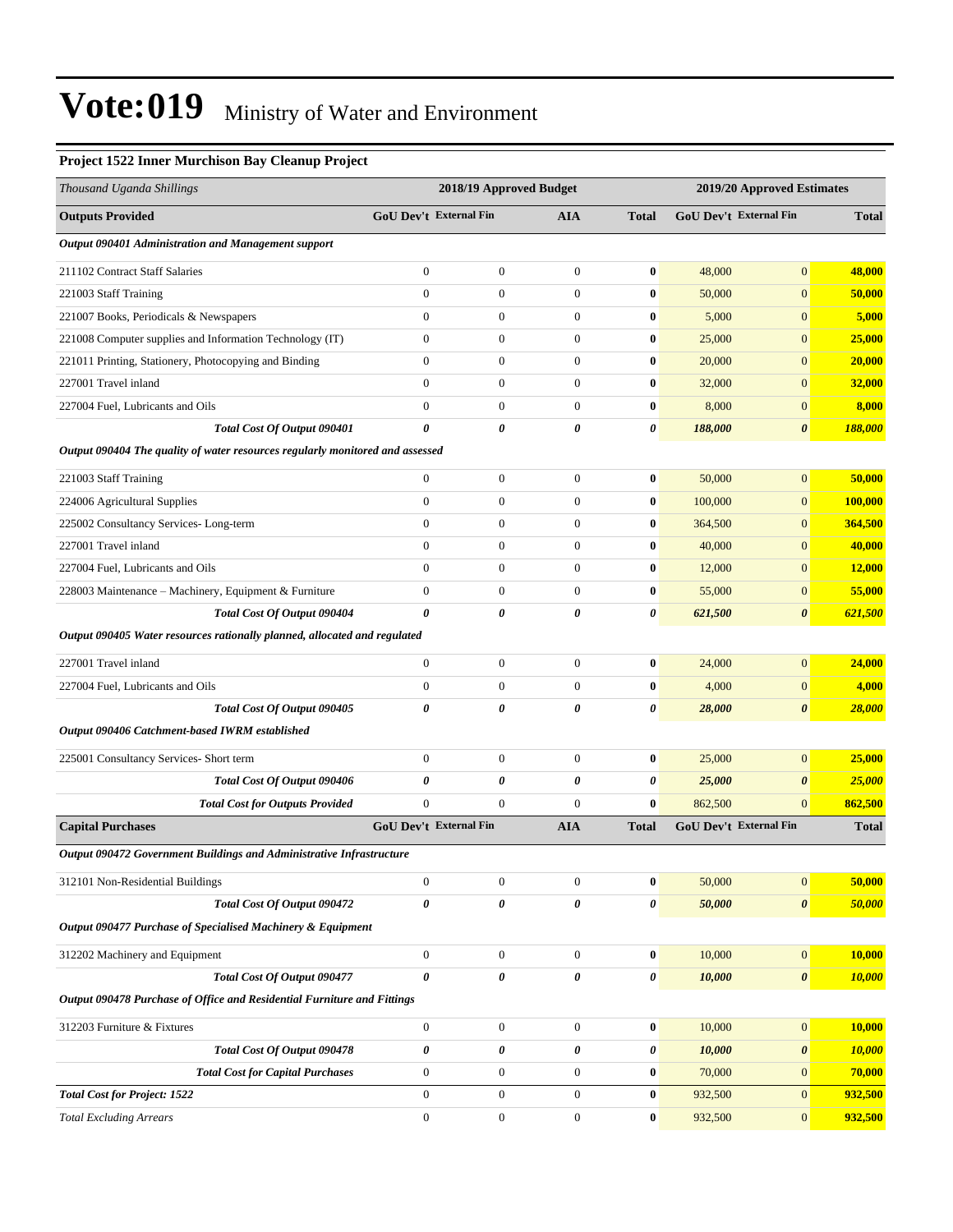# Vote:019 Ministry of Water and Environment

### Project 1522 Inner Murchison Bay Cleanup Project

| *Thousand Uganda Shillings* | 2018/19 Approved Budget | | | | 2019/20 Approved Estimates | | |
|---|---|---|---|---|---|---|---|
| **Outputs Provided** | **GoU Dev't** | **External Fin** | **AIA** | **Total** | **GoU Dev't** | **External Fin** | **Total** |
| ***Output 090401 Administration and Management support*** | | | | | | | |
| 211102 Contract Staff Salaries | 0 | 0 | 0 | **0** | 48,000 | 0 | **48,000** |
| 221003 Staff Training | 0 | 0 | 0 | **0** | 50,000 | 0 | **50,000** |
| 221007 Books, Periodicals & Newspapers | 0 | 0 | 0 | **0** | 5,000 | 0 | **5,000** |
| 221008 Computer supplies and Information Technology (IT) | 0 | 0 | 0 | **0** | 25,000 | 0 | **25,000** |
| 221011 Printing, Stationery, Photocopying and Binding | 0 | 0 | 0 | **0** | 20,000 | 0 | **20,000** |
| 227001 Travel inland | 0 | 0 | 0 | **0** | 32,000 | 0 | **32,000** |
| 227004 Fuel, Lubricants and Oils | 0 | 0 | 0 | **0** | 8,000 | 0 | **8,000** |
| ***Total Cost Of Output 090401*** | ***0*** | ***0*** | ***0*** | ***0*** | ***188,000*** | ***0*** | ***188,000*** |
| ***Output 090404 The quality of water resources regularly monitored and assessed*** | | | | | | | |
| 221003 Staff Training | 0 | 0 | 0 | **0** | 50,000 | 0 | **50,000** |
| 224006 Agricultural Supplies | 0 | 0 | 0 | **0** | 100,000 | 0 | **100,000** |
| 225002 Consultancy Services- Long-term | 0 | 0 | 0 | **0** | 364,500 | 0 | **364,500** |
| 227001 Travel inland | 0 | 0 | 0 | **0** | 40,000 | 0 | **40,000** |
| 227004 Fuel, Lubricants and Oils | 0 | 0 | 0 | **0** | 12,000 | 0 | **12,000** |
| 228003 Maintenance – Machinery, Equipment & Furniture | 0 | 0 | 0 | **0** | 55,000 | 0 | **55,000** |
| ***Total Cost Of Output 090404*** | ***0*** | ***0*** | ***0*** | ***0*** | ***621,500*** | ***0*** | ***621,500*** |
| ***Output 090405 Water resources rationally planned, allocated and regulated*** | | | | | | | |
| 227001 Travel inland | 0 | 0 | 0 | **0** | 24,000 | 0 | **24,000** |
| 227004 Fuel, Lubricants and Oils | 0 | 0 | 0 | **0** | 4,000 | 0 | **4,000** |
| ***Total Cost Of Output 090405*** | ***0*** | ***0*** | ***0*** | ***0*** | ***28,000*** | ***0*** | ***28,000*** |
| ***Output 090406 Catchment-based IWRM established*** | | | | | | | |
| 225001 Consultancy Services- Short term | 0 | 0 | 0 | **0** | 25,000 | 0 | **25,000** |
| ***Total Cost Of Output 090406*** | ***0*** | ***0*** | ***0*** | ***0*** | ***25,000*** | ***0*** | ***25,000*** |
| ***Total Cost for Outputs Provided*** | 0 | 0 | 0 | **0** | 862,500 | 0 | **862,500** |
| **Capital Purchases** | **GoU Dev't** | **External Fin** | **AIA** | **Total** | **GoU Dev't** | **External Fin** | **Total** |
| ***Output 090472 Government Buildings and Administrative Infrastructure*** | | | | | | | |
| 312101 Non-Residential Buildings | 0 | 0 | 0 | **0** | 50,000 | 0 | **50,000** |
| ***Total Cost Of Output 090472*** | ***0*** | ***0*** | ***0*** | ***0*** | ***50,000*** | ***0*** | ***50,000*** |
| ***Output 090477 Purchase of Specialised Machinery & Equipment*** | | | | | | | |
| 312202 Machinery and Equipment | 0 | 0 | 0 | **0** | 10,000 | 0 | **10,000** |
| ***Total Cost Of Output 090477*** | ***0*** | ***0*** | ***0*** | ***0*** | ***10,000*** | ***0*** | ***10,000*** |
| ***Output 090478 Purchase of Office and Residential Furniture and Fittings*** | | | | | | | |
| 312203 Furniture & Fixtures | 0 | 0 | 0 | **0** | 10,000 | 0 | **10,000** |
| ***Total Cost Of Output 090478*** | ***0*** | ***0*** | ***0*** | ***0*** | ***10,000*** | ***0*** | ***10,000*** |
| ***Total Cost for Capital Purchases*** | 0 | 0 | 0 | **0** | 70,000 | 0 | **70,000** |
| ***Total Cost for Project: 1522*** | 0 | 0 | 0 | **0** | 932,500 | 0 | **932,500** |
| *Total Excluding Arrears* | 0 | 0 | 0 | **0** | 932,500 | 0 | **932,500** |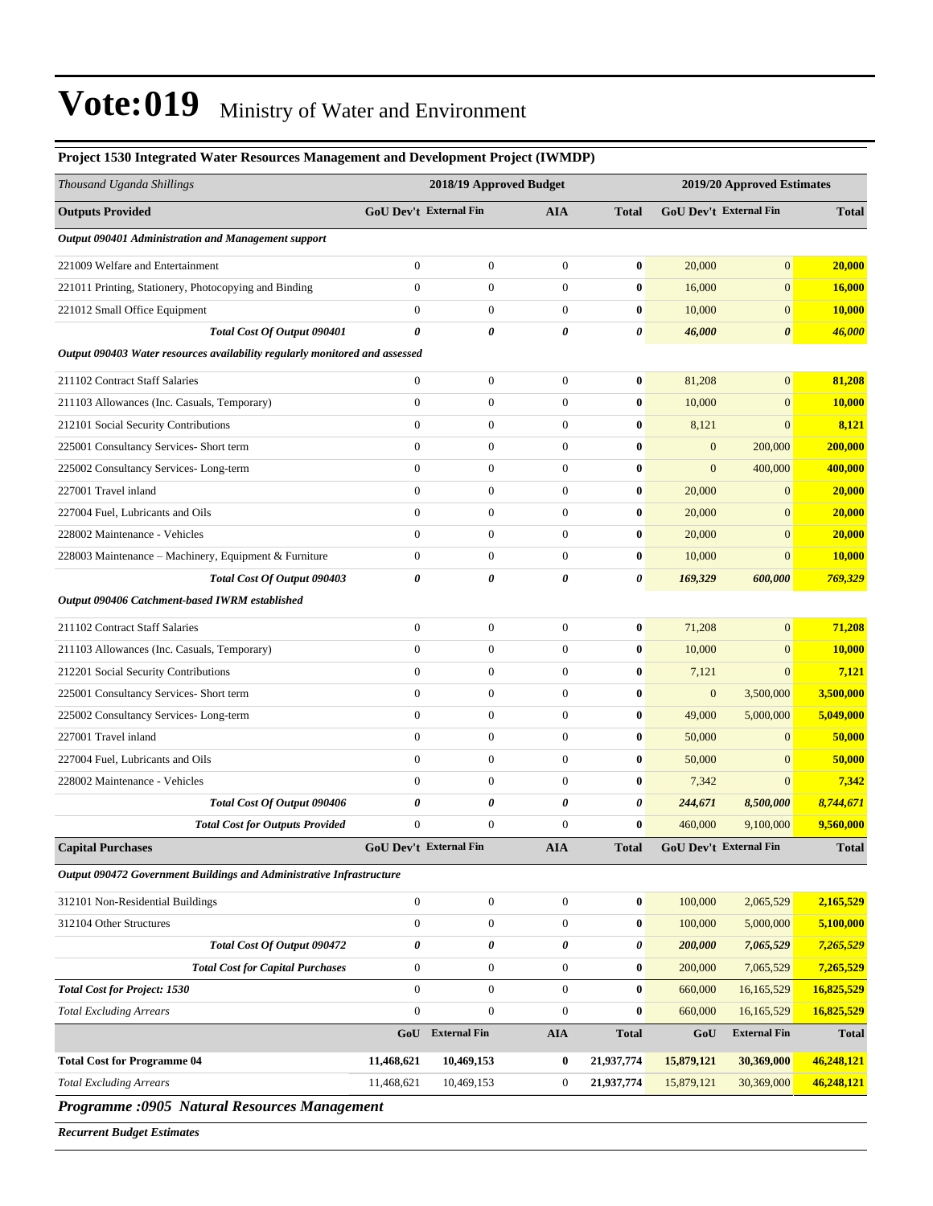# Vote:019 Ministry of Water and Environment

**Project 1530 Integrated Water Resources Management and Development Project (IWMDP)**

| *Thousand Uganda Shillings* | 2018/19 Approved Budget | | | | 2019/20 Approved Estimates | | |
|---|---|---|---|---|---|---|---|
| **Outputs Provided** | **GoU Dev't** | **External Fin** | **AIA** | **Total** | **GoU Dev't** | **External Fin** | **Total** |
| ***Output 090401 Administration and Management support*** | | | | | | | |
| 221009 Welfare and Entertainment | 0 | 0 | 0 | **0** | 20,000 | 0 | **20,000** |
| 221011 Printing, Stationery, Photocopying and Binding | 0 | 0 | 0 | **0** | 16,000 | 0 | **16,000** |
| 221012 Small Office Equipment | 0 | 0 | 0 | **0** | 10,000 | 0 | **10,000** |
| ***Total Cost Of Output 090401*** | ***0*** | ***0*** | ***0*** | ***0*** | ***46,000*** | ***0*** | ***46,000*** |
| ***Output 090403 Water resources availability regularly monitored and assessed*** | | | | | | | |
| 211102 Contract Staff Salaries | 0 | 0 | 0 | **0** | 81,208 | 0 | **81,208** |
| 211103 Allowances (Inc. Casuals, Temporary) | 0 | 0 | 0 | **0** | 10,000 | 0 | **10,000** |
| 212101 Social Security Contributions | 0 | 0 | 0 | **0** | 8,121 | 0 | **8,121** |
| 225001 Consultancy Services- Short term | 0 | 0 | 0 | **0** | 0 | 200,000 | **200,000** |
| 225002 Consultancy Services- Long-term | 0 | 0 | 0 | **0** | 0 | 400,000 | **400,000** |
| 227001 Travel inland | 0 | 0 | 0 | **0** | 20,000 | 0 | **20,000** |
| 227004 Fuel, Lubricants and Oils | 0 | 0 | 0 | **0** | 20,000 | 0 | **20,000** |
| 228002 Maintenance - Vehicles | 0 | 0 | 0 | **0** | 20,000 | 0 | **20,000** |
| 228003 Maintenance – Machinery, Equipment & Furniture | 0 | 0 | 0 | **0** | 10,000 | 0 | **10,000** |
| ***Total Cost Of Output 090403*** | ***0*** | ***0*** | ***0*** | ***0*** | ***169,329*** | ***600,000*** | ***769,329*** |
| ***Output 090406 Catchment-based IWRM established*** | | | | | | | |
| 211102 Contract Staff Salaries | 0 | 0 | 0 | **0** | 71,208 | 0 | **71,208** |
| 211103 Allowances (Inc. Casuals, Temporary) | 0 | 0 | 0 | **0** | 10,000 | 0 | **10,000** |
| 212201 Social Security Contributions | 0 | 0 | 0 | **0** | 7,121 | 0 | **7,121** |
| 225001 Consultancy Services- Short term | 0 | 0 | 0 | **0** | 0 | 3,500,000 | **3,500,000** |
| 225002 Consultancy Services- Long-term | 0 | 0 | 0 | **0** | 49,000 | 5,000,000 | **5,049,000** |
| 227001 Travel inland | 0 | 0 | 0 | **0** | 50,000 | 0 | **50,000** |
| 227004 Fuel, Lubricants and Oils | 0 | 0 | 0 | **0** | 50,000 | 0 | **50,000** |
| 228002 Maintenance - Vehicles | 0 | 0 | 0 | **0** | 7,342 | 0 | **7,342** |
| ***Total Cost Of Output 090406*** | ***0*** | ***0*** | ***0*** | ***0*** | ***244,671*** | ***8,500,000*** | ***8,744,671*** |
| ***Total Cost for Outputs Provided*** | 0 | 0 | 0 | **0** | 460,000 | 9,100,000 | **9,560,000** |
| **Capital Purchases** | **GoU Dev't** | **External Fin** | **AIA** | **Total** | **GoU Dev't** | **External Fin** | **Total** |
| ***Output 090472 Government Buildings and Administrative Infrastructure*** | | | | | | | |
| 312101 Non-Residential Buildings | 0 | 0 | 0 | **0** | 100,000 | 2,065,529 | **2,165,529** |
| 312104 Other Structures | 0 | 0 | 0 | **0** | 100,000 | 5,000,000 | **5,100,000** |
| ***Total Cost Of Output 090472*** | ***0*** | ***0*** | ***0*** | ***0*** | ***200,000*** | ***7,065,529*** | ***7,265,529*** |
| ***Total Cost for Capital Purchases*** | 0 | 0 | 0 | **0** | 200,000 | 7,065,529 | **7,265,529** |
| ***Total Cost for Project: 1530*** | 0 | 0 | 0 | **0** | 660,000 | 16,165,529 | **16,825,529** |
| *Total Excluding Arrears* | 0 | 0 | 0 | **0** | 660,000 | 16,165,529 | **16,825,529** |
| | **GoU** | **External Fin** | **AIA** | **Total** | **GoU** | **External Fin** | **Total** |
| **Total Cost for Programme 04** | **11,468,621** | **10,469,153** | **0** | **21,937,774** | **15,879,121** | **30,369,000** | **46,248,121** |
| *Total Excluding Arrears* | 11,468,621 | 10,469,153 | 0 | **21,937,774** | 15,879,121 | 30,369,000 | **46,248,121** |

***Programme :0905 Natural Resources Management***

***Recurrent Budget Estimates***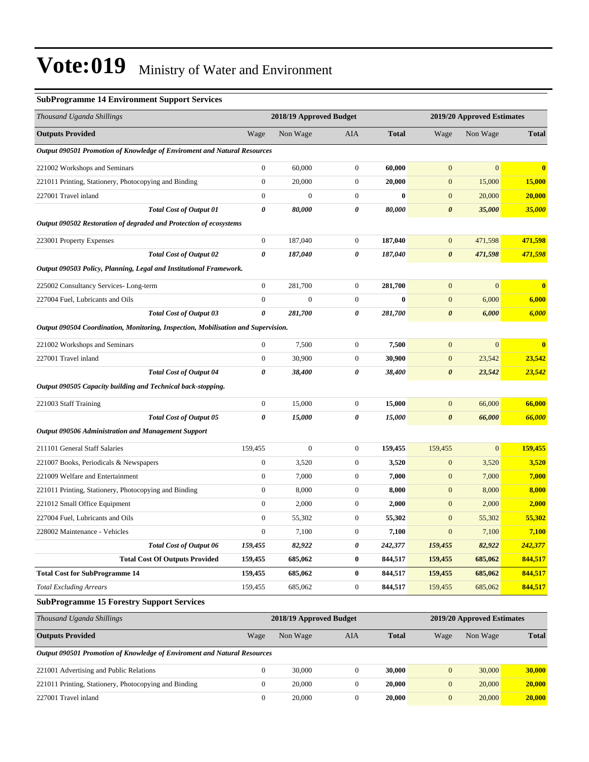# Vote:019 Ministry of Water and Environment

### SubProgramme 14 Environment Support Services

| *Thousand Uganda Shillings* | 2018/19 Approved Budget | | | | 2019/20 Approved Estimates | | |
|---|---|---|---|---|---|---|---|
| **Outputs Provided** | Wage | Non Wage | AIA | **Total** | Wage | Non Wage | **Total** |
| ***Output 090501 Promotion of Knowledge of Enviroment and Natural Resources*** | | | | | | | |
| 221002 Workshops and Seminars | 0 | 60,000 | 0 | **60,000** | 0 | 0 | **0** |
| 221011 Printing, Stationery, Photocopying and Binding | 0 | 20,000 | 0 | **20,000** | 0 | 15,000 | **15,000** |
| 227001 Travel inland | 0 | 0 | 0 | **0** | 0 | 20,000 | **20,000** |
| ***Total Cost of Output 01*** | ***0*** | ***80,000*** | ***0*** | ***80,000*** | ***0*** | ***35,000*** | ***35,000*** |
| ***Output 090502 Restoration of degraded and Protection of ecosystems*** | | | | | | | |
| 223001 Property Expenses | 0 | 187,040 | 0 | **187,040** | 0 | 471,598 | **471,598** |
| ***Total Cost of Output 02*** | ***0*** | ***187,040*** | ***0*** | ***187,040*** | ***0*** | ***471,598*** | ***471,598*** |
| ***Output 090503 Policy, Planning, Legal and Institutional Framework.*** | | | | | | | |
| 225002 Consultancy Services- Long-term | 0 | 281,700 | 0 | **281,700** | 0 | 0 | **0** |
| 227004 Fuel, Lubricants and Oils | 0 | 0 | 0 | **0** | 0 | 6,000 | **6,000** |
| ***Total Cost of Output 03*** | ***0*** | ***281,700*** | ***0*** | ***281,700*** | ***0*** | ***6,000*** | ***6,000*** |
| ***Output 090504 Coordination, Monitoring, Inspection, Mobilisation and Supervision.*** | | | | | | | |
| 221002 Workshops and Seminars | 0 | 7,500 | 0 | **7,500** | 0 | 0 | **0** |
| 227001 Travel inland | 0 | 30,900 | 0 | **30,900** | 0 | 23,542 | **23,542** |
| ***Total Cost of Output 04*** | ***0*** | ***38,400*** | ***0*** | ***38,400*** | ***0*** | ***23,542*** | ***23,542*** |
| ***Output 090505 Capacity building and Technical back-stopping.*** | | | | | | | |
| 221003 Staff Training | 0 | 15,000 | 0 | **15,000** | 0 | 66,000 | **66,000** |
| ***Total Cost of Output 05*** | ***0*** | ***15,000*** | ***0*** | ***15,000*** | ***0*** | ***66,000*** | ***66,000*** |
| ***Output 090506 Administration and Management Support*** | | | | | | | |
| 211101 General Staff Salaries | 159,455 | 0 | 0 | **159,455** | 159,455 | 0 | **159,455** |
| 221007 Books, Periodicals & Newspapers | 0 | 3,520 | 0 | **3,520** | 0 | 3,520 | **3,520** |
| 221009 Welfare and Entertainment | 0 | 7,000 | 0 | **7,000** | 0 | 7,000 | **7,000** |
| 221011 Printing, Stationery, Photocopying and Binding | 0 | 8,000 | 0 | **8,000** | 0 | 8,000 | **8,000** |
| 221012 Small Office Equipment | 0 | 2,000 | 0 | **2,000** | 0 | 2,000 | **2,000** |
| 227004 Fuel, Lubricants and Oils | 0 | 55,302 | 0 | **55,302** | 0 | 55,302 | **55,302** |
| 228002 Maintenance - Vehicles | 0 | 7,100 | 0 | **7,100** | 0 | 7,100 | **7,100** |
| ***Total Cost of Output 06*** | ***159,455*** | ***82,922*** | ***0*** | ***242,377*** | ***159,455*** | ***82,922*** | ***242,377*** |
| **Total Cost Of Outputs Provided** | **159,455** | **685,062** | **0** | **844,517** | **159,455** | **685,062** | **844,517** |
| **Total Cost for SubProgramme 14** | **159,455** | **685,062** | **0** | **844,517** | **159,455** | **685,062** | **844,517** |
| *Total Excluding Arrears* | 159,455 | 685,062 | 0 | **844,517** | 159,455 | 685,062 | **844,517** |

### SubProgramme 15 Forestry Support Services

| *Thousand Uganda Shillings* | 2018/19 Approved Budget | | | | 2019/20 Approved Estimates | | |
|---|---|---|---|---|---|---|---|
| **Outputs Provided** | Wage | Non Wage | AIA | **Total** | Wage | Non Wage | **Total** |
| ***Output 090501 Promotion of Knowledge of Enviroment and Natural Resources*** | | | | | | | |
| 221001 Advertising and Public Relations | 0 | 30,000 | 0 | **30,000** | 0 | 30,000 | **30,000** |
| 221011 Printing, Stationery, Photocopying and Binding | 0 | 20,000 | 0 | **20,000** | 0 | 20,000 | **20,000** |
| 227001 Travel inland | 0 | 20,000 | 0 | **20,000** | 0 | 20,000 | **20,000** |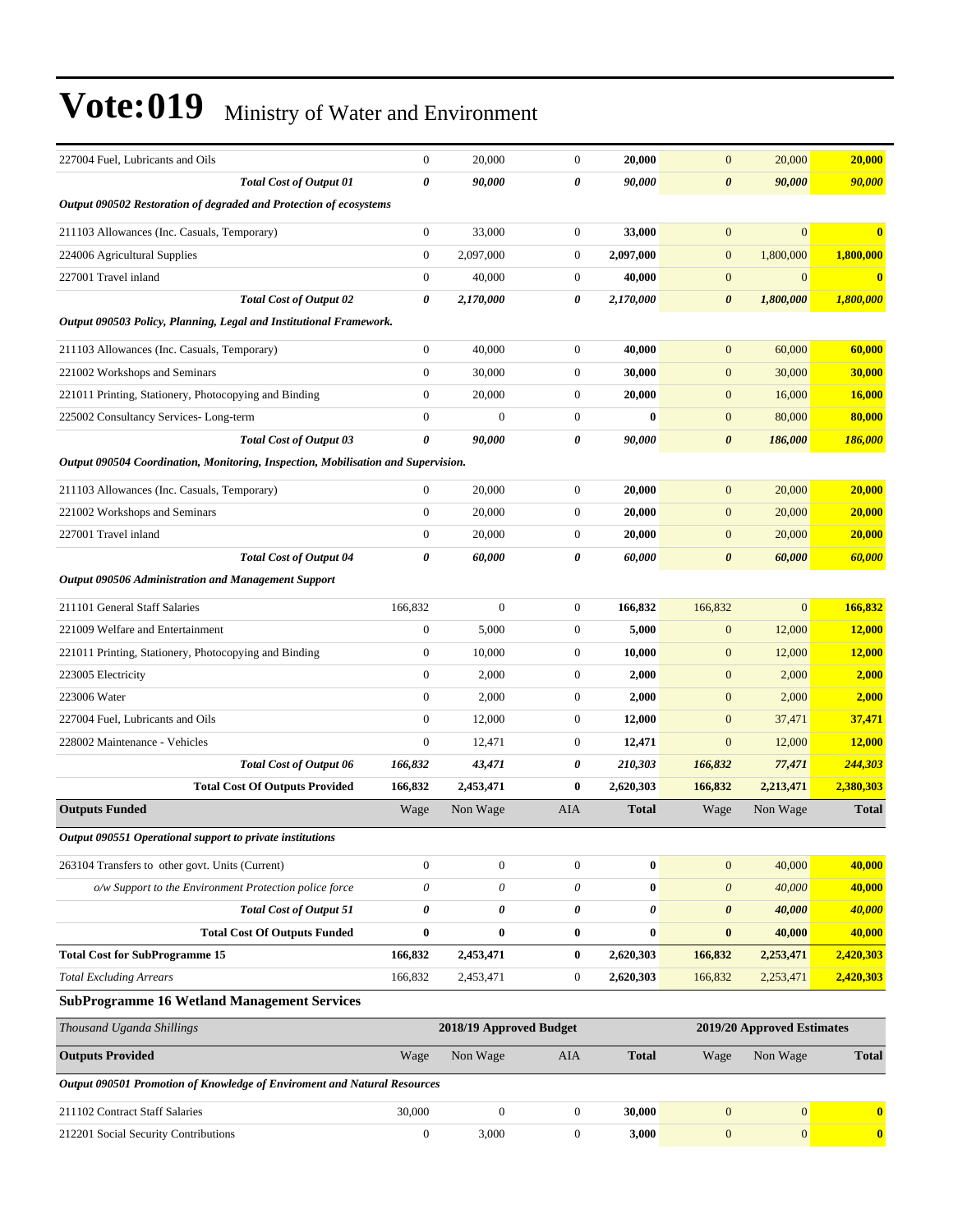| | | | | | | | |
|---|---|---|---|---|---|---|---|
| 227004 Fuel, Lubricants and Oils | 0 | 20,000 | 0 | **20,000** | 0 | 20,000 | **20,000** |
| ***Total Cost of Output 01*** | ***0*** | ***90,000*** | ***0*** | ***90,000*** | ***0*** | ***90,000*** | ***90,000*** |
| ***Output 090502 Restoration of degraded and Protection of ecosystems*** | | | | | | | |
| 211103 Allowances (Inc. Casuals, Temporary) | 0 | 33,000 | 0 | **33,000** | 0 | 0 | **0** |
| 224006 Agricultural Supplies | 0 | 2,097,000 | 0 | **2,097,000** | 0 | 1,800,000 | **1,800,000** |
| 227001 Travel inland | 0 | 40,000 | 0 | **40,000** | 0 | 0 | **0** |
| ***Total Cost of Output 02*** | ***0*** | ***2,170,000*** | ***0*** | ***2,170,000*** | ***0*** | ***1,800,000*** | ***1,800,000*** |
| ***Output 090503 Policy, Planning, Legal and Institutional Framework.*** | | | | | | | |
| 211103 Allowances (Inc. Casuals, Temporary) | 0 | 40,000 | 0 | **40,000** | 0 | 60,000 | **60,000** |
| 221002 Workshops and Seminars | 0 | 30,000 | 0 | **30,000** | 0 | 30,000 | **30,000** |
| 221011 Printing, Stationery, Photocopying and Binding | 0 | 20,000 | 0 | **20,000** | 0 | 16,000 | **16,000** |
| 225002 Consultancy Services- Long-term | 0 | 0 | 0 | **0** | 0 | 80,000 | **80,000** |
| ***Total Cost of Output 03*** | ***0*** | ***90,000*** | ***0*** | ***90,000*** | ***0*** | ***186,000*** | ***186,000*** |
| ***Output 090504 Coordination, Monitoring, Inspection, Mobilisation and Supervision.*** | | | | | | | |
| 211103 Allowances (Inc. Casuals, Temporary) | 0 | 20,000 | 0 | **20,000** | 0 | 20,000 | **20,000** |
| 221002 Workshops and Seminars | 0 | 20,000 | 0 | **20,000** | 0 | 20,000 | **20,000** |
| 227001 Travel inland | 0 | 20,000 | 0 | **20,000** | 0 | 20,000 | **20,000** |
| ***Total Cost of Output 04*** | ***0*** | ***60,000*** | ***0*** | ***60,000*** | ***0*** | ***60,000*** | ***60,000*** |
| ***Output 090506 Administration and Management Support*** | | | | | | | |
| 211101 General Staff Salaries | 166,832 | 0 | 0 | **166,832** | 166,832 | 0 | **166,832** |
| 221009 Welfare and Entertainment | 0 | 5,000 | 0 | **5,000** | 0 | 12,000 | **12,000** |
| 221011 Printing, Stationery, Photocopying and Binding | 0 | 10,000 | 0 | **10,000** | 0 | 12,000 | **12,000** |
| 223005 Electricity | 0 | 2,000 | 0 | **2,000** | 0 | 2,000 | **2,000** |
| 223006 Water | 0 | 2,000 | 0 | **2,000** | 0 | 2,000 | **2,000** |
| 227004 Fuel, Lubricants and Oils | 0 | 12,000 | 0 | **12,000** | 0 | 37,471 | **37,471** |
| 228002 Maintenance - Vehicles | 0 | 12,471 | 0 | **12,471** | 0 | 12,000 | **12,000** |
| ***Total Cost of Output 06*** | ***166,832*** | ***43,471*** | ***0*** | ***210,303*** | ***166,832*** | ***77,471*** | ***244,303*** |
| **Total Cost Of Outputs Provided** | **166,832** | **2,453,471** | **0** | **2,620,303** | **166,832** | **2,213,471** | **2,380,303** |
| **Outputs Funded** | Wage | Non Wage | AIA | **Total** | Wage | Non Wage | **Total** |
| ***Output 090551 Operational support to private institutions*** | | | | | | | |
| 263104 Transfers to other govt. Units (Current) | 0 | 0 | 0 | **0** | 0 | 40,000 | **40,000** |
| *o/w Support to the Environment Protection police force* | *0* | *0* | *0* | **0** | *0* | *40,000* | **40,000** |
| ***Total Cost of Output 51*** | ***0*** | ***0*** | ***0*** | ***0*** | ***0*** | ***40,000*** | ***40,000*** |
| **Total Cost Of Outputs Funded** | **0** | **0** | **0** | **0** | **0** | **40,000** | **40,000** |
| **Total Cost for SubProgramme 15** | **166,832** | **2,453,471** | **0** | **2,620,303** | **166,832** | **2,253,471** | **2,420,303** |
| *Total Excluding Arrears* | 166,832 | 2,453,471 | 0 | **2,620,303** | 166,832 | 2,253,471 | **2,420,303** |

### SubProgramme 16 Wetland Management Services

| *Thousand Uganda Shillings* | 2018/19 Approved Budget | | | | 2019/20 Approved Estimates | | |
|---|---|---|---|---|---|---|---|
| **Outputs Provided** | Wage | Non Wage | AIA | **Total** | Wage | Non Wage | **Total** |
| ***Output 090501 Promotion of Knowledge of Enviroment and Natural Resources*** | | | | | | | |
| 211102 Contract Staff Salaries | 30,000 | 0 | 0 | **30,000** | 0 | 0 | **0** |
| 212201 Social Security Contributions | 0 | 3,000 | 0 | **3,000** | 0 | 0 | **0** |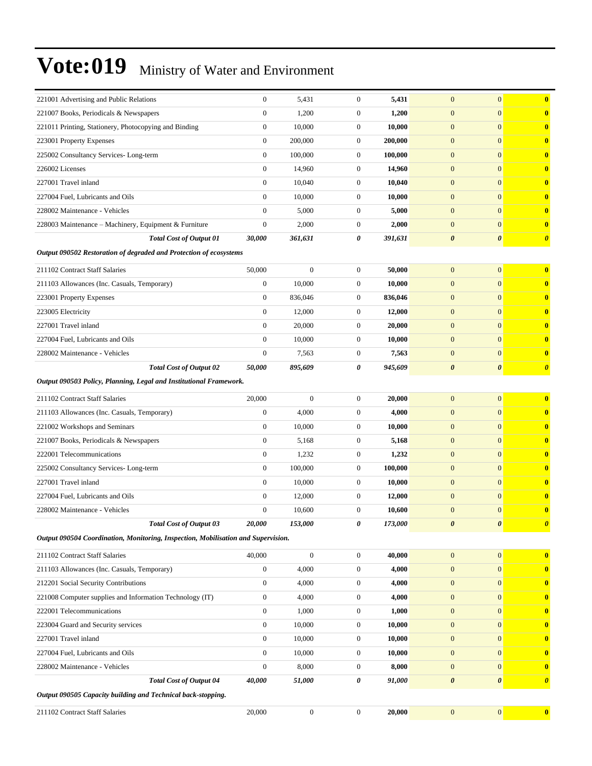| | | | | | | | |
|---|---|---|---|---|---|---|---|
| 221001 Advertising and Public Relations | 0 | 5,431 | 0 | **5,431** | 0 | 0 | **0** |
| 221007 Books, Periodicals & Newspapers | 0 | 1,200 | 0 | **1,200** | 0 | 0 | **0** |
| 221011 Printing, Stationery, Photocopying and Binding | 0 | 10,000 | 0 | **10,000** | 0 | 0 | **0** |
| 223001 Property Expenses | 0 | 200,000 | 0 | **200,000** | 0 | 0 | **0** |
| 225002 Consultancy Services- Long-term | 0 | 100,000 | 0 | **100,000** | 0 | 0 | **0** |
| 226002 Licenses | 0 | 14,960 | 0 | **14,960** | 0 | 0 | **0** |
| 227001 Travel inland | 0 | 10,040 | 0 | **10,040** | 0 | 0 | **0** |
| 227004 Fuel, Lubricants and Oils | 0 | 10,000 | 0 | **10,000** | 0 | 0 | **0** |
| 228002 Maintenance - Vehicles | 0 | 5,000 | 0 | **5,000** | 0 | 0 | **0** |
| 228003 Maintenance – Machinery, Equipment & Furniture | 0 | 2,000 | 0 | **2,000** | 0 | 0 | **0** |
| ***Total Cost of Output 01*** | ***30,000*** | ***361,631*** | ***0*** | ***391,631*** | ***0*** | ***0*** | ***0*** |
| ***Output 090502 Restoration of degraded and Protection of ecosystems*** | | | | | | | |
| 211102 Contract Staff Salaries | 50,000 | 0 | 0 | **50,000** | 0 | 0 | **0** |
| 211103 Allowances (Inc. Casuals, Temporary) | 0 | 10,000 | 0 | **10,000** | 0 | 0 | **0** |
| 223001 Property Expenses | 0 | 836,046 | 0 | **836,046** | 0 | 0 | **0** |
| 223005 Electricity | 0 | 12,000 | 0 | **12,000** | 0 | 0 | **0** |
| 227001 Travel inland | 0 | 20,000 | 0 | **20,000** | 0 | 0 | **0** |
| 227004 Fuel, Lubricants and Oils | 0 | 10,000 | 0 | **10,000** | 0 | 0 | **0** |
| 228002 Maintenance - Vehicles | 0 | 7,563 | 0 | **7,563** | 0 | 0 | **0** |
| ***Total Cost of Output 02*** | ***50,000*** | ***895,609*** | ***0*** | ***945,609*** | ***0*** | ***0*** | ***0*** |
| ***Output 090503 Policy, Planning, Legal and Institutional Framework.*** | | | | | | | |
| 211102 Contract Staff Salaries | 20,000 | 0 | 0 | **20,000** | 0 | 0 | **0** |
| 211103 Allowances (Inc. Casuals, Temporary) | 0 | 4,000 | 0 | **4,000** | 0 | 0 | **0** |
| 221002 Workshops and Seminars | 0 | 10,000 | 0 | **10,000** | 0 | 0 | **0** |
| 221007 Books, Periodicals & Newspapers | 0 | 5,168 | 0 | **5,168** | 0 | 0 | **0** |
| 222001 Telecommunications | 0 | 1,232 | 0 | **1,232** | 0 | 0 | **0** |
| 225002 Consultancy Services- Long-term | 0 | 100,000 | 0 | **100,000** | 0 | 0 | **0** |
| 227001 Travel inland | 0 | 10,000 | 0 | **10,000** | 0 | 0 | **0** |
| 227004 Fuel, Lubricants and Oils | 0 | 12,000 | 0 | **12,000** | 0 | 0 | **0** |
| 228002 Maintenance - Vehicles | 0 | 10,600 | 0 | **10,600** | 0 | 0 | **0** |
| ***Total Cost of Output 03*** | ***20,000*** | ***153,000*** | ***0*** | ***173,000*** | ***0*** | ***0*** | ***0*** |
| ***Output 090504 Coordination, Monitoring, Inspection, Mobilisation and Supervision.*** | | | | | | | |
| 211102 Contract Staff Salaries | 40,000 | 0 | 0 | **40,000** | 0 | 0 | **0** |
| 211103 Allowances (Inc. Casuals, Temporary) | 0 | 4,000 | 0 | **4,000** | 0 | 0 | **0** |
| 212201 Social Security Contributions | 0 | 4,000 | 0 | **4,000** | 0 | 0 | **0** |
| 221008 Computer supplies and Information Technology (IT) | 0 | 4,000 | 0 | **4,000** | 0 | 0 | **0** |
| 222001 Telecommunications | 0 | 1,000 | 0 | **1,000** | 0 | 0 | **0** |
| 223004 Guard and Security services | 0 | 10,000 | 0 | **10,000** | 0 | 0 | **0** |
| 227001 Travel inland | 0 | 10,000 | 0 | **10,000** | 0 | 0 | **0** |
| 227004 Fuel, Lubricants and Oils | 0 | 10,000 | 0 | **10,000** | 0 | 0 | **0** |
| 228002 Maintenance - Vehicles | 0 | 8,000 | 0 | **8,000** | 0 | 0 | **0** |
| ***Total Cost of Output 04*** | ***40,000*** | ***51,000*** | ***0*** | ***91,000*** | ***0*** | ***0*** | ***0*** |
| ***Output 090505 Capacity building and Technical back-stopping.*** | | | | | | | |
| 211102 Contract Staff Salaries | 20,000 | 0 | 0 | **20,000** | 0 | 0 | **0** |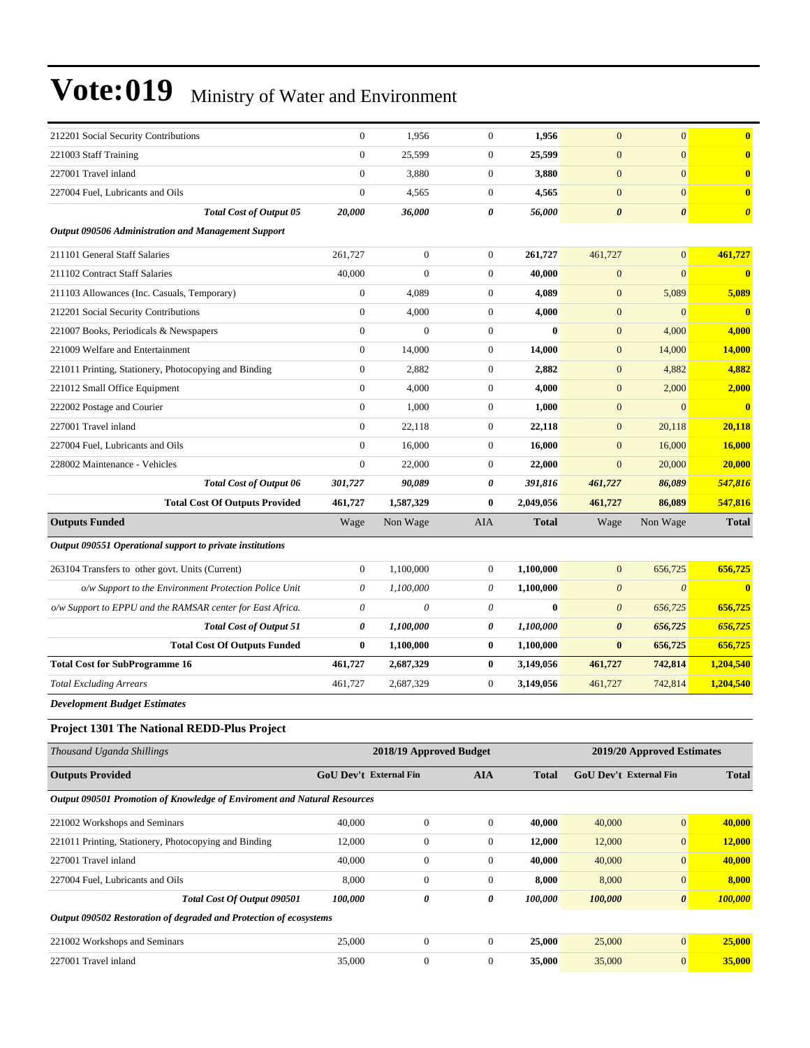| | | | | | | | |
|---|---|---|---|---|---|---|---|
| 212201 Social Security Contributions | 0 | 1,956 | 0 | **1,956** | 0 | 0 | **0** |
| 221003 Staff Training | 0 | 25,599 | 0 | **25,599** | 0 | 0 | **0** |
| 227001 Travel inland | 0 | 3,880 | 0 | **3,880** | 0 | 0 | **0** |
| 227004 Fuel, Lubricants and Oils | 0 | 4,565 | 0 | **4,565** | 0 | 0 | **0** |
| ***Total Cost of Output 05*** | ***20,000*** | ***36,000*** | ***0*** | ***56,000*** | ***0*** | ***0*** | ***0*** |
| ***Output 090506 Administration and Management Support*** | | | | | | | |
| 211101 General Staff Salaries | 261,727 | 0 | 0 | **261,727** | 461,727 | 0 | **461,727** |
| 211102 Contract Staff Salaries | 40,000 | 0 | 0 | **40,000** | 0 | 0 | **0** |
| 211103 Allowances (Inc. Casuals, Temporary) | 0 | 4,089 | 0 | **4,089** | 0 | 5,089 | **5,089** |
| 212201 Social Security Contributions | 0 | 4,000 | 0 | **4,000** | 0 | 0 | **0** |
| 221007 Books, Periodicals & Newspapers | 0 | 0 | 0 | **0** | 0 | 4,000 | **4,000** |
| 221009 Welfare and Entertainment | 0 | 14,000 | 0 | **14,000** | 0 | 14,000 | **14,000** |
| 221011 Printing, Stationery, Photocopying and Binding | 0 | 2,882 | 0 | **2,882** | 0 | 4,882 | **4,882** |
| 221012 Small Office Equipment | 0 | 4,000 | 0 | **4,000** | 0 | 2,000 | **2,000** |
| 222002 Postage and Courier | 0 | 1,000 | 0 | **1,000** | 0 | 0 | **0** |
| 227001 Travel inland | 0 | 22,118 | 0 | **22,118** | 0 | 20,118 | **20,118** |
| 227004 Fuel, Lubricants and Oils | 0 | 16,000 | 0 | **16,000** | 0 | 16,000 | **16,000** |
| 228002 Maintenance - Vehicles | 0 | 22,000 | 0 | **22,000** | 0 | 20,000 | **20,000** |
| ***Total Cost of Output 06*** | ***301,727*** | ***90,089*** | ***0*** | ***391,816*** | ***461,727*** | ***86,089*** | ***547,816*** |
| **Total Cost Of Outputs Provided** | **461,727** | **1,587,329** | **0** | **2,049,056** | **461,727** | **86,089** | **547,816** |
| **Outputs Funded** | Wage | Non Wage | AIA | **Total** | Wage | Non Wage | **Total** |
| ***Output 090551 Operational support to private institutions*** | | | | | | | |
| 263104 Transfers to other govt. Units (Current) | 0 | 1,100,000 | 0 | **1,100,000** | 0 | 656,725 | **656,725** |
| *o/w Support to the Environment Protection Police Unit* | *0* | *1,100,000* | *0* | **1,100,000** | *0* | *0* | **0** |
| *o/w Support to EPPU and the RAMSAR center for East Africa.* | *0* | *0* | *0* | **0** | *0* | *656,725* | **656,725** |
| ***Total Cost of Output 51*** | ***0*** | ***1,100,000*** | ***0*** | ***1,100,000*** | ***0*** | ***656,725*** | ***656,725*** |
| **Total Cost Of Outputs Funded** | **0** | **1,100,000** | **0** | **1,100,000** | **0** | **656,725** | **656,725** |
| **Total Cost for SubProgramme 16** | **461,727** | **2,687,329** | **0** | **3,149,056** | **461,727** | **742,814** | **1,204,540** |
| *Total Excluding Arrears* | 461,727 | 2,687,329 | 0 | **3,149,056** | 461,727 | 742,814 | **1,204,540** |

***Development Budget Estimates***

### Project 1301 The National REDD-Plus Project

| *Thousand Uganda Shillings* | **2018/19 Approved Budget** | | | | **2019/20 Approved Estimates** | | |
|---|---|---|---|---|---|---|---|
| **Outputs Provided** | **GoU Dev't** | **External Fin** | **AIA** | **Total** | **GoU Dev't** | **External Fin** | **Total** |
| ***Output 090501 Promotion of Knowledge of Enviroment and Natural Resources*** | | | | | | | |
| 221002 Workshops and Seminars | 40,000 | 0 | 0 | **40,000** | 40,000 | 0 | **40,000** |
| 221011 Printing, Stationery, Photocopying and Binding | 12,000 | 0 | 0 | **12,000** | 12,000 | 0 | **12,000** |
| 227001 Travel inland | 40,000 | 0 | 0 | **40,000** | 40,000 | 0 | **40,000** |
| 227004 Fuel, Lubricants and Oils | 8,000 | 0 | 0 | **8,000** | 8,000 | 0 | **8,000** |
| ***Total Cost Of Output 090501*** | ***100,000*** | ***0*** | ***0*** | ***100,000*** | ***100,000*** | ***0*** | ***100,000*** |
| ***Output 090502 Restoration of degraded and Protection of ecosystems*** | | | | | | | |
| 221002 Workshops and Seminars | 25,000 | 0 | 0 | **25,000** | 25,000 | 0 | **25,000** |
| 227001 Travel inland | 35,000 | 0 | 0 | **35,000** | 35,000 | 0 | **35,000** |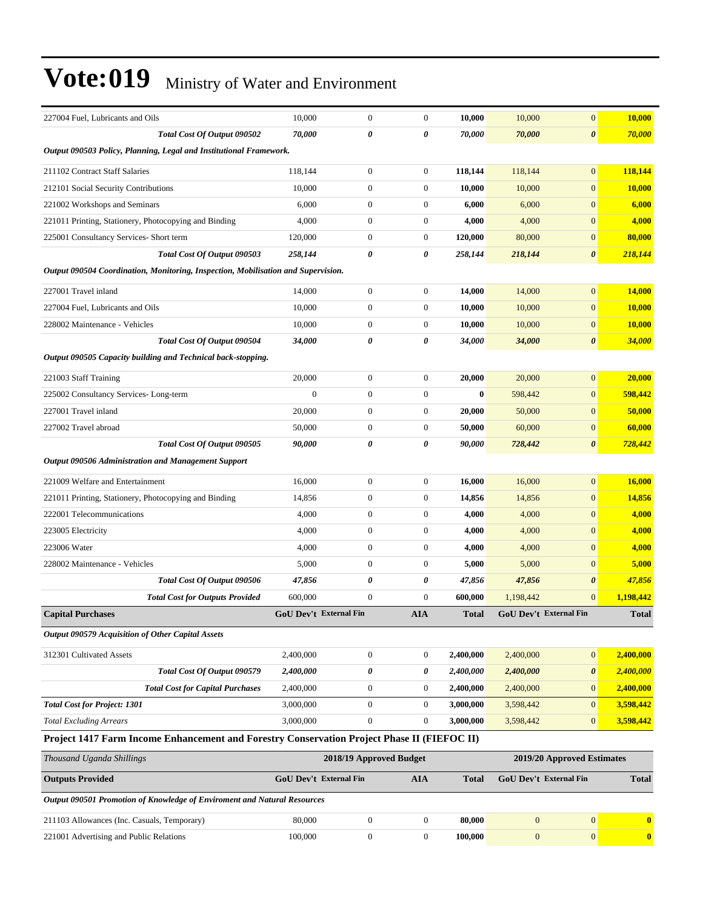# Vote:019 Ministry of Water and Environment

| | | | | | | | |
|---|---|---|---|---|---|---|---|
| 227004 Fuel, Lubricants and Oils | 10,000 | 0 | 0 | **10,000** | 10,000 | 0 | **10,000** |
| ***Total Cost Of Output 090502*** | ***70,000*** | ***0*** | ***0*** | ***70,000*** | ***70,000*** | ***0*** | ***70,000*** |
| ***Output 090503 Policy, Planning, Legal and Institutional Framework.*** | | | | | | | |
| 211102 Contract Staff Salaries | 118,144 | 0 | 0 | **118,144** | 118,144 | 0 | **118,144** |
| 212101 Social Security Contributions | 10,000 | 0 | 0 | **10,000** | 10,000 | 0 | **10,000** |
| 221002 Workshops and Seminars | 6,000 | 0 | 0 | **6,000** | 6,000 | 0 | **6,000** |
| 221011 Printing, Stationery, Photocopying and Binding | 4,000 | 0 | 0 | **4,000** | 4,000 | 0 | **4,000** |
| 225001 Consultancy Services- Short term | 120,000 | 0 | 0 | **120,000** | 80,000 | 0 | **80,000** |
| ***Total Cost Of Output 090503*** | ***258,144*** | ***0*** | ***0*** | ***258,144*** | ***218,144*** | ***0*** | ***218,144*** |
| ***Output 090504 Coordination, Monitoring, Inspection, Mobilisation and Supervision.*** | | | | | | | |
| 227001 Travel inland | 14,000 | 0 | 0 | **14,000** | 14,000 | 0 | **14,000** |
| 227004 Fuel, Lubricants and Oils | 10,000 | 0 | 0 | **10,000** | 10,000 | 0 | **10,000** |
| 228002 Maintenance - Vehicles | 10,000 | 0 | 0 | **10,000** | 10,000 | 0 | **10,000** |
| ***Total Cost Of Output 090504*** | ***34,000*** | ***0*** | ***0*** | ***34,000*** | ***34,000*** | ***0*** | ***34,000*** |
| ***Output 090505 Capacity building and Technical back-stopping.*** | | | | | | | |
| 221003 Staff Training | 20,000 | 0 | 0 | **20,000** | 20,000 | 0 | **20,000** |
| 225002 Consultancy Services- Long-term | 0 | 0 | 0 | **0** | 598,442 | 0 | **598,442** |
| 227001 Travel inland | 20,000 | 0 | 0 | **20,000** | 50,000 | 0 | **50,000** |
| 227002 Travel abroad | 50,000 | 0 | 0 | **50,000** | 60,000 | 0 | **60,000** |
| ***Total Cost Of Output 090505*** | ***90,000*** | ***0*** | ***0*** | ***90,000*** | ***728,442*** | ***0*** | ***728,442*** |
| ***Output 090506 Administration and Management Support*** | | | | | | | |
| 221009 Welfare and Entertainment | 16,000 | 0 | 0 | **16,000** | 16,000 | 0 | **16,000** |
| 221011 Printing, Stationery, Photocopying and Binding | 14,856 | 0 | 0 | **14,856** | 14,856 | 0 | **14,856** |
| 222001 Telecommunications | 4,000 | 0 | 0 | **4,000** | 4,000 | 0 | **4,000** |
| 223005 Electricity | 4,000 | 0 | 0 | **4,000** | 4,000 | 0 | **4,000** |
| 223006 Water | 4,000 | 0 | 0 | **4,000** | 4,000 | 0 | **4,000** |
| 228002 Maintenance - Vehicles | 5,000 | 0 | 0 | **5,000** | 5,000 | 0 | **5,000** |
| ***Total Cost Of Output 090506*** | ***47,856*** | ***0*** | ***0*** | ***47,856*** | ***47,856*** | ***0*** | ***47,856*** |
| ***Total Cost for Outputs Provided*** | 600,000 | 0 | 0 | **600,000** | 1,198,442 | 0 | **1,198,442** |
| **Capital Purchases** | **GoU Dev't** | **External Fin** | **AIA** | **Total** | **GoU Dev't** | **External Fin** | **Total** |
| ***Output 090579 Acquisition of Other Capital Assets*** | | | | | | | |
| 312301 Cultivated Assets | 2,400,000 | 0 | 0 | **2,400,000** | 2,400,000 | 0 | **2,400,000** |
| ***Total Cost Of Output 090579*** | ***2,400,000*** | ***0*** | ***0*** | ***2,400,000*** | ***2,400,000*** | ***0*** | ***2,400,000*** |
| ***Total Cost for Capital Purchases*** | 2,400,000 | 0 | 0 | **2,400,000** | 2,400,000 | 0 | **2,400,000** |
| ***Total Cost for Project: 1301*** | 3,000,000 | 0 | 0 | **3,000,000** | 3,598,442 | 0 | **3,598,442** |
| *Total Excluding Arrears* | 3,000,000 | 0 | 0 | **3,000,000** | 3,598,442 | 0 | **3,598,442** |

**Project 1417 Farm Income Enhancement and Forestry Conservation Project Phase II (FIEFOC II)**

| *Thousand Uganda Shillings* | 2018/19 Approved Budget | | | | 2019/20 Approved Estimates | | |
|---|---|---|---|---|---|---|---|
| **Outputs Provided** | **GoU Dev't** | **External Fin** | **AIA** | **Total** | **GoU Dev't** | **External Fin** | **Total** |
| ***Output 090501 Promotion of Knowledge of Enviroment and Natural Resources*** | | | | | | | |
| 211103 Allowances (Inc. Casuals, Temporary) | 80,000 | 0 | 0 | **80,000** | 0 | 0 | **0** |
| 221001 Advertising and Public Relations | 100,000 | 0 | 0 | **100,000** | 0 | 0 | **0** |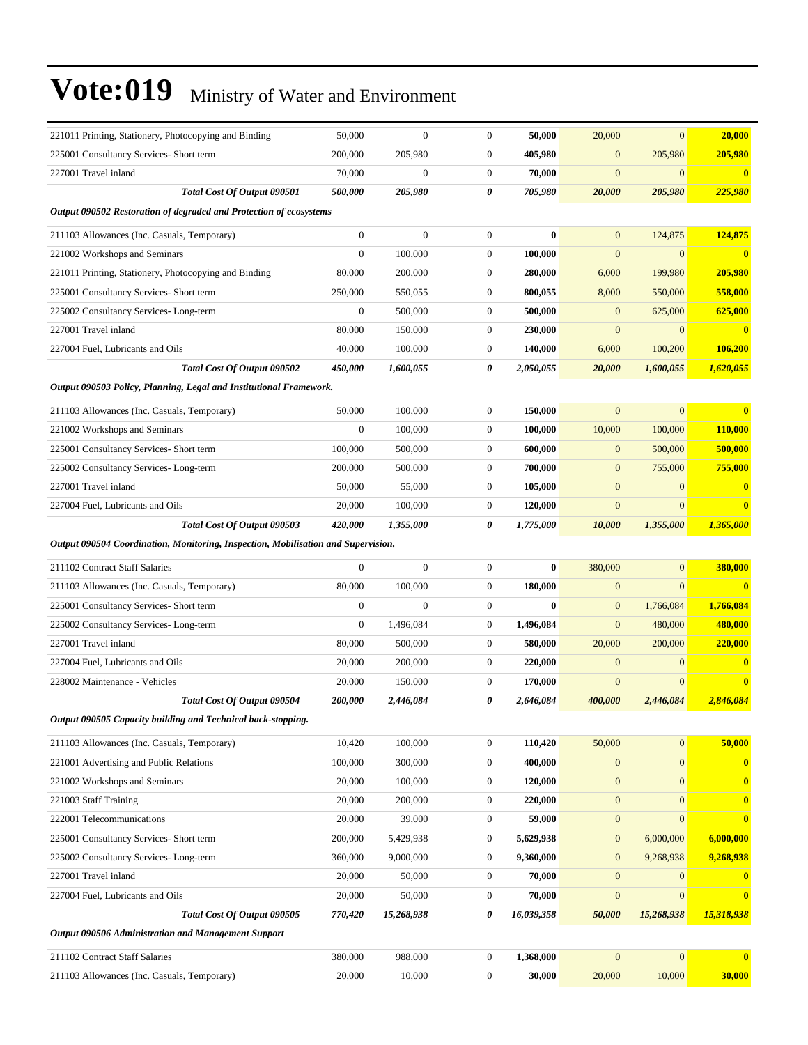# Vote:019 Ministry of Water and Environment

| | | | | | | | |
|---|---|---|---|---|---|---|---|
| 221011 Printing, Stationery, Photocopying and Binding | 50,000 | 0 | 0 | **50,000** | 20,000 | 0 | **20,000** |
| 225001 Consultancy Services- Short term | 200,000 | 205,980 | 0 | **405,980** | 0 | 205,980 | **205,980** |
| 227001 Travel inland | 70,000 | 0 | 0 | **70,000** | 0 | 0 | **0** |
| ***Total Cost Of Output 090501*** | ***500,000*** | ***205,980*** | ***0*** | ***705,980*** | ***20,000*** | ***205,980*** | ***225,980*** |
| ***Output 090502 Restoration of degraded and Protection of ecosystems*** | | | | | | | |
| 211103 Allowances (Inc. Casuals, Temporary) | 0 | 0 | 0 | **0** | 0 | 124,875 | **124,875** |
| 221002 Workshops and Seminars | 0 | 100,000 | 0 | **100,000** | 0 | 0 | **0** |
| 221011 Printing, Stationery, Photocopying and Binding | 80,000 | 200,000 | 0 | **280,000** | 6,000 | 199,980 | **205,980** |
| 225001 Consultancy Services- Short term | 250,000 | 550,055 | 0 | **800,055** | 8,000 | 550,000 | **558,000** |
| 225002 Consultancy Services- Long-term | 0 | 500,000 | 0 | **500,000** | 0 | 625,000 | **625,000** |
| 227001 Travel inland | 80,000 | 150,000 | 0 | **230,000** | 0 | 0 | **0** |
| 227004 Fuel, Lubricants and Oils | 40,000 | 100,000 | 0 | **140,000** | 6,000 | 100,200 | **106,200** |
| ***Total Cost Of Output 090502*** | ***450,000*** | ***1,600,055*** | ***0*** | ***2,050,055*** | ***20,000*** | ***1,600,055*** | ***1,620,055*** |
| ***Output 090503 Policy, Planning, Legal and Institutional Framework.*** | | | | | | | |
| 211103 Allowances (Inc. Casuals, Temporary) | 50,000 | 100,000 | 0 | **150,000** | 0 | 0 | **0** |
| 221002 Workshops and Seminars | 0 | 100,000 | 0 | **100,000** | 10,000 | 100,000 | **110,000** |
| 225001 Consultancy Services- Short term | 100,000 | 500,000 | 0 | **600,000** | 0 | 500,000 | **500,000** |
| 225002 Consultancy Services- Long-term | 200,000 | 500,000 | 0 | **700,000** | 0 | 755,000 | **755,000** |
| 227001 Travel inland | 50,000 | 55,000 | 0 | **105,000** | 0 | 0 | **0** |
| 227004 Fuel, Lubricants and Oils | 20,000 | 100,000 | 0 | **120,000** | 0 | 0 | **0** |
| ***Total Cost Of Output 090503*** | ***420,000*** | ***1,355,000*** | ***0*** | ***1,775,000*** | ***10,000*** | ***1,355,000*** | ***1,365,000*** |
| ***Output 090504 Coordination, Monitoring, Inspection, Mobilisation and Supervision.*** | | | | | | | |
| 211102 Contract Staff Salaries | 0 | 0 | 0 | **0** | 380,000 | 0 | **380,000** |
| 211103 Allowances (Inc. Casuals, Temporary) | 80,000 | 100,000 | 0 | **180,000** | 0 | 0 | **0** |
| 225001 Consultancy Services- Short term | 0 | 0 | 0 | **0** | 0 | 1,766,084 | **1,766,084** |
| 225002 Consultancy Services- Long-term | 0 | 1,496,084 | 0 | **1,496,084** | 0 | 480,000 | **480,000** |
| 227001 Travel inland | 80,000 | 500,000 | 0 | **580,000** | 20,000 | 200,000 | **220,000** |
| 227004 Fuel, Lubricants and Oils | 20,000 | 200,000 | 0 | **220,000** | 0 | 0 | **0** |
| 228002 Maintenance - Vehicles | 20,000 | 150,000 | 0 | **170,000** | 0 | 0 | **0** |
| ***Total Cost Of Output 090504*** | ***200,000*** | ***2,446,084*** | ***0*** | ***2,646,084*** | ***400,000*** | ***2,446,084*** | ***2,846,084*** |
| ***Output 090505 Capacity building and Technical back-stopping.*** | | | | | | | |
| 211103 Allowances (Inc. Casuals, Temporary) | 10,420 | 100,000 | 0 | **110,420** | 50,000 | 0 | **50,000** |
| 221001 Advertising and Public Relations | 100,000 | 300,000 | 0 | **400,000** | 0 | 0 | **0** |
| 221002 Workshops and Seminars | 20,000 | 100,000 | 0 | **120,000** | 0 | 0 | **0** |
| 221003 Staff Training | 20,000 | 200,000 | 0 | **220,000** | 0 | 0 | **0** |
| 222001 Telecommunications | 20,000 | 39,000 | 0 | **59,000** | 0 | 0 | **0** |
| 225001 Consultancy Services- Short term | 200,000 | 5,429,938 | 0 | **5,629,938** | 0 | 6,000,000 | **6,000,000** |
| 225002 Consultancy Services- Long-term | 360,000 | 9,000,000 | 0 | **9,360,000** | 0 | 9,268,938 | **9,268,938** |
| 227001 Travel inland | 20,000 | 50,000 | 0 | **70,000** | 0 | 0 | **0** |
| 227004 Fuel, Lubricants and Oils | 20,000 | 50,000 | 0 | **70,000** | 0 | 0 | **0** |
| ***Total Cost Of Output 090505*** | ***770,420*** | ***15,268,938*** | ***0*** | ***16,039,358*** | ***50,000*** | ***15,268,938*** | ***15,318,938*** |
| ***Output 090506 Administration and Management Support*** | | | | | | | |
| 211102 Contract Staff Salaries | 380,000 | 988,000 | 0 | **1,368,000** | 0 | 0 | **0** |
| 211103 Allowances (Inc. Casuals, Temporary) | 20,000 | 10,000 | 0 | **30,000** | 20,000 | 10,000 | **30,000** |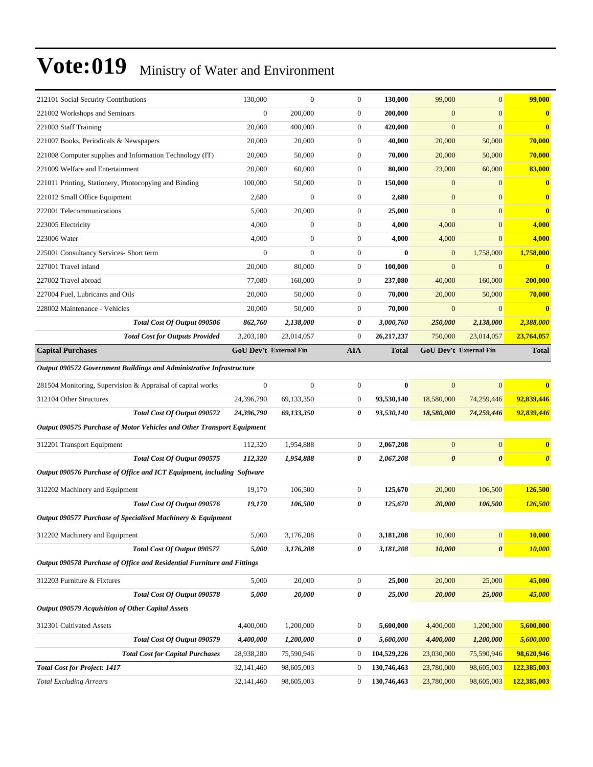# Vote:019 Ministry of Water and Environment

| | | | | | | | |
|---|---|---|---|---|---|---|---|
| 212101 Social Security Contributions | 130,000 | 0 | 0 | **130,000** | 99,000 | 0 | **99,000** |
| 221002 Workshops and Seminars | 0 | 200,000 | 0 | **200,000** | 0 | 0 | **0** |
| 221003 Staff Training | 20,000 | 400,000 | 0 | **420,000** | 0 | 0 | **0** |
| 221007 Books, Periodicals & Newspapers | 20,000 | 20,000 | 0 | **40,000** | 20,000 | 50,000 | **70,000** |
| 221008 Computer supplies and Information Technology (IT) | 20,000 | 50,000 | 0 | **70,000** | 20,000 | 50,000 | **70,000** |
| 221009 Welfare and Entertainment | 20,000 | 60,000 | 0 | **80,000** | 23,000 | 60,000 | **83,000** |
| 221011 Printing, Stationery, Photocopying and Binding | 100,000 | 50,000 | 0 | **150,000** | 0 | 0 | **0** |
| 221012 Small Office Equipment | 2,680 | 0 | 0 | **2,680** | 0 | 0 | **0** |
| 222001 Telecommunications | 5,000 | 20,000 | 0 | **25,000** | 0 | 0 | **0** |
| 223005 Electricity | 4,000 | 0 | 0 | **4,000** | 4,000 | 0 | **4,000** |
| 223006 Water | 4,000 | 0 | 0 | **4,000** | 4,000 | 0 | **4,000** |
| 225001 Consultancy Services- Short term | 0 | 0 | 0 | **0** | 0 | 1,758,000 | **1,758,000** |
| 227001 Travel inland | 20,000 | 80,000 | 0 | **100,000** | 0 | 0 | **0** |
| 227002 Travel abroad | 77,080 | 160,000 | 0 | **237,080** | 40,000 | 160,000 | **200,000** |
| 227004 Fuel, Lubricants and Oils | 20,000 | 50,000 | 0 | **70,000** | 20,000 | 50,000 | **70,000** |
| 228002 Maintenance - Vehicles | 20,000 | 50,000 | 0 | **70,000** | 0 | 0 | **0** |
| ***Total Cost Of Output 090506*** | ***862,760*** | ***2,138,000*** | ***0*** | ***3,000,760*** | ***250,000*** | ***2,138,000*** | ***2,388,000*** |
| ***Total Cost for Outputs Provided*** | 3,203,180 | 23,014,057 | 0 | 26,217,237 | 750,000 | 23,014,057 | 23,764,057 |
| **Capital Purchases** | **GoU Dev't** | **External Fin** | **AIA** | **Total** | **GoU Dev't** | **External Fin** | **Total** |
| ***Output 090572 Government Buildings and Administrative Infrastructure*** | | | | | | | |
| 281504 Monitoring, Supervision & Appraisal of capital works | 0 | 0 | 0 | **0** | 0 | 0 | **0** |
| 312104 Other Structures | 24,396,790 | 69,133,350 | 0 | **93,530,140** | 18,580,000 | 74,259,446 | **92,839,446** |
| ***Total Cost Of Output 090572*** | ***24,396,790*** | ***69,133,350*** | ***0*** | ***93,530,140*** | ***18,580,000*** | ***74,259,446*** | ***92,839,446*** |
| ***Output 090575 Purchase of Motor Vehicles and Other Transport Equipment*** | | | | | | | |
| 312201 Transport Equipment | 112,320 | 1,954,888 | 0 | **2,067,208** | 0 | 0 | **0** |
| ***Total Cost Of Output 090575*** | ***112,320*** | ***1,954,888*** | ***0*** | ***2,067,208*** | ***0*** | ***0*** | ***0*** |
| ***Output 090576 Purchase of Office and ICT Equipment, including Software*** | | | | | | | |
| 312202 Machinery and Equipment | 19,170 | 106,500 | 0 | **125,670** | 20,000 | 106,500 | **126,500** |
| ***Total Cost Of Output 090576*** | ***19,170*** | ***106,500*** | ***0*** | ***125,670*** | ***20,000*** | ***106,500*** | ***126,500*** |
| ***Output 090577 Purchase of Specialised Machinery & Equipment*** | | | | | | | |
| 312202 Machinery and Equipment | 5,000 | 3,176,208 | 0 | **3,181,208** | 10,000 | 0 | **10,000** |
| ***Total Cost Of Output 090577*** | ***5,000*** | ***3,176,208*** | ***0*** | ***3,181,208*** | ***10,000*** | ***0*** | ***10,000*** |
| ***Output 090578 Purchase of Office and Residential Furniture and Fittings*** | | | | | | | |
| 312203 Furniture & Fixtures | 5,000 | 20,000 | 0 | **25,000** | 20,000 | 25,000 | **45,000** |
| ***Total Cost Of Output 090578*** | ***5,000*** | ***20,000*** | ***0*** | ***25,000*** | ***20,000*** | ***25,000*** | ***45,000*** |
| ***Output 090579 Acquisition of Other Capital Assets*** | | | | | | | |
| 312301 Cultivated Assets | 4,400,000 | 1,200,000 | 0 | **5,600,000** | 4,400,000 | 1,200,000 | **5,600,000** |
| ***Total Cost Of Output 090579*** | ***4,400,000*** | ***1,200,000*** | ***0*** | ***5,600,000*** | ***4,400,000*** | ***1,200,000*** | ***5,600,000*** |
| ***Total Cost for Capital Purchases*** | 28,938,280 | 75,590,946 | 0 | 104,529,226 | 23,030,000 | 75,590,946 | 98,620,946 |
| ***Total Cost for Project: 1417*** | 32,141,460 | 98,605,003 | 0 | 130,746,463 | 23,780,000 | 98,605,003 | 122,385,003 |
| *Total Excluding Arrears* | 32,141,460 | 98,605,003 | 0 | 130,746,463 | 23,780,000 | 98,605,003 | 122,385,003 |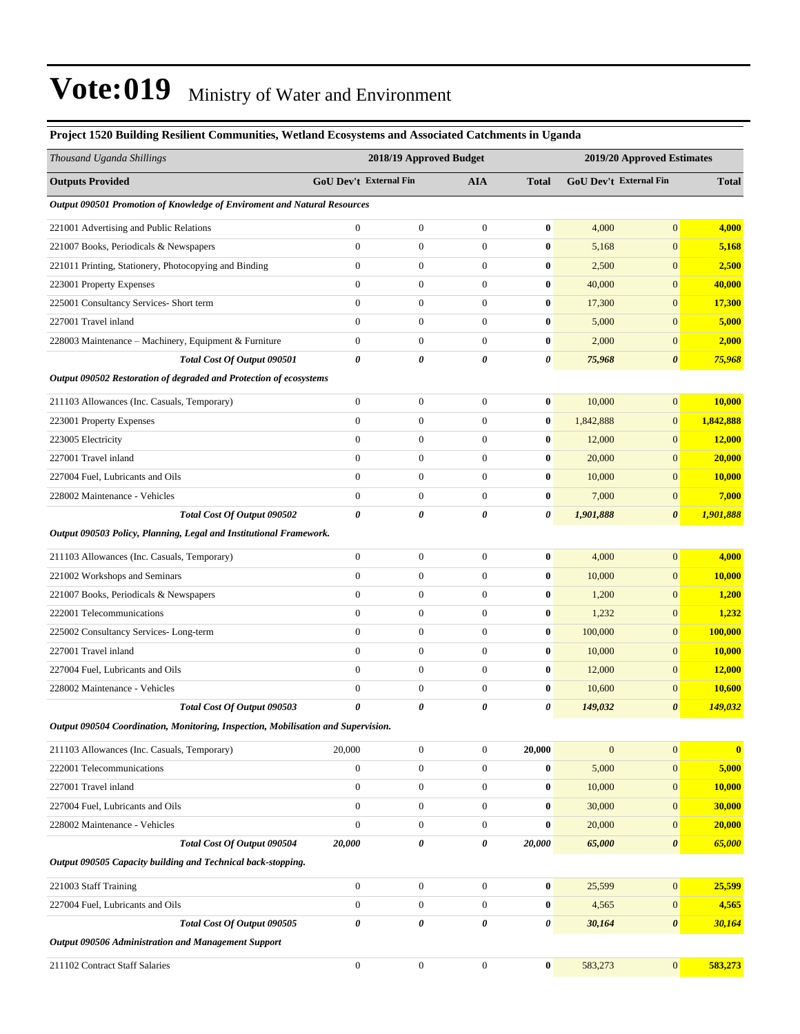# Vote:019 Ministry of Water and Environment

**Project 1520 Building Resilient Communities, Wetland Ecosystems and Associated Catchments in Uganda**

| *Thousand Uganda Shillings* | 2018/19 Approved Budget | | | | 2019/20 Approved Estimates | | |
|---|---|---|---|---|---|---|---|
| **Outputs Provided** | **GoU Dev't** | **External Fin** | **AIA** | **Total** | **GoU Dev't** | **External Fin** | **Total** |
| ***Output 090501 Promotion of Knowledge of Enviroment and Natural Resources*** | | | | | | | |
| 221001 Advertising and Public Relations | 0 | 0 | 0 | **0** | 4,000 | 0 | **4,000** |
| 221007 Books, Periodicals & Newspapers | 0 | 0 | 0 | **0** | 5,168 | 0 | **5,168** |
| 221011 Printing, Stationery, Photocopying and Binding | 0 | 0 | 0 | **0** | 2,500 | 0 | **2,500** |
| 223001 Property Expenses | 0 | 0 | 0 | **0** | 40,000 | 0 | **40,000** |
| 225001 Consultancy Services- Short term | 0 | 0 | 0 | **0** | 17,300 | 0 | **17,300** |
| 227001 Travel inland | 0 | 0 | 0 | **0** | 5,000 | 0 | **5,000** |
| 228003 Maintenance – Machinery, Equipment & Furniture | 0 | 0 | 0 | **0** | 2,000 | 0 | **2,000** |
| ***Total Cost Of Output 090501*** | ***0*** | ***0*** | ***0*** | ***0*** | ***75,968*** | ***0*** | ***75,968*** |
| ***Output 090502 Restoration of degraded and Protection of ecosystems*** | | | | | | | |
| 211103 Allowances (Inc. Casuals, Temporary) | 0 | 0 | 0 | **0** | 10,000 | 0 | **10,000** |
| 223001 Property Expenses | 0 | 0 | 0 | **0** | 1,842,888 | 0 | **1,842,888** |
| 223005 Electricity | 0 | 0 | 0 | **0** | 12,000 | 0 | **12,000** |
| 227001 Travel inland | 0 | 0 | 0 | **0** | 20,000 | 0 | **20,000** |
| 227004 Fuel, Lubricants and Oils | 0 | 0 | 0 | **0** | 10,000 | 0 | **10,000** |
| 228002 Maintenance - Vehicles | 0 | 0 | 0 | **0** | 7,000 | 0 | **7,000** |
| ***Total Cost Of Output 090502*** | ***0*** | ***0*** | ***0*** | ***0*** | ***1,901,888*** | ***0*** | ***1,901,888*** |
| ***Output 090503 Policy, Planning, Legal and Institutional Framework.*** | | | | | | | |
| 211103 Allowances (Inc. Casuals, Temporary) | 0 | 0 | 0 | **0** | 4,000 | 0 | **4,000** |
| 221002 Workshops and Seminars | 0 | 0 | 0 | **0** | 10,000 | 0 | **10,000** |
| 221007 Books, Periodicals & Newspapers | 0 | 0 | 0 | **0** | 1,200 | 0 | **1,200** |
| 222001 Telecommunications | 0 | 0 | 0 | **0** | 1,232 | 0 | **1,232** |
| 225002 Consultancy Services- Long-term | 0 | 0 | 0 | **0** | 100,000 | 0 | **100,000** |
| 227001 Travel inland | 0 | 0 | 0 | **0** | 10,000 | 0 | **10,000** |
| 227004 Fuel, Lubricants and Oils | 0 | 0 | 0 | **0** | 12,000 | 0 | **12,000** |
| 228002 Maintenance - Vehicles | 0 | 0 | 0 | **0** | 10,600 | 0 | **10,600** |
| ***Total Cost Of Output 090503*** | ***0*** | ***0*** | ***0*** | ***0*** | ***149,032*** | ***0*** | ***149,032*** |
| ***Output 090504 Coordination, Monitoring, Inspection, Mobilisation and Supervision.*** | | | | | | | |
| 211103 Allowances (Inc. Casuals, Temporary) | 20,000 | 0 | 0 | **20,000** | 0 | 0 | **0** |
| 222001 Telecommunications | 0 | 0 | 0 | **0** | 5,000 | 0 | **5,000** |
| 227001 Travel inland | 0 | 0 | 0 | **0** | 10,000 | 0 | **10,000** |
| 227004 Fuel, Lubricants and Oils | 0 | 0 | 0 | **0** | 30,000 | 0 | **30,000** |
| 228002 Maintenance - Vehicles | 0 | 0 | 0 | **0** | 20,000 | 0 | **20,000** |
| ***Total Cost Of Output 090504*** | ***20,000*** | ***0*** | ***0*** | ***20,000*** | ***65,000*** | ***0*** | ***65,000*** |
| ***Output 090505 Capacity building and Technical back-stopping.*** | | | | | | | |
| 221003 Staff Training | 0 | 0 | 0 | **0** | 25,599 | 0 | **25,599** |
| 227004 Fuel, Lubricants and Oils | 0 | 0 | 0 | **0** | 4,565 | 0 | **4,565** |
| ***Total Cost Of Output 090505*** | ***0*** | ***0*** | ***0*** | ***0*** | ***30,164*** | ***0*** | ***30,164*** |
| ***Output 090506 Administration and Management Support*** | | | | | | | |
| 211102 Contract Staff Salaries | 0 | 0 | 0 | **0** | 583,273 | 0 | **583,273** |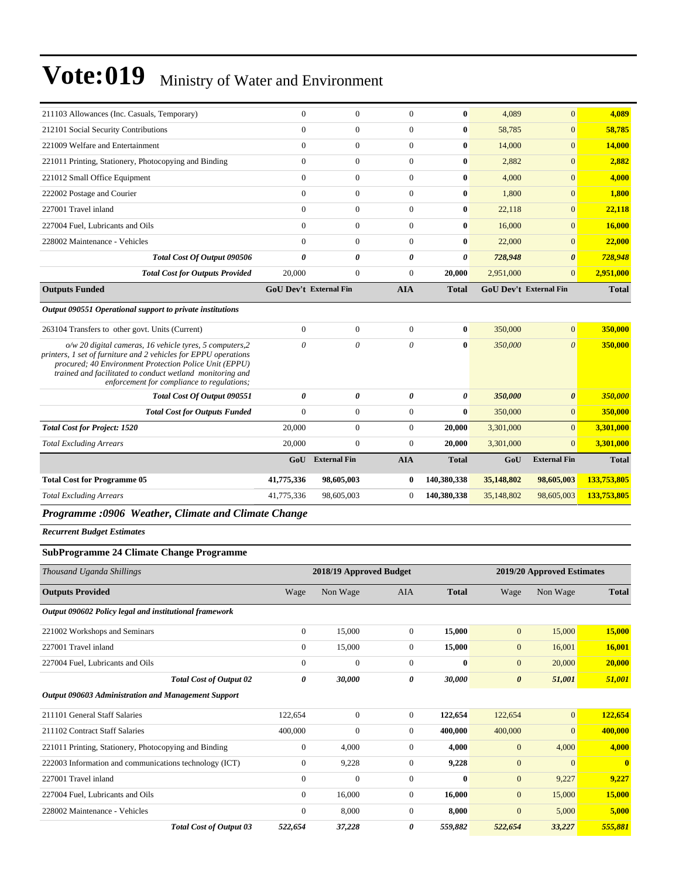# Vote:019 Ministry of Water and Environment

| | | | | | | | |
|---|---|---|---|---|---|---|---|
| 211103 Allowances (Inc. Casuals, Temporary) | 0 | 0 | 0 | **0** | 4,089 | 0 | **4,089** |
| 212101 Social Security Contributions | 0 | 0 | 0 | **0** | 58,785 | 0 | **58,785** |
| 221009 Welfare and Entertainment | 0 | 0 | 0 | **0** | 14,000 | 0 | **14,000** |
| 221011 Printing, Stationery, Photocopying and Binding | 0 | 0 | 0 | **0** | 2,882 | 0 | **2,882** |
| 221012 Small Office Equipment | 0 | 0 | 0 | **0** | 4,000 | 0 | **4,000** |
| 222002 Postage and Courier | 0 | 0 | 0 | **0** | 1,800 | 0 | **1,800** |
| 227001 Travel inland | 0 | 0 | 0 | **0** | 22,118 | 0 | **22,118** |
| 227004 Fuel, Lubricants and Oils | 0 | 0 | 0 | **0** | 16,000 | 0 | **16,000** |
| 228002 Maintenance - Vehicles | 0 | 0 | 0 | **0** | 22,000 | 0 | **22,000** |
| ***Total Cost Of Output 090506*** | ***0*** | ***0*** | ***0*** | ***0*** | ***728,948*** | ***0*** | ***728,948*** |
| ***Total Cost for Outputs Provided*** | 20,000 | 0 | 0 | **20,000** | 2,951,000 | 0 | **2,951,000** |
| **Outputs Funded** | **GoU Dev't** | **External Fin** | **AIA** | **Total** | **GoU Dev't** | **External Fin** | **Total** |
| ***Output 090551 Operational support to private institutions*** | | | | | | | |
| 263104 Transfers to other govt. Units (Current) | 0 | 0 | 0 | **0** | 350,000 | 0 | **350,000** |
| *o/w 20 digital cameras, 16 vehicle tyres, 5 computers,2 printers, 1 set of furniture and 2 vehicles for EPPU operations procured; 40 Environment Protection Police Unit (EPPU) trained and facilitated to conduct wetland monitoring and enforcement for compliance to regulations;* | *0* | *0* | *0* | **0** | *350,000* | *0* | **350,000** |
| ***Total Cost Of Output 090551*** | ***0*** | ***0*** | ***0*** | ***0*** | ***350,000*** | ***0*** | ***350,000*** |
| ***Total Cost for Outputs Funded*** | 0 | 0 | 0 | **0** | 350,000 | 0 | **350,000** |
| ***Total Cost for Project: 1520*** | 20,000 | 0 | 0 | **20,000** | 3,301,000 | 0 | **3,301,000** |
| *Total Excluding Arrears* | 20,000 | 0 | 0 | **20,000** | 3,301,000 | 0 | **3,301,000** |
| | **GoU** | **External Fin** | **AIA** | **Total** | **GoU** | **External Fin** | **Total** |
| **Total Cost for Programme 05** | **41,775,336** | **98,605,003** | **0** | **140,380,338** | **35,148,802** | **98,605,003** | **133,753,805** |
| *Total Excluding Arrears* | 41,775,336 | 98,605,003 | 0 | **140,380,338** | 35,148,802 | 98,605,003 | **133,753,805** |

## *Programme :0906 Weather, Climate and Climate Change*

***Recurrent Budget Estimates***

### SubProgramme 24 Climate Change Programme

| *Thousand Uganda Shillings* | 2018/19 Approved Budget | | | | 2019/20 Approved Estimates | | |
|---|---|---|---|---|---|---|---|
| **Outputs Provided** | Wage | Non Wage | AIA | **Total** | Wage | Non Wage | **Total** |
| ***Output 090602 Policy legal and institutional framework*** | | | | | | | |
| 221002 Workshops and Seminars | 0 | 15,000 | 0 | **15,000** | 0 | 15,000 | **15,000** |
| 227001 Travel inland | 0 | 15,000 | 0 | **15,000** | 0 | 16,001 | **16,001** |
| 227004 Fuel, Lubricants and Oils | 0 | 0 | 0 | **0** | 0 | 20,000 | **20,000** |
| ***Total Cost of Output 02*** | ***0*** | ***30,000*** | ***0*** | ***30,000*** | ***0*** | ***51,001*** | ***51,001*** |
| ***Output 090603 Administration and Management Support*** | | | | | | | |
| 211101 General Staff Salaries | 122,654 | 0 | 0 | **122,654** | 122,654 | 0 | **122,654** |
| 211102 Contract Staff Salaries | 400,000 | 0 | 0 | **400,000** | 400,000 | 0 | **400,000** |
| 221011 Printing, Stationery, Photocopying and Binding | 0 | 4,000 | 0 | **4,000** | 0 | 4,000 | **4,000** |
| 222003 Information and communications technology (ICT) | 0 | 9,228 | 0 | **9,228** | 0 | 0 | **0** |
| 227001 Travel inland | 0 | 0 | 0 | **0** | 0 | 9,227 | **9,227** |
| 227004 Fuel, Lubricants and Oils | 0 | 16,000 | 0 | **16,000** | 0 | 15,000 | **15,000** |
| 228002 Maintenance - Vehicles | 0 | 8,000 | 0 | **8,000** | 0 | 5,000 | **5,000** |
| ***Total Cost of Output 03*** | ***522,654*** | ***37,228*** | ***0*** | ***559,882*** | ***522,654*** | ***33,227*** | ***555,881*** |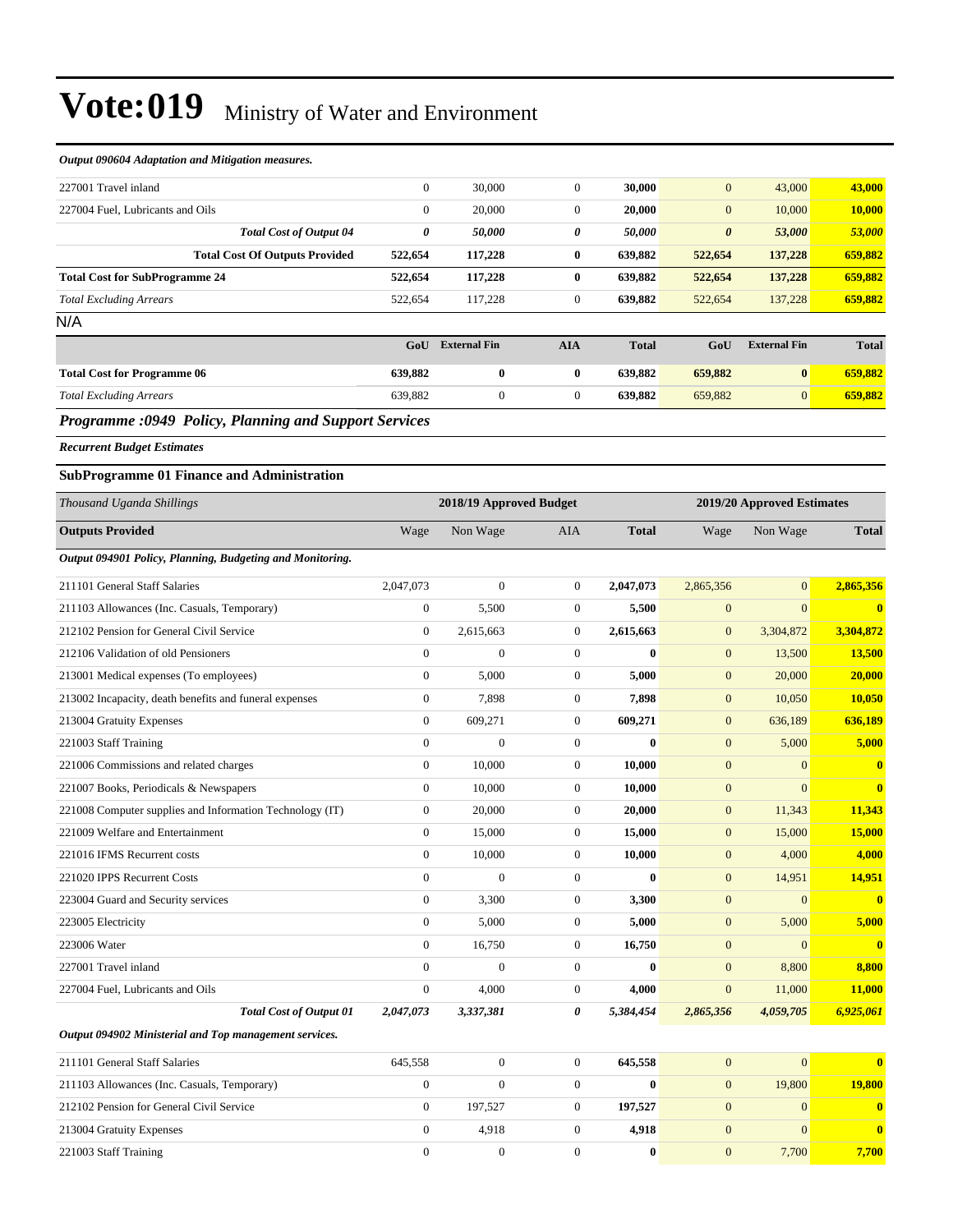*Output 090604 Adaptation and Mitigation measures.*

| | | | | | | | |
|---|---|---|---|---|---|---|---|
| 227001 Travel inland | 0 | 30,000 | 0 | **30,000** | 0 | 43,000 | **43,000** |
| 227004 Fuel, Lubricants and Oils | 0 | 20,000 | 0 | **20,000** | 0 | 10,000 | **10,000** |
| ***Total Cost of Output 04*** | ***0*** | ***50,000*** | ***0*** | ***50,000*** | ***0*** | ***53,000*** | ***53,000*** |
| **Total Cost Of Outputs Provided** | **522,654** | **117,228** | **0** | **639,882** | **522,654** | **137,228** | **659,882** |
| **Total Cost for SubProgramme 24** | **522,654** | **117,228** | **0** | **639,882** | **522,654** | **137,228** | **659,882** |
| *Total Excluding Arrears* | 522,654 | 117,228 | 0 | **639,882** | 522,654 | 137,228 | **659,882** |

N/A

| | GoU | External Fin | AIA | Total | GoU | External Fin | Total |
|---|---|---|---|---|---|---|---|
| **Total Cost for Programme 06** | **639,882** | **0** | **0** | **639,882** | **659,882** | **0** | **659,882** |
| *Total Excluding Arrears* | 639,882 | 0 | 0 | **639,882** | 659,882 | 0 | **659,882** |

## *Programme :0949 Policy, Planning and Support Services*

***Recurrent Budget Estimates***

### SubProgramme 01 Finance and Administration

| *Thousand Uganda Shillings* | 2018/19 Approved Budget | | | | 2019/20 Approved Estimates | | |
|---|---|---|---|---|---|---|---|
| **Outputs Provided** | Wage | Non Wage | AIA | **Total** | Wage | Non Wage | **Total** |
| ***Output 094901 Policy, Planning, Budgeting and Monitoring.*** | | | | | | | |
| 211101 General Staff Salaries | 2,047,073 | 0 | 0 | **2,047,073** | 2,865,356 | 0 | **2,865,356** |
| 211103 Allowances (Inc. Casuals, Temporary) | 0 | 5,500 | 0 | **5,500** | 0 | 0 | **0** |
| 212102 Pension for General Civil Service | 0 | 2,615,663 | 0 | **2,615,663** | 0 | 3,304,872 | **3,304,872** |
| 212106 Validation of old Pensioners | 0 | 0 | 0 | **0** | 0 | 13,500 | **13,500** |
| 213001 Medical expenses (To employees) | 0 | 5,000 | 0 | **5,000** | 0 | 20,000 | **20,000** |
| 213002 Incapacity, death benefits and funeral expenses | 0 | 7,898 | 0 | **7,898** | 0 | 10,050 | **10,050** |
| 213004 Gratuity Expenses | 0 | 609,271 | 0 | **609,271** | 0 | 636,189 | **636,189** |
| 221003 Staff Training | 0 | 0 | 0 | **0** | 0 | 5,000 | **5,000** |
| 221006 Commissions and related charges | 0 | 10,000 | 0 | **10,000** | 0 | 0 | **0** |
| 221007 Books, Periodicals & Newspapers | 0 | 10,000 | 0 | **10,000** | 0 | 0 | **0** |
| 221008 Computer supplies and Information Technology (IT) | 0 | 20,000 | 0 | **20,000** | 0 | 11,343 | **11,343** |
| 221009 Welfare and Entertainment | 0 | 15,000 | 0 | **15,000** | 0 | 15,000 | **15,000** |
| 221016 IFMS Recurrent costs | 0 | 10,000 | 0 | **10,000** | 0 | 4,000 | **4,000** |
| 221020 IPPS Recurrent Costs | 0 | 0 | 0 | **0** | 0 | 14,951 | **14,951** |
| 223004 Guard and Security services | 0 | 3,300 | 0 | **3,300** | 0 | 0 | **0** |
| 223005 Electricity | 0 | 5,000 | 0 | **5,000** | 0 | 5,000 | **5,000** |
| 223006 Water | 0 | 16,750 | 0 | **16,750** | 0 | 0 | **0** |
| 227001 Travel inland | 0 | 0 | 0 | **0** | 0 | 8,800 | **8,800** |
| 227004 Fuel, Lubricants and Oils | 0 | 4,000 | 0 | **4,000** | 0 | 11,000 | **11,000** |
| ***Total Cost of Output 01*** | ***2,047,073*** | ***3,337,381*** | ***0*** | ***5,384,454*** | ***2,865,356*** | ***4,059,705*** | ***6,925,061*** |
| ***Output 094902 Ministerial and Top management services.*** | | | | | | | |
| 211101 General Staff Salaries | 645,558 | 0 | 0 | **645,558** | 0 | 0 | **0** |
| 211103 Allowances (Inc. Casuals, Temporary) | 0 | 0 | 0 | **0** | 0 | 19,800 | **19,800** |
| 212102 Pension for General Civil Service | 0 | 197,527 | 0 | **197,527** | 0 | 0 | **0** |
| 213004 Gratuity Expenses | 0 | 4,918 | 0 | **4,918** | 0 | 0 | **0** |
| 221003 Staff Training | 0 | 0 | 0 | **0** | 0 | 7,700 | **7,700** |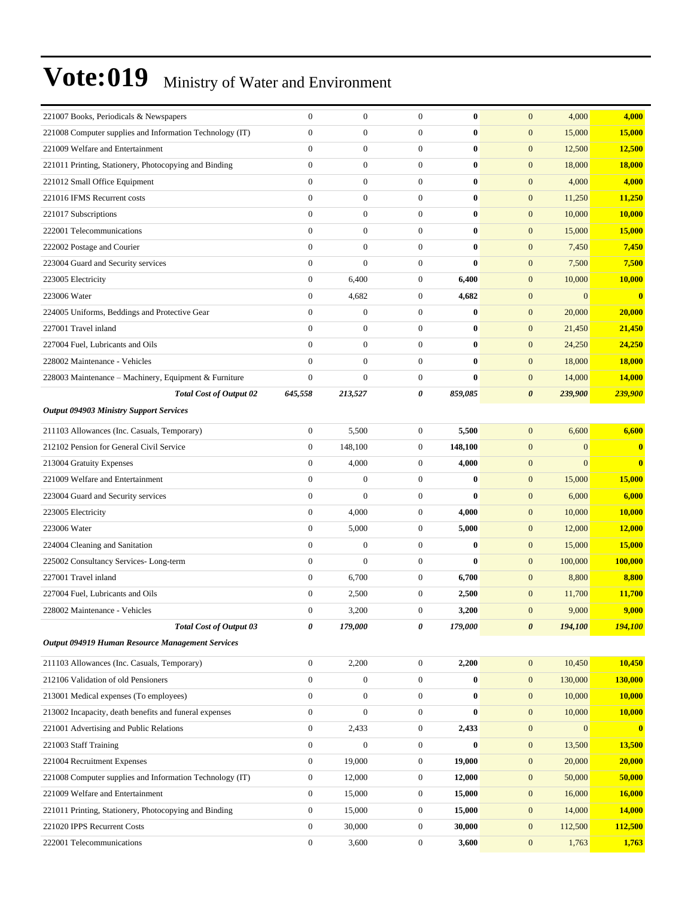# Vote:019 Ministry of Water and Environment

| | | | | | | | |
|---|---|---|---|---|---|---|---|
| 221007 Books, Periodicals & Newspapers | 0 | 0 | 0 | **0** | 0 | 4,000 | **4,000** |
| 221008 Computer supplies and Information Technology (IT) | 0 | 0 | 0 | **0** | 0 | 15,000 | **15,000** |
| 221009 Welfare and Entertainment | 0 | 0 | 0 | **0** | 0 | 12,500 | **12,500** |
| 221011 Printing, Stationery, Photocopying and Binding | 0 | 0 | 0 | **0** | 0 | 18,000 | **18,000** |
| 221012 Small Office Equipment | 0 | 0 | 0 | **0** | 0 | 4,000 | **4,000** |
| 221016 IFMS Recurrent costs | 0 | 0 | 0 | **0** | 0 | 11,250 | **11,250** |
| 221017 Subscriptions | 0 | 0 | 0 | **0** | 0 | 10,000 | **10,000** |
| 222001 Telecommunications | 0 | 0 | 0 | **0** | 0 | 15,000 | **15,000** |
| 222002 Postage and Courier | 0 | 0 | 0 | **0** | 0 | 7,450 | **7,450** |
| 223004 Guard and Security services | 0 | 0 | 0 | **0** | 0 | 7,500 | **7,500** |
| 223005 Electricity | 0 | 6,400 | 0 | **6,400** | 0 | 10,000 | **10,000** |
| 223006 Water | 0 | 4,682 | 0 | **4,682** | 0 | 0 | **0** |
| 224005 Uniforms, Beddings and Protective Gear | 0 | 0 | 0 | **0** | 0 | 20,000 | **20,000** |
| 227001 Travel inland | 0 | 0 | 0 | **0** | 0 | 21,450 | **21,450** |
| 227004 Fuel, Lubricants and Oils | 0 | 0 | 0 | **0** | 0 | 24,250 | **24,250** |
| 228002 Maintenance - Vehicles | 0 | 0 | 0 | **0** | 0 | 18,000 | **18,000** |
| 228003 Maintenance – Machinery, Equipment & Furniture | 0 | 0 | 0 | **0** | 0 | 14,000 | **14,000** |
| ***Total Cost of Output 02*** | ***645,558*** | ***213,527*** | ***0*** | ***859,085*** | ***0*** | ***239,900*** | ***239,900*** |
| ***Output 094903 Ministry Support Services*** | | | | | | | |
| 211103 Allowances (Inc. Casuals, Temporary) | 0 | 5,500 | 0 | **5,500** | 0 | 6,600 | **6,600** |
| 212102 Pension for General Civil Service | 0 | 148,100 | 0 | **148,100** | 0 | 0 | **0** |
| 213004 Gratuity Expenses | 0 | 4,000 | 0 | **4,000** | 0 | 0 | **0** |
| 221009 Welfare and Entertainment | 0 | 0 | 0 | **0** | 0 | 15,000 | **15,000** |
| 223004 Guard and Security services | 0 | 0 | 0 | **0** | 0 | 6,000 | **6,000** |
| 223005 Electricity | 0 | 4,000 | 0 | **4,000** | 0 | 10,000 | **10,000** |
| 223006 Water | 0 | 5,000 | 0 | **5,000** | 0 | 12,000 | **12,000** |
| 224004 Cleaning and Sanitation | 0 | 0 | 0 | **0** | 0 | 15,000 | **15,000** |
| 225002 Consultancy Services- Long-term | 0 | 0 | 0 | **0** | 0 | 100,000 | **100,000** |
| 227001 Travel inland | 0 | 6,700 | 0 | **6,700** | 0 | 8,800 | **8,800** |
| 227004 Fuel, Lubricants and Oils | 0 | 2,500 | 0 | **2,500** | 0 | 11,700 | **11,700** |
| 228002 Maintenance - Vehicles | 0 | 3,200 | 0 | **3,200** | 0 | 9,000 | **9,000** |
| ***Total Cost of Output 03*** | ***0*** | ***179,000*** | ***0*** | ***179,000*** | ***0*** | ***194,100*** | ***194,100*** |
| ***Output 094919 Human Resource Management Services*** | | | | | | | |
| 211103 Allowances (Inc. Casuals, Temporary) | 0 | 2,200 | 0 | **2,200** | 0 | 10,450 | **10,450** |
| 212106 Validation of old Pensioners | 0 | 0 | 0 | **0** | 0 | 130,000 | **130,000** |
| 213001 Medical expenses (To employees) | 0 | 0 | 0 | **0** | 0 | 10,000 | **10,000** |
| 213002 Incapacity, death benefits and funeral expenses | 0 | 0 | 0 | **0** | 0 | 10,000 | **10,000** |
| 221001 Advertising and Public Relations | 0 | 2,433 | 0 | **2,433** | 0 | 0 | **0** |
| 221003 Staff Training | 0 | 0 | 0 | **0** | 0 | 13,500 | **13,500** |
| 221004 Recruitment Expenses | 0 | 19,000 | 0 | **19,000** | 0 | 20,000 | **20,000** |
| 221008 Computer supplies and Information Technology (IT) | 0 | 12,000 | 0 | **12,000** | 0 | 50,000 | **50,000** |
| 221009 Welfare and Entertainment | 0 | 15,000 | 0 | **15,000** | 0 | 16,000 | **16,000** |
| 221011 Printing, Stationery, Photocopying and Binding | 0 | 15,000 | 0 | **15,000** | 0 | 14,000 | **14,000** |
| 221020 IPPS Recurrent Costs | 0 | 30,000 | 0 | **30,000** | 0 | 112,500 | **112,500** |
| 222001 Telecommunications | 0 | 3,600 | 0 | **3,600** | 0 | 1,763 | **1,763** |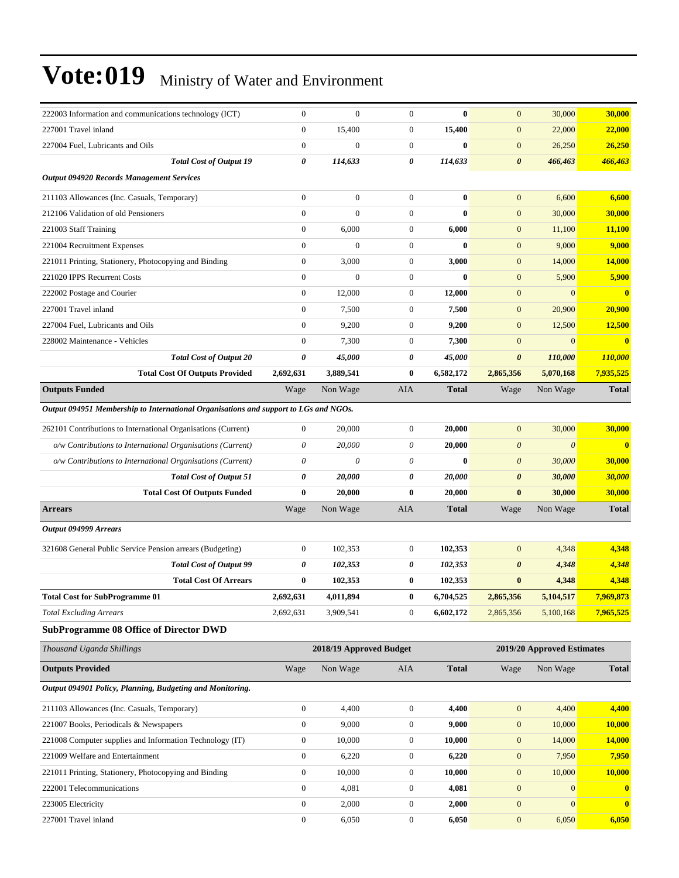# Vote:019 Ministry of Water and Environment

| | | | | | | | |
|---|---|---|---|---|---|---|---|
| 222003 Information and communications technology (ICT) | 0 | 0 | 0 | **0** | 0 | 30,000 | **30,000** |
| 227001 Travel inland | 0 | 15,400 | 0 | **15,400** | 0 | 22,000 | **22,000** |
| 227004 Fuel, Lubricants and Oils | 0 | 0 | 0 | **0** | 0 | 26,250 | **26,250** |
| ***Total Cost of Output 19*** | ***0*** | ***114,633*** | ***0*** | ***114,633*** | ***0*** | ***466,463*** | ***466,463*** |
| ***Output 094920 Records Management Services*** | | | | | | | |
| 211103 Allowances (Inc. Casuals, Temporary) | 0 | 0 | 0 | **0** | 0 | 6,600 | **6,600** |
| 212106 Validation of old Pensioners | 0 | 0 | 0 | **0** | 0 | 30,000 | **30,000** |
| 221003 Staff Training | 0 | 6,000 | 0 | **6,000** | 0 | 11,100 | **11,100** |
| 221004 Recruitment Expenses | 0 | 0 | 0 | **0** | 0 | 9,000 | **9,000** |
| 221011 Printing, Stationery, Photocopying and Binding | 0 | 3,000 | 0 | **3,000** | 0 | 14,000 | **14,000** |
| 221020 IPPS Recurrent Costs | 0 | 0 | 0 | **0** | 0 | 5,900 | **5,900** |
| 222002 Postage and Courier | 0 | 12,000 | 0 | **12,000** | 0 | 0 | **0** |
| 227001 Travel inland | 0 | 7,500 | 0 | **7,500** | 0 | 20,900 | **20,900** |
| 227004 Fuel, Lubricants and Oils | 0 | 9,200 | 0 | **9,200** | 0 | 12,500 | **12,500** |
| 228002 Maintenance - Vehicles | 0 | 7,300 | 0 | **7,300** | 0 | 0 | **0** |
| ***Total Cost of Output 20*** | ***0*** | ***45,000*** | ***0*** | ***45,000*** | ***0*** | ***110,000*** | ***110,000*** |
| **Total Cost Of Outputs Provided** | **2,692,631** | **3,889,541** | **0** | **6,582,172** | **2,865,356** | **5,070,168** | **7,935,525** |
| **Outputs Funded** | Wage | Non Wage | AIA | **Total** | Wage | Non Wage | **Total** |
| ***Output 094951 Membership to International Organisations and support to LGs and NGOs.*** | | | | | | | |
| 262101 Contributions to International Organisations (Current) | 0 | 20,000 | 0 | **20,000** | 0 | 30,000 | **30,000** |
| *o/w Contributions to International Organisations (Current)* | *0* | *20,000* | *0* | **20,000** | *0* | *0* | **0** |
| *o/w Contributions to International Organisations (Current)* | *0* | *0* | *0* | **0** | *0* | *30,000* | **30,000** |
| ***Total Cost of Output 51*** | ***0*** | ***20,000*** | ***0*** | ***20,000*** | ***0*** | ***30,000*** | ***30,000*** |
| **Total Cost Of Outputs Funded** | **0** | **20,000** | **0** | **20,000** | **0** | **30,000** | **30,000** |
| **Arrears** | Wage | Non Wage | AIA | **Total** | Wage | Non Wage | **Total** |
| ***Output 094999 Arrears*** | | | | | | | |
| 321608 General Public Service Pension arrears (Budgeting) | 0 | 102,353 | 0 | **102,353** | 0 | 4,348 | **4,348** |
| ***Total Cost of Output 99*** | ***0*** | ***102,353*** | ***0*** | ***102,353*** | ***0*** | ***4,348*** | ***4,348*** |
| **Total Cost Of Arrears** | **0** | **102,353** | **0** | **102,353** | **0** | **4,348** | **4,348** |
| **Total Cost for SubProgramme 01** | **2,692,631** | **4,011,894** | **0** | **6,704,525** | **2,865,356** | **5,104,517** | **7,969,873** |
| *Total Excluding Arrears* | 2,692,631 | 3,909,541 | 0 | **6,602,172** | 2,865,356 | 5,100,168 | **7,965,525** |

### SubProgramme 08 Office of Director DWD

| *Thousand Uganda Shillings* | | 2018/19 Approved Budget | | | | 2019/20 Approved Estimates | |
|---|---|---|---|---|---|---|---|
| **Outputs Provided** | Wage | Non Wage | AIA | **Total** | Wage | Non Wage | **Total** |
| ***Output 094901 Policy, Planning, Budgeting and Monitoring.*** | | | | | | | |
| 211103 Allowances (Inc. Casuals, Temporary) | 0 | 4,400 | 0 | **4,400** | 0 | 4,400 | **4,400** |
| 221007 Books, Periodicals & Newspapers | 0 | 9,000 | 0 | **9,000** | 0 | 10,000 | **10,000** |
| 221008 Computer supplies and Information Technology (IT) | 0 | 10,000 | 0 | **10,000** | 0 | 14,000 | **14,000** |
| 221009 Welfare and Entertainment | 0 | 6,220 | 0 | **6,220** | 0 | 7,950 | **7,950** |
| 221011 Printing, Stationery, Photocopying and Binding | 0 | 10,000 | 0 | **10,000** | 0 | 10,000 | **10,000** |
| 222001 Telecommunications | 0 | 4,081 | 0 | **4,081** | 0 | 0 | **0** |
| 223005 Electricity | 0 | 2,000 | 0 | **2,000** | 0 | 0 | **0** |
| 227001 Travel inland | 0 | 6,050 | 0 | **6,050** | 0 | 6,050 | **6,050** |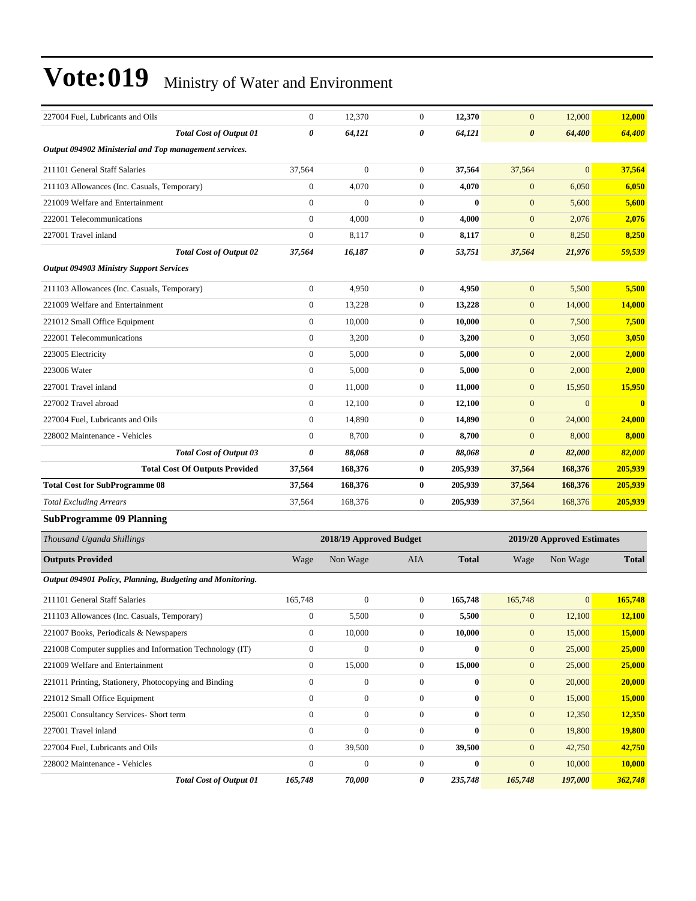| | | | | | | | |
|---|---|---|---|---|---|---|---|
| 227004 Fuel, Lubricants and Oils | 0 | 12,370 | 0 | **12,370** | 0 | 12,000 | **12,000** |
| ***Total Cost of Output 01*** | ***0*** | ***64,121*** | ***0*** | ***64,121*** | ***0*** | ***64,400*** | ***64,400*** |
| ***Output 094902 Ministerial and Top management services.*** | | | | | | | |
| 211101 General Staff Salaries | 37,564 | 0 | 0 | **37,564** | 37,564 | 0 | **37,564** |
| 211103 Allowances (Inc. Casuals, Temporary) | 0 | 4,070 | 0 | **4,070** | 0 | 6,050 | **6,050** |
| 221009 Welfare and Entertainment | 0 | 0 | 0 | **0** | 0 | 5,600 | **5,600** |
| 222001 Telecommunications | 0 | 4,000 | 0 | **4,000** | 0 | 2,076 | **2,076** |
| 227001 Travel inland | 0 | 8,117 | 0 | **8,117** | 0 | 8,250 | **8,250** |
| ***Total Cost of Output 02*** | ***37,564*** | ***16,187*** | ***0*** | ***53,751*** | ***37,564*** | ***21,976*** | ***59,539*** |
| ***Output 094903 Ministry Support Services*** | | | | | | | |
| 211103 Allowances (Inc. Casuals, Temporary) | 0 | 4,950 | 0 | **4,950** | 0 | 5,500 | **5,500** |
| 221009 Welfare and Entertainment | 0 | 13,228 | 0 | **13,228** | 0 | 14,000 | **14,000** |
| 221012 Small Office Equipment | 0 | 10,000 | 0 | **10,000** | 0 | 7,500 | **7,500** |
| 222001 Telecommunications | 0 | 3,200 | 0 | **3,200** | 0 | 3,050 | **3,050** |
| 223005 Electricity | 0 | 5,000 | 0 | **5,000** | 0 | 2,000 | **2,000** |
| 223006 Water | 0 | 5,000 | 0 | **5,000** | 0 | 2,000 | **2,000** |
| 227001 Travel inland | 0 | 11,000 | 0 | **11,000** | 0 | 15,950 | **15,950** |
| 227002 Travel abroad | 0 | 12,100 | 0 | **12,100** | 0 | 0 | **0** |
| 227004 Fuel, Lubricants and Oils | 0 | 14,890 | 0 | **14,890** | 0 | 24,000 | **24,000** |
| 228002 Maintenance - Vehicles | 0 | 8,700 | 0 | **8,700** | 0 | 8,000 | **8,000** |
| ***Total Cost of Output 03*** | ***0*** | ***88,068*** | ***0*** | ***88,068*** | ***0*** | ***82,000*** | ***82,000*** |
| **Total Cost Of Outputs Provided** | **37,564** | **168,376** | **0** | **205,939** | **37,564** | **168,376** | **205,939** |
| **Total Cost for SubProgramme 08** | **37,564** | **168,376** | **0** | **205,939** | **37,564** | **168,376** | **205,939** |
| *Total Excluding Arrears* | 37,564 | 168,376 | 0 | **205,939** | 37,564 | 168,376 | **205,939** |

**SubProgramme 09 Planning**

| *Thousand Uganda Shillings* | 2018/19 Approved Budget | | | | 2019/20 Approved Estimates | | |
|---|---|---|---|---|---|---|---|
| **Outputs Provided** | Wage | Non Wage | AIA | **Total** | Wage | Non Wage | **Total** |
| ***Output 094901 Policy, Planning, Budgeting and Monitoring.*** | | | | | | | |
| 211101 General Staff Salaries | 165,748 | 0 | 0 | **165,748** | 165,748 | 0 | **165,748** |
| 211103 Allowances (Inc. Casuals, Temporary) | 0 | 5,500 | 0 | **5,500** | 0 | 12,100 | **12,100** |
| 221007 Books, Periodicals & Newspapers | 0 | 10,000 | 0 | **10,000** | 0 | 15,000 | **15,000** |
| 221008 Computer supplies and Information Technology (IT) | 0 | 0 | 0 | **0** | 0 | 25,000 | **25,000** |
| 221009 Welfare and Entertainment | 0 | 15,000 | 0 | **15,000** | 0 | 25,000 | **25,000** |
| 221011 Printing, Stationery, Photocopying and Binding | 0 | 0 | 0 | **0** | 0 | 20,000 | **20,000** |
| 221012 Small Office Equipment | 0 | 0 | 0 | **0** | 0 | 15,000 | **15,000** |
| 225001 Consultancy Services- Short term | 0 | 0 | 0 | **0** | 0 | 12,350 | **12,350** |
| 227001 Travel inland | 0 | 0 | 0 | **0** | 0 | 19,800 | **19,800** |
| 227004 Fuel, Lubricants and Oils | 0 | 39,500 | 0 | **39,500** | 0 | 42,750 | **42,750** |
| 228002 Maintenance - Vehicles | 0 | 0 | 0 | **0** | 0 | 10,000 | **10,000** |
| ***Total Cost of Output 01*** | ***165,748*** | ***70,000*** | ***0*** | ***235,748*** | ***165,748*** | ***197,000*** | ***362,748*** |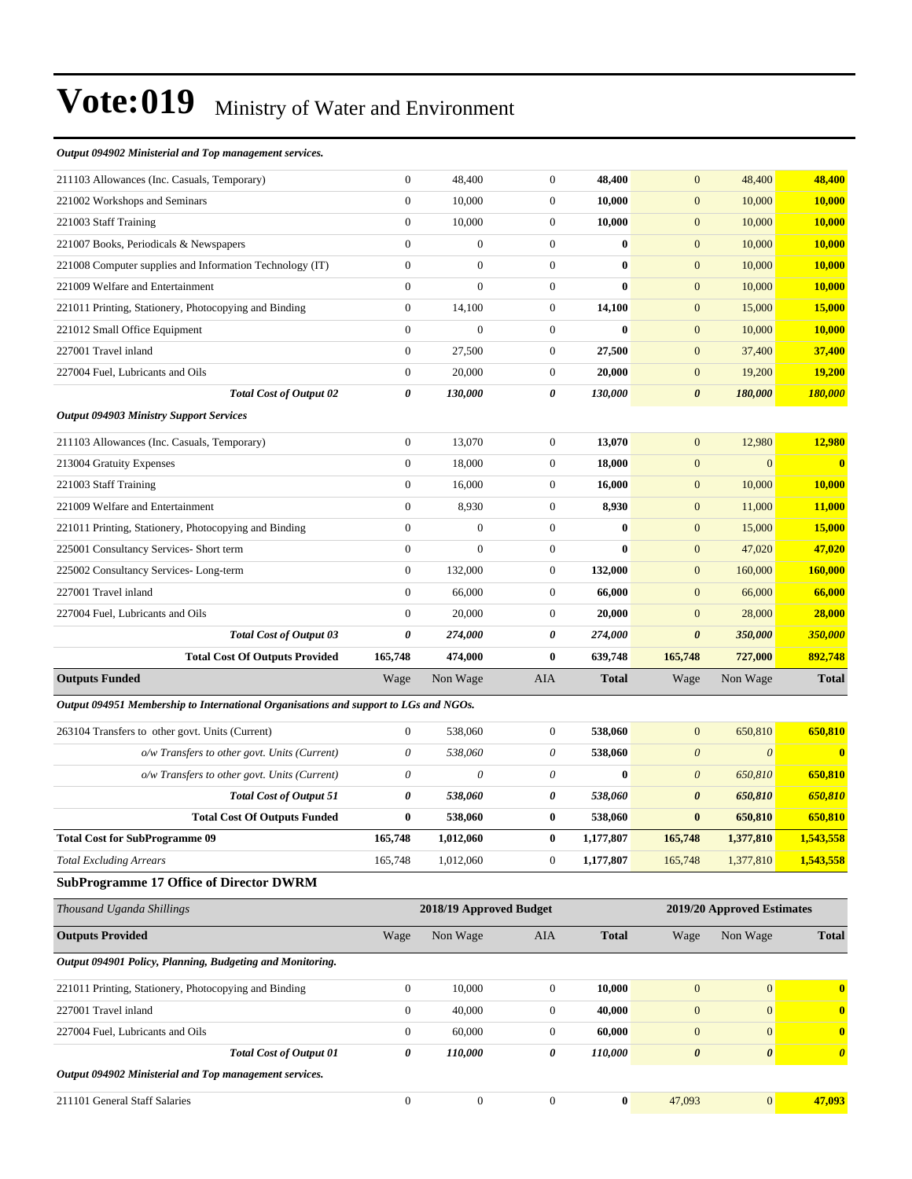# Vote:019 Ministry of Water and Environment

| | Wage | Non Wage | AIA | Total | Wage | Non Wage | Total |
|---|---|---|---|---|---|---|---|
| ***Output 094902 Ministerial and Top management services.*** | | | | | | | |
| 211103 Allowances (Inc. Casuals, Temporary) | 0 | 48,400 | 0 | **48,400** | 0 | 48,400 | **48,400** |
| 221002 Workshops and Seminars | 0 | 10,000 | 0 | **10,000** | 0 | 10,000 | **10,000** |
| 221003 Staff Training | 0 | 10,000 | 0 | **10,000** | 0 | 10,000 | **10,000** |
| 221007 Books, Periodicals & Newspapers | 0 | 0 | 0 | **0** | 0 | 10,000 | **10,000** |
| 221008 Computer supplies and Information Technology (IT) | 0 | 0 | 0 | **0** | 0 | 10,000 | **10,000** |
| 221009 Welfare and Entertainment | 0 | 0 | 0 | **0** | 0 | 10,000 | **10,000** |
| 221011 Printing, Stationery, Photocopying and Binding | 0 | 14,100 | 0 | **14,100** | 0 | 15,000 | **15,000** |
| 221012 Small Office Equipment | 0 | 0 | 0 | **0** | 0 | 10,000 | **10,000** |
| 227001 Travel inland | 0 | 27,500 | 0 | **27,500** | 0 | 37,400 | **37,400** |
| 227004 Fuel, Lubricants and Oils | 0 | 20,000 | 0 | **20,000** | 0 | 19,200 | **19,200** |
| ***Total Cost of Output 02*** | ***0*** | ***130,000*** | ***0*** | ***130,000*** | ***0*** | ***180,000*** | ***180,000*** |
| ***Output 094903 Ministry Support Services*** | | | | | | | |
| 211103 Allowances (Inc. Casuals, Temporary) | 0 | 13,070 | 0 | **13,070** | 0 | 12,980 | **12,980** |
| 213004 Gratuity Expenses | 0 | 18,000 | 0 | **18,000** | 0 | 0 | **0** |
| 221003 Staff Training | 0 | 16,000 | 0 | **16,000** | 0 | 10,000 | **10,000** |
| 221009 Welfare and Entertainment | 0 | 8,930 | 0 | **8,930** | 0 | 11,000 | **11,000** |
| 221011 Printing, Stationery, Photocopying and Binding | 0 | 0 | 0 | **0** | 0 | 15,000 | **15,000** |
| 225001 Consultancy Services- Short term | 0 | 0 | 0 | **0** | 0 | 47,020 | **47,020** |
| 225002 Consultancy Services- Long-term | 0 | 132,000 | 0 | **132,000** | 0 | 160,000 | **160,000** |
| 227001 Travel inland | 0 | 66,000 | 0 | **66,000** | 0 | 66,000 | **66,000** |
| 227004 Fuel, Lubricants and Oils | 0 | 20,000 | 0 | **20,000** | 0 | 28,000 | **28,000** |
| ***Total Cost of Output 03*** | ***0*** | ***274,000*** | ***0*** | ***274,000*** | ***0*** | ***350,000*** | ***350,000*** |
| **Total Cost Of Outputs Provided** | **165,748** | **474,000** | **0** | **639,748** | **165,748** | **727,000** | **892,748** |
| **Outputs Funded** | Wage | Non Wage | AIA | **Total** | Wage | Non Wage | **Total** |
| ***Output 094951 Membership to International Organisations and support to LGs and NGOs.*** | | | | | | | |
| 263104 Transfers to other govt. Units (Current) | 0 | 538,060 | 0 | **538,060** | 0 | 650,810 | **650,810** |
| *o/w Transfers to other govt. Units (Current)* | *0* | *538,060* | *0* | **538,060** | *0* | *0* | **0** |
| *o/w Transfers to other govt. Units (Current)* | *0* | *0* | *0* | **0** | *0* | *650,810* | **650,810** |
| ***Total Cost of Output 51*** | ***0*** | ***538,060*** | ***0*** | ***538,060*** | ***0*** | ***650,810*** | ***650,810*** |
| **Total Cost Of Outputs Funded** | **0** | **538,060** | **0** | **538,060** | **0** | **650,810** | **650,810** |
| **Total Cost for SubProgramme 09** | **165,748** | **1,012,060** | **0** | **1,177,807** | **165,748** | **1,377,810** | **1,543,558** |
| *Total Excluding Arrears* | 165,748 | 1,012,060 | 0 | **1,177,807** | 165,748 | 1,377,810 | **1,543,558** |

### SubProgramme 17 Office of Director DWRM

| *Thousand Uganda Shillings* | 2018/19 Approved Budget | | | | 2019/20 Approved Estimates | | |
|---|---|---|---|---|---|---|---|
| **Outputs Provided** | Wage | Non Wage | AIA | **Total** | Wage | Non Wage | **Total** |
| ***Output 094901 Policy, Planning, Budgeting and Monitoring.*** | | | | | | | |
| 221011 Printing, Stationery, Photocopying and Binding | 0 | 10,000 | 0 | **10,000** | 0 | 0 | **0** |
| 227001 Travel inland | 0 | 40,000 | 0 | **40,000** | 0 | 0 | **0** |
| 227004 Fuel, Lubricants and Oils | 0 | 60,000 | 0 | **60,000** | 0 | 0 | **0** |
| ***Total Cost of Output 01*** | ***0*** | ***110,000*** | ***0*** | ***110,000*** | ***0*** | ***0*** | ***0*** |
| ***Output 094902 Ministerial and Top management services.*** | | | | | | | |
| 211101 General Staff Salaries | 0 | 0 | 0 | **0** | 47,093 | 0 | **47,093** |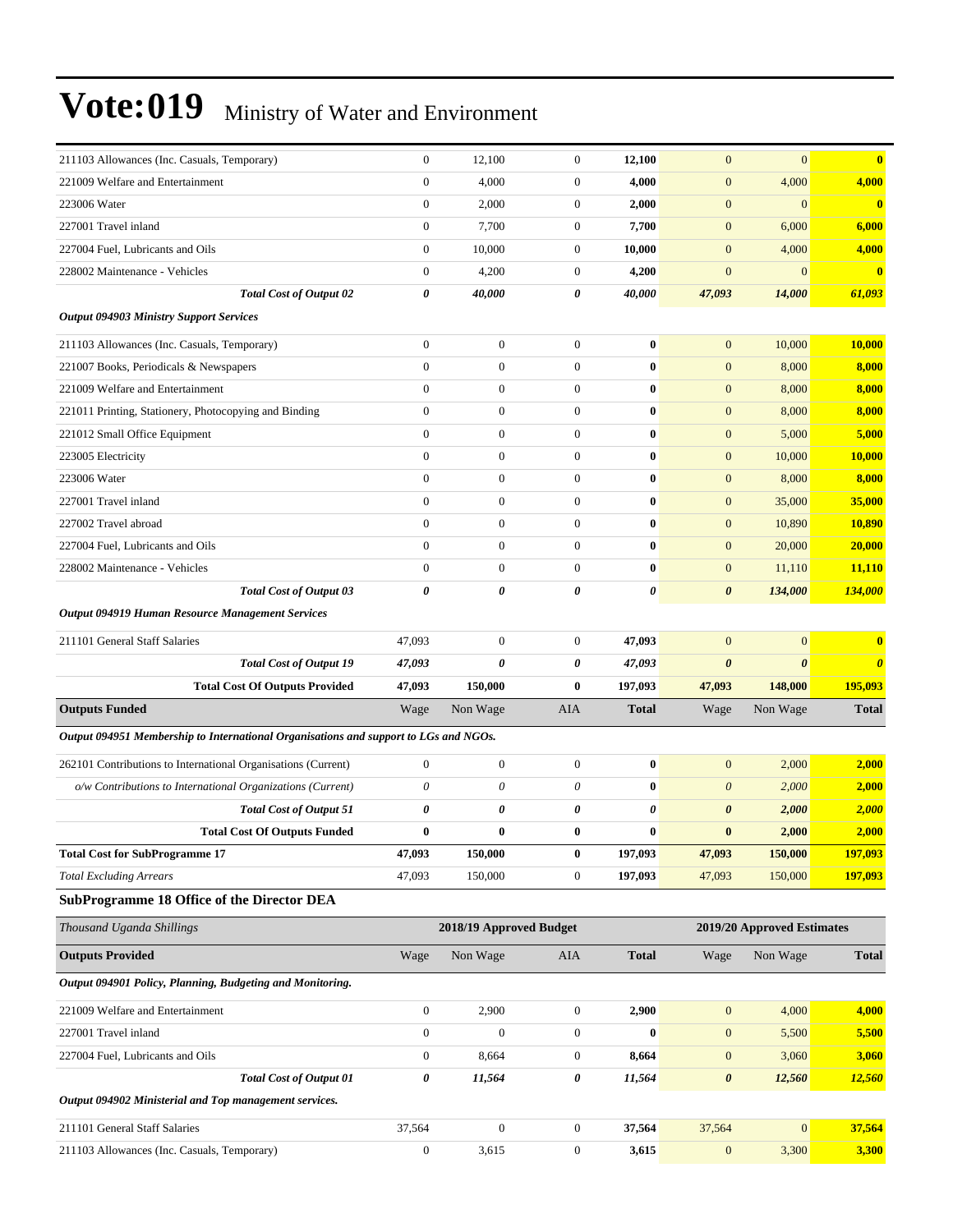| | | | | | | | |
|---|---|---|---|---|---|---|---|
| 211103 Allowances (Inc. Casuals, Temporary) | 0 | 12,100 | 0 | **12,100** | 0 | 0 | **0** |
| 221009 Welfare and Entertainment | 0 | 4,000 | 0 | **4,000** | 0 | 4,000 | **4,000** |
| 223006 Water | 0 | 2,000 | 0 | **2,000** | 0 | 0 | **0** |
| 227001 Travel inland | 0 | 7,700 | 0 | **7,700** | 0 | 6,000 | **6,000** |
| 227004 Fuel, Lubricants and Oils | 0 | 10,000 | 0 | **10,000** | 0 | 4,000 | **4,000** |
| 228002 Maintenance - Vehicles | 0 | 4,200 | 0 | **4,200** | 0 | 0 | **0** |
| ***Total Cost of Output 02*** | ***0*** | ***40,000*** | ***0*** | ***40,000*** | ***47,093*** | ***14,000*** | ***61,093*** |
| ***Output 094903 Ministry Support Services*** | | | | | | | |
| 211103 Allowances (Inc. Casuals, Temporary) | 0 | 0 | 0 | **0** | 0 | 10,000 | **10,000** |
| 221007 Books, Periodicals & Newspapers | 0 | 0 | 0 | **0** | 0 | 8,000 | **8,000** |
| 221009 Welfare and Entertainment | 0 | 0 | 0 | **0** | 0 | 8,000 | **8,000** |
| 221011 Printing, Stationery, Photocopying and Binding | 0 | 0 | 0 | **0** | 0 | 8,000 | **8,000** |
| 221012 Small Office Equipment | 0 | 0 | 0 | **0** | 0 | 5,000 | **5,000** |
| 223005 Electricity | 0 | 0 | 0 | **0** | 0 | 10,000 | **10,000** |
| 223006 Water | 0 | 0 | 0 | **0** | 0 | 8,000 | **8,000** |
| 227001 Travel inland | 0 | 0 | 0 | **0** | 0 | 35,000 | **35,000** |
| 227002 Travel abroad | 0 | 0 | 0 | **0** | 0 | 10,890 | **10,890** |
| 227004 Fuel, Lubricants and Oils | 0 | 0 | 0 | **0** | 0 | 20,000 | **20,000** |
| 228002 Maintenance - Vehicles | 0 | 0 | 0 | **0** | 0 | 11,110 | **11,110** |
| ***Total Cost of Output 03*** | ***0*** | ***0*** | ***0*** | ***0*** | ***0*** | ***134,000*** | ***134,000*** |
| ***Output 094919 Human Resource Management Services*** | | | | | | | |
| 211101 General Staff Salaries | 47,093 | 0 | 0 | **47,093** | 0 | 0 | **0** |
| ***Total Cost of Output 19*** | ***47,093*** | ***0*** | ***0*** | ***47,093*** | ***0*** | ***0*** | ***0*** |
| **Total Cost Of Outputs Provided** | **47,093** | **150,000** | **0** | **197,093** | **47,093** | **148,000** | **195,093** |
| **Outputs Funded** | Wage | Non Wage | AIA | **Total** | Wage | Non Wage | **Total** |
| ***Output 094951 Membership to International Organisations and support to LGs and NGOs.*** | | | | | | | |
| 262101 Contributions to International Organisations (Current) | 0 | 0 | 0 | **0** | 0 | 2,000 | **2,000** |
| *o/w Contributions to International Organizations (Current)* | *0* | *0* | *0* | **0** | *0* | *2,000* | **2,000** |
| ***Total Cost of Output 51*** | ***0*** | ***0*** | ***0*** | ***0*** | ***0*** | ***2,000*** | ***2,000*** |
| **Total Cost Of Outputs Funded** | **0** | **0** | **0** | **0** | **0** | **2,000** | **2,000** |
| **Total Cost for SubProgramme 17** | **47,093** | **150,000** | **0** | **197,093** | **47,093** | **150,000** | **197,093** |
| *Total Excluding Arrears* | 47,093 | 150,000 | 0 | **197,093** | 47,093 | 150,000 | **197,093** |

### SubProgramme 18 Office of the Director DEA

| *Thousand Uganda Shillings* | 2018/19 Approved Budget | | | | 2019/20 Approved Estimates | | |
|---|---|---|---|---|---|---|---|
| **Outputs Provided** | Wage | Non Wage | AIA | **Total** | Wage | Non Wage | **Total** |
| ***Output 094901 Policy, Planning, Budgeting and Monitoring.*** | | | | | | | |
| 221009 Welfare and Entertainment | 0 | 2,900 | 0 | **2,900** | 0 | 4,000 | **4,000** |
| 227001 Travel inland | 0 | 0 | 0 | **0** | 0 | 5,500 | **5,500** |
| 227004 Fuel, Lubricants and Oils | 0 | 8,664 | 0 | **8,664** | 0 | 3,060 | **3,060** |
| ***Total Cost of Output 01*** | ***0*** | ***11,564*** | ***0*** | ***11,564*** | ***0*** | ***12,560*** | ***12,560*** |
| ***Output 094902 Ministerial and Top management services.*** | | | | | | | |
| 211101 General Staff Salaries | 37,564 | 0 | 0 | **37,564** | 37,564 | 0 | **37,564** |
| 211103 Allowances (Inc. Casuals, Temporary) | 0 | 3,615 | 0 | **3,615** | 0 | 3,300 | **3,300** |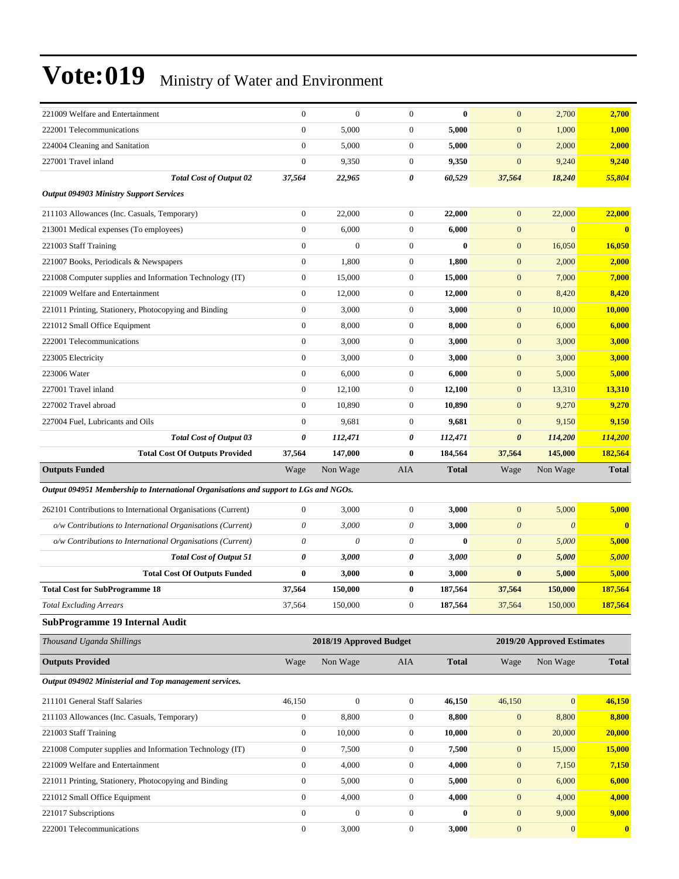# Vote:019 Ministry of Water and Environment

| | | | | | | | |
|---|---|---|---|---|---|---|---|
| 221009 Welfare and Entertainment | 0 | 0 | 0 | **0** | 0 | 2,700 | **2,700** |
| 222001 Telecommunications | 0 | 5,000 | 0 | **5,000** | 0 | 1,000 | **1,000** |
| 224004 Cleaning and Sanitation | 0 | 5,000 | 0 | **5,000** | 0 | 2,000 | **2,000** |
| 227001 Travel inland | 0 | 9,350 | 0 | **9,350** | 0 | 9,240 | **9,240** |
| ***Total Cost of Output 02*** | ***37,564*** | ***22,965*** | ***0*** | ***60,529*** | ***37,564*** | ***18,240*** | ***55,804*** |
| ***Output 094903 Ministry Support Services*** | | | | | | | |
| 211103 Allowances (Inc. Casuals, Temporary) | 0 | 22,000 | 0 | **22,000** | 0 | 22,000 | **22,000** |
| 213001 Medical expenses (To employees) | 0 | 6,000 | 0 | **6,000** | 0 | 0 | **0** |
| 221003 Staff Training | 0 | 0 | 0 | **0** | 0 | 16,050 | **16,050** |
| 221007 Books, Periodicals & Newspapers | 0 | 1,800 | 0 | **1,800** | 0 | 2,000 | **2,000** |
| 221008 Computer supplies and Information Technology (IT) | 0 | 15,000 | 0 | **15,000** | 0 | 7,000 | **7,000** |
| 221009 Welfare and Entertainment | 0 | 12,000 | 0 | **12,000** | 0 | 8,420 | **8,420** |
| 221011 Printing, Stationery, Photocopying and Binding | 0 | 3,000 | 0 | **3,000** | 0 | 10,000 | **10,000** |
| 221012 Small Office Equipment | 0 | 8,000 | 0 | **8,000** | 0 | 6,000 | **6,000** |
| 222001 Telecommunications | 0 | 3,000 | 0 | **3,000** | 0 | 3,000 | **3,000** |
| 223005 Electricity | 0 | 3,000 | 0 | **3,000** | 0 | 3,000 | **3,000** |
| 223006 Water | 0 | 6,000 | 0 | **6,000** | 0 | 5,000 | **5,000** |
| 227001 Travel inland | 0 | 12,100 | 0 | **12,100** | 0 | 13,310 | **13,310** |
| 227002 Travel abroad | 0 | 10,890 | 0 | **10,890** | 0 | 9,270 | **9,270** |
| 227004 Fuel, Lubricants and Oils | 0 | 9,681 | 0 | **9,681** | 0 | 9,150 | **9,150** |
| ***Total Cost of Output 03*** | ***0*** | ***112,471*** | ***0*** | ***112,471*** | ***0*** | ***114,200*** | ***114,200*** |
| **Total Cost Of Outputs Provided** | **37,564** | **147,000** | **0** | **184,564** | **37,564** | **145,000** | **182,564** |
| **Outputs Funded** | Wage | Non Wage | AIA | **Total** | Wage | Non Wage | **Total** |
| ***Output 094951 Membership to International Organisations and support to LGs and NGOs.*** | | | | | | | |
| 262101 Contributions to International Organisations (Current) | 0 | 3,000 | 0 | **3,000** | 0 | 5,000 | **5,000** |
| *o/w Contributions to International Organisations (Current)* | *0* | *3,000* | *0* | **3,000** | *0* | *0* | **0** |
| *o/w Contributions to International Organisations (Current)* | *0* | *0* | *0* | **0** | *0* | *5,000* | **5,000** |
| ***Total Cost of Output 51*** | ***0*** | ***3,000*** | ***0*** | ***3,000*** | ***0*** | ***5,000*** | ***5,000*** |
| **Total Cost Of Outputs Funded** | **0** | **3,000** | **0** | **3,000** | **0** | **5,000** | **5,000** |
| **Total Cost for SubProgramme 18** | **37,564** | **150,000** | **0** | **187,564** | **37,564** | **150,000** | **187,564** |
| *Total Excluding Arrears* | 37,564 | 150,000 | 0 | 187,564 | 37,564 | 150,000 | **187,564** |

### SubProgramme 19 Internal Audit

| *Thousand Uganda Shillings* | | **2018/19 Approved Budget** | | | | **2019/20 Approved Estimates** | |
|---|---|---|---|---|---|---|---|
| **Outputs Provided** | Wage | Non Wage | AIA | **Total** | Wage | Non Wage | **Total** |
| ***Output 094902 Ministerial and Top management services.*** | | | | | | | |
| 211101 General Staff Salaries | 46,150 | 0 | 0 | **46,150** | 46,150 | 0 | **46,150** |
| 211103 Allowances (Inc. Casuals, Temporary) | 0 | 8,800 | 0 | **8,800** | 0 | 8,800 | **8,800** |
| 221003 Staff Training | 0 | 10,000 | 0 | **10,000** | 0 | 20,000 | **20,000** |
| 221008 Computer supplies and Information Technology (IT) | 0 | 7,500 | 0 | **7,500** | 0 | 15,000 | **15,000** |
| 221009 Welfare and Entertainment | 0 | 4,000 | 0 | **4,000** | 0 | 7,150 | **7,150** |
| 221011 Printing, Stationery, Photocopying and Binding | 0 | 5,000 | 0 | **5,000** | 0 | 6,000 | **6,000** |
| 221012 Small Office Equipment | 0 | 4,000 | 0 | **4,000** | 0 | 4,000 | **4,000** |
| 221017 Subscriptions | 0 | 0 | 0 | **0** | 0 | 9,000 | **9,000** |
| 222001 Telecommunications | 0 | 3,000 | 0 | **3,000** | 0 | 0 | **0** |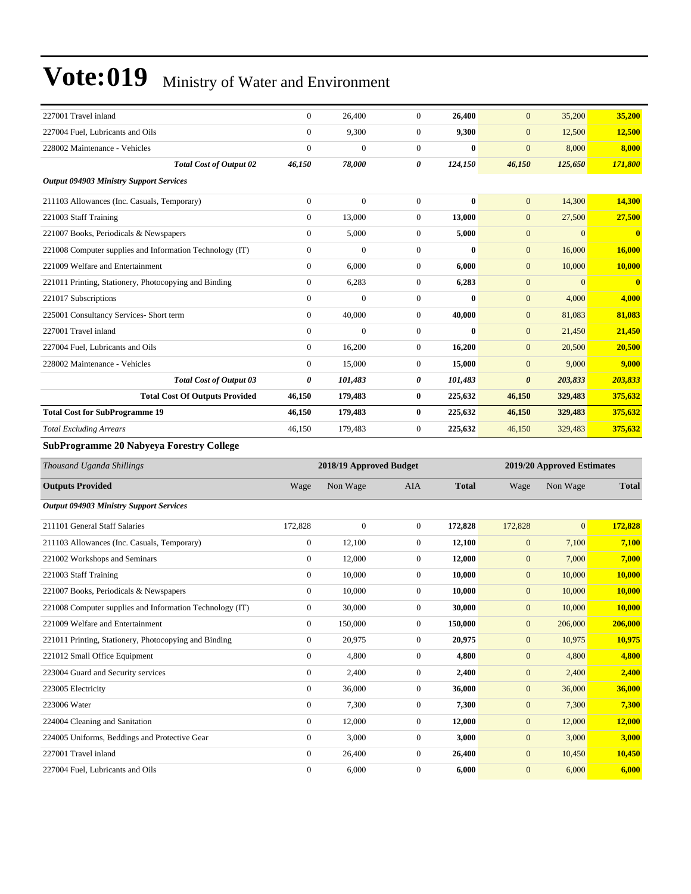# Vote:019 Ministry of Water and Environment

| | | | | | | | |
|---|---|---|---|---|---|---|---|
| 227001 Travel inland | 0 | 26,400 | 0 | **26,400** | 0 | 35,200 | **35,200** |
| 227004 Fuel, Lubricants and Oils | 0 | 9,300 | 0 | **9,300** | 0 | 12,500 | **12,500** |
| 228002 Maintenance - Vehicles | 0 | 0 | 0 | **0** | 0 | 8,000 | **8,000** |
| ***Total Cost of Output 02*** | ***46,150*** | ***78,000*** | ***0*** | ***124,150*** | ***46,150*** | ***125,650*** | ***171,800*** |
| ***Output 094903 Ministry Support Services*** | | | | | | | |
| 211103 Allowances (Inc. Casuals, Temporary) | 0 | 0 | 0 | **0** | 0 | 14,300 | **14,300** |
| 221003 Staff Training | 0 | 13,000 | 0 | **13,000** | 0 | 27,500 | **27,500** |
| 221007 Books, Periodicals & Newspapers | 0 | 5,000 | 0 | **5,000** | 0 | 0 | **0** |
| 221008 Computer supplies and Information Technology (IT) | 0 | 0 | 0 | **0** | 0 | 16,000 | **16,000** |
| 221009 Welfare and Entertainment | 0 | 6,000 | 0 | **6,000** | 0 | 10,000 | **10,000** |
| 221011 Printing, Stationery, Photocopying and Binding | 0 | 6,283 | 0 | **6,283** | 0 | 0 | **0** |
| 221017 Subscriptions | 0 | 0 | 0 | **0** | 0 | 4,000 | **4,000** |
| 225001 Consultancy Services- Short term | 0 | 40,000 | 0 | **40,000** | 0 | 81,083 | **81,083** |
| 227001 Travel inland | 0 | 0 | 0 | **0** | 0 | 21,450 | **21,450** |
| 227004 Fuel, Lubricants and Oils | 0 | 16,200 | 0 | **16,200** | 0 | 20,500 | **20,500** |
| 228002 Maintenance - Vehicles | 0 | 15,000 | 0 | **15,000** | 0 | 9,000 | **9,000** |
| ***Total Cost of Output 03*** | ***0*** | ***101,483*** | ***0*** | ***101,483*** | ***0*** | ***203,833*** | ***203,833*** |
| **Total Cost Of Outputs Provided** | **46,150** | **179,483** | **0** | **225,632** | **46,150** | **329,483** | **375,632** |
| **Total Cost for SubProgramme 19** | **46,150** | **179,483** | **0** | **225,632** | **46,150** | **329,483** | **375,632** |
| *Total Excluding Arrears* | 46,150 | 179,483 | 0 | **225,632** | 46,150 | 329,483 | **375,632** |

**SubProgramme 20 Nabyeya Forestry College**

| *Thousand Uganda Shillings* | 2018/19 Approved Budget | | | | 2019/20 Approved Estimates | | |
|---|---|---|---|---|---|---|---|
| **Outputs Provided** | Wage | Non Wage | AIA | **Total** | Wage | Non Wage | **Total** |
| ***Output 094903 Ministry Support Services*** | | | | | | | |
| 211101 General Staff Salaries | 172,828 | 0 | 0 | **172,828** | 172,828 | 0 | **172,828** |
| 211103 Allowances (Inc. Casuals, Temporary) | 0 | 12,100 | 0 | **12,100** | 0 | 7,100 | **7,100** |
| 221002 Workshops and Seminars | 0 | 12,000 | 0 | **12,000** | 0 | 7,000 | **7,000** |
| 221003 Staff Training | 0 | 10,000 | 0 | **10,000** | 0 | 10,000 | **10,000** |
| 221007 Books, Periodicals & Newspapers | 0 | 10,000 | 0 | **10,000** | 0 | 10,000 | **10,000** |
| 221008 Computer supplies and Information Technology (IT) | 0 | 30,000 | 0 | **30,000** | 0 | 10,000 | **10,000** |
| 221009 Welfare and Entertainment | 0 | 150,000 | 0 | **150,000** | 0 | 206,000 | **206,000** |
| 221011 Printing, Stationery, Photocopying and Binding | 0 | 20,975 | 0 | **20,975** | 0 | 10,975 | **10,975** |
| 221012 Small Office Equipment | 0 | 4,800 | 0 | **4,800** | 0 | 4,800 | **4,800** |
| 223004 Guard and Security services | 0 | 2,400 | 0 | **2,400** | 0 | 2,400 | **2,400** |
| 223005 Electricity | 0 | 36,000 | 0 | **36,000** | 0 | 36,000 | **36,000** |
| 223006 Water | 0 | 7,300 | 0 | **7,300** | 0 | 7,300 | **7,300** |
| 224004 Cleaning and Sanitation | 0 | 12,000 | 0 | **12,000** | 0 | 12,000 | **12,000** |
| 224005 Uniforms, Beddings and Protective Gear | 0 | 3,000 | 0 | **3,000** | 0 | 3,000 | **3,000** |
| 227001 Travel inland | 0 | 26,400 | 0 | **26,400** | 0 | 10,450 | **10,450** |
| 227004 Fuel, Lubricants and Oils | 0 | 6,000 | 0 | **6,000** | 0 | 6,000 | **6,000** |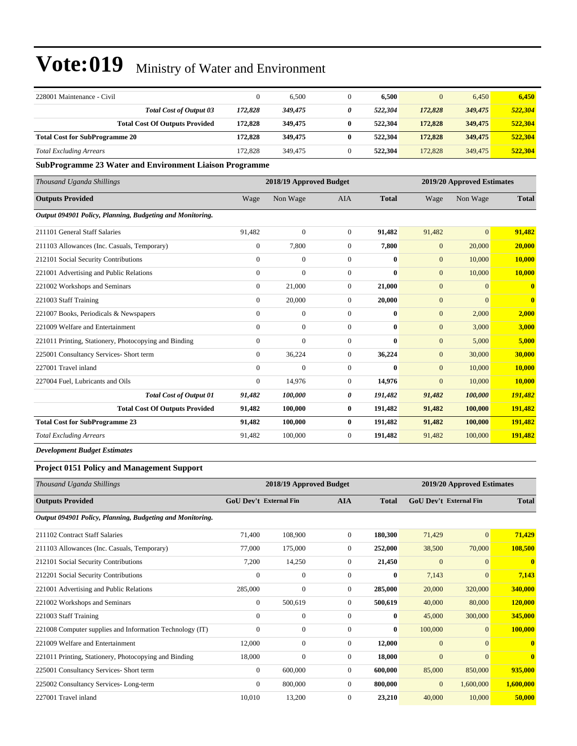# Vote:019 Ministry of Water and Environment

| | | | | | | | |
|---|---|---|---|---|---|---|---|
| 228001 Maintenance - Civil | 0 | 6,500 | 0 | **6,500** | 0 | 6,450 | **6,450** |
| ***Total Cost of Output 03*** | ***172,828*** | ***349,475*** | ***0*** | ***522,304*** | ***172,828*** | ***349,475*** | ***522,304*** |
| **Total Cost Of Outputs Provided** | **172,828** | **349,475** | **0** | **522,304** | **172,828** | **349,475** | **522,304** |
| **Total Cost for SubProgramme 20** | **172,828** | **349,475** | **0** | **522,304** | **172,828** | **349,475** | **522,304** |
| *Total Excluding Arrears* | 172,828 | 349,475 | 0 | **522,304** | 172,828 | 349,475 | **522,304** |

**SubProgramme 23 Water and Environment Liaison Programme**

| *Thousand Uganda Shillings* | 2018/19 Approved Budget | | | | 2019/20 Approved Estimates | | |
|---|---|---|---|---|---|---|---|
| **Outputs Provided** | Wage | Non Wage | AIA | **Total** | Wage | Non Wage | **Total** |
| ***Output 094901 Policy, Planning, Budgeting and Monitoring.*** | | | | | | | |
| 211101 General Staff Salaries | 91,482 | 0 | 0 | **91,482** | 91,482 | 0 | **91,482** |
| 211103 Allowances (Inc. Casuals, Temporary) | 0 | 7,800 | 0 | **7,800** | 0 | 20,000 | **20,000** |
| 212101 Social Security Contributions | 0 | 0 | 0 | **0** | 0 | 10,000 | **10,000** |
| 221001 Advertising and Public Relations | 0 | 0 | 0 | **0** | 0 | 10,000 | **10,000** |
| 221002 Workshops and Seminars | 0 | 21,000 | 0 | **21,000** | 0 | 0 | **0** |
| 221003 Staff Training | 0 | 20,000 | 0 | **20,000** | 0 | 0 | **0** |
| 221007 Books, Periodicals & Newspapers | 0 | 0 | 0 | **0** | 0 | 2,000 | **2,000** |
| 221009 Welfare and Entertainment | 0 | 0 | 0 | **0** | 0 | 3,000 | **3,000** |
| 221011 Printing, Stationery, Photocopying and Binding | 0 | 0 | 0 | **0** | 0 | 5,000 | **5,000** |
| 225001 Consultancy Services- Short term | 0 | 36,224 | 0 | **36,224** | 0 | 30,000 | **30,000** |
| 227001 Travel inland | 0 | 0 | 0 | **0** | 0 | 10,000 | **10,000** |
| 227004 Fuel, Lubricants and Oils | 0 | 14,976 | 0 | **14,976** | 0 | 10,000 | **10,000** |
| ***Total Cost of Output 01*** | ***91,482*** | ***100,000*** | ***0*** | ***191,482*** | ***91,482*** | ***100,000*** | ***191,482*** |
| **Total Cost Of Outputs Provided** | **91,482** | **100,000** | **0** | **191,482** | **91,482** | **100,000** | **191,482** |
| **Total Cost for SubProgramme 23** | **91,482** | **100,000** | **0** | **191,482** | **91,482** | **100,000** | **191,482** |
| *Total Excluding Arrears* | 91,482 | 100,000 | 0 | **191,482** | 91,482 | 100,000 | **191,482** |

***Development Budget Estimates***

**Project 0151 Policy and Management Support**

| *Thousand Uganda Shillings* | 2018/19 Approved Budget | | | | 2019/20 Approved Estimates | | |
|---|---|---|---|---|---|---|---|
| **Outputs Provided** | **GoU Dev't** | **External Fin** | **AIA** | **Total** | **GoU Dev't** | **External Fin** | **Total** |
| ***Output 094901 Policy, Planning, Budgeting and Monitoring.*** | | | | | | | |
| 211102 Contract Staff Salaries | 71,400 | 108,900 | 0 | **180,300** | 71,429 | 0 | **71,429** |
| 211103 Allowances (Inc. Casuals, Temporary) | 77,000 | 175,000 | 0 | **252,000** | 38,500 | 70,000 | **108,500** |
| 212101 Social Security Contributions | 7,200 | 14,250 | 0 | **21,450** | 0 | 0 | **0** |
| 212201 Social Security Contributions | 0 | 0 | 0 | **0** | 7,143 | 0 | **7,143** |
| 221001 Advertising and Public Relations | 285,000 | 0 | 0 | **285,000** | 20,000 | 320,000 | **340,000** |
| 221002 Workshops and Seminars | 0 | 500,619 | 0 | **500,619** | 40,000 | 80,000 | **120,000** |
| 221003 Staff Training | 0 | 0 | 0 | **0** | 45,000 | 300,000 | **345,000** |
| 221008 Computer supplies and Information Technology (IT) | 0 | 0 | 0 | **0** | 100,000 | 0 | **100,000** |
| 221009 Welfare and Entertainment | 12,000 | 0 | 0 | **12,000** | 0 | 0 | **0** |
| 221011 Printing, Stationery, Photocopying and Binding | 18,000 | 0 | 0 | **18,000** | 0 | 0 | **0** |
| 225001 Consultancy Services- Short term | 0 | 600,000 | 0 | **600,000** | 85,000 | 850,000 | **935,000** |
| 225002 Consultancy Services- Long-term | 0 | 800,000 | 0 | **800,000** | 0 | 1,600,000 | **1,600,000** |
| 227001 Travel inland | 10,010 | 13,200 | 0 | **23,210** | 40,000 | 10,000 | **50,000** |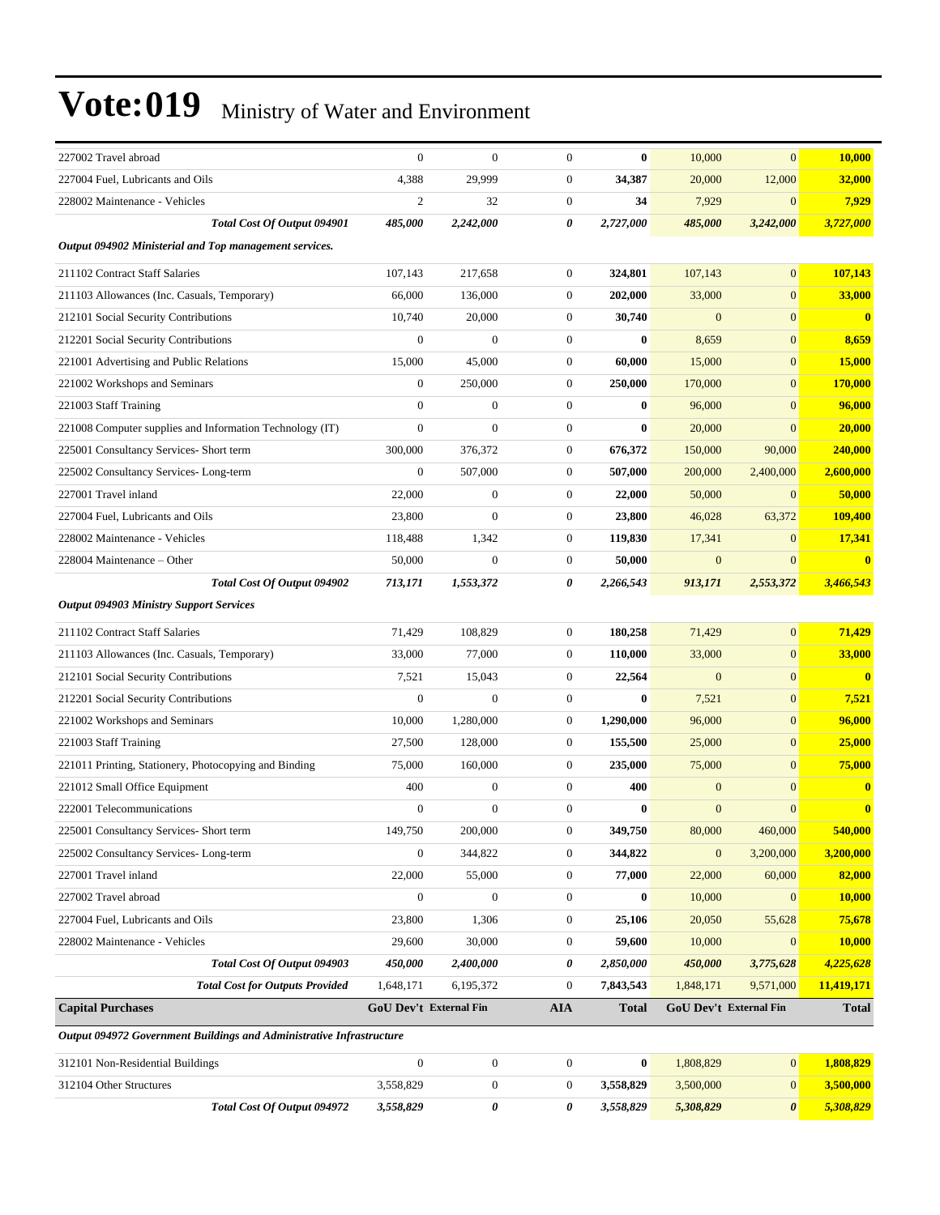# Vote:019 Ministry of Water and Environment

| | | | | | | | |
|---|---|---|---|---|---|---|---|
| 227002 Travel abroad | 0 | 0 | 0 | **0** | 10,000 | 0 | **10,000** |
| 227004 Fuel, Lubricants and Oils | 4,388 | 29,999 | 0 | **34,387** | 20,000 | 12,000 | **32,000** |
| 228002 Maintenance - Vehicles | 2 | 32 | 0 | **34** | 7,929 | 0 | **7,929** |
| ***Total Cost Of Output 094901*** | ***485,000*** | ***2,242,000*** | ***0*** | ***2,727,000*** | ***485,000*** | ***3,242,000*** | ***3,727,000*** |
| ***Output 094902 Ministerial and Top management services.*** | | | | | | | |
| 211102 Contract Staff Salaries | 107,143 | 217,658 | 0 | **324,801** | 107,143 | 0 | **107,143** |
| 211103 Allowances (Inc. Casuals, Temporary) | 66,000 | 136,000 | 0 | **202,000** | 33,000 | 0 | **33,000** |
| 212101 Social Security Contributions | 10,740 | 20,000 | 0 | **30,740** | 0 | 0 | **0** |
| 212201 Social Security Contributions | 0 | 0 | 0 | **0** | 8,659 | 0 | **8,659** |
| 221001 Advertising and Public Relations | 15,000 | 45,000 | 0 | **60,000** | 15,000 | 0 | **15,000** |
| 221002 Workshops and Seminars | 0 | 250,000 | 0 | **250,000** | 170,000 | 0 | **170,000** |
| 221003 Staff Training | 0 | 0 | 0 | **0** | 96,000 | 0 | **96,000** |
| 221008 Computer supplies and Information Technology (IT) | 0 | 0 | 0 | **0** | 20,000 | 0 | **20,000** |
| 225001 Consultancy Services- Short term | 300,000 | 376,372 | 0 | **676,372** | 150,000 | 90,000 | **240,000** |
| 225002 Consultancy Services- Long-term | 0 | 507,000 | 0 | **507,000** | 200,000 | 2,400,000 | **2,600,000** |
| 227001 Travel inland | 22,000 | 0 | 0 | **22,000** | 50,000 | 0 | **50,000** |
| 227004 Fuel, Lubricants and Oils | 23,800 | 0 | 0 | **23,800** | 46,028 | 63,372 | **109,400** |
| 228002 Maintenance - Vehicles | 118,488 | 1,342 | 0 | **119,830** | 17,341 | 0 | **17,341** |
| 228004 Maintenance – Other | 50,000 | 0 | 0 | **50,000** | 0 | 0 | **0** |
| ***Total Cost Of Output 094902*** | ***713,171*** | ***1,553,372*** | ***0*** | ***2,266,543*** | ***913,171*** | ***2,553,372*** | ***3,466,543*** |
| ***Output 094903 Ministry Support Services*** | | | | | | | |
| 211102 Contract Staff Salaries | 71,429 | 108,829 | 0 | **180,258** | 71,429 | 0 | **71,429** |
| 211103 Allowances (Inc. Casuals, Temporary) | 33,000 | 77,000 | 0 | **110,000** | 33,000 | 0 | **33,000** |
| 212101 Social Security Contributions | 7,521 | 15,043 | 0 | **22,564** | 0 | 0 | **0** |
| 212201 Social Security Contributions | 0 | 0 | 0 | **0** | 7,521 | 0 | **7,521** |
| 221002 Workshops and Seminars | 10,000 | 1,280,000 | 0 | **1,290,000** | 96,000 | 0 | **96,000** |
| 221003 Staff Training | 27,500 | 128,000 | 0 | **155,500** | 25,000 | 0 | **25,000** |
| 221011 Printing, Stationery, Photocopying and Binding | 75,000 | 160,000 | 0 | **235,000** | 75,000 | 0 | **75,000** |
| 221012 Small Office Equipment | 400 | 0 | 0 | **400** | 0 | 0 | **0** |
| 222001 Telecommunications | 0 | 0 | 0 | **0** | 0 | 0 | **0** |
| 225001 Consultancy Services- Short term | 149,750 | 200,000 | 0 | **349,750** | 80,000 | 460,000 | **540,000** |
| 225002 Consultancy Services- Long-term | 0 | 344,822 | 0 | **344,822** | 0 | 3,200,000 | **3,200,000** |
| 227001 Travel inland | 22,000 | 55,000 | 0 | **77,000** | 22,000 | 60,000 | **82,000** |
| 227002 Travel abroad | 0 | 0 | 0 | **0** | 10,000 | 0 | **10,000** |
| 227004 Fuel, Lubricants and Oils | 23,800 | 1,306 | 0 | **25,106** | 20,050 | 55,628 | **75,678** |
| 228002 Maintenance - Vehicles | 29,600 | 30,000 | 0 | **59,600** | 10,000 | 0 | **10,000** |
| ***Total Cost Of Output 094903*** | ***450,000*** | ***2,400,000*** | ***0*** | ***2,850,000*** | ***450,000*** | ***3,775,628*** | ***4,225,628*** |
| ***Total Cost for Outputs Provided*** | 1,648,171 | 6,195,372 | 0 | **7,843,543** | 1,848,171 | 9,571,000 | **11,419,171** |
| **Capital Purchases** | **GoU Dev't** | **External Fin** | **AIA** | **Total** | **GoU Dev't** | **External Fin** | **Total** |
| ***Output 094972 Government Buildings and Administrative Infrastructure*** | | | | | | | |
| 312101 Non-Residential Buildings | 0 | 0 | 0 | **0** | 1,808,829 | 0 | **1,808,829** |
| 312104 Other Structures | 3,558,829 | 0 | 0 | **3,558,829** | 3,500,000 | 0 | **3,500,000** |
| ***Total Cost Of Output 094972*** | ***3,558,829*** | ***0*** | ***0*** | ***3,558,829*** | ***5,308,829*** | ***0*** | ***5,308,829*** |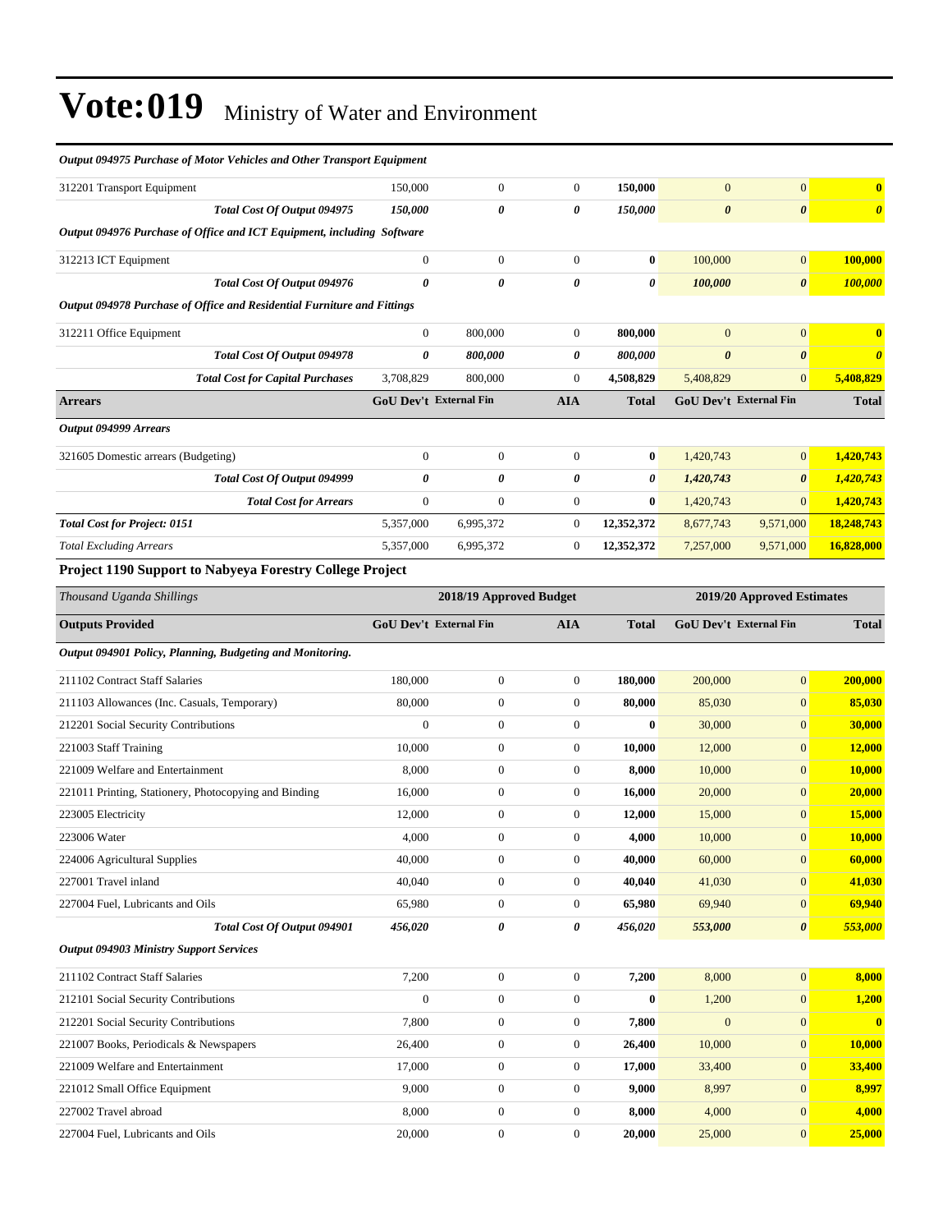# Vote:019 Ministry of Water and Environment

| | | | | | | | |
|---|---|---|---|---|---|---|---|
| ***Output 094975 Purchase of Motor Vehicles and Other Transport Equipment*** | | | | | | | |
| 312201 Transport Equipment | 150,000 | 0 | 0 | **150,000** | 0 | 0 | **0** |
| ***Total Cost Of Output 094975*** | ***150,000*** | ***0*** | ***0*** | ***150,000*** | ***0*** | ***0*** | ***0*** |
| ***Output 094976 Purchase of Office and ICT Equipment, including Software*** | | | | | | | |
| 312213 ICT Equipment | 0 | 0 | 0 | **0** | 100,000 | 0 | **100,000** |
| ***Total Cost Of Output 094976*** | ***0*** | ***0*** | ***0*** | ***0*** | ***100,000*** | ***0*** | ***100,000*** |
| ***Output 094978 Purchase of Office and Residential Furniture and Fittings*** | | | | | | | |
| 312211 Office Equipment | 0 | 800,000 | 0 | **800,000** | 0 | 0 | **0** |
| ***Total Cost Of Output 094978*** | ***0*** | ***800,000*** | ***0*** | ***800,000*** | ***0*** | ***0*** | ***0*** |
| ***Total Cost for Capital Purchases*** | 3,708,829 | 800,000 | 0 | **4,508,829** | 5,408,829 | 0 | **5,408,829** |
| **Arrears** | **GoU Dev't** | **External Fin** | **AIA** | **Total** | **GoU Dev't** | **External Fin** | **Total** |
| ***Output 094999 Arrears*** | | | | | | | |
| 321605 Domestic arrears (Budgeting) | 0 | 0 | 0 | **0** | 1,420,743 | 0 | **1,420,743** |
| ***Total Cost Of Output 094999*** | ***0*** | ***0*** | ***0*** | ***0*** | ***1,420,743*** | ***0*** | ***1,420,743*** |
| ***Total Cost for Arrears*** | 0 | 0 | 0 | **0** | 1,420,743 | 0 | **1,420,743** |
| ***Total Cost for Project: 0151*** | 5,357,000 | 6,995,372 | 0 | **12,352,372** | 8,677,743 | 9,571,000 | **18,248,743** |
| *Total Excluding Arrears* | 5,357,000 | 6,995,372 | 0 | **12,352,372** | 7,257,000 | 9,571,000 | **16,828,000** |

**Project 1190 Support to Nabyeya Forestry College Project**

| *Thousand Uganda Shillings* | 2018/19 Approved Budget | | | | 2019/20 Approved Estimates | | |
|---|---|---|---|---|---|---|---|
| **Outputs Provided** | **GoU Dev't** | **External Fin** | **AIA** | **Total** | **GoU Dev't** | **External Fin** | **Total** |
| ***Output 094901 Policy, Planning, Budgeting and Monitoring.*** | | | | | | | |
| 211102 Contract Staff Salaries | 180,000 | 0 | 0 | **180,000** | 200,000 | 0 | **200,000** |
| 211103 Allowances (Inc. Casuals, Temporary) | 80,000 | 0 | 0 | **80,000** | 85,030 | 0 | **85,030** |
| 212201 Social Security Contributions | 0 | 0 | 0 | **0** | 30,000 | 0 | **30,000** |
| 221003 Staff Training | 10,000 | 0 | 0 | **10,000** | 12,000 | 0 | **12,000** |
| 221009 Welfare and Entertainment | 8,000 | 0 | 0 | **8,000** | 10,000 | 0 | **10,000** |
| 221011 Printing, Stationery, Photocopying and Binding | 16,000 | 0 | 0 | **16,000** | 20,000 | 0 | **20,000** |
| 223005 Electricity | 12,000 | 0 | 0 | **12,000** | 15,000 | 0 | **15,000** |
| 223006 Water | 4,000 | 0 | 0 | **4,000** | 10,000 | 0 | **10,000** |
| 224006 Agricultural Supplies | 40,000 | 0 | 0 | **40,000** | 60,000 | 0 | **60,000** |
| 227001 Travel inland | 40,040 | 0 | 0 | **40,040** | 41,030 | 0 | **41,030** |
| 227004 Fuel, Lubricants and Oils | 65,980 | 0 | 0 | **65,980** | 69,940 | 0 | **69,940** |
| ***Total Cost Of Output 094901*** | ***456,020*** | ***0*** | ***0*** | ***456,020*** | ***553,000*** | ***0*** | ***553,000*** |
| ***Output 094903 Ministry Support Services*** | | | | | | | |
| 211102 Contract Staff Salaries | 7,200 | 0 | 0 | **7,200** | 8,000 | 0 | **8,000** |
| 212101 Social Security Contributions | 0 | 0 | 0 | **0** | 1,200 | 0 | **1,200** |
| 212201 Social Security Contributions | 7,800 | 0 | 0 | **7,800** | 0 | 0 | **0** |
| 221007 Books, Periodicals & Newspapers | 26,400 | 0 | 0 | **26,400** | 10,000 | 0 | **10,000** |
| 221009 Welfare and Entertainment | 17,000 | 0 | 0 | **17,000** | 33,400 | 0 | **33,400** |
| 221012 Small Office Equipment | 9,000 | 0 | 0 | **9,000** | 8,997 | 0 | **8,997** |
| 227002 Travel abroad | 8,000 | 0 | 0 | **8,000** | 4,000 | 0 | **4,000** |
| 227004 Fuel, Lubricants and Oils | 20,000 | 0 | 0 | **20,000** | 25,000 | 0 | **25,000** |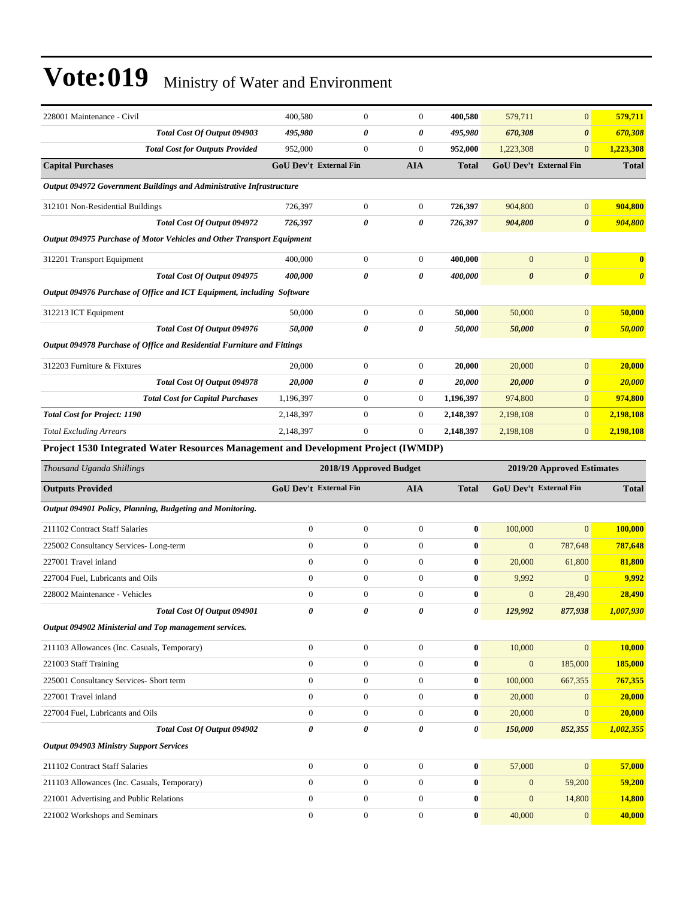# Vote:019 Ministry of Water and Environment

| | | | | | | | |
|---|---|---|---|---|---|---|---|
| 228001 Maintenance - Civil | 400,580 | 0 | 0 | **400,580** | 579,711 | 0 | **579,711** |
| ***Total Cost Of Output 094903*** | ***495,980*** | ***0*** | ***0*** | ***495,980*** | ***670,308*** | ***0*** | ***670,308*** |
| ***Total Cost for Outputs Provided*** | 952,000 | 0 | 0 | **952,000** | 1,223,308 | 0 | **1,223,308** |
| **Capital Purchases** | **GoU Dev't** | **External Fin** | **AIA** | **Total** | **GoU Dev't** | **External Fin** | **Total** |
| ***Output 094972 Government Buildings and Administrative Infrastructure*** | | | | | | | |
| 312101 Non-Residential Buildings | 726,397 | 0 | 0 | **726,397** | 904,800 | 0 | **904,800** |
| ***Total Cost Of Output 094972*** | ***726,397*** | ***0*** | ***0*** | ***726,397*** | ***904,800*** | ***0*** | ***904,800*** |
| ***Output 094975 Purchase of Motor Vehicles and Other Transport Equipment*** | | | | | | | |
| 312201 Transport Equipment | 400,000 | 0 | 0 | **400,000** | 0 | 0 | **0** |
| ***Total Cost Of Output 094975*** | ***400,000*** | ***0*** | ***0*** | ***400,000*** | ***0*** | ***0*** | ***0*** |
| ***Output 094976 Purchase of Office and ICT Equipment, including Software*** | | | | | | | |
| 312213 ICT Equipment | 50,000 | 0 | 0 | **50,000** | 50,000 | 0 | **50,000** |
| ***Total Cost Of Output 094976*** | ***50,000*** | ***0*** | ***0*** | ***50,000*** | ***50,000*** | ***0*** | ***50,000*** |
| ***Output 094978 Purchase of Office and Residential Furniture and Fittings*** | | | | | | | |
| 312203 Furniture & Fixtures | 20,000 | 0 | 0 | **20,000** | 20,000 | 0 | **20,000** |
| ***Total Cost Of Output 094978*** | ***20,000*** | ***0*** | ***0*** | ***20,000*** | ***20,000*** | ***0*** | ***20,000*** |
| ***Total Cost for Capital Purchases*** | 1,196,397 | 0 | 0 | **1,196,397** | 974,800 | 0 | **974,800** |
| ***Total Cost for Project: 1190*** | 2,148,397 | 0 | 0 | **2,148,397** | 2,198,108 | 0 | **2,198,108** |
| *Total Excluding Arrears* | 2,148,397 | 0 | 0 | **2,148,397** | 2,198,108 | 0 | **2,198,108** |

**Project 1530 Integrated Water Resources Management and Development Project (IWMDP)**

| *Thousand Uganda Shillings* | 2018/19 Approved Budget | | | | 2019/20 Approved Estimates | | |
|---|---|---|---|---|---|---|---|
| **Outputs Provided** | **GoU Dev't** | **External Fin** | **AIA** | **Total** | **GoU Dev't** | **External Fin** | **Total** |
| ***Output 094901 Policy, Planning, Budgeting and Monitoring.*** | | | | | | | |
| 211102 Contract Staff Salaries | 0 | 0 | 0 | **0** | 100,000 | 0 | **100,000** |
| 225002 Consultancy Services- Long-term | 0 | 0 | 0 | **0** | 0 | 787,648 | **787,648** |
| 227001 Travel inland | 0 | 0 | 0 | **0** | 20,000 | 61,800 | **81,800** |
| 227004 Fuel, Lubricants and Oils | 0 | 0 | 0 | **0** | 9,992 | 0 | **9,992** |
| 228002 Maintenance - Vehicles | 0 | 0 | 0 | **0** | 0 | 28,490 | **28,490** |
| ***Total Cost Of Output 094901*** | ***0*** | ***0*** | ***0*** | ***0*** | ***129,992*** | ***877,938*** | ***1,007,930*** |
| ***Output 094902 Ministerial and Top management services.*** | | | | | | | |
| 211103 Allowances (Inc. Casuals, Temporary) | 0 | 0 | 0 | **0** | 10,000 | 0 | **10,000** |
| 221003 Staff Training | 0 | 0 | 0 | **0** | 0 | 185,000 | **185,000** |
| 225001 Consultancy Services- Short term | 0 | 0 | 0 | **0** | 100,000 | 667,355 | **767,355** |
| 227001 Travel inland | 0 | 0 | 0 | **0** | 20,000 | 0 | **20,000** |
| 227004 Fuel, Lubricants and Oils | 0 | 0 | 0 | **0** | 20,000 | 0 | **20,000** |
| ***Total Cost Of Output 094902*** | ***0*** | ***0*** | ***0*** | ***0*** | ***150,000*** | ***852,355*** | ***1,002,355*** |
| ***Output 094903 Ministry Support Services*** | | | | | | | |
| 211102 Contract Staff Salaries | 0 | 0 | 0 | **0** | 57,000 | 0 | **57,000** |
| 211103 Allowances (Inc. Casuals, Temporary) | 0 | 0 | 0 | **0** | 0 | 59,200 | **59,200** |
| 221001 Advertising and Public Relations | 0 | 0 | 0 | **0** | 0 | 14,800 | **14,800** |
| 221002 Workshops and Seminars | 0 | 0 | 0 | **0** | 40,000 | 0 | **40,000** |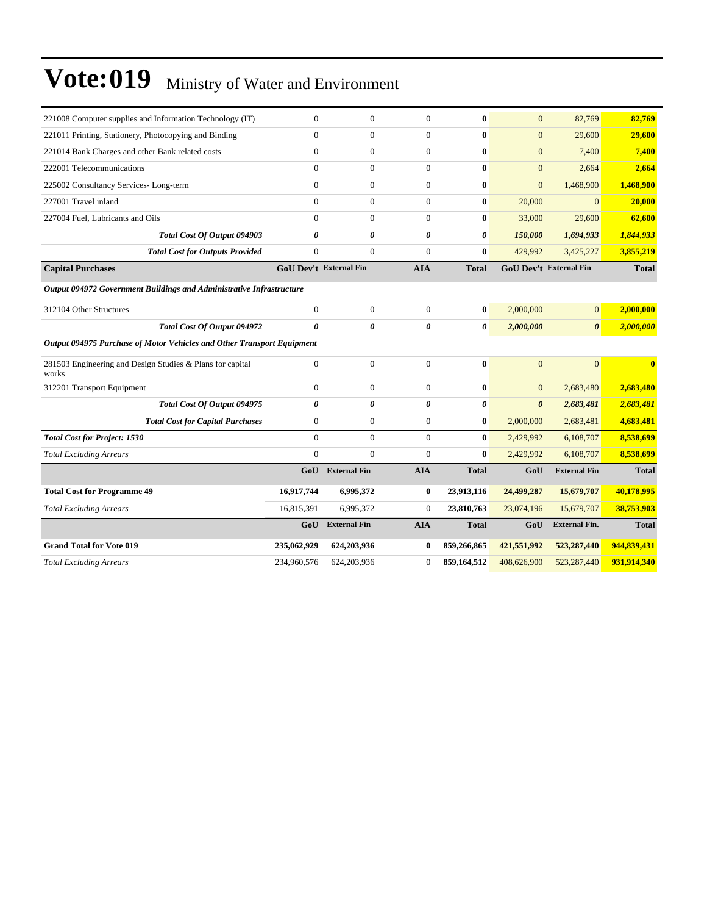# Vote:019 Ministry of Water and Environment

| | | | | | | | |
|---|---|---|---|---|---|---|---|
| 221008 Computer supplies and Information Technology (IT) | 0 | 0 | 0 | **0** | 0 | 82,769 | **82,769** |
| 221011 Printing, Stationery, Photocopying and Binding | 0 | 0 | 0 | **0** | 0 | 29,600 | **29,600** |
| 221014 Bank Charges and other Bank related costs | 0 | 0 | 0 | **0** | 0 | 7,400 | **7,400** |
| 222001 Telecommunications | 0 | 0 | 0 | **0** | 0 | 2,664 | **2,664** |
| 225002 Consultancy Services- Long-term | 0 | 0 | 0 | **0** | 0 | 1,468,900 | **1,468,900** |
| 227001 Travel inland | 0 | 0 | 0 | **0** | 20,000 | 0 | **20,000** |
| 227004 Fuel, Lubricants and Oils | 0 | 0 | 0 | **0** | 33,000 | 29,600 | **62,600** |
| ***Total Cost Of Output 094903*** | ***0*** | ***0*** | ***0*** | ***0*** | ***150,000*** | ***1,694,933*** | ***1,844,933*** |
| ***Total Cost for Outputs Provided*** | 0 | 0 | 0 | **0** | 429,992 | 3,425,227 | **3,855,219** |
| **Capital Purchases** | **GoU Dev't** | **External Fin** | **AIA** | **Total** | **GoU Dev't** | **External Fin** | **Total** |
| ***Output 094972 Government Buildings and Administrative Infrastructure*** | | | | | | | |
| 312104 Other Structures | 0 | 0 | 0 | **0** | 2,000,000 | 0 | **2,000,000** |
| ***Total Cost Of Output 094972*** | ***0*** | ***0*** | ***0*** | ***0*** | ***2,000,000*** | ***0*** | ***2,000,000*** |
| ***Output 094975 Purchase of Motor Vehicles and Other Transport Equipment*** | | | | | | | |
| 281503 Engineering and Design Studies & Plans for capital works | 0 | 0 | 0 | **0** | 0 | 0 | **0** |
| 312201 Transport Equipment | 0 | 0 | 0 | **0** | 0 | 2,683,480 | **2,683,480** |
| ***Total Cost Of Output 094975*** | ***0*** | ***0*** | ***0*** | ***0*** | ***0*** | ***2,683,481*** | ***2,683,481*** |
| ***Total Cost for Capital Purchases*** | 0 | 0 | 0 | **0** | 2,000,000 | 2,683,481 | **4,683,481** |
| ***Total Cost for Project: 1530*** | 0 | 0 | 0 | **0** | 2,429,992 | 6,108,707 | **8,538,699** |
| *Total Excluding Arrears* | 0 | 0 | 0 | **0** | 2,429,992 | 6,108,707 | **8,538,699** |
| | **GoU** | **External Fin** | **AIA** | **Total** | **GoU** | **External Fin** | **Total** |
| **Total Cost for Programme 49** | **16,917,744** | **6,995,372** | **0** | **23,913,116** | **24,499,287** | **15,679,707** | **40,178,995** |
| *Total Excluding Arrears* | 16,815,391 | 6,995,372 | 0 | **23,810,763** | 23,074,196 | 15,679,707 | **38,753,903** |
| | **GoU** | **External Fin** | **AIA** | **Total** | **GoU** | **External Fin.** | **Total** |
| **Grand Total for Vote 019** | **235,062,929** | **624,203,936** | **0** | **859,266,865** | **421,551,992** | **523,287,440** | **944,839,431** |
| *Total Excluding Arrears* | 234,960,576 | 624,203,936 | 0 | **859,164,512** | 408,626,900 | 523,287,440 | **931,914,340** |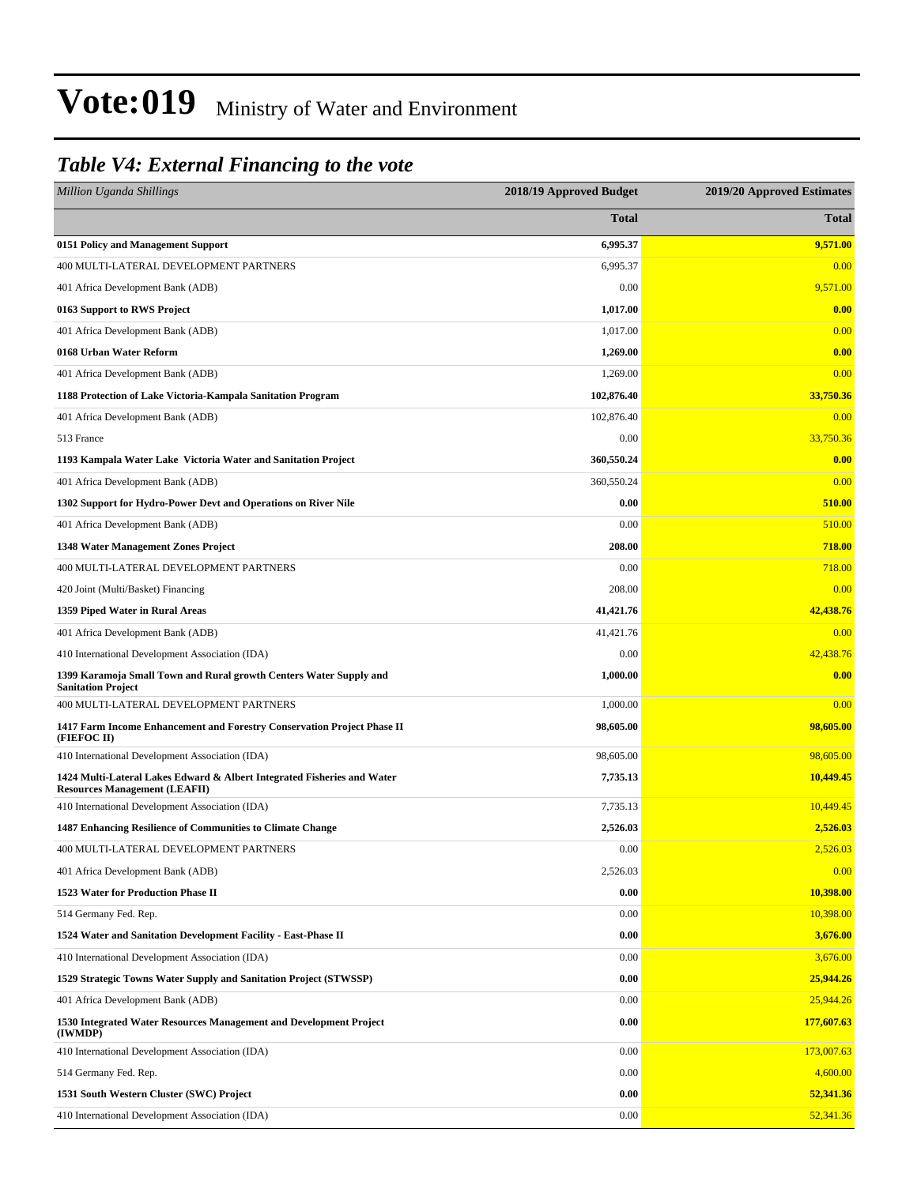# Vote:019 Ministry of Water and Environment

## *Table V4: External Financing to the vote*

| *Million Uganda Shillings* | 2018/19 Approved Budget | 2019/20 Approved Estimates |
|---|---|---|
| | **Total** | **Total** |
| **0151 Policy and Management Support** | **6,995.37** | **9,571.00** |
| 400 MULTI-LATERAL DEVELOPMENT PARTNERS | 6,995.37 | 0.00 |
| 401 Africa Development Bank (ADB) | 0.00 | 9,571.00 |
| **0163 Support to RWS Project** | **1,017.00** | **0.00** |
| 401 Africa Development Bank (ADB) | 1,017.00 | 0.00 |
| **0168 Urban Water Reform** | **1,269.00** | **0.00** |
| 401 Africa Development Bank (ADB) | 1,269.00 | 0.00 |
| **1188 Protection of Lake Victoria-Kampala Sanitation Program** | **102,876.40** | **33,750.36** |
| 401 Africa Development Bank (ADB) | 102,876.40 | 0.00 |
| 513 France | 0.00 | 33,750.36 |
| **1193 Kampala Water Lake Victoria Water and Sanitation Project** | **360,550.24** | **0.00** |
| 401 Africa Development Bank (ADB) | 360,550.24 | 0.00 |
| **1302 Support for Hydro-Power Devt and Operations on River Nile** | **0.00** | **510.00** |
| 401 Africa Development Bank (ADB) | 0.00 | 510.00 |
| **1348 Water Management Zones Project** | **208.00** | **718.00** |
| 400 MULTI-LATERAL DEVELOPMENT PARTNERS | 0.00 | 718.00 |
| 420 Joint (Multi/Basket) Financing | 208.00 | 0.00 |
| **1359 Piped Water in Rural Areas** | **41,421.76** | **42,438.76** |
| 401 Africa Development Bank (ADB) | 41,421.76 | 0.00 |
| 410 International Development Association (IDA) | 0.00 | 42,438.76 |
| **1399 Karamoja Small Town and Rural growth Centers Water Supply and Sanitation Project** | **1,000.00** | **0.00** |
| 400 MULTI-LATERAL DEVELOPMENT PARTNERS | 1,000.00 | 0.00 |
| **1417 Farm Income Enhancement and Forestry Conservation Project Phase II (FIEFOC II)** | **98,605.00** | **98,605.00** |
| 410 International Development Association (IDA) | 98,605.00 | 98,605.00 |
| **1424 Multi-Lateral Lakes Edward & Albert Integrated Fisheries and Water Resources Management (LEAFII)** | **7,735.13** | **10,449.45** |
| 410 International Development Association (IDA) | 7,735.13 | 10,449.45 |
| **1487 Enhancing Resilience of Communities to Climate Change** | **2,526.03** | **2,526.03** |
| 400 MULTI-LATERAL DEVELOPMENT PARTNERS | 0.00 | 2,526.03 |
| 401 Africa Development Bank (ADB) | 2,526.03 | 0.00 |
| **1523 Water for Production Phase II** | **0.00** | **10,398.00** |
| 514 Germany Fed. Rep. | 0.00 | 10,398.00 |
| **1524 Water and Sanitation Development Facility - East-Phase II** | **0.00** | **3,676.00** |
| 410 International Development Association (IDA) | 0.00 | 3,676.00 |
| **1529 Strategic Towns Water Supply and Sanitation Project (STWSSP)** | **0.00** | **25,944.26** |
| 401 Africa Development Bank (ADB) | 0.00 | 25,944.26 |
| **1530 Integrated Water Resources Management and Development Project (IWMDP)** | **0.00** | **177,607.63** |
| 410 International Development Association (IDA) | 0.00 | 173,007.63 |
| 514 Germany Fed. Rep. | 0.00 | 4,600.00 |
| **1531 South Western Cluster (SWC) Project** | **0.00** | **52,341.36** |
| 410 International Development Association (IDA) | 0.00 | 52,341.36 |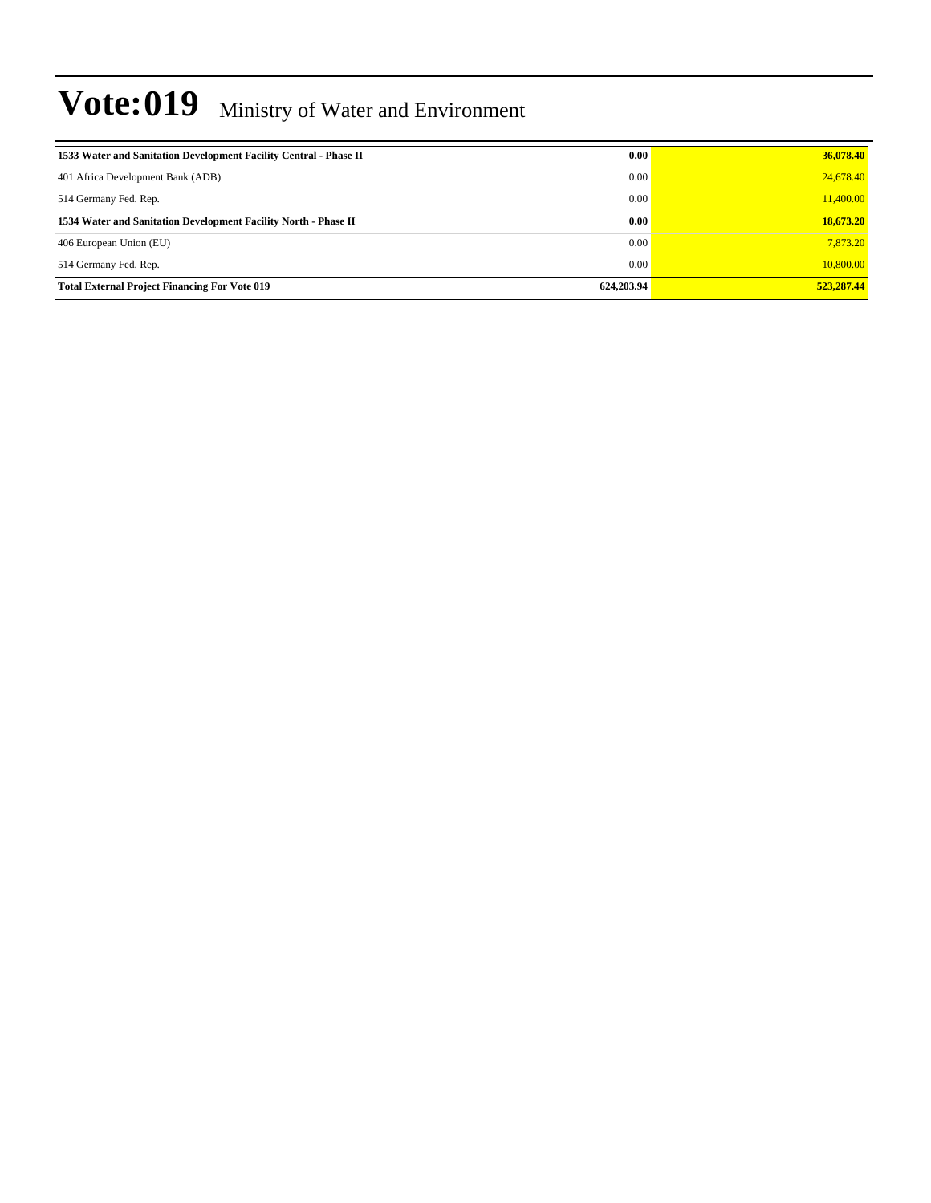# Vote:019 Ministry of Water and Environment

| | | |
|---|---|---|
| **1533 Water and Sanitation Development Facility Central - Phase II** | **0.00** | **36,078.40** |
| 401 Africa Development Bank (ADB) | 0.00 | 24,678.40 |
| 514 Germany Fed. Rep. | 0.00 | 11,400.00 |
| **1534 Water and Sanitation Development Facility North - Phase II** | **0.00** | **18,673.20** |
| 406 European Union (EU) | 0.00 | 7,873.20 |
| 514 Germany Fed. Rep. | 0.00 | 10,800.00 |
| **Total External Project Financing For Vote 019** | **624,203.94** | **523,287.44** |